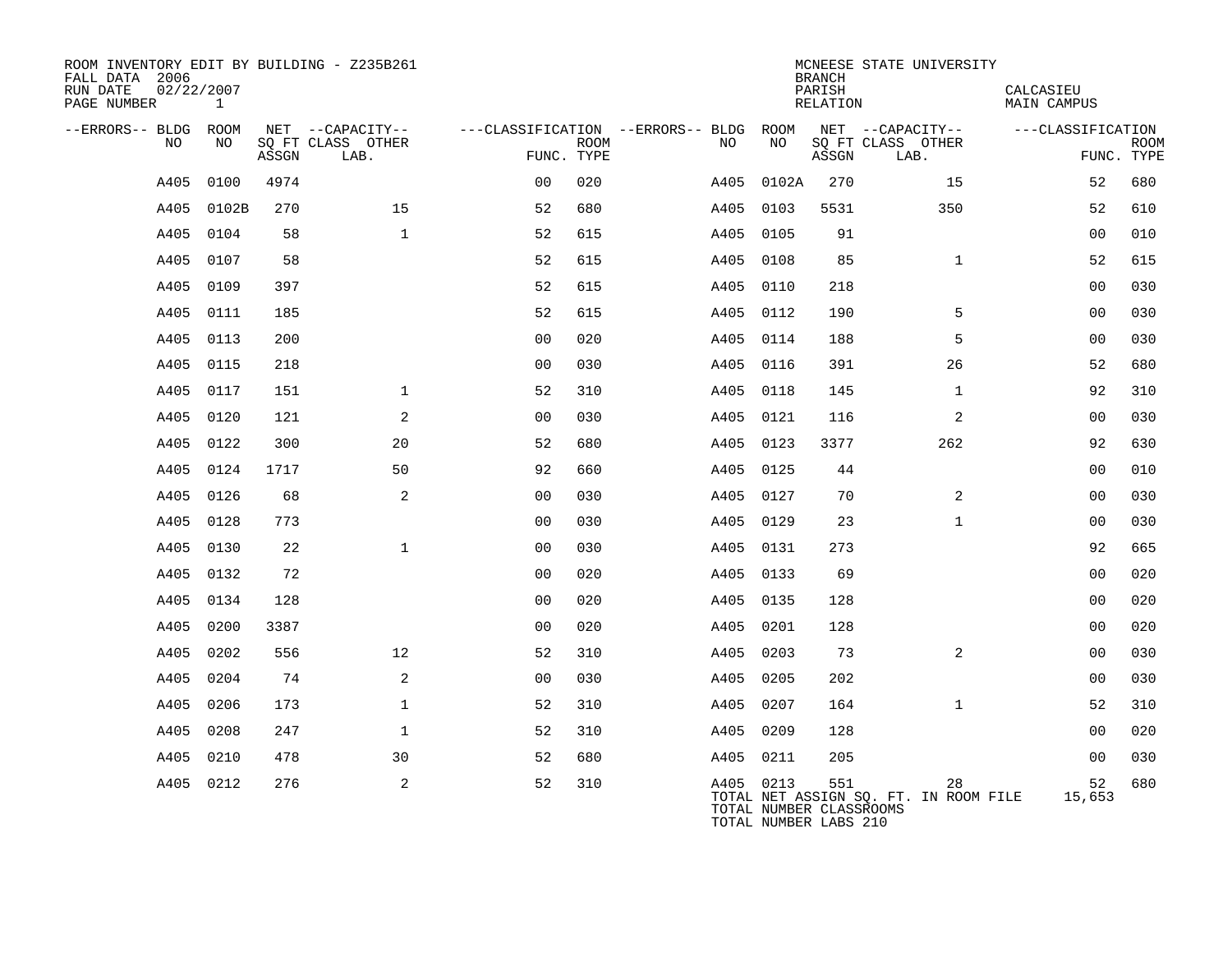ROOM INVENTORY EDIT BY BUILDING - Z235B261
FALL DATA 2006
RUN DATE 02/22/2007
PAGE NUMBER 1

MCNEESE STATE UNIVERSITY
BRANCH
PARISH CALCASIEU
RELATION MAIN CAMPUS

| --ERRORS-- | BLDG NO | ROOM NO | NET SQ FT ASSGN | --CAPACITY-- CLASS | LAB. | OTHER | ---CLASSIFICATION FUNC. | ROOM TYPE | --ERRORS-- | BLDG NO | ROOM NO | NET SQ FT ASSGN | --CAPACITY-- CLASS | LAB. | OTHER | ---CLASSIFICATION FUNC. | ROOM TYPE |
|---|---|---|---|---|---|---|---|---|---|---|---|---|---|---|---|---|---|
| | A405 | 0100 | 4974 | | | | 00 | 020 | | A405 | 0102A | 270 | | 15 | | 52 | 680 |
| | A405 | 0102B | 270 | | 15 | | 52 | 680 | | A405 | 0103 | 5531 | | 350 | | 52 | 610 |
| | A405 | 0104 | 58 | | 1 | | 52 | 615 | | A405 | 0105 | 91 | | | | 00 | 010 |
| | A405 | 0107 | 58 | | | | 52 | 615 | | A405 | 0108 | 85 | | 1 | | 52 | 615 |
| | A405 | 0109 | 397 | | | | 52 | 615 | | A405 | 0110 | 218 | | | | 00 | 030 |
| | A405 | 0111 | 185 | | | | 52 | 615 | | A405 | 0112 | 190 | | 5 | | 00 | 030 |
| | A405 | 0113 | 200 | | | | 00 | 020 | | A405 | 0114 | 188 | | 5 | | 00 | 030 |
| | A405 | 0115 | 218 | | | | 00 | 030 | | A405 | 0116 | 391 | | 26 | | 52 | 680 |
| | A405 | 0117 | 151 | | 1 | | 52 | 310 | | A405 | 0118 | 145 | | 1 | | 92 | 310 |
| | A405 | 0120 | 121 | | 2 | | 00 | 030 | | A405 | 0121 | 116 | | 2 | | 00 | 030 |
| | A405 | 0122 | 300 | | 20 | | 52 | 680 | | A405 | 0123 | 3377 | | 262 | | 92 | 630 |
| | A405 | 0124 | 1717 | | 50 | | 92 | 660 | | A405 | 0125 | 44 | | | | 00 | 010 |
| | A405 | 0126 | 68 | | 2 | | 00 | 030 | | A405 | 0127 | 70 | | 2 | | 00 | 030 |
| | A405 | 0128 | 773 | | | | 00 | 030 | | A405 | 0129 | 23 | | 1 | | 00 | 030 |
| | A405 | 0130 | 22 | | 1 | | 00 | 030 | | A405 | 0131 | 273 | | | | 92 | 665 |
| | A405 | 0132 | 72 | | | | 00 | 020 | | A405 | 0133 | 69 | | | | 00 | 020 |
| | A405 | 0134 | 128 | | | | 00 | 020 | | A405 | 0135 | 128 | | | | 00 | 020 |
| | A405 | 0200 | 3387 | | | | 00 | 020 | | A405 | 0201 | 128 | | | | 00 | 020 |
| | A405 | 0202 | 556 | | 12 | | 52 | 310 | | A405 | 0203 | 73 | | 2 | | 00 | 030 |
| | A405 | 0204 | 74 | | 2 | | 00 | 030 | | A405 | 0205 | 202 | | | | 00 | 030 |
| | A405 | 0206 | 173 | | 1 | | 52 | 310 | | A405 | 0207 | 164 | | 1 | | 52 | 310 |
| | A405 | 0208 | 247 | | 1 | | 52 | 310 | | A405 | 0209 | 128 | | | | 00 | 020 |
| | A405 | 0210 | 478 | | 30 | | 52 | 680 | | A405 | 0211 | 205 | | | | 00 | 030 |
| | A405 | 0212 | 276 | | 2 | | 52 | 310 | | A405 | 0213 | 551 | | 28 | | 52 | 680 |

TOTAL NET ASSIGN SQ. FT. IN ROOM FILE 15,653
TOTAL NUMBER CLASSROOMS
TOTAL NUMBER LABS 210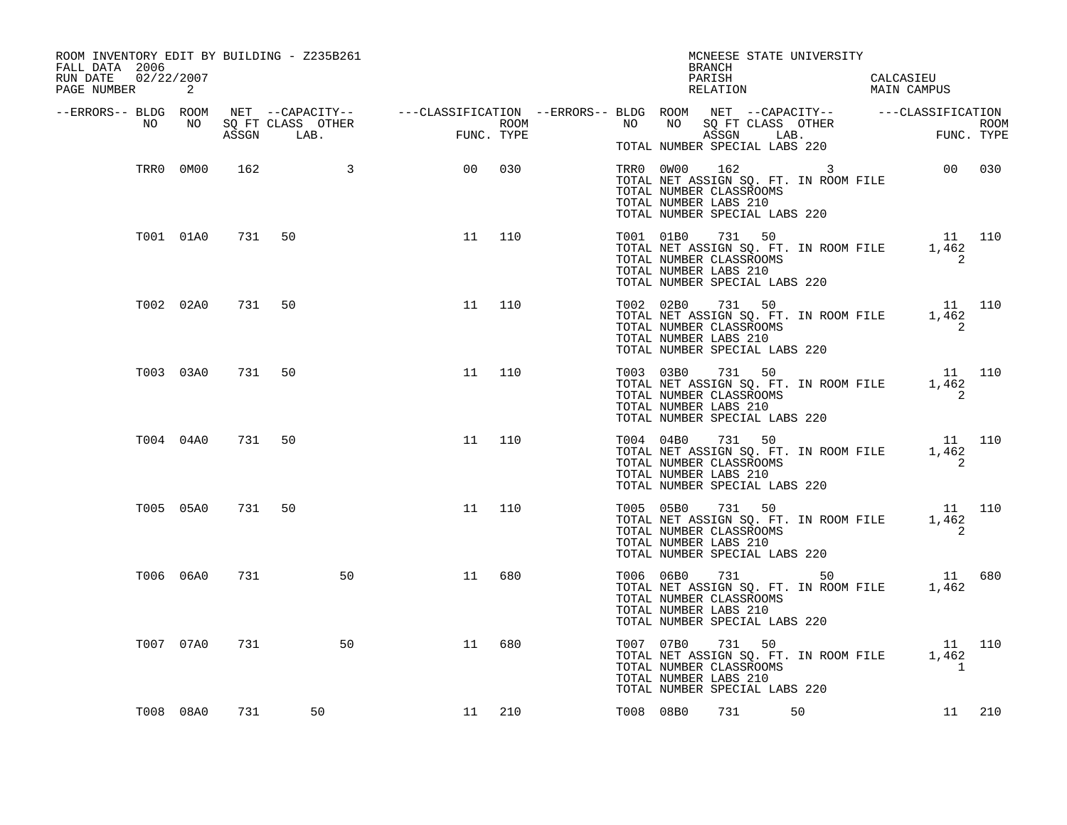ROOM INVENTORY EDIT BY BUILDING - Z235B261
FALL DATA 2006
RUN DATE 02/22/2007

MCNEESE STATE UNIVERSITY
BRANCH
PARISH CALCASIEU
RELATION MAIN CAMPUS

| --ERRORS-- | BLDG NO | ROOM NO | NET SQ FT ASSGN | CAPACITY CLASS | CAPACITY LAB. | CAPACITY OTHER | CLASSIFICATION FUNC. | ROOM TYPE | --ERRORS-- | BLDG NO | ROOM NO | NET SQ FT ASSGN | CAPACITY CLASS | CAPACITY LAB. | CAPACITY OTHER | CLASSIFICATION FUNC. | ROOM TYPE |
|---|---|---|---|---|---|---|---|---|---|---|---|---|---|---|---|---|---|
| | | | | | | | | | | | TOTAL NUMBER SPECIAL LABS 220 | | | | | | |
| | TRR0 | 0M00 | 162 | | | 3 | 00 | 030 | | TRR0 | 0W00 | 162 | | | 3 | 00 | 030 |
| | | | | | | | | | | | TOTAL NET ASSIGN SQ. FT. IN ROOM FILE | | | | | | |
| | | | | | | | | | | | TOTAL NUMBER CLASSROOMS | | | | | | |
| | | | | | | | | | | | TOTAL NUMBER LABS 210 | | | | | | |
| | | | | | | | | | | | TOTAL NUMBER SPECIAL LABS 220 | | | | | | |
| | T001 | 01A0 | 731 | 50 | | | 11 | 110 | | T001 | 01B0 | 731 | 50 | | | 11 | 110 |
| | | | | | | | | | | | TOTAL NET ASSIGN SQ. FT. IN ROOM FILE | | | | | 1,462 | |
| | | | | | | | | | | | TOTAL NUMBER CLASSROOMS | | | | | 2 | |
| | | | | | | | | | | | TOTAL NUMBER LABS 210 | | | | | | |
| | | | | | | | | | | | TOTAL NUMBER SPECIAL LABS 220 | | | | | | |
| | T002 | 02A0 | 731 | 50 | | | 11 | 110 | | T002 | 02B0 | 731 | 50 | | | 11 | 110 |
| | | | | | | | | | | | TOTAL NET ASSIGN SQ. FT. IN ROOM FILE | | | | | 1,462 | |
| | | | | | | | | | | | TOTAL NUMBER CLASSROOMS | | | | | 2 | |
| | | | | | | | | | | | TOTAL NUMBER LABS 210 | | | | | | |
| | | | | | | | | | | | TOTAL NUMBER SPECIAL LABS 220 | | | | | | |
| | T003 | 03A0 | 731 | 50 | | | 11 | 110 | | T003 | 03B0 | 731 | 50 | | | 11 | 110 |
| | | | | | | | | | | | TOTAL NET ASSIGN SQ. FT. IN ROOM FILE | | | | | 1,462 | |
| | | | | | | | | | | | TOTAL NUMBER CLASSROOMS | | | | | 2 | |
| | | | | | | | | | | | TOTAL NUMBER LABS 210 | | | | | | |
| | | | | | | | | | | | TOTAL NUMBER SPECIAL LABS 220 | | | | | | |
| | T004 | 04A0 | 731 | 50 | | | 11 | 110 | | T004 | 04B0 | 731 | 50 | | | 11 | 110 |
| | | | | | | | | | | | TOTAL NET ASSIGN SQ. FT. IN ROOM FILE | | | | | 1,462 | |
| | | | | | | | | | | | TOTAL NUMBER CLASSROOMS | | | | | 2 | |
| | | | | | | | | | | | TOTAL NUMBER LABS 210 | | | | | | |
| | | | | | | | | | | | TOTAL NUMBER SPECIAL LABS 220 | | | | | | |
| | T005 | 05A0 | 731 | 50 | | | 11 | 110 | | T005 | 05B0 | 731 | 50 | | | 11 | 110 |
| | | | | | | | | | | | TOTAL NET ASSIGN SQ. FT. IN ROOM FILE | | | | | 1,462 | |
| | | | | | | | | | | | TOTAL NUMBER CLASSROOMS | | | | | 2 | |
| | | | | | | | | | | | TOTAL NUMBER LABS 210 | | | | | | |
| | | | | | | | | | | | TOTAL NUMBER SPECIAL LABS 220 | | | | | | |
| | T006 | 06A0 | 731 | | | 50 | 11 | 680 | | T006 | 06B0 | 731 | | | 50 | 11 | 680 |
| | | | | | | | | | | | TOTAL NET ASSIGN SQ. FT. IN ROOM FILE | | | | | 1,462 | |
| | | | | | | | | | | | TOTAL NUMBER CLASSROOMS | | | | | | |
| | | | | | | | | | | | TOTAL NUMBER LABS 210 | | | | | | |
| | | | | | | | | | | | TOTAL NUMBER SPECIAL LABS 220 | | | | | | |
| | T007 | 07A0 | 731 | | | 50 | 11 | 680 | | T007 | 07B0 | 731 | 50 | | | 11 | 110 |
| | | | | | | | | | | | TOTAL NET ASSIGN SQ. FT. IN ROOM FILE | | | | | 1,462 | |
| | | | | | | | | | | | TOTAL NUMBER CLASSROOMS | | | | | 1 | |
| | | | | | | | | | | | TOTAL NUMBER LABS 210 | | | | | | |
| | | | | | | | | | | | TOTAL NUMBER SPECIAL LABS 220 | | | | | | |
| | T008 | 08A0 | 731 | | 50 | | 11 | 210 | | T008 | 08B0 | 731 | | 50 | | 11 | 210 |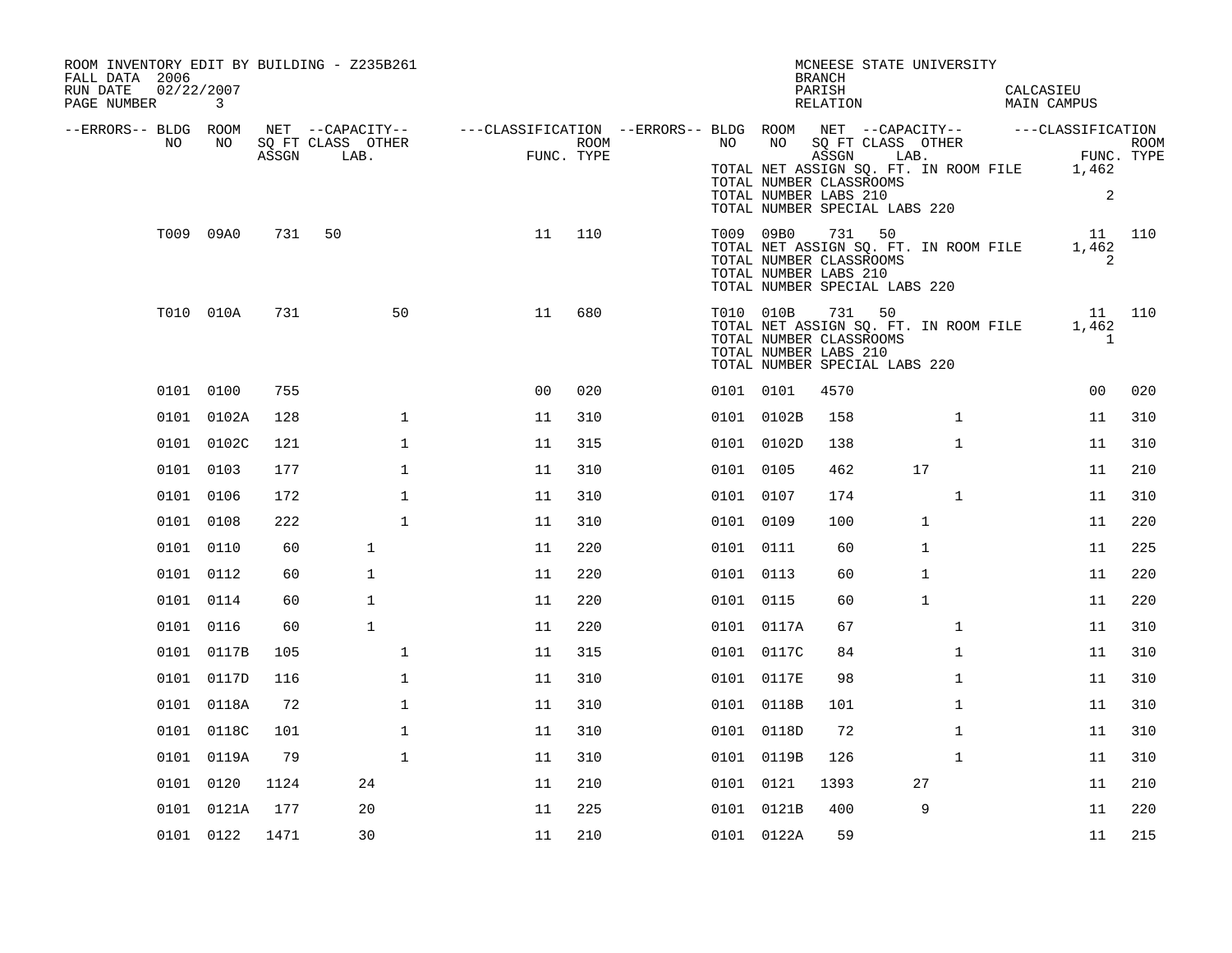ROOM INVENTORY EDIT BY BUILDING - Z235B261
FALL DATA 2006
RUN DATE 02/22/2007

MCNEESE STATE UNIVERSITY
BRANCH
PARISH CALCASIEU
RELATION MAIN CAMPUS

| --ERRORS-- | BLDG NO | ROOM NO | NET SQ FT ASSGN | CAPACITY CLASS LAB. | CAPACITY OTHER | CLASSIFICATION FUNC. | ROOM TYPE |
|---|---|---|---|---|---|---|---|
| | T008 | 08B0 | | | | | |

TOTAL NET ASSIGN SQ. FT. IN ROOM FILE 1,462
TOTAL NUMBER CLASSROOMS 2
TOTAL NUMBER LABS 210
TOTAL NUMBER SPECIAL LABS 220

| --ERRORS-- | BLDG NO | ROOM NO | NET SQ FT ASSGN | CAPACITY CLASS LAB. | CAPACITY OTHER | CLASSIFICATION FUNC. | ROOM TYPE |
|---|---|---|---|---|---|---|---|
| | T009 | 09A0 | 731 | 50 | | 11 | 110 |
| | T009 | 09B0 | 731 | 50 | | 11 | 110 |

TOTAL NET ASSIGN SQ. FT. IN ROOM FILE 1,462
TOTAL NUMBER CLASSROOMS 2
TOTAL NUMBER LABS 210
TOTAL NUMBER SPECIAL LABS 220

| --ERRORS-- | BLDG NO | ROOM NO | NET SQ FT ASSGN | CAPACITY CLASS LAB. | CAPACITY OTHER | CLASSIFICATION FUNC. | ROOM TYPE |
|---|---|---|---|---|---|---|---|
| | T010 | 010A | 731 | | 50 | 11 | 680 |
| | T010 | 010B | 731 | 50 | | 11 | 110 |

TOTAL NET ASSIGN SQ. FT. IN ROOM FILE 1,462
TOTAL NUMBER CLASSROOMS 1
TOTAL NUMBER LABS 210
TOTAL NUMBER SPECIAL LABS 220

| --ERRORS-- | BLDG NO | ROOM NO | NET SQ FT ASSGN | CAPACITY CLASS LAB. | CAPACITY OTHER | CLASSIFICATION FUNC. | ROOM TYPE |
|---|---|---|---|---|---|---|---|
| | 0101 | 0100 | 755 | | | 00 | 020 |
| | 0101 | 0101 | 4570 | | | 00 | 020 |
| | 0101 | 0102A | 128 | | 1 | 11 | 310 |
| | 0101 | 0102B | 158 | | 1 | 11 | 310 |
| | 0101 | 0102C | 121 | | 1 | 11 | 315 |
| | 0101 | 0102D | 138 | | 1 | 11 | 310 |
| | 0101 | 0103 | 177 | | 1 | 11 | 310 |
| | 0101 | 0105 | 462 | 17 | | 11 | 210 |
| | 0101 | 0106 | 172 | | 1 | 11 | 310 |
| | 0101 | 0107 | 174 | | 1 | 11 | 310 |
| | 0101 | 0108 | 222 | | 1 | 11 | 310 |
| | 0101 | 0109 | 100 | 1 | | 11 | 220 |
| | 0101 | 0110 | 60 | 1 | | 11 | 220 |
| | 0101 | 0111 | 60 | 1 | | 11 | 225 |
| | 0101 | 0112 | 60 | 1 | | 11 | 220 |
| | 0101 | 0113 | 60 | 1 | | 11 | 220 |
| | 0101 | 0114 | 60 | 1 | | 11 | 220 |
| | 0101 | 0115 | 60 | 1 | | 11 | 220 |
| | 0101 | 0116 | 60 | 1 | | 11 | 220 |
| | 0101 | 0117A | 67 | | 1 | 11 | 310 |
| | 0101 | 0117B | 105 | | 1 | 11 | 315 |
| | 0101 | 0117C | 84 | | 1 | 11 | 310 |
| | 0101 | 0117D | 116 | | 1 | 11 | 310 |
| | 0101 | 0117E | 98 | | 1 | 11 | 310 |
| | 0101 | 0118A | 72 | | 1 | 11 | 310 |
| | 0101 | 0118B | 101 | | 1 | 11 | 310 |
| | 0101 | 0118C | 101 | | 1 | 11 | 310 |
| | 0101 | 0118D | 72 | | 1 | 11 | 310 |
| | 0101 | 0119A | 79 | | 1 | 11 | 310 |
| | 0101 | 0119B | 126 | | 1 | 11 | 310 |
| | 0101 | 0120 | 1124 | 24 | | 11 | 210 |
| | 0101 | 0121 | 1393 | 27 | | 11 | 210 |
| | 0101 | 0121A | 177 | 20 | | 11 | 225 |
| | 0101 | 0121B | 400 | 9 | | 11 | 220 |
| | 0101 | 0122 | 1471 | 30 | | 11 | 210 |
| | 0101 | 0122A | 59 | | | 11 | 215 |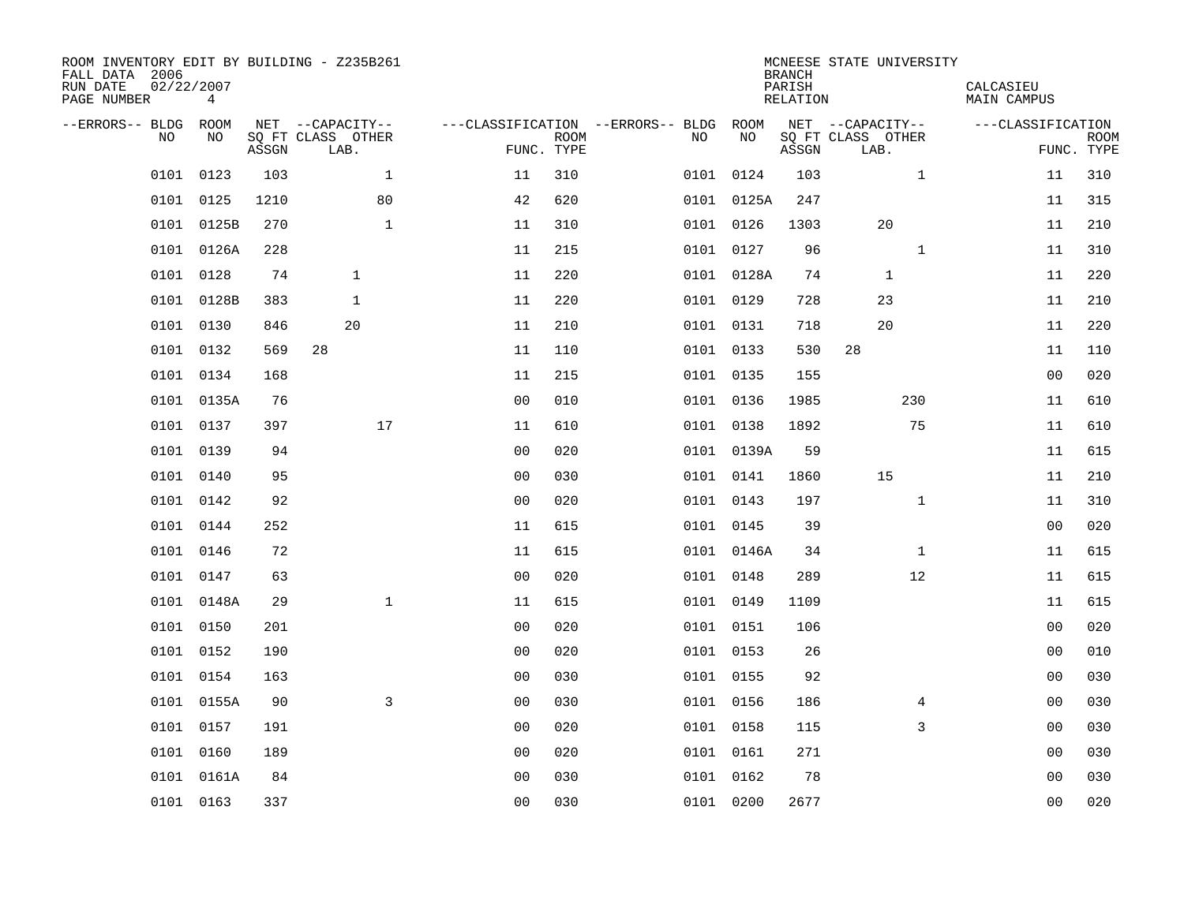ROOM INVENTORY EDIT BY BUILDING - Z235B261
FALL DATA 2006
RUN DATE 02/22/2007
PAGE NUMBER 4

MCNEESE STATE UNIVERSITY
BRANCH
PARISH CALCASIEU
RELATION MAIN CAMPUS

| --ERRORS-- | BLDG NO | ROOM NO | NET SQ FT ASSGN | CAPACITY CLASS LAB. | CAPACITY OTHER | CLASSIFICATION FUNC. | ROOM TYPE | --ERRORS-- | BLDG NO | ROOM NO | NET SQ FT ASSGN | CAPACITY CLASS LAB. | CAPACITY OTHER | CLASSIFICATION FUNC. | ROOM TYPE |
|---|---|---|---|---|---|---|---|---|---|---|---|---|---|---|---|
| | 0101 | 0123 | 103 | | 1 | 11 | 310 | | 0101 | 0124 | 103 | | 1 | 11 | 310 |
| | 0101 | 0125 | 1210 | | 80 | 42 | 620 | | 0101 | 0125A | 247 | | | 11 | 315 |
| | 0101 | 0125B | 270 | | 1 | 11 | 310 | | 0101 | 0126 | 1303 | 20 | | 11 | 210 |
| | 0101 | 0126A | 228 | | | 11 | 215 | | 0101 | 0127 | 96 | | 1 | 11 | 310 |
| | 0101 | 0128 | 74 | 1 | | 11 | 220 | | 0101 | 0128A | 74 | 1 | | 11 | 220 |
| | 0101 | 0128B | 383 | 1 | | 11 | 220 | | 0101 | 0129 | 728 | 23 | | 11 | 210 |
| | 0101 | 0130 | 846 | 20 | | 11 | 210 | | 0101 | 0131 | 718 | 20 | | 11 | 220 |
| | 0101 | 0132 | 569 | 28 | | 11 | 110 | | 0101 | 0133 | 530 | 28 | | 11 | 110 |
| | 0101 | 0134 | 168 | | | 11 | 215 | | 0101 | 0135 | 155 | | | 00 | 020 |
| | 0101 | 0135A | 76 | | | 00 | 010 | | 0101 | 0136 | 1985 | | 230 | 11 | 610 |
| | 0101 | 0137 | 397 | | 17 | 11 | 610 | | 0101 | 0138 | 1892 | | 75 | 11 | 610 |
| | 0101 | 0139 | 94 | | | 00 | 020 | | 0101 | 0139A | 59 | | | 11 | 615 |
| | 0101 | 0140 | 95 | | | 00 | 030 | | 0101 | 0141 | 1860 | 15 | | 11 | 210 |
| | 0101 | 0142 | 92 | | | 00 | 020 | | 0101 | 0143 | 197 | | 1 | 11 | 310 |
| | 0101 | 0144 | 252 | | | 11 | 615 | | 0101 | 0145 | 39 | | | 00 | 020 |
| | 0101 | 0146 | 72 | | | 11 | 615 | | 0101 | 0146A | 34 | | 1 | 11 | 615 |
| | 0101 | 0147 | 63 | | | 00 | 020 | | 0101 | 0148 | 289 | | 12 | 11 | 615 |
| | 0101 | 0148A | 29 | | 1 | 11 | 615 | | 0101 | 0149 | 1109 | | | 11 | 615 |
| | 0101 | 0150 | 201 | | | 00 | 020 | | 0101 | 0151 | 106 | | | 00 | 020 |
| | 0101 | 0152 | 190 | | | 00 | 020 | | 0101 | 0153 | 26 | | | 00 | 010 |
| | 0101 | 0154 | 163 | | | 00 | 030 | | 0101 | 0155 | 92 | | | 00 | 030 |
| | 0101 | 0155A | 90 | | 3 | 00 | 030 | | 0101 | 0156 | 186 | | 4 | 00 | 030 |
| | 0101 | 0157 | 191 | | | 00 | 020 | | 0101 | 0158 | 115 | | 3 | 00 | 030 |
| | 0101 | 0160 | 189 | | | 00 | 020 | | 0101 | 0161 | 271 | | | 00 | 030 |
| | 0101 | 0161A | 84 | | | 00 | 030 | | 0101 | 0162 | 78 | | | 00 | 030 |
| | 0101 | 0163 | 337 | | | 00 | 030 | | 0101 | 0200 | 2677 | | | 00 | 020 |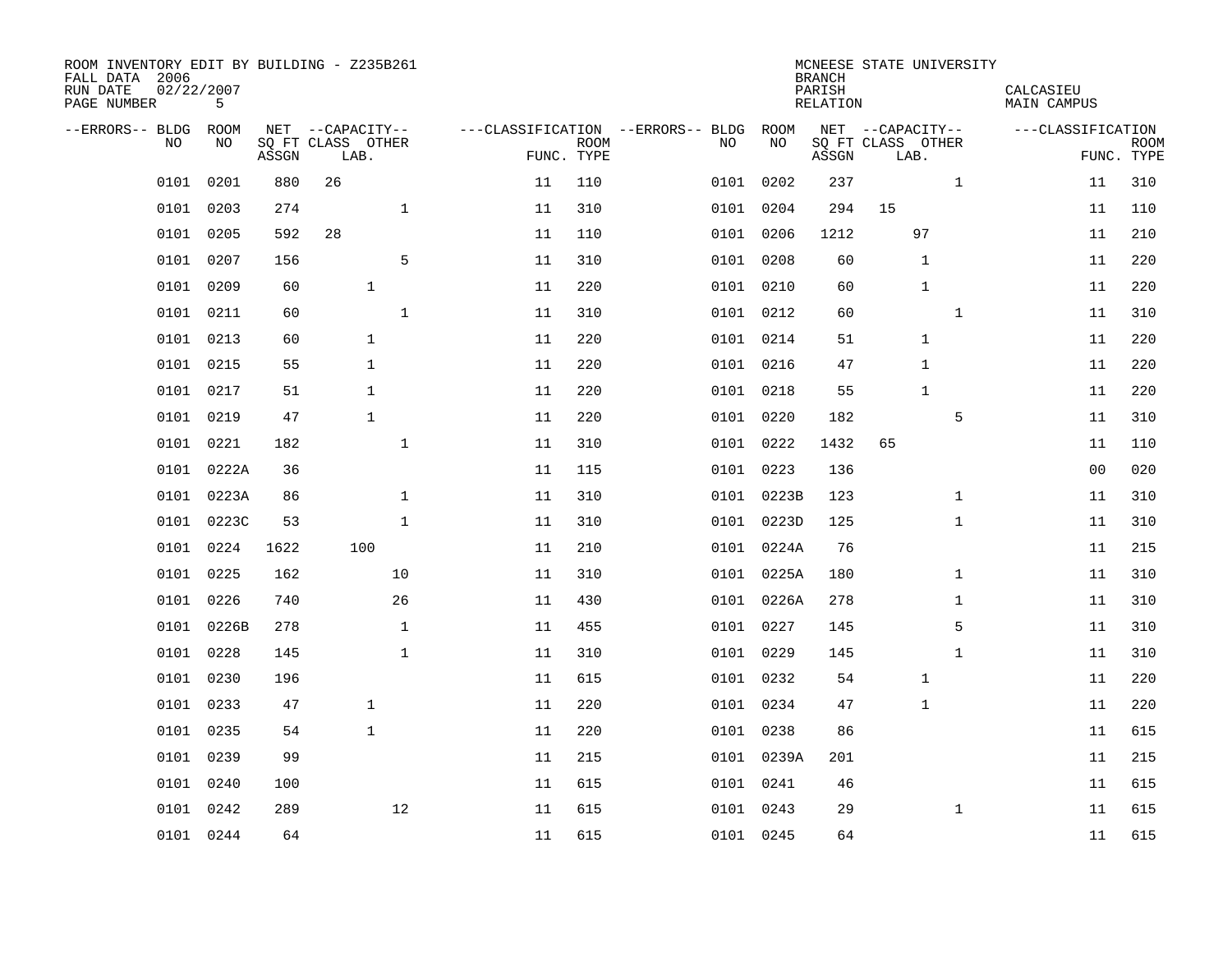ROOM INVENTORY EDIT BY BUILDING - Z235B261
FALL DATA 2006
RUN DATE 02/22/2007
PAGE NUMBER 5

MCNEESE STATE UNIVERSITY
BRANCH
PARISH CALCASIEU
RELATION MAIN CAMPUS

| --ERRORS-- | BLDG NO | ROOM NO | NET SQ FT ASSGN | CAPACITY CLASS | CAPACITY LAB. | CAPACITY OTHER | CLASSIFICATION FUNC. | ROOM TYPE | --ERRORS-- | BLDG NO | ROOM NO | NET SQ FT ASSGN | CAPACITY CLASS | CAPACITY LAB. | CAPACITY OTHER | CLASSIFICATION FUNC. | ROOM TYPE |
|---|---|---|---|---|---|---|---|---|---|---|---|---|---|---|---|---|---|
| | 0101 | 0201 | 880 | 26 | | | 11 | 110 | | 0101 | 0202 | 237 | | | 1 | 11 | 310 |
| | 0101 | 0203 | 274 | | | 1 | 11 | 310 | | 0101 | 0204 | 294 | 15 | | | 11 | 110 |
| | 0101 | 0205 | 592 | 28 | | | 11 | 110 | | 0101 | 0206 | 1212 | | 97 | | 11 | 210 |
| | 0101 | 0207 | 156 | | | 5 | 11 | 310 | | 0101 | 0208 | 60 | | 1 | | 11 | 220 |
| | 0101 | 0209 | 60 | | 1 | | 11 | 220 | | 0101 | 0210 | 60 | | 1 | | 11 | 220 |
| | 0101 | 0211 | 60 | | | 1 | 11 | 310 | | 0101 | 0212 | 60 | | | 1 | 11 | 310 |
| | 0101 | 0213 | 60 | | 1 | | 11 | 220 | | 0101 | 0214 | 51 | | 1 | | 11 | 220 |
| | 0101 | 0215 | 55 | | 1 | | 11 | 220 | | 0101 | 0216 | 47 | | 1 | | 11 | 220 |
| | 0101 | 0217 | 51 | | 1 | | 11 | 220 | | 0101 | 0218 | 55 | | 1 | | 11 | 220 |
| | 0101 | 0219 | 47 | | 1 | | 11 | 220 | | 0101 | 0220 | 182 | | | 5 | 11 | 310 |
| | 0101 | 0221 | 182 | | | 1 | 11 | 310 | | 0101 | 0222 | 1432 | 65 | | | 11 | 110 |
| | 0101 | 0222A | 36 | | | | 11 | 115 | | 0101 | 0223 | 136 | | | | 00 | 020 |
| | 0101 | 0223A | 86 | | | 1 | 11 | 310 | | 0101 | 0223B | 123 | | | 1 | 11 | 310 |
| | 0101 | 0223C | 53 | | | 1 | 11 | 310 | | 0101 | 0223D | 125 | | | 1 | 11 | 310 |
| | 0101 | 0224 | 1622 | | 100 | | 11 | 210 | | 0101 | 0224A | 76 | | | | 11 | 215 |
| | 0101 | 0225 | 162 | | | 10 | 11 | 310 | | 0101 | 0225A | 180 | | | 1 | 11 | 310 |
| | 0101 | 0226 | 740 | | | 26 | 11 | 430 | | 0101 | 0226A | 278 | | | 1 | 11 | 310 |
| | 0101 | 0226B | 278 | | | 1 | 11 | 455 | | 0101 | 0227 | 145 | | | 5 | 11 | 310 |
| | 0101 | 0228 | 145 | | | 1 | 11 | 310 | | 0101 | 0229 | 145 | | | 1 | 11 | 310 |
| | 0101 | 0230 | 196 | | | | 11 | 615 | | 0101 | 0232 | 54 | | 1 | | 11 | 220 |
| | 0101 | 0233 | 47 | | 1 | | 11 | 220 | | 0101 | 0234 | 47 | | 1 | | 11 | 220 |
| | 0101 | 0235 | 54 | | 1 | | 11 | 220 | | 0101 | 0238 | 86 | | | | 11 | 615 |
| | 0101 | 0239 | 99 | | | | 11 | 215 | | 0101 | 0239A | 201 | | | | 11 | 215 |
| | 0101 | 0240 | 100 | | | | 11 | 615 | | 0101 | 0241 | 46 | | | | 11 | 615 |
| | 0101 | 0242 | 289 | | | 12 | 11 | 615 | | 0101 | 0243 | 29 | | | 1 | 11 | 615 |
| | 0101 | 0244 | 64 | | | | 11 | 615 | | 0101 | 0245 | 64 | | | | 11 | 615 |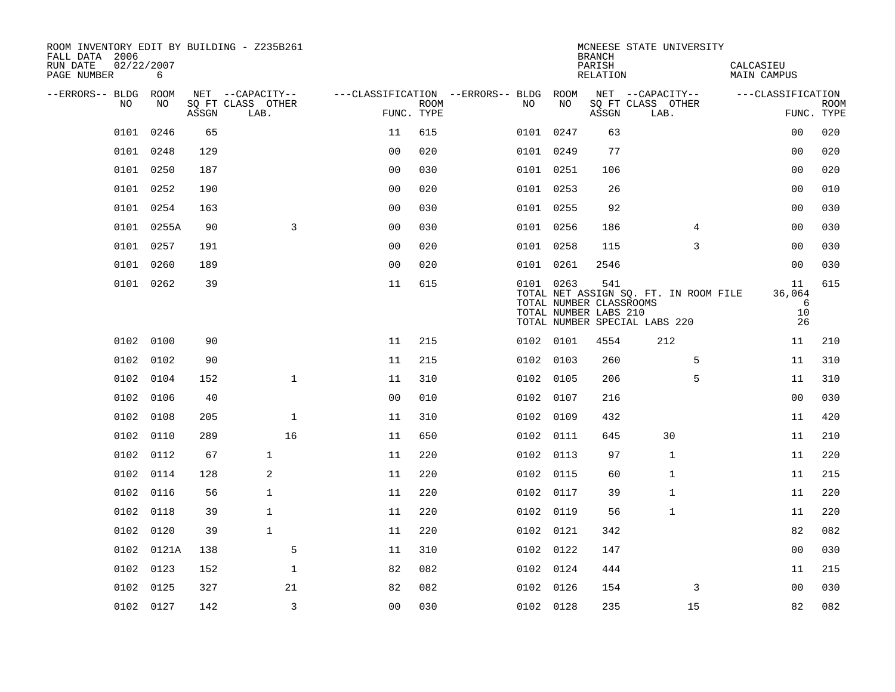ROOM INVENTORY EDIT BY BUILDING - Z235B261
FALL DATA 2006
RUN DATE 02/22/2007
PAGE NUMBER 6

MCNEESE STATE UNIVERSITY
BRANCH
PARISH CALCASIEU
RELATION MAIN CAMPUS

| --ERRORS-- | BLDG NO | ROOM NO | NET SQ FT ASSGN | CAPACITY CLASS LAB. | CAPACITY OTHER | CLASSIFICATION FUNC. | ROOM TYPE | --ERRORS-- | BLDG NO | ROOM NO | NET SQ FT ASSGN | CAPACITY CLASS LAB. | CAPACITY OTHER | CLASSIFICATION FUNC. | ROOM TYPE |
|---|---|---|---|---|---|---|---|---|---|---|---|---|---|---|---|
| | 0101 | 0246 | 65 | | | 11 | 615 | | 0101 | 0247 | 63 | | | 00 | 020 |
| | 0101 | 0248 | 129 | | | 00 | 020 | | 0101 | 0249 | 77 | | | 00 | 020 |
| | 0101 | 0250 | 187 | | | 00 | 030 | | 0101 | 0251 | 106 | | | 00 | 020 |
| | 0101 | 0252 | 190 | | | 00 | 020 | | 0101 | 0253 | 26 | | | 00 | 010 |
| | 0101 | 0254 | 163 | | | 00 | 030 | | 0101 | 0255 | 92 | | | 00 | 030 |
| | 0101 | 0255A | 90 | | 3 | 00 | 030 | | 0101 | 0256 | 186 | | 4 | 00 | 030 |
| | 0101 | 0257 | 191 | | | 00 | 020 | | 0101 | 0258 | 115 | | 3 | 00 | 030 |
| | 0101 | 0260 | 189 | | | 00 | 020 | | 0101 | 0261 | 2546 | | | 00 | 030 |
| | 0101 | 0262 | 39 | | | 11 | 615 | | 0101 | 0263 | 541 | | | 11 | 615 |
| | | | | | | | | | TOTAL NET ASSIGN SQ. FT. IN ROOM FILE | | | | | 36,064 | |
| | | | | | | | | | TOTAL NUMBER CLASSROOMS | | | | | 6 | |
| | | | | | | | | | TOTAL NUMBER LABS 210 | | | | | 10 | |
| | | | | | | | | | TOTAL NUMBER SPECIAL LABS 220 | | | | | 26 | |
| | 0102 | 0100 | 90 | | | 11 | 215 | | 0102 | 0101 | 4554 | 212 | | 11 | 210 |
| | 0102 | 0102 | 90 | | | 11 | 215 | | 0102 | 0103 | 260 | | 5 | 11 | 310 |
| | 0102 | 0104 | 152 | | 1 | 11 | 310 | | 0102 | 0105 | 206 | | 5 | 11 | 310 |
| | 0102 | 0106 | 40 | | | 00 | 010 | | 0102 | 0107 | 216 | | | 00 | 030 |
| | 0102 | 0108 | 205 | | 1 | 11 | 310 | | 0102 | 0109 | 432 | | | 11 | 420 |
| | 0102 | 0110 | 289 | | 16 | 11 | 650 | | 0102 | 0111 | 645 | 30 | | 11 | 210 |
| | 0102 | 0112 | 67 | 1 | | 11 | 220 | | 0102 | 0113 | 97 | 1 | | 11 | 220 |
| | 0102 | 0114 | 128 | 2 | | 11 | 220 | | 0102 | 0115 | 60 | 1 | | 11 | 215 |
| | 0102 | 0116 | 56 | 1 | | 11 | 220 | | 0102 | 0117 | 39 | 1 | | 11 | 220 |
| | 0102 | 0118 | 39 | 1 | | 11 | 220 | | 0102 | 0119 | 56 | 1 | | 11 | 220 |
| | 0102 | 0120 | 39 | 1 | | 11 | 220 | | 0102 | 0121 | 342 | | | 82 | 082 |
| | 0102 | 0121A | 138 | | 5 | 11 | 310 | | 0102 | 0122 | 147 | | | 00 | 030 |
| | 0102 | 0123 | 152 | | 1 | 82 | 082 | | 0102 | 0124 | 444 | | | 11 | 215 |
| | 0102 | 0125 | 327 | | 21 | 82 | 082 | | 0102 | 0126 | 154 | | 3 | 00 | 030 |
| | 0102 | 0127 | 142 | | 3 | 00 | 030 | | 0102 | 0128 | 235 | | 15 | 82 | 082 |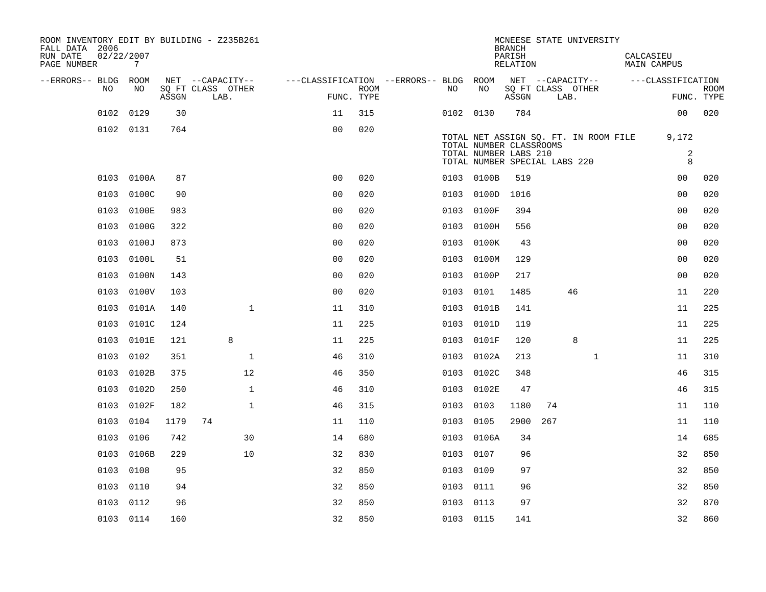ROOM INVENTORY EDIT BY BUILDING - Z235B261
FALL DATA 2006
RUN DATE 02/22/2007
PAGE NUMBER 7

MCNEESE STATE UNIVERSITY
BRANCH
PARISH CALCASIEU
RELATION MAIN CAMPUS

| --ERRORS-- | BLDG NO | ROOM NO | NET SQ FT ASSGN | CAPACITY CLASS LAB. | CAPACITY OTHER | CLASSIFICATION FUNC. | ROOM TYPE | --ERRORS-- | BLDG NO | ROOM NO | NET SQ FT ASSGN | CAPACITY CLASS LAB. | CAPACITY OTHER | CLASSIFICATION FUNC. | ROOM TYPE |
|---|---|---|---|---|---|---|---|---|---|---|---|---|---|---|---|
| | 0102 | 0129 | 30 | | | 11 | 315 | | 0102 | 0130 | 784 | | | 00 | 020 |
| | 0102 | 0131 | 764 | | | 00 | 020 | | | | | | | | |

TOTAL NET ASSIGN SQ. FT. IN ROOM FILE 9,172
TOTAL NUMBER CLASSROOMS
TOTAL NUMBER LABS 210 2
TOTAL NUMBER SPECIAL LABS 220 8

| --ERRORS-- | BLDG NO | ROOM NO | NET SQ FT ASSGN | CAPACITY CLASS LAB. | CAPACITY OTHER | CLASSIFICATION FUNC. | ROOM TYPE | --ERRORS-- | BLDG NO | ROOM NO | NET SQ FT ASSGN | CAPACITY CLASS LAB. | CAPACITY OTHER | CLASSIFICATION FUNC. | ROOM TYPE |
|---|---|---|---|---|---|---|---|---|---|---|---|---|---|---|---|
| | 0103 | 0100A | 87 | | | 00 | 020 | | 0103 | 0100B | 519 | | | 00 | 020 |
| | 0103 | 0100C | 90 | | | 00 | 020 | | 0103 | 0100D | 1016 | | | 00 | 020 |
| | 0103 | 0100E | 983 | | | 00 | 020 | | 0103 | 0100F | 394 | | | 00 | 020 |
| | 0103 | 0100G | 322 | | | 00 | 020 | | 0103 | 0100H | 556 | | | 00 | 020 |
| | 0103 | 0100J | 873 | | | 00 | 020 | | 0103 | 0100K | 43 | | | 00 | 020 |
| | 0103 | 0100L | 51 | | | 00 | 020 | | 0103 | 0100M | 129 | | | 00 | 020 |
| | 0103 | 0100N | 143 | | | 00 | 020 | | 0103 | 0100P | 217 | | | 00 | 020 |
| | 0103 | 0100V | 103 | | | 00 | 020 | | 0103 | 0101 | 1485 | 46 | | 11 | 220 |
| | 0103 | 0101A | 140 | | 1 | 11 | 310 | | 0103 | 0101B | 141 | | | 11 | 225 |
| | 0103 | 0101C | 124 | | | 11 | 225 | | 0103 | 0101D | 119 | | | 11 | 225 |
| | 0103 | 0101E | 121 | 8 | | 11 | 225 | | 0103 | 0101F | 120 | 8 | | 11 | 225 |
| | 0103 | 0102 | 351 | | 1 | 46 | 310 | | 0103 | 0102A | 213 | | 1 | 11 | 310 |
| | 0103 | 0102B | 375 | | 12 | 46 | 350 | | 0103 | 0102C | 348 | | | 46 | 315 |
| | 0103 | 0102D | 250 | | 1 | 46 | 310 | | 0103 | 0102E | 47 | | | 46 | 315 |
| | 0103 | 0102F | 182 | | 1 | 46 | 315 | | 0103 | 0103 | 1180 | 74 | | 11 | 110 |
| | 0103 | 0104 | 1179 | 74 | | 11 | 110 | | 0103 | 0105 | 2900 | 267 | | 11 | 110 |
| | 0103 | 0106 | 742 | | 30 | 14 | 680 | | 0103 | 0106A | 34 | | | 14 | 685 |
| | 0103 | 0106B | 229 | | 10 | 32 | 830 | | 0103 | 0107 | 96 | | | 32 | 850 |
| | 0103 | 0108 | 95 | | | 32 | 850 | | 0103 | 0109 | 97 | | | 32 | 850 |
| | 0103 | 0110 | 94 | | | 32 | 850 | | 0103 | 0111 | 96 | | | 32 | 850 |
| | 0103 | 0112 | 96 | | | 32 | 850 | | 0103 | 0113 | 97 | | | 32 | 870 |
| | 0103 | 0114 | 160 | | | 32 | 850 | | 0103 | 0115 | 141 | | | 32 | 860 |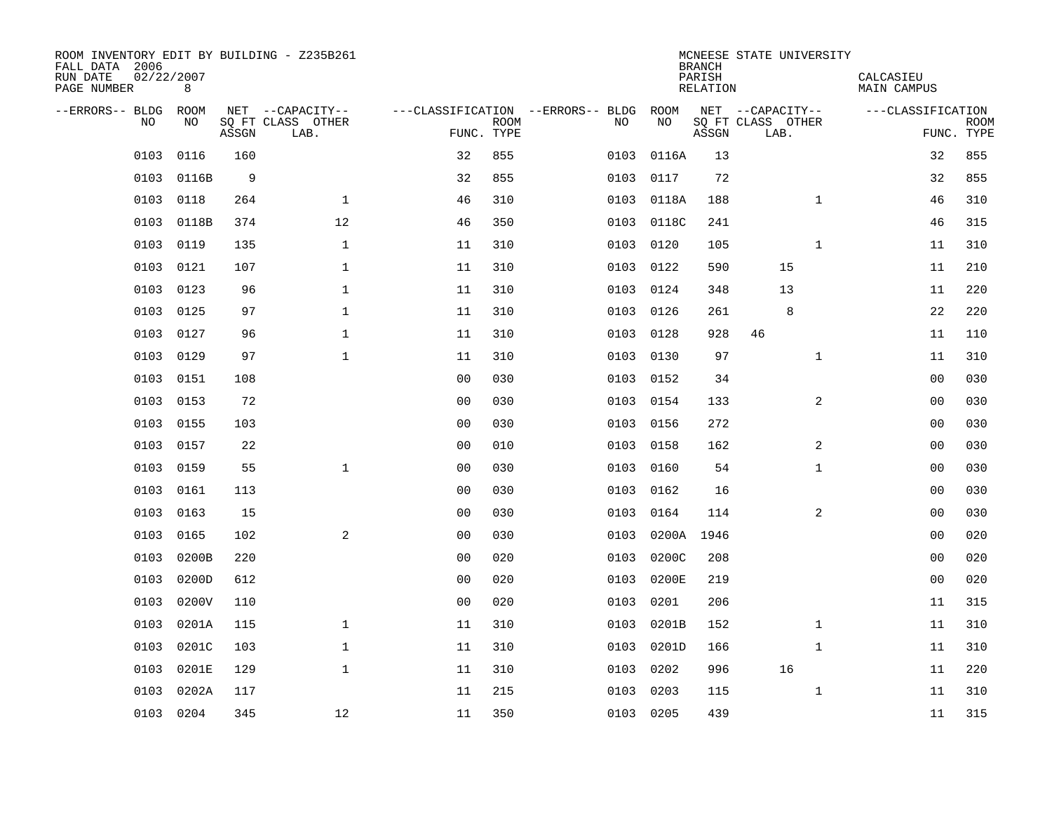ROOM INVENTORY EDIT BY BUILDING - Z235B261
FALL DATA 2006
RUN DATE 02/22/2007
PAGE NUMBER 8

MCNEESE STATE UNIVERSITY
BRANCH
PARISH CALCASIEU
RELATION MAIN CAMPUS

| --ERRORS-- | BLDG NO | ROOM NO | NET SQ FT ASSGN | CAPACITY CLASS LAB. | CAPACITY OTHER | CLASSIFICATION FUNC. | ROOM TYPE | --ERRORS-- | BLDG NO | ROOM NO | NET SQ FT ASSGN | CAPACITY CLASS LAB. | CAPACITY OTHER | CLASSIFICATION FUNC. | ROOM TYPE |
|---|---|---|---|---|---|---|---|---|---|---|---|---|---|---|---|
| | 0103 | 0116 | 160 | | | 32 | 855 | | 0103 | 0116A | 13 | | | 32 | 855 |
| | 0103 | 0116B | 9 | | | 32 | 855 | | 0103 | 0117 | 72 | | | 32 | 855 |
| | 0103 | 0118 | 264 | | 1 | 46 | 310 | | 0103 | 0118A | 188 | | 1 | 46 | 310 |
| | 0103 | 0118B | 374 | | 12 | 46 | 350 | | 0103 | 0118C | 241 | | | 46 | 315 |
| | 0103 | 0119 | 135 | | 1 | 11 | 310 | | 0103 | 0120 | 105 | | 1 | 11 | 310 |
| | 0103 | 0121 | 107 | | 1 | 11 | 310 | | 0103 | 0122 | 590 | 15 | | 11 | 210 |
| | 0103 | 0123 | 96 | | 1 | 11 | 310 | | 0103 | 0124 | 348 | 13 | | 11 | 220 |
| | 0103 | 0125 | 97 | | 1 | 11 | 310 | | 0103 | 0126 | 261 | 8 | | 22 | 220 |
| | 0103 | 0127 | 96 | | 1 | 11 | 310 | | 0103 | 0128 | 928 | 46 | | 11 | 110 |
| | 0103 | 0129 | 97 | | 1 | 11 | 310 | | 0103 | 0130 | 97 | | 1 | 11 | 310 |
| | 0103 | 0151 | 108 | | | 00 | 030 | | 0103 | 0152 | 34 | | | 00 | 030 |
| | 0103 | 0153 | 72 | | | 00 | 030 | | 0103 | 0154 | 133 | | 2 | 00 | 030 |
| | 0103 | 0155 | 103 | | | 00 | 030 | | 0103 | 0156 | 272 | | | 00 | 030 |
| | 0103 | 0157 | 22 | | | 00 | 010 | | 0103 | 0158 | 162 | | 2 | 00 | 030 |
| | 0103 | 0159 | 55 | | 1 | 00 | 030 | | 0103 | 0160 | 54 | | 1 | 00 | 030 |
| | 0103 | 0161 | 113 | | | 00 | 030 | | 0103 | 0162 | 16 | | | 00 | 030 |
| | 0103 | 0163 | 15 | | | 00 | 030 | | 0103 | 0164 | 114 | | 2 | 00 | 030 |
| | 0103 | 0165 | 102 | | 2 | 00 | 030 | | 0103 | 0200A | 1946 | | | 00 | 020 |
| | 0103 | 0200B | 220 | | | 00 | 020 | | 0103 | 0200C | 208 | | | 00 | 020 |
| | 0103 | 0200D | 612 | | | 00 | 020 | | 0103 | 0200E | 219 | | | 00 | 020 |
| | 0103 | 0200V | 110 | | | 00 | 020 | | 0103 | 0201 | 206 | | | 11 | 315 |
| | 0103 | 0201A | 115 | | 1 | 11 | 310 | | 0103 | 0201B | 152 | | 1 | 11 | 310 |
| | 0103 | 0201C | 103 | | 1 | 11 | 310 | | 0103 | 0201D | 166 | | 1 | 11 | 310 |
| | 0103 | 0201E | 129 | | 1 | 11 | 310 | | 0103 | 0202 | 996 | 16 | | 11 | 220 |
| | 0103 | 0202A | 117 | | | 11 | 215 | | 0103 | 0203 | 115 | | 1 | 11 | 310 |
| | 0103 | 0204 | 345 | | 12 | 11 | 350 | | 0103 | 0205 | 439 | | | 11 | 315 |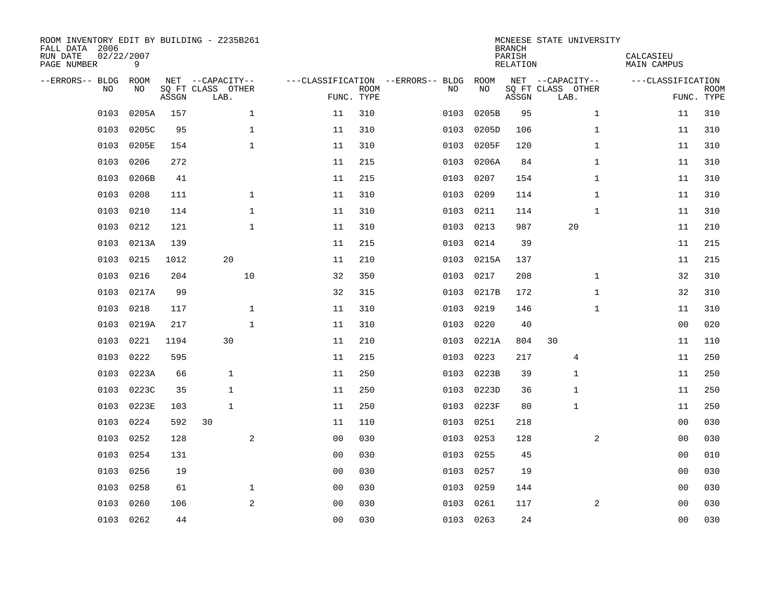ROOM INVENTORY EDIT BY BUILDING - Z235B261
FALL DATA 2006
RUN DATE 02/22/2007
PAGE NUMBER 9

MCNEESE STATE UNIVERSITY
BRANCH
PARISH CALCASIEU
RELATION MAIN CAMPUS

| --ERRORS-- | BLDG NO | ROOM NO | NET SQ FT ASSGN | CAPACITY CLASS | CAPACITY LAB. | CAPACITY OTHER | CLASSIFICATION FUNC. | ROOM TYPE | --ERRORS-- | BLDG NO | ROOM NO | NET SQ FT ASSGN | CAPACITY CLASS | CAPACITY LAB. | CAPACITY OTHER | CLASSIFICATION FUNC. | ROOM TYPE |
|---|---|---|---|---|---|---|---|---|---|---|---|---|---|---|---|---|---|
| | 0103 | 0205A | 157 | | | 1 | 11 | 310 | | 0103 | 0205B | 95 | | | 1 | 11 | 310 |
| | 0103 | 0205C | 95 | | | 1 | 11 | 310 | | 0103 | 0205D | 106 | | | 1 | 11 | 310 |
| | 0103 | 0205E | 154 | | | 1 | 11 | 310 | | 0103 | 0205F | 120 | | | 1 | 11 | 310 |
| | 0103 | 0206 | 272 | | | | 11 | 215 | | 0103 | 0206A | 84 | | | 1 | 11 | 310 |
| | 0103 | 0206B | 41 | | | | 11 | 215 | | 0103 | 0207 | 154 | | | 1 | 11 | 310 |
| | 0103 | 0208 | 111 | | | 1 | 11 | 310 | | 0103 | 0209 | 114 | | | 1 | 11 | 310 |
| | 0103 | 0210 | 114 | | | 1 | 11 | 310 | | 0103 | 0211 | 114 | | | 1 | 11 | 310 |
| | 0103 | 0212 | 121 | | | 1 | 11 | 310 | | 0103 | 0213 | 987 | | 20 | | 11 | 210 |
| | 0103 | 0213A | 139 | | | | 11 | 215 | | 0103 | 0214 | 39 | | | | 11 | 215 |
| | 0103 | 0215 | 1012 | | 20 | | 11 | 210 | | 0103 | 0215A | 137 | | | | 11 | 215 |
| | 0103 | 0216 | 204 | | | 10 | 32 | 350 | | 0103 | 0217 | 208 | | | 1 | 32 | 310 |
| | 0103 | 0217A | 99 | | | | 32 | 315 | | 0103 | 0217B | 172 | | | 1 | 32 | 310 |
| | 0103 | 0218 | 117 | | | 1 | 11 | 310 | | 0103 | 0219 | 146 | | | 1 | 11 | 310 |
| | 0103 | 0219A | 217 | | | 1 | 11 | 310 | | 0103 | 0220 | 40 | | | | 00 | 020 |
| | 0103 | 0221 | 1194 | | 30 | | 11 | 210 | | 0103 | 0221A | 804 | 30 | | | 11 | 110 |
| | 0103 | 0222 | 595 | | | | 11 | 215 | | 0103 | 0223 | 217 | | 4 | | 11 | 250 |
| | 0103 | 0223A | 66 | | 1 | | 11 | 250 | | 0103 | 0223B | 39 | | 1 | | 11 | 250 |
| | 0103 | 0223C | 35 | | 1 | | 11 | 250 | | 0103 | 0223D | 36 | | 1 | | 11 | 250 |
| | 0103 | 0223E | 103 | | 1 | | 11 | 250 | | 0103 | 0223F | 80 | | 1 | | 11 | 250 |
| | 0103 | 0224 | 592 | 30 | | | 11 | 110 | | 0103 | 0251 | 218 | | | | 00 | 030 |
| | 0103 | 0252 | 128 | | | 2 | 00 | 030 | | 0103 | 0253 | 128 | | | 2 | 00 | 030 |
| | 0103 | 0254 | 131 | | | | 00 | 030 | | 0103 | 0255 | 45 | | | | 00 | 010 |
| | 0103 | 0256 | 19 | | | | 00 | 030 | | 0103 | 0257 | 19 | | | | 00 | 030 |
| | 0103 | 0258 | 61 | | | 1 | 00 | 030 | | 0103 | 0259 | 144 | | | | 00 | 030 |
| | 0103 | 0260 | 106 | | | 2 | 00 | 030 | | 0103 | 0261 | 117 | | | 2 | 00 | 030 |
| | 0103 | 0262 | 44 | | | | 00 | 030 | | 0103 | 0263 | 24 | | | | 00 | 030 |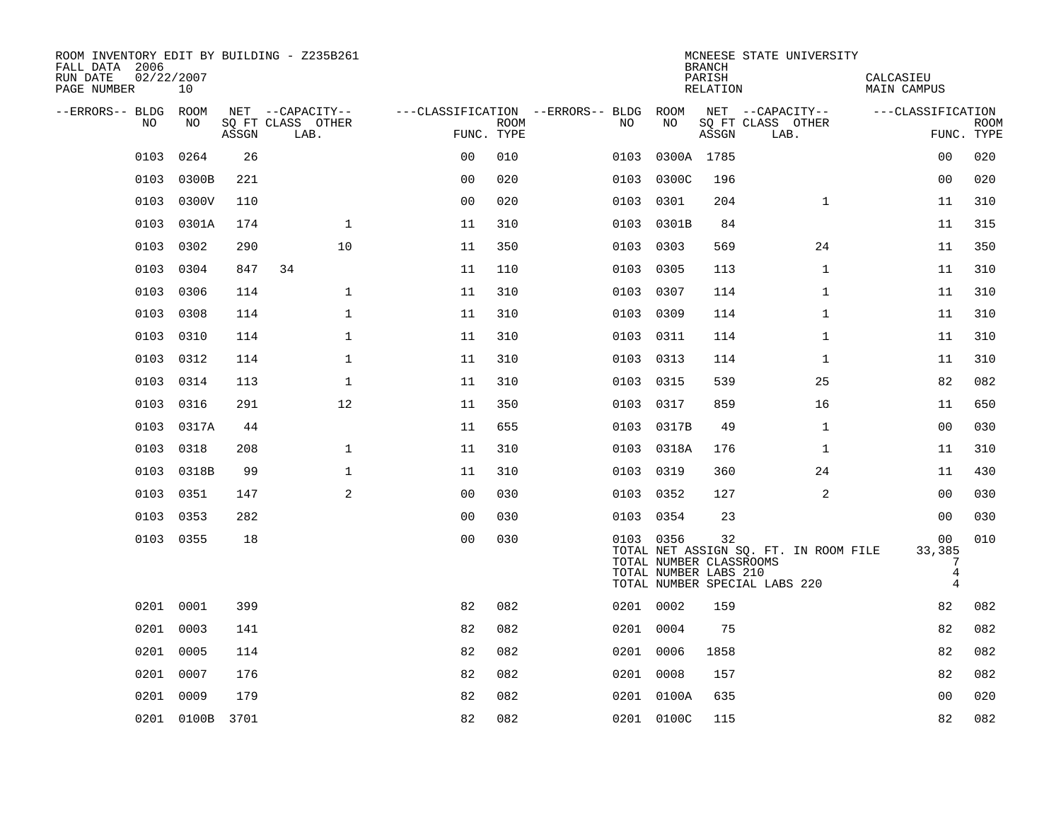ROOM INVENTORY EDIT BY BUILDING - Z235B261
FALL DATA 2006
RUN DATE 02/22/2007
PAGE NUMBER 10

MCNEESE STATE UNIVERSITY
BRANCH
PARISH CALCASIEU
RELATION MAIN CAMPUS

| --ERRORS-- | BLDG NO | ROOM NO | NET SQ FT ASSGN | CAPACITY CLASS | CAPACITY OTHER LAB. | CLASSIFICATION FUNC. | ROOM TYPE | --ERRORS-- | BLDG NO | ROOM NO | NET SQ FT ASSGN | CAPACITY CLASS | CAPACITY OTHER LAB. | CLASSIFICATION FUNC. | ROOM TYPE |
|---|---|---|---|---|---|---|---|---|---|---|---|---|---|---|---|
| | 0103 | 0264 | 26 | | | 00 | 010 | | 0103 | 0300A | 1785 | | | 00 | 020 |
| | 0103 | 0300B | 221 | | | 00 | 020 | | 0103 | 0300C | 196 | | | 00 | 020 |
| | 0103 | 0300V | 110 | | | 00 | 020 | | 0103 | 0301 | 204 | | 1 | 11 | 310 |
| | 0103 | 0301A | 174 | | 1 | 11 | 310 | | 0103 | 0301B | 84 | | | 11 | 315 |
| | 0103 | 0302 | 290 | | 10 | 11 | 350 | | 0103 | 0303 | 569 | | 24 | 11 | 350 |
| | 0103 | 0304 | 847 | 34 | | 11 | 110 | | 0103 | 0305 | 113 | | 1 | 11 | 310 |
| | 0103 | 0306 | 114 | | 1 | 11 | 310 | | 0103 | 0307 | 114 | | 1 | 11 | 310 |
| | 0103 | 0308 | 114 | | 1 | 11 | 310 | | 0103 | 0309 | 114 | | 1 | 11 | 310 |
| | 0103 | 0310 | 114 | | 1 | 11 | 310 | | 0103 | 0311 | 114 | | 1 | 11 | 310 |
| | 0103 | 0312 | 114 | | 1 | 11 | 310 | | 0103 | 0313 | 114 | | 1 | 11 | 310 |
| | 0103 | 0314 | 113 | | 1 | 11 | 310 | | 0103 | 0315 | 539 | | 25 | 82 | 082 |
| | 0103 | 0316 | 291 | | 12 | 11 | 350 | | 0103 | 0317 | 859 | | 16 | 11 | 650 |
| | 0103 | 0317A | 44 | | | 11 | 655 | | 0103 | 0317B | 49 | | 1 | 00 | 030 |
| | 0103 | 0318 | 208 | | 1 | 11 | 310 | | 0103 | 0318A | 176 | | 1 | 11 | 310 |
| | 0103 | 0318B | 99 | | 1 | 11 | 310 | | 0103 | 0319 | 360 | | 24 | 11 | 430 |
| | 0103 | 0351 | 147 | | 2 | 00 | 030 | | 0103 | 0352 | 127 | | 2 | 00 | 030 |
| | 0103 | 0353 | 282 | | | 00 | 030 | | 0103 | 0354 | 23 | | | 00 | 030 |
| | 0103 | 0355 | 18 | | | 00 | 030 | | 0103 | 0356 | 32 | | | 00 | 010 |

TOTAL NET ASSIGN SQ. FT. IN ROOM FILE 33,385
TOTAL NUMBER CLASSROOMS 7
TOTAL NUMBER LABS 210 4
TOTAL NUMBER SPECIAL LABS 220 4

| --ERRORS-- | BLDG NO | ROOM NO | NET SQ FT ASSGN | CAPACITY CLASS | CAPACITY OTHER LAB. | CLASSIFICATION FUNC. | ROOM TYPE | --ERRORS-- | BLDG NO | ROOM NO | NET SQ FT ASSGN | CAPACITY CLASS | CAPACITY OTHER LAB. | CLASSIFICATION FUNC. | ROOM TYPE |
|---|---|---|---|---|---|---|---|---|---|---|---|---|---|---|---|
| | 0201 | 0001 | 399 | | | 82 | 082 | | 0201 | 0002 | 159 | | | 82 | 082 |
| | 0201 | 0003 | 141 | | | 82 | 082 | | 0201 | 0004 | 75 | | | 82 | 082 |
| | 0201 | 0005 | 114 | | | 82 | 082 | | 0201 | 0006 | 1858 | | | 82 | 082 |
| | 0201 | 0007 | 176 | | | 82 | 082 | | 0201 | 0008 | 157 | | | 82 | 082 |
| | 0201 | 0009 | 179 | | | 82 | 082 | | 0201 | 0100A | 635 | | | 00 | 020 |
| | 0201 | 0100B | 3701 | | | 82 | 082 | | 0201 | 0100C | 115 | | | 82 | 082 |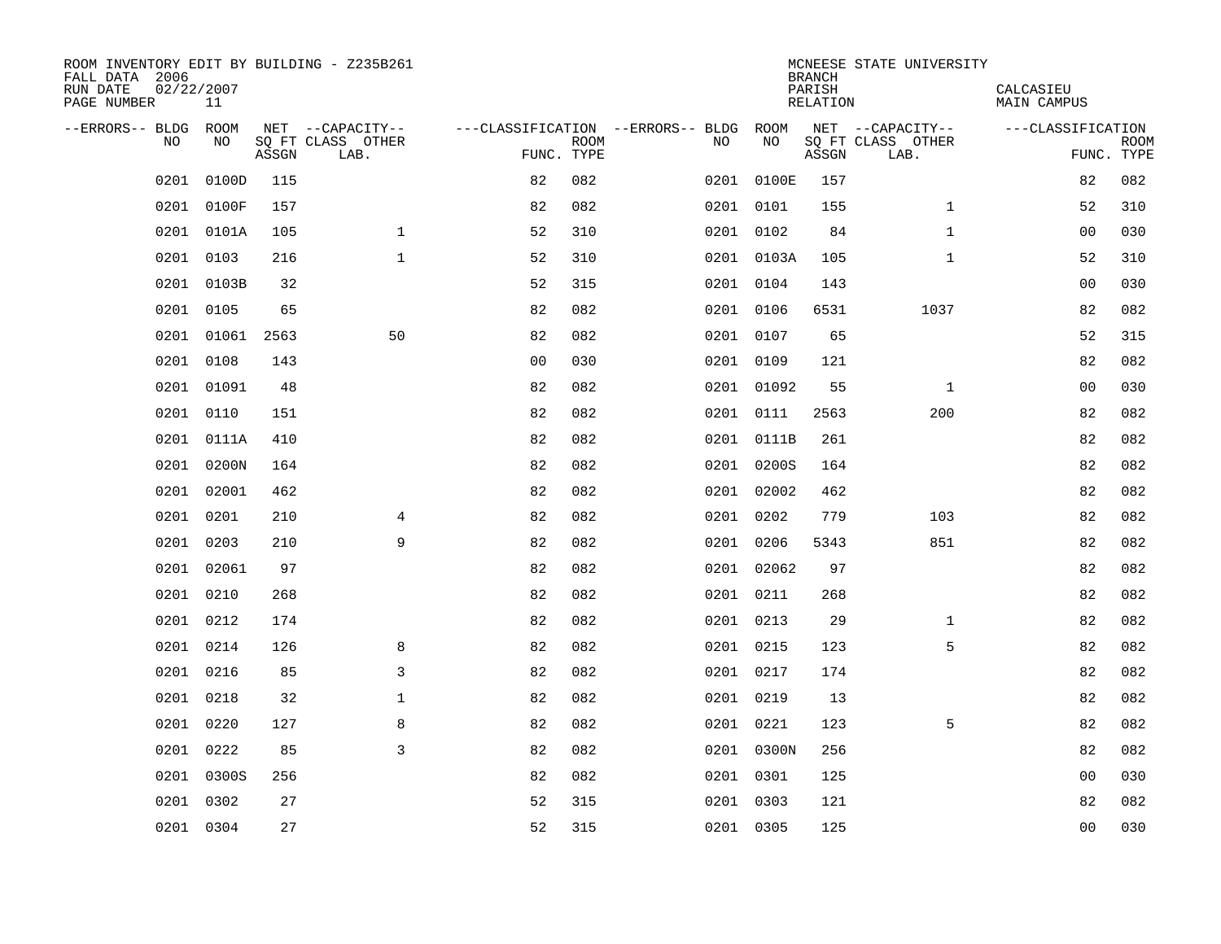ROOM INVENTORY EDIT BY BUILDING - Z235B261
FALL DATA 2006
RUN DATE 02/22/2007
PAGE NUMBER 11

MCNEESE STATE UNIVERSITY
BRANCH
PARISH CALCASIEU
RELATION MAIN CAMPUS

| --ERRORS-- | BLDG NO | ROOM NO | NET SQ FT ASSGN | --CAPACITY-- CLASS LAB. | OTHER | ---CLASSIFICATION FUNC. | ROOM TYPE | --ERRORS-- | BLDG NO | ROOM NO | NET SQ FT ASSGN | --CAPACITY-- CLASS LAB. | OTHER | ---CLASSIFICATION FUNC. | ROOM TYPE |
|---|---|---|---|---|---|---|---|---|---|---|---|---|---|---|---|
| | 0201 | 0100D | 115 | | | 82 | 082 | | 0201 | 0100E | 157 | | | 82 | 082 |
| | 0201 | 0100F | 157 | | | 82 | 082 | | 0201 | 0101 | 155 | | 1 | 52 | 310 |
| | 0201 | 0101A | 105 | | 1 | 52 | 310 | | 0201 | 0102 | 84 | | 1 | 00 | 030 |
| | 0201 | 0103 | 216 | | 1 | 52 | 310 | | 0201 | 0103A | 105 | | 1 | 52 | 310 |
| | 0201 | 0103B | 32 | | | 52 | 315 | | 0201 | 0104 | 143 | | | 00 | 030 |
| | 0201 | 0105 | 65 | | | 82 | 082 | | 0201 | 0106 | 6531 | | 1037 | 82 | 082 |
| | 0201 | 01061 | 2563 | | 50 | 82 | 082 | | 0201 | 0107 | 65 | | | 52 | 315 |
| | 0201 | 0108 | 143 | | | 00 | 030 | | 0201 | 0109 | 121 | | | 82 | 082 |
| | 0201 | 01091 | 48 | | | 82 | 082 | | 0201 | 01092 | 55 | | 1 | 00 | 030 |
| | 0201 | 0110 | 151 | | | 82 | 082 | | 0201 | 0111 | 2563 | | 200 | 82 | 082 |
| | 0201 | 0111A | 410 | | | 82 | 082 | | 0201 | 0111B | 261 | | | 82 | 082 |
| | 0201 | 0200N | 164 | | | 82 | 082 | | 0201 | 0200S | 164 | | | 82 | 082 |
| | 0201 | 02001 | 462 | | | 82 | 082 | | 0201 | 02002 | 462 | | | 82 | 082 |
| | 0201 | 0201 | 210 | | 4 | 82 | 082 | | 0201 | 0202 | 779 | | 103 | 82 | 082 |
| | 0201 | 0203 | 210 | | 9 | 82 | 082 | | 0201 | 0206 | 5343 | | 851 | 82 | 082 |
| | 0201 | 02061 | 97 | | | 82 | 082 | | 0201 | 02062 | 97 | | | 82 | 082 |
| | 0201 | 0210 | 268 | | | 82 | 082 | | 0201 | 0211 | 268 | | | 82 | 082 |
| | 0201 | 0212 | 174 | | | 82 | 082 | | 0201 | 0213 | 29 | | 1 | 82 | 082 |
| | 0201 | 0214 | 126 | | 8 | 82 | 082 | | 0201 | 0215 | 123 | | 5 | 82 | 082 |
| | 0201 | 0216 | 85 | | 3 | 82 | 082 | | 0201 | 0217 | 174 | | | 82 | 082 |
| | 0201 | 0218 | 32 | | 1 | 82 | 082 | | 0201 | 0219 | 13 | | | 82 | 082 |
| | 0201 | 0220 | 127 | | 8 | 82 | 082 | | 0201 | 0221 | 123 | | 5 | 82 | 082 |
| | 0201 | 0222 | 85 | | 3 | 82 | 082 | | 0201 | 0300N | 256 | | | 82 | 082 |
| | 0201 | 0300S | 256 | | | 82 | 082 | | 0201 | 0301 | 125 | | | 00 | 030 |
| | 0201 | 0302 | 27 | | | 52 | 315 | | 0201 | 0303 | 121 | | | 82 | 082 |
| | 0201 | 0304 | 27 | | | 52 | 315 | | 0201 | 0305 | 125 | | | 00 | 030 |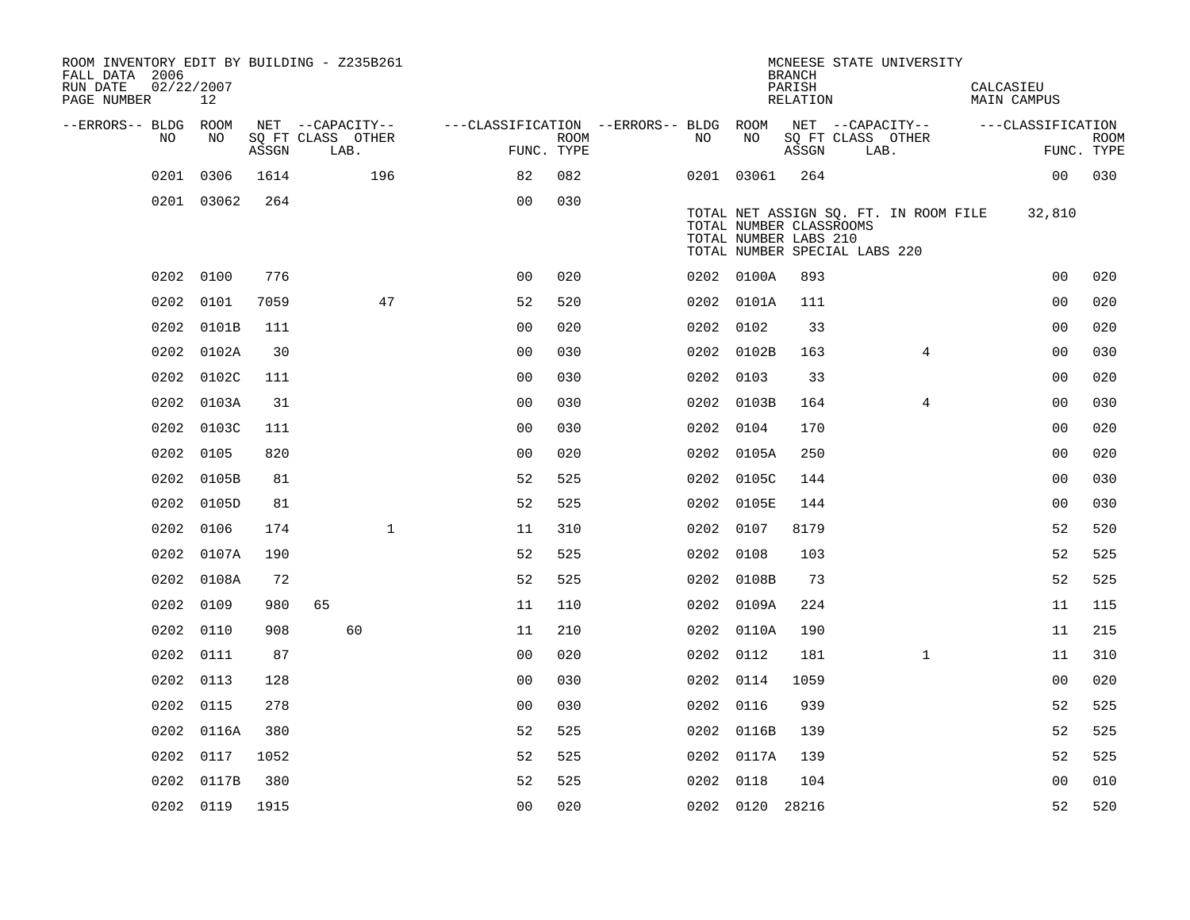ROOM INVENTORY EDIT BY BUILDING - Z235B261
FALL DATA 2006
RUN DATE 02/22/2007

MCNEESE STATE UNIVERSITY
BRANCH
PARISH CALCASIEU
RELATION MAIN CAMPUS

| --ERRORS-- | BLDG NO | ROOM NO | NET SQ FT ASSGN | CAPACITY CLASS | CAPACITY LAB. | CAPACITY OTHER | FUNC. | ROOM TYPE | --ERRORS-- | BLDG NO | ROOM NO | NET SQ FT ASSGN | CAPACITY CLASS | CAPACITY LAB. | CAPACITY OTHER | FUNC. | ROOM TYPE |
|---|---|---|---|---|---|---|---|---|---|---|---|---|---|---|---|---|---|
| | 0201 | 0306 | 1614 | | | 196 | 82 | 082 | | 0201 | 03061 | 264 | | | | 00 | 030 |
| | 0201 | 03062 | 264 | | | | 00 | 030 | | | | | | | | | |
| | 0202 | 0100 | 776 | | | | 00 | 020 | | 0202 | 0100A | 893 | | | | 00 | 020 |
| | 0202 | 0101 | 7059 | | | 47 | 52 | 520 | | 0202 | 0101A | 111 | | | | 00 | 020 |
| | 0202 | 0101B | 111 | | | | 00 | 020 | | 0202 | 0102 | 33 | | | | 00 | 020 |
| | 0202 | 0102A | 30 | | | | 00 | 030 | | 0202 | 0102B | 163 | | | 4 | 00 | 030 |
| | 0202 | 0102C | 111 | | | | 00 | 030 | | 0202 | 0103 | 33 | | | | 00 | 020 |
| | 0202 | 0103A | 31 | | | | 00 | 030 | | 0202 | 0103B | 164 | | | 4 | 00 | 030 |
| | 0202 | 0103C | 111 | | | | 00 | 030 | | 0202 | 0104 | 170 | | | | 00 | 020 |
| | 0202 | 0105 | 820 | | | | 00 | 020 | | 0202 | 0105A | 250 | | | | 00 | 020 |
| | 0202 | 0105B | 81 | | | | 52 | 525 | | 0202 | 0105C | 144 | | | | 00 | 030 |
| | 0202 | 0105D | 81 | | | | 52 | 525 | | 0202 | 0105E | 144 | | | | 00 | 030 |
| | 0202 | 0106 | 174 | | | 1 | 11 | 310 | | 0202 | 0107 | 8179 | | | | 52 | 520 |
| | 0202 | 0107A | 190 | | | | 52 | 525 | | 0202 | 0108 | 103 | | | | 52 | 525 |
| | 0202 | 0108A | 72 | | | | 52 | 525 | | 0202 | 0108B | 73 | | | | 52 | 525 |
| | 0202 | 0109 | 980 | 65 | | | 11 | 110 | | 0202 | 0109A | 224 | | | | 11 | 115 |
| | 0202 | 0110 | 908 | | 60 | | 11 | 210 | | 0202 | 0110A | 190 | | | | 11 | 215 |
| | 0202 | 0111 | 87 | | | | 00 | 020 | | 0202 | 0112 | 181 | | | 1 | 11 | 310 |
| | 0202 | 0113 | 128 | | | | 00 | 030 | | 0202 | 0114 | 1059 | | | | 00 | 020 |
| | 0202 | 0115 | 278 | | | | 00 | 030 | | 0202 | 0116 | 939 | | | | 52 | 525 |
| | 0202 | 0116A | 380 | | | | 52 | 525 | | 0202 | 0116B | 139 | | | | 52 | 525 |
| | 0202 | 0117 | 1052 | | | | 52 | 525 | | 0202 | 0117A | 139 | | | | 52 | 525 |
| | 0202 | 0117B | 380 | | | | 52 | 525 | | 0202 | 0118 | 104 | | | | 00 | 010 |
| | 0202 | 0119 | 1915 | | | | 00 | 020 | | 0202 | 0120 | 28216 | | | | 52 | 520 |

TOTAL NET ASSIGN SQ. FT. IN ROOM FILE 32,810
TOTAL NUMBER CLASSROOMS
TOTAL NUMBER LABS 210
TOTAL NUMBER SPECIAL LABS 220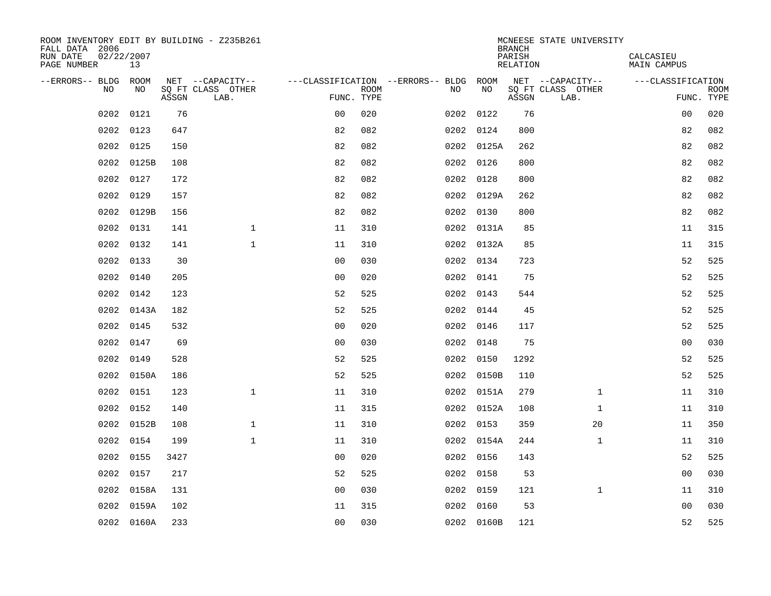ROOM INVENTORY EDIT BY BUILDING - Z235B261
FALL DATA 2006
RUN DATE 02/22/2007
PAGE NUMBER 13

MCNEESE STATE UNIVERSITY
BRANCH
PARISH CALCASIEU
RELATION MAIN CAMPUS

| --ERRORS-- | BLDG NO | ROOM NO | NET SQ FT ASSGN | --CAPACITY-- CLASS LAB. | OTHER | ---CLASSIFICATION FUNC. | ROOM TYPE | --ERRORS-- | BLDG NO | ROOM NO | NET SQ FT ASSGN | --CAPACITY-- CLASS LAB. | OTHER | ---CLASSIFICATION FUNC. | ROOM TYPE |
|---|---|---|---|---|---|---|---|---|---|---|---|---|---|---|---|
| | 0202 | 0121 | 76 | | | 00 | 020 | | 0202 | 0122 | 76 | | | 00 | 020 |
| | 0202 | 0123 | 647 | | | 82 | 082 | | 0202 | 0124 | 800 | | | 82 | 082 |
| | 0202 | 0125 | 150 | | | 82 | 082 | | 0202 | 0125A | 262 | | | 82 | 082 |
| | 0202 | 0125B | 108 | | | 82 | 082 | | 0202 | 0126 | 800 | | | 82 | 082 |
| | 0202 | 0127 | 172 | | | 82 | 082 | | 0202 | 0128 | 800 | | | 82 | 082 |
| | 0202 | 0129 | 157 | | | 82 | 082 | | 0202 | 0129A | 262 | | | 82 | 082 |
| | 0202 | 0129B | 156 | | | 82 | 082 | | 0202 | 0130 | 800 | | | 82 | 082 |
| | 0202 | 0131 | 141 | | 1 | 11 | 310 | | 0202 | 0131A | 85 | | | 11 | 315 |
| | 0202 | 0132 | 141 | | 1 | 11 | 310 | | 0202 | 0132A | 85 | | | 11 | 315 |
| | 0202 | 0133 | 30 | | | 00 | 030 | | 0202 | 0134 | 723 | | | 52 | 525 |
| | 0202 | 0140 | 205 | | | 00 | 020 | | 0202 | 0141 | 75 | | | 52 | 525 |
| | 0202 | 0142 | 123 | | | 52 | 525 | | 0202 | 0143 | 544 | | | 52 | 525 |
| | 0202 | 0143A | 182 | | | 52 | 525 | | 0202 | 0144 | 45 | | | 52 | 525 |
| | 0202 | 0145 | 532 | | | 00 | 020 | | 0202 | 0146 | 117 | | | 52 | 525 |
| | 0202 | 0147 | 69 | | | 00 | 030 | | 0202 | 0148 | 75 | | | 00 | 030 |
| | 0202 | 0149 | 528 | | | 52 | 525 | | 0202 | 0150 | 1292 | | | 52 | 525 |
| | 0202 | 0150A | 186 | | | 52 | 525 | | 0202 | 0150B | 110 | | | 52 | 525 |
| | 0202 | 0151 | 123 | | 1 | 11 | 310 | | 0202 | 0151A | 279 | | 1 | 11 | 310 |
| | 0202 | 0152 | 140 | | | 11 | 315 | | 0202 | 0152A | 108 | | 1 | 11 | 310 |
| | 0202 | 0152B | 108 | | 1 | 11 | 310 | | 0202 | 0153 | 359 | | 20 | 11 | 350 |
| | 0202 | 0154 | 199 | | 1 | 11 | 310 | | 0202 | 0154A | 244 | | 1 | 11 | 310 |
| | 0202 | 0155 | 3427 | | | 00 | 020 | | 0202 | 0156 | 143 | | | 52 | 525 |
| | 0202 | 0157 | 217 | | | 52 | 525 | | 0202 | 0158 | 53 | | | 00 | 030 |
| | 0202 | 0158A | 131 | | | 00 | 030 | | 0202 | 0159 | 121 | | 1 | 11 | 310 |
| | 0202 | 0159A | 102 | | | 11 | 315 | | 0202 | 0160 | 53 | | | 00 | 030 |
| | 0202 | 0160A | 233 | | | 00 | 030 | | 0202 | 0160B | 121 | | | 52 | 525 |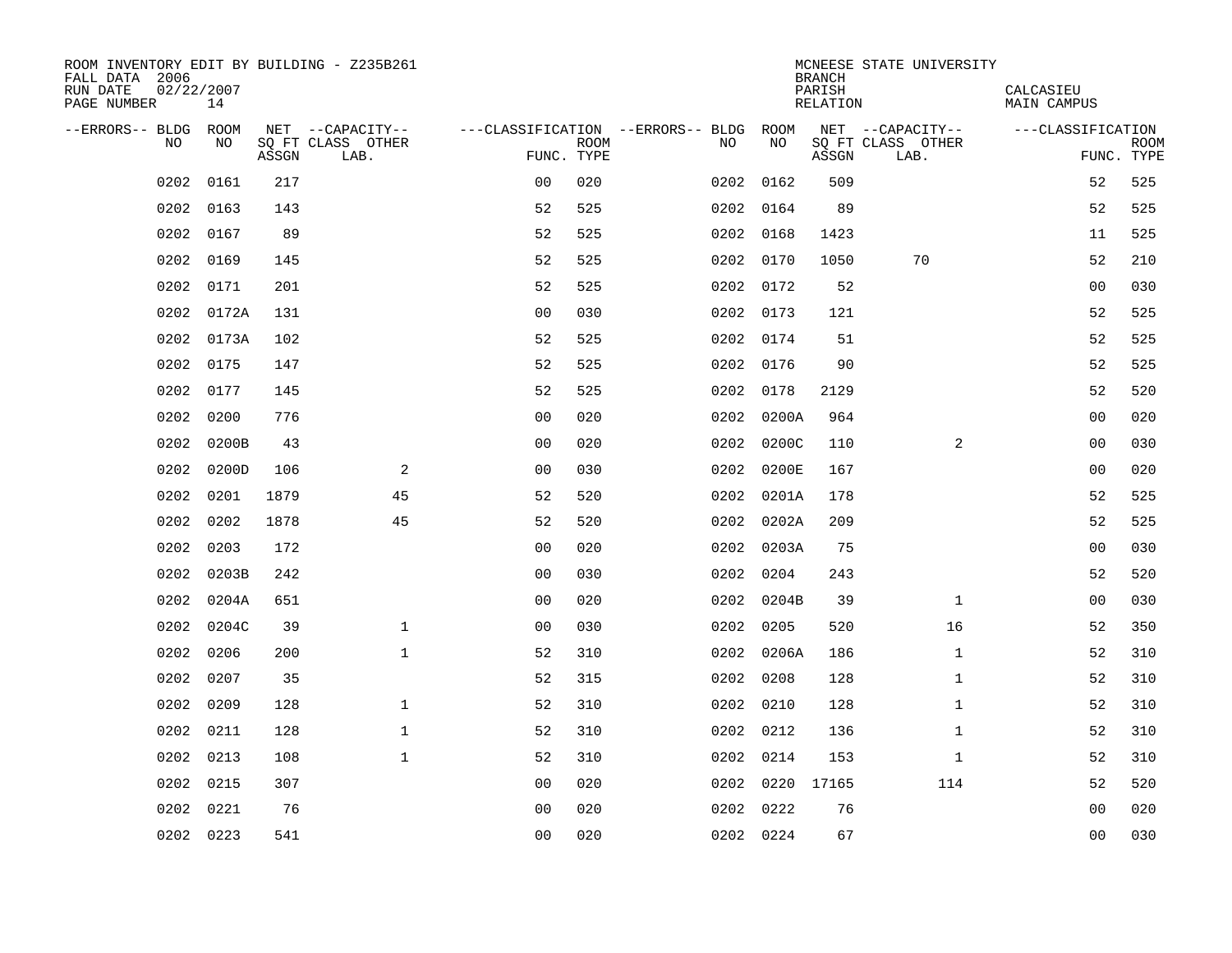ROOM INVENTORY EDIT BY BUILDING - Z235B261
FALL DATA 2006
RUN DATE 02/22/2007
PAGE NUMBER 14

MCNEESE STATE UNIVERSITY
BRANCH
PARISH CALCASIEU
RELATION MAIN CAMPUS

| --ERRORS-- | BLDG NO | ROOM NO | NET SQ FT ASSGN | --CAPACITY-- CLASS LAB. | OTHER | ---CLASSIFICATION FUNC. | ROOM TYPE | --ERRORS-- | BLDG NO | ROOM NO | NET SQ FT ASSGN | --CAPACITY-- CLASS LAB. | OTHER | ---CLASSIFICATION FUNC. | ROOM TYPE |
|---|---|---|---|---|---|---|---|---|---|---|---|---|---|---|---|
| | 0202 | 0161 | 217 | | | 00 | 020 | | 0202 | 0162 | 509 | | | 52 | 525 |
| | 0202 | 0163 | 143 | | | 52 | 525 | | 0202 | 0164 | 89 | | | 52 | 525 |
| | 0202 | 0167 | 89 | | | 52 | 525 | | 0202 | 0168 | 1423 | | | 11 | 525 |
| | 0202 | 0169 | 145 | | | 52 | 525 | | 0202 | 0170 | 1050 | 70 | | 52 | 210 |
| | 0202 | 0171 | 201 | | | 52 | 525 | | 0202 | 0172 | 52 | | | 00 | 030 |
| | 0202 | 0172A | 131 | | | 00 | 030 | | 0202 | 0173 | 121 | | | 52 | 525 |
| | 0202 | 0173A | 102 | | | 52 | 525 | | 0202 | 0174 | 51 | | | 52 | 525 |
| | 0202 | 0175 | 147 | | | 52 | 525 | | 0202 | 0176 | 90 | | | 52 | 525 |
| | 0202 | 0177 | 145 | | | 52 | 525 | | 0202 | 0178 | 2129 | | | 52 | 520 |
| | 0202 | 0200 | 776 | | | 00 | 020 | | 0202 | 0200A | 964 | | | 00 | 020 |
| | 0202 | 0200B | 43 | | | 00 | 020 | | 0202 | 0200C | 110 | | 2 | 00 | 030 |
| | 0202 | 0200D | 106 | | 2 | 00 | 030 | | 0202 | 0200E | 167 | | | 00 | 020 |
| | 0202 | 0201 | 1879 | | 45 | 52 | 520 | | 0202 | 0201A | 178 | | | 52 | 525 |
| | 0202 | 0202 | 1878 | | 45 | 52 | 520 | | 0202 | 0202A | 209 | | | 52 | 525 |
| | 0202 | 0203 | 172 | | | 00 | 020 | | 0202 | 0203A | 75 | | | 00 | 030 |
| | 0202 | 0203B | 242 | | | 00 | 030 | | 0202 | 0204 | 243 | | | 52 | 520 |
| | 0202 | 0204A | 651 | | | 00 | 020 | | 0202 | 0204B | 39 | | 1 | 00 | 030 |
| | 0202 | 0204C | 39 | | 1 | 00 | 030 | | 0202 | 0205 | 520 | | 16 | 52 | 350 |
| | 0202 | 0206 | 200 | | 1 | 52 | 310 | | 0202 | 0206A | 186 | | 1 | 52 | 310 |
| | 0202 | 0207 | 35 | | | 52 | 315 | | 0202 | 0208 | 128 | | 1 | 52 | 310 |
| | 0202 | 0209 | 128 | | 1 | 52 | 310 | | 0202 | 0210 | 128 | | 1 | 52 | 310 |
| | 0202 | 0211 | 128 | | 1 | 52 | 310 | | 0202 | 0212 | 136 | | 1 | 52 | 310 |
| | 0202 | 0213 | 108 | | 1 | 52 | 310 | | 0202 | 0214 | 153 | | 1 | 52 | 310 |
| | 0202 | 0215 | 307 | | | 00 | 020 | | 0202 | 0220 | 17165 | | 114 | 52 | 520 |
| | 0202 | 0221 | 76 | | | 00 | 020 | | 0202 | 0222 | 76 | | | 00 | 020 |
| | 0202 | 0223 | 541 | | | 00 | 020 | | 0202 | 0224 | 67 | | | 00 | 030 |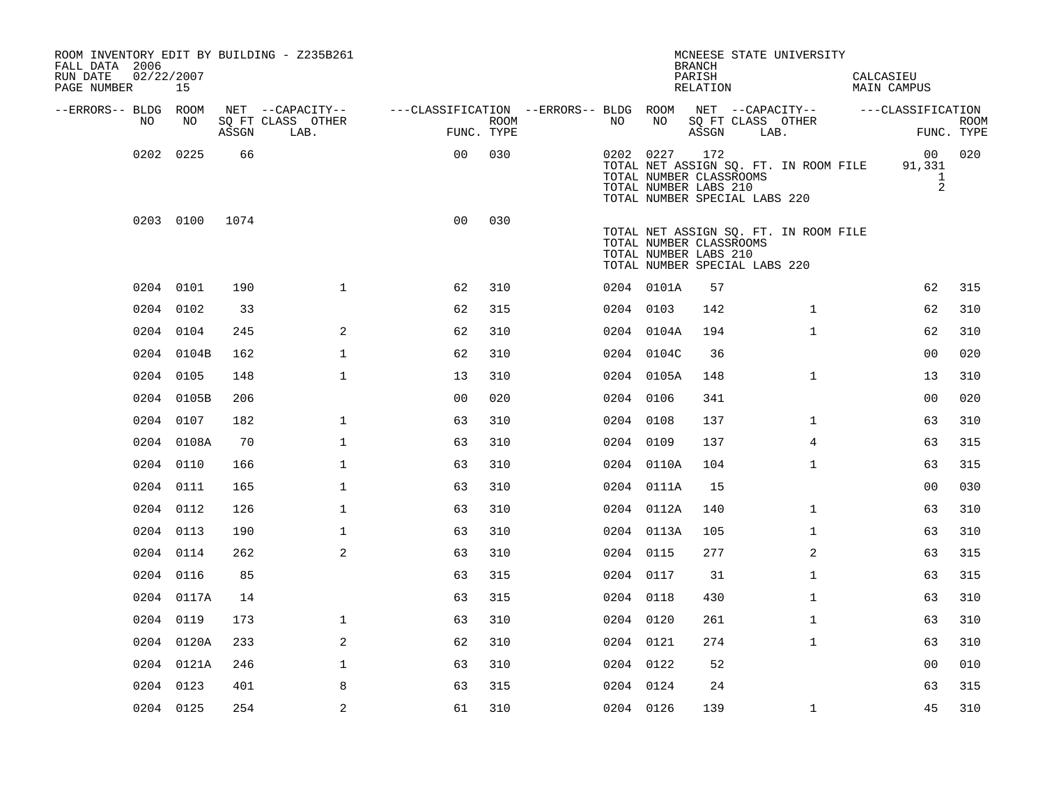ROOM INVENTORY EDIT BY BUILDING - Z235B261
FALL DATA 2006
RUN DATE 02/22/2007

MCNEESE STATE UNIVERSITY
BRANCH
PARISH CALCASIEU
RELATION MAIN CAMPUS

| --ERRORS-- | BLDG NO | ROOM NO | NET SQ FT ASSGN | --CAPACITY-- CLASS | OTHER LAB. | ---CLASSIFICATION FUNC. | ROOM TYPE | --ERRORS-- | BLDG NO | ROOM NO | NET SQ FT ASSGN | --CAPACITY-- CLASS | OTHER LAB. | ---CLASSIFICATION FUNC. | ROOM TYPE |
|---|---|---|---|---|---|---|---|---|---|---|---|---|---|---|---|
| | 0202 | 0225 | 66 | | | 00 | 030 | | 0202 | 0227 | 172 | | | 00 | 020 |
| | | | | | | | | | TOTAL NET ASSIGN SQ. FT. IN ROOM FILE | | | | | 91,331 | |
| | | | | | | | | | TOTAL NUMBER CLASSROOMS | | | | | 1 | |
| | | | | | | | | | TOTAL NUMBER LABS 210 | | | | | 2 | |
| | | | | | | | | | TOTAL NUMBER SPECIAL LABS 220 | | | | | | |
| | 0203 | 0100 | 1074 | | | 00 | 030 | | | | | | | | |
| | | | | | | | | | TOTAL NET ASSIGN SQ. FT. IN ROOM FILE | | | | | | |
| | | | | | | | | | TOTAL NUMBER CLASSROOMS | | | | | | |
| | | | | | | | | | TOTAL NUMBER LABS 210 | | | | | | |
| | | | | | | | | | TOTAL NUMBER SPECIAL LABS 220 | | | | | | |
| | 0204 | 0101 | 190 | | 1 | 62 | 310 | | 0204 | 0101A | 57 | | | 62 | 315 |
| | 0204 | 0102 | 33 | | | 62 | 315 | | 0204 | 0103 | 142 | | 1 | 62 | 310 |
| | 0204 | 0104 | 245 | | 2 | 62 | 310 | | 0204 | 0104A | 194 | | 1 | 62 | 310 |
| | 0204 | 0104B | 162 | | 1 | 62 | 310 | | 0204 | 0104C | 36 | | | 00 | 020 |
| | 0204 | 0105 | 148 | | 1 | 13 | 310 | | 0204 | 0105A | 148 | | 1 | 13 | 310 |
| | 0204 | 0105B | 206 | | | 00 | 020 | | 0204 | 0106 | 341 | | | 00 | 020 |
| | 0204 | 0107 | 182 | | 1 | 63 | 310 | | 0204 | 0108 | 137 | | 1 | 63 | 310 |
| | 0204 | 0108A | 70 | | 1 | 63 | 310 | | 0204 | 0109 | 137 | | 4 | 63 | 315 |
| | 0204 | 0110 | 166 | | 1 | 63 | 310 | | 0204 | 0110A | 104 | | 1 | 63 | 315 |
| | 0204 | 0111 | 165 | | 1 | 63 | 310 | | 0204 | 0111A | 15 | | | 00 | 030 |
| | 0204 | 0112 | 126 | | 1 | 63 | 310 | | 0204 | 0112A | 140 | | 1 | 63 | 310 |
| | 0204 | 0113 | 190 | | 1 | 63 | 310 | | 0204 | 0113A | 105 | | 1 | 63 | 310 |
| | 0204 | 0114 | 262 | | 2 | 63 | 310 | | 0204 | 0115 | 277 | | 2 | 63 | 315 |
| | 0204 | 0116 | 85 | | | 63 | 315 | | 0204 | 0117 | 31 | | 1 | 63 | 315 |
| | 0204 | 0117A | 14 | | | 63 | 315 | | 0204 | 0118 | 430 | | 1 | 63 | 310 |
| | 0204 | 0119 | 173 | | 1 | 63 | 310 | | 0204 | 0120 | 261 | | 1 | 63 | 310 |
| | 0204 | 0120A | 233 | | 2 | 62 | 310 | | 0204 | 0121 | 274 | | 1 | 63 | 310 |
| | 0204 | 0121A | 246 | | 1 | 63 | 310 | | 0204 | 0122 | 52 | | | 00 | 010 |
| | 0204 | 0123 | 401 | | 8 | 63 | 315 | | 0204 | 0124 | 24 | | | 63 | 315 |
| | 0204 | 0125 | 254 | | 2 | 61 | 310 | | 0204 | 0126 | 139 | | 1 | 45 | 310 |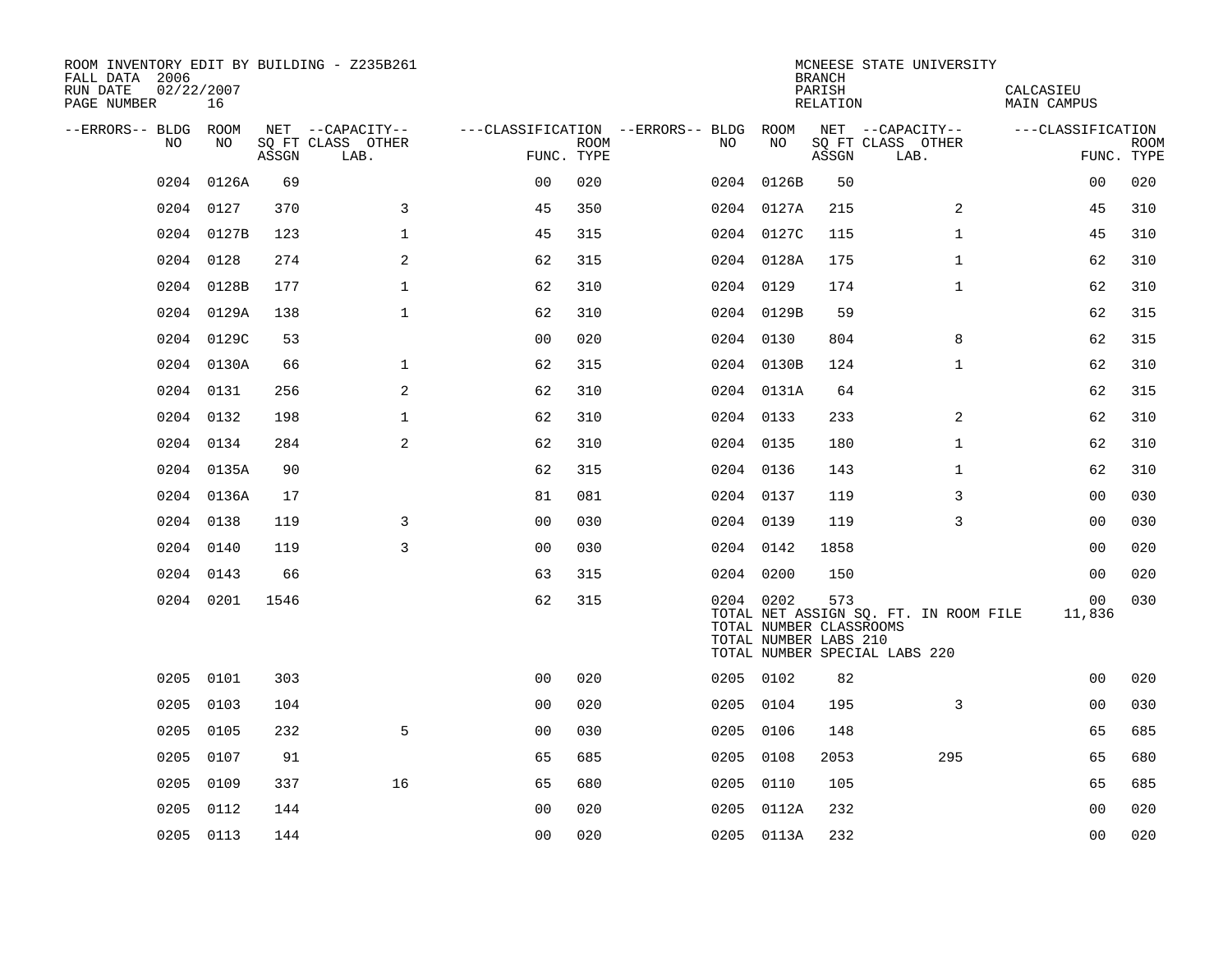ROOM INVENTORY EDIT BY BUILDING - Z235B261
FALL DATA 2006
RUN DATE 02/22/2007
PAGE NUMBER 16

MCNEESE STATE UNIVERSITY
BRANCH
PARISH CALCASIEU
RELATION MAIN CAMPUS

| --ERRORS-- | BLDG NO | ROOM NO | NET SQ FT ASSGN | --CAPACITY-- CLASS LAB. | OTHER | ---CLASSIFICATION FUNC. | ROOM TYPE | --ERRORS-- | BLDG NO | ROOM NO | NET SQ FT ASSGN | --CAPACITY-- CLASS LAB. | OTHER | ---CLASSIFICATION FUNC. | ROOM TYPE |
|---|---|---|---|---|---|---|---|---|---|---|---|---|---|---|---|
| | 0204 | 0126A | 69 | | | 00 | 020 | | 0204 | 0126B | 50 | | | 00 | 020 |
| | 0204 | 0127 | 370 | | 3 | 45 | 350 | | 0204 | 0127A | 215 | | 2 | 45 | 310 |
| | 0204 | 0127B | 123 | | 1 | 45 | 315 | | 0204 | 0127C | 115 | | 1 | 45 | 310 |
| | 0204 | 0128 | 274 | | 2 | 62 | 315 | | 0204 | 0128A | 175 | | 1 | 62 | 310 |
| | 0204 | 0128B | 177 | | 1 | 62 | 310 | | 0204 | 0129 | 174 | | 1 | 62 | 310 |
| | 0204 | 0129A | 138 | | 1 | 62 | 310 | | 0204 | 0129B | 59 | | | 62 | 315 |
| | 0204 | 0129C | 53 | | | 00 | 020 | | 0204 | 0130 | 804 | | 8 | 62 | 315 |
| | 0204 | 0130A | 66 | | 1 | 62 | 315 | | 0204 | 0130B | 124 | | 1 | 62 | 310 |
| | 0204 | 0131 | 256 | | 2 | 62 | 310 | | 0204 | 0131A | 64 | | | 62 | 315 |
| | 0204 | 0132 | 198 | | 1 | 62 | 310 | | 0204 | 0133 | 233 | | 2 | 62 | 310 |
| | 0204 | 0134 | 284 | | 2 | 62 | 310 | | 0204 | 0135 | 180 | | 1 | 62 | 310 |
| | 0204 | 0135A | 90 | | | 62 | 315 | | 0204 | 0136 | 143 | | 1 | 62 | 310 |
| | 0204 | 0136A | 17 | | | 81 | 081 | | 0204 | 0137 | 119 | | 3 | 00 | 030 |
| | 0204 | 0138 | 119 | | 3 | 00 | 030 | | 0204 | 0139 | 119 | | 3 | 00 | 030 |
| | 0204 | 0140 | 119 | | 3 | 00 | 030 | | 0204 | 0142 | 1858 | | | 00 | 020 |
| | 0204 | 0143 | 66 | | | 63 | 315 | | 0204 | 0200 | 150 | | | 00 | 020 |
| | 0204 | 0201 | 1546 | | | 62 | 315 | | 0204 | 0202 | 573 | | | 00 | 030 |

TOTAL NET ASSIGN SQ. FT. IN ROOM FILE 11,836
TOTAL NUMBER CLASSROOMS
TOTAL NUMBER LABS 210
TOTAL NUMBER SPECIAL LABS 220

| --ERRORS-- | BLDG NO | ROOM NO | NET SQ FT ASSGN | --CAPACITY-- CLASS LAB. | OTHER | ---CLASSIFICATION FUNC. | ROOM TYPE | --ERRORS-- | BLDG NO | ROOM NO | NET SQ FT ASSGN | --CAPACITY-- CLASS LAB. | OTHER | ---CLASSIFICATION FUNC. | ROOM TYPE |
|---|---|---|---|---|---|---|---|---|---|---|---|---|---|---|---|
| | 0205 | 0101 | 303 | | | 00 | 020 | | 0205 | 0102 | 82 | | | 00 | 020 |
| | 0205 | 0103 | 104 | | | 00 | 020 | | 0205 | 0104 | 195 | | 3 | 00 | 030 |
| | 0205 | 0105 | 232 | | 5 | 00 | 030 | | 0205 | 0106 | 148 | | | 65 | 685 |
| | 0205 | 0107 | 91 | | | 65 | 685 | | 0205 | 0108 | 2053 | | 295 | 65 | 680 |
| | 0205 | 0109 | 337 | | 16 | 65 | 680 | | 0205 | 0110 | 105 | | | 65 | 685 |
| | 0205 | 0112 | 144 | | | 00 | 020 | | 0205 | 0112A | 232 | | | 00 | 020 |
| | 0205 | 0113 | 144 | | | 00 | 020 | | 0205 | 0113A | 232 | | | 00 | 020 |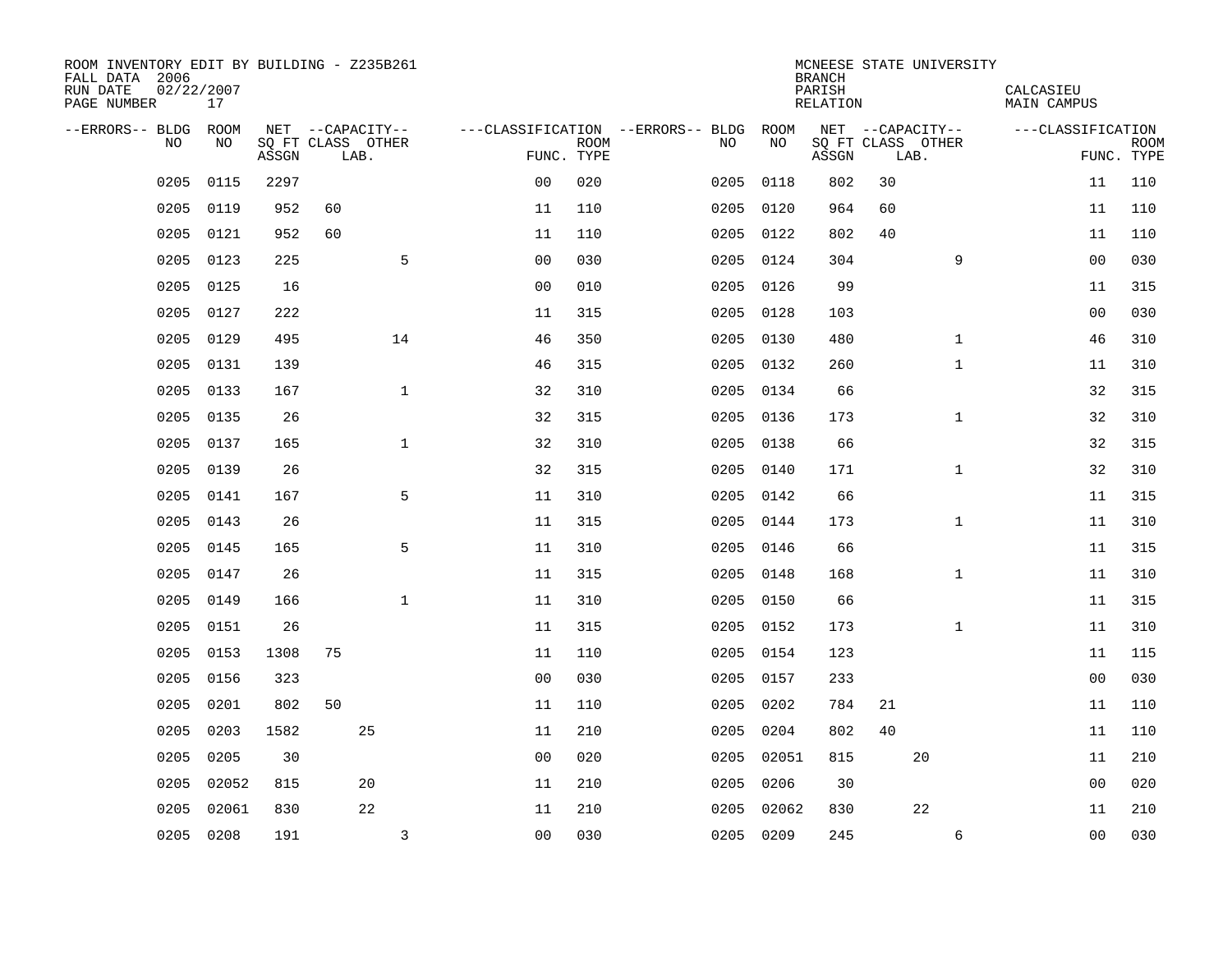ROOM INVENTORY EDIT BY BUILDING - Z235B261
FALL DATA 2006
RUN DATE 02/22/2007
PAGE NUMBER 17

MCNEESE STATE UNIVERSITY
BRANCH
PARISH CALCASIEU
RELATION MAIN CAMPUS

| --ERRORS-- | BLDG NO | ROOM NO | NET SQ FT ASSGN | CAPACITY CLASS | CAPACITY LAB. | CAPACITY OTHER | CLASSIFICATION FUNC. | ROOM TYPE | --ERRORS-- | BLDG NO | ROOM NO | NET SQ FT ASSGN | CAPACITY CLASS | CAPACITY LAB. | CAPACITY OTHER | CLASSIFICATION FUNC. | ROOM TYPE |
|---|---|---|---|---|---|---|---|---|---|---|---|---|---|---|---|---|---|
| | 0205 | 0115 | 2297 | | | | 00 | 020 | | 0205 | 0118 | 802 | 30 | | | 11 | 110 |
| | 0205 | 0119 | 952 | 60 | | | 11 | 110 | | 0205 | 0120 | 964 | 60 | | | 11 | 110 |
| | 0205 | 0121 | 952 | 60 | | | 11 | 110 | | 0205 | 0122 | 802 | 40 | | | 11 | 110 |
| | 0205 | 0123 | 225 | | | 5 | 00 | 030 | | 0205 | 0124 | 304 | | | 9 | 00 | 030 |
| | 0205 | 0125 | 16 | | | | 00 | 010 | | 0205 | 0126 | 99 | | | | 11 | 315 |
| | 0205 | 0127 | 222 | | | | 11 | 315 | | 0205 | 0128 | 103 | | | | 00 | 030 |
| | 0205 | 0129 | 495 | | | 14 | 46 | 350 | | 0205 | 0130 | 480 | | | 1 | 46 | 310 |
| | 0205 | 0131 | 139 | | | | 46 | 315 | | 0205 | 0132 | 260 | | | 1 | 11 | 310 |
| | 0205 | 0133 | 167 | | | 1 | 32 | 310 | | 0205 | 0134 | 66 | | | | 32 | 315 |
| | 0205 | 0135 | 26 | | | | 32 | 315 | | 0205 | 0136 | 173 | | | 1 | 32 | 310 |
| | 0205 | 0137 | 165 | | | 1 | 32 | 310 | | 0205 | 0138 | 66 | | | | 32 | 315 |
| | 0205 | 0139 | 26 | | | | 32 | 315 | | 0205 | 0140 | 171 | | | 1 | 32 | 310 |
| | 0205 | 0141 | 167 | | | 5 | 11 | 310 | | 0205 | 0142 | 66 | | | | 11 | 315 |
| | 0205 | 0143 | 26 | | | | 11 | 315 | | 0205 | 0144 | 173 | | | 1 | 11 | 310 |
| | 0205 | 0145 | 165 | | | 5 | 11 | 310 | | 0205 | 0146 | 66 | | | | 11 | 315 |
| | 0205 | 0147 | 26 | | | | 11 | 315 | | 0205 | 0148 | 168 | | | 1 | 11 | 310 |
| | 0205 | 0149 | 166 | | | 1 | 11 | 310 | | 0205 | 0150 | 66 | | | | 11 | 315 |
| | 0205 | 0151 | 26 | | | | 11 | 315 | | 0205 | 0152 | 173 | | | 1 | 11 | 310 |
| | 0205 | 0153 | 1308 | 75 | | | 11 | 110 | | 0205 | 0154 | 123 | | | | 11 | 115 |
| | 0205 | 0156 | 323 | | | | 00 | 030 | | 0205 | 0157 | 233 | | | | 00 | 030 |
| | 0205 | 0201 | 802 | 50 | | | 11 | 110 | | 0205 | 0202 | 784 | 21 | | | 11 | 110 |
| | 0205 | 0203 | 1582 | | 25 | | 11 | 210 | | 0205 | 0204 | 802 | 40 | | | 11 | 110 |
| | 0205 | 0205 | 30 | | | | 00 | 020 | | 0205 | 02051 | 815 | | 20 | | 11 | 210 |
| | 0205 | 02052 | 815 | | 20 | | 11 | 210 | | 0205 | 0206 | 30 | | | | 00 | 020 |
| | 0205 | 02061 | 830 | | 22 | | 11 | 210 | | 0205 | 02062 | 830 | | 22 | | 11 | 210 |
| | 0205 | 0208 | 191 | | | 3 | 00 | 030 | | 0205 | 0209 | 245 | | | 6 | 00 | 030 |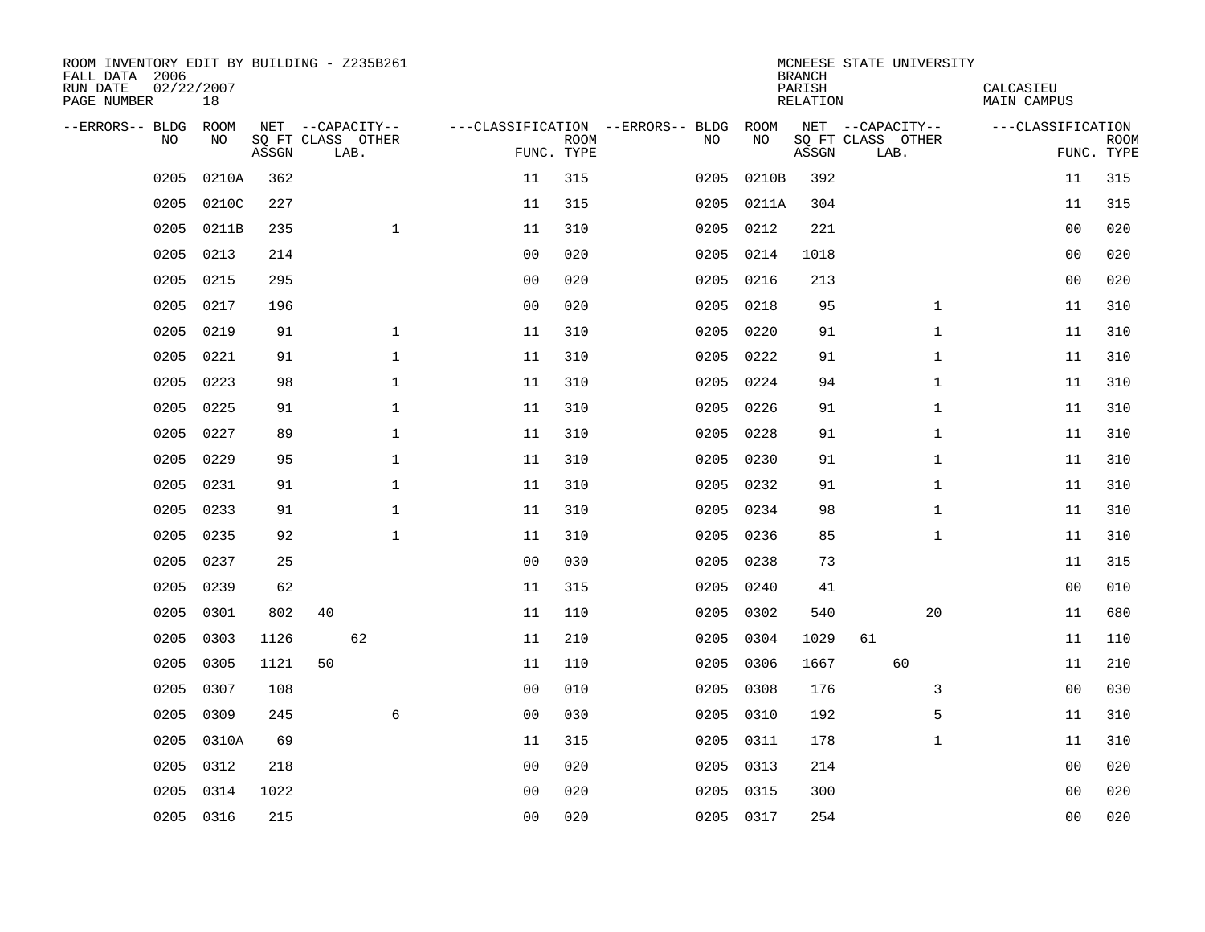ROOM INVENTORY EDIT BY BUILDING - Z235B261
FALL DATA 2006
RUN DATE 02/22/2007
PAGE NUMBER 18

MCNEESE STATE UNIVERSITY
BRANCH
PARISH CALCASIEU
RELATION MAIN CAMPUS

| --ERRORS-- | BLDG NO | ROOM NO | NET SQ FT ASSGN | CAPACITY CLASS | CAPACITY LAB. | CAPACITY OTHER | FUNC. | ROOM TYPE | --ERRORS-- | BLDG NO | ROOM NO | NET SQ FT ASSGN | CAPACITY CLASS | CAPACITY LAB. | CAPACITY OTHER | FUNC. | ROOM TYPE |
|---|---|---|---|---|---|---|---|---|---|---|---|---|---|---|---|---|---|
| | 0205 | 0210A | 362 | | | | 11 | 315 | | 0205 | 0210B | 392 | | | | 11 | 315 |
| | 0205 | 0210C | 227 | | | | 11 | 315 | | 0205 | 0211A | 304 | | | | 11 | 315 |
| | 0205 | 0211B | 235 | | | 1 | 11 | 310 | | 0205 | 0212 | 221 | | | | 00 | 020 |
| | 0205 | 0213 | 214 | | | | 00 | 020 | | 0205 | 0214 | 1018 | | | | 00 | 020 |
| | 0205 | 0215 | 295 | | | | 00 | 020 | | 0205 | 0216 | 213 | | | | 00 | 020 |
| | 0205 | 0217 | 196 | | | | 00 | 020 | | 0205 | 0218 | 95 | | | 1 | 11 | 310 |
| | 0205 | 0219 | 91 | | | 1 | 11 | 310 | | 0205 | 0220 | 91 | | | 1 | 11 | 310 |
| | 0205 | 0221 | 91 | | | 1 | 11 | 310 | | 0205 | 0222 | 91 | | | 1 | 11 | 310 |
| | 0205 | 0223 | 98 | | | 1 | 11 | 310 | | 0205 | 0224 | 94 | | | 1 | 11 | 310 |
| | 0205 | 0225 | 91 | | | 1 | 11 | 310 | | 0205 | 0226 | 91 | | | 1 | 11 | 310 |
| | 0205 | 0227 | 89 | | | 1 | 11 | 310 | | 0205 | 0228 | 91 | | | 1 | 11 | 310 |
| | 0205 | 0229 | 95 | | | 1 | 11 | 310 | | 0205 | 0230 | 91 | | | 1 | 11 | 310 |
| | 0205 | 0231 | 91 | | | 1 | 11 | 310 | | 0205 | 0232 | 91 | | | 1 | 11 | 310 |
| | 0205 | 0233 | 91 | | | 1 | 11 | 310 | | 0205 | 0234 | 98 | | | 1 | 11 | 310 |
| | 0205 | 0235 | 92 | | | 1 | 11 | 310 | | 0205 | 0236 | 85 | | | 1 | 11 | 310 |
| | 0205 | 0237 | 25 | | | | 00 | 030 | | 0205 | 0238 | 73 | | | | 11 | 315 |
| | 0205 | 0239 | 62 | | | | 11 | 315 | | 0205 | 0240 | 41 | | | | 00 | 010 |
| | 0205 | 0301 | 802 | 40 | | | 11 | 110 | | 0205 | 0302 | 540 | | | 20 | 11 | 680 |
| | 0205 | 0303 | 1126 | | 62 | | 11 | 210 | | 0205 | 0304 | 1029 | 61 | | | 11 | 110 |
| | 0205 | 0305 | 1121 | 50 | | | 11 | 110 | | 0205 | 0306 | 1667 | | 60 | | 11 | 210 |
| | 0205 | 0307 | 108 | | | | 00 | 010 | | 0205 | 0308 | 176 | | | 3 | 00 | 030 |
| | 0205 | 0309 | 245 | | | 6 | 00 | 030 | | 0205 | 0310 | 192 | | | 5 | 11 | 310 |
| | 0205 | 0310A | 69 | | | | 11 | 315 | | 0205 | 0311 | 178 | | | 1 | 11 | 310 |
| | 0205 | 0312 | 218 | | | | 00 | 020 | | 0205 | 0313 | 214 | | | | 00 | 020 |
| | 0205 | 0314 | 1022 | | | | 00 | 020 | | 0205 | 0315 | 300 | | | | 00 | 020 |
| | 0205 | 0316 | 215 | | | | 00 | 020 | | 0205 | 0317 | 254 | | | | 00 | 020 |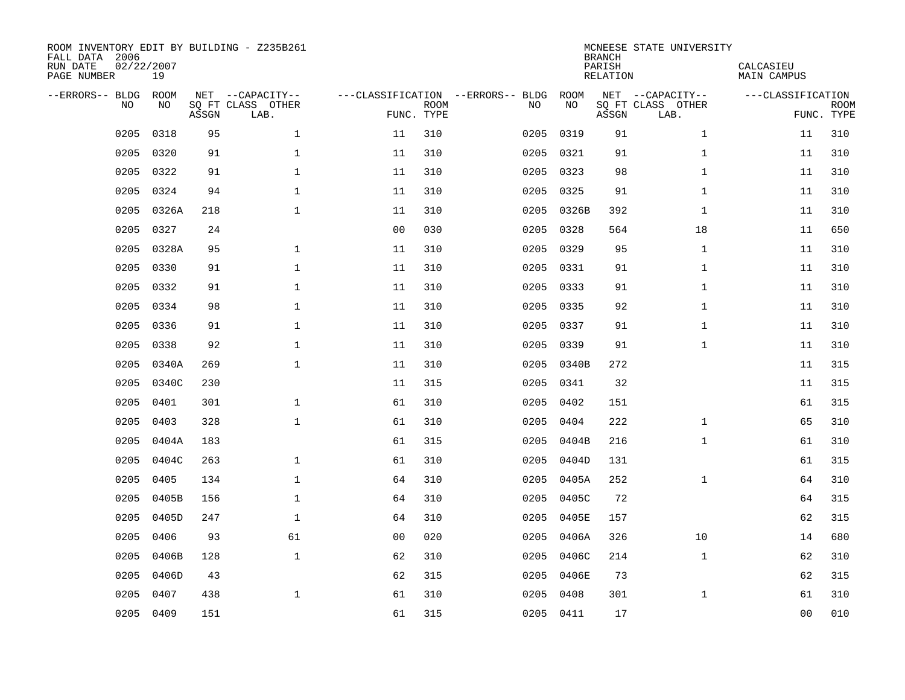ROOM INVENTORY EDIT BY BUILDING - Z235B261
FALL DATA 2006
RUN DATE 02/22/2007
PAGE NUMBER 19

MCNEESE STATE UNIVERSITY
BRANCH
PARISH CALCASIEU
RELATION MAIN CAMPUS

| --ERRORS-- | BLDG NO | ROOM NO | NET SQ FT ASSGN | --CAPACITY-- CLASS LAB. | OTHER | ---CLASSIFICATION FUNC. | ROOM TYPE | --ERRORS-- | BLDG NO | ROOM NO | NET SQ FT ASSGN | --CAPACITY-- CLASS LAB. | OTHER | ---CLASSIFICATION FUNC. | ROOM TYPE |
|---|---|---|---|---|---|---|---|---|---|---|---|---|---|---|---|
| | 0205 | 0318 | 95 | | 1 | 11 | 310 | | 0205 | 0319 | 91 | | 1 | 11 | 310 |
| | 0205 | 0320 | 91 | | 1 | 11 | 310 | | 0205 | 0321 | 91 | | 1 | 11 | 310 |
| | 0205 | 0322 | 91 | | 1 | 11 | 310 | | 0205 | 0323 | 98 | | 1 | 11 | 310 |
| | 0205 | 0324 | 94 | | 1 | 11 | 310 | | 0205 | 0325 | 91 | | 1 | 11 | 310 |
| | 0205 | 0326A | 218 | | 1 | 11 | 310 | | 0205 | 0326B | 392 | | 1 | 11 | 310 |
| | 0205 | 0327 | 24 | | | 00 | 030 | | 0205 | 0328 | 564 | | 18 | 11 | 650 |
| | 0205 | 0328A | 95 | | 1 | 11 | 310 | | 0205 | 0329 | 95 | | 1 | 11 | 310 |
| | 0205 | 0330 | 91 | | 1 | 11 | 310 | | 0205 | 0331 | 91 | | 1 | 11 | 310 |
| | 0205 | 0332 | 91 | | 1 | 11 | 310 | | 0205 | 0333 | 91 | | 1 | 11 | 310 |
| | 0205 | 0334 | 98 | | 1 | 11 | 310 | | 0205 | 0335 | 92 | | 1 | 11 | 310 |
| | 0205 | 0336 | 91 | | 1 | 11 | 310 | | 0205 | 0337 | 91 | | 1 | 11 | 310 |
| | 0205 | 0338 | 92 | | 1 | 11 | 310 | | 0205 | 0339 | 91 | | 1 | 11 | 310 |
| | 0205 | 0340A | 269 | | 1 | 11 | 310 | | 0205 | 0340B | 272 | | | 11 | 315 |
| | 0205 | 0340C | 230 | | | 11 | 315 | | 0205 | 0341 | 32 | | | 11 | 315 |
| | 0205 | 0401 | 301 | | 1 | 61 | 310 | | 0205 | 0402 | 151 | | | 61 | 315 |
| | 0205 | 0403 | 328 | | 1 | 61 | 310 | | 0205 | 0404 | 222 | | 1 | 65 | 310 |
| | 0205 | 0404A | 183 | | | 61 | 315 | | 0205 | 0404B | 216 | | 1 | 61 | 310 |
| | 0205 | 0404C | 263 | | 1 | 61 | 310 | | 0205 | 0404D | 131 | | | 61 | 315 |
| | 0205 | 0405 | 134 | | 1 | 64 | 310 | | 0205 | 0405A | 252 | | 1 | 64 | 310 |
| | 0205 | 0405B | 156 | | 1 | 64 | 310 | | 0205 | 0405C | 72 | | | 64 | 315 |
| | 0205 | 0405D | 247 | | 1 | 64 | 310 | | 0205 | 0405E | 157 | | | 62 | 315 |
| | 0205 | 0406 | 93 | | 61 | 00 | 020 | | 0205 | 0406A | 326 | | 10 | 14 | 680 |
| | 0205 | 0406B | 128 | | 1 | 62 | 310 | | 0205 | 0406C | 214 | | 1 | 62 | 310 |
| | 0205 | 0406D | 43 | | | 62 | 315 | | 0205 | 0406E | 73 | | | 62 | 315 |
| | 0205 | 0407 | 438 | | 1 | 61 | 310 | | 0205 | 0408 | 301 | | 1 | 61 | 310 |
| | 0205 | 0409 | 151 | | | 61 | 315 | | 0205 | 0411 | 17 | | | 00 | 010 |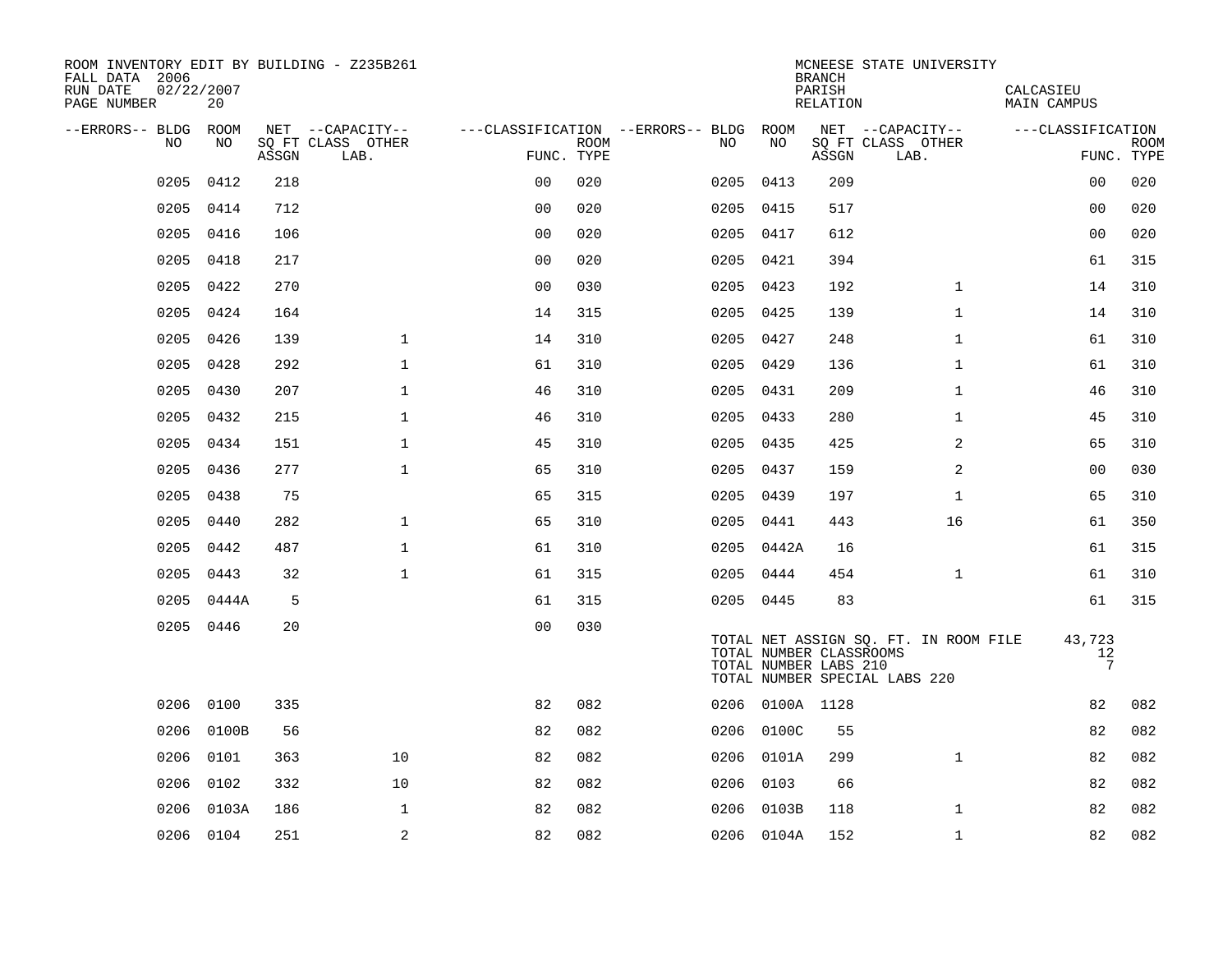ROOM INVENTORY EDIT BY BUILDING - Z235B261
FALL DATA 2006
RUN DATE 02/22/2007
PAGE NUMBER 20

MCNEESE STATE UNIVERSITY
BRANCH
PARISH CALCASIEU
RELATION MAIN CAMPUS

| --ERRORS-- | BLDG NO | ROOM NO | NET SQ FT ASSGN | CAPACITY CLASS | CAPACITY OTHER LAB. | FUNC. | ROOM TYPE | --ERRORS-- | BLDG NO | ROOM NO | NET SQ FT ASSGN | CAPACITY CLASS | CAPACITY OTHER LAB. | FUNC. | ROOM TYPE |
|---|---|---|---|---|---|---|---|---|---|---|---|---|---|---|---|
| | 0205 | 0412 | 218 | | | 00 | 020 | | 0205 | 0413 | 209 | | | 00 | 020 |
| | 0205 | 0414 | 712 | | | 00 | 020 | | 0205 | 0415 | 517 | | | 00 | 020 |
| | 0205 | 0416 | 106 | | | 00 | 020 | | 0205 | 0417 | 612 | | | 00 | 020 |
| | 0205 | 0418 | 217 | | | 00 | 020 | | 0205 | 0421 | 394 | | | 61 | 315 |
| | 0205 | 0422 | 270 | | | 00 | 030 | | 0205 | 0423 | 192 | | 1 | 14 | 310 |
| | 0205 | 0424 | 164 | | | 14 | 315 | | 0205 | 0425 | 139 | | 1 | 14 | 310 |
| | 0205 | 0426 | 139 | | 1 | 14 | 310 | | 0205 | 0427 | 248 | | 1 | 61 | 310 |
| | 0205 | 0428 | 292 | | 1 | 61 | 310 | | 0205 | 0429 | 136 | | 1 | 61 | 310 |
| | 0205 | 0430 | 207 | | 1 | 46 | 310 | | 0205 | 0431 | 209 | | 1 | 46 | 310 |
| | 0205 | 0432 | 215 | | 1 | 46 | 310 | | 0205 | 0433 | 280 | | 1 | 45 | 310 |
| | 0205 | 0434 | 151 | | 1 | 45 | 310 | | 0205 | 0435 | 425 | | 2 | 65 | 310 |
| | 0205 | 0436 | 277 | | 1 | 65 | 310 | | 0205 | 0437 | 159 | | 2 | 00 | 030 |
| | 0205 | 0438 | 75 | | | 65 | 315 | | 0205 | 0439 | 197 | | 1 | 65 | 310 |
| | 0205 | 0440 | 282 | | 1 | 65 | 310 | | 0205 | 0441 | 443 | | 16 | 61 | 350 |
| | 0205 | 0442 | 487 | | 1 | 61 | 310 | | 0205 | 0442A | 16 | | | 61 | 315 |
| | 0205 | 0443 | 32 | | 1 | 61 | 315 | | 0205 | 0444 | 454 | | 1 | 61 | 310 |
| | 0205 | 0444A | 5 | | | 61 | 315 | | 0205 | 0445 | 83 | | | 61 | 315 |
| | 0205 | 0446 | 20 | | | 00 | 030 | | | | | | | | |

TOTAL NET ASSIGN SQ. FT. IN ROOM FILE 43,723
TOTAL NUMBER CLASSROOMS 12
TOTAL NUMBER LABS 210 7
TOTAL NUMBER SPECIAL LABS 220

| --ERRORS-- | BLDG NO | ROOM NO | NET SQ FT ASSGN | CAPACITY CLASS | CAPACITY OTHER LAB. | FUNC. | ROOM TYPE | --ERRORS-- | BLDG NO | ROOM NO | NET SQ FT ASSGN | CAPACITY CLASS | CAPACITY OTHER LAB. | FUNC. | ROOM TYPE |
|---|---|---|---|---|---|---|---|---|---|---|---|---|---|---|---|
| | 0206 | 0100 | 335 | | | 82 | 082 | | 0206 | 0100A | 1128 | | | 82 | 082 |
| | 0206 | 0100B | 56 | | | 82 | 082 | | 0206 | 0100C | 55 | | | 82 | 082 |
| | 0206 | 0101 | 363 | | 10 | 82 | 082 | | 0206 | 0101A | 299 | | 1 | 82 | 082 |
| | 0206 | 0102 | 332 | | 10 | 82 | 082 | | 0206 | 0103 | 66 | | | 82 | 082 |
| | 0206 | 0103A | 186 | | 1 | 82 | 082 | | 0206 | 0103B | 118 | | 1 | 82 | 082 |
| | 0206 | 0104 | 251 | | 2 | 82 | 082 | | 0206 | 0104A | 152 | | 1 | 82 | 082 |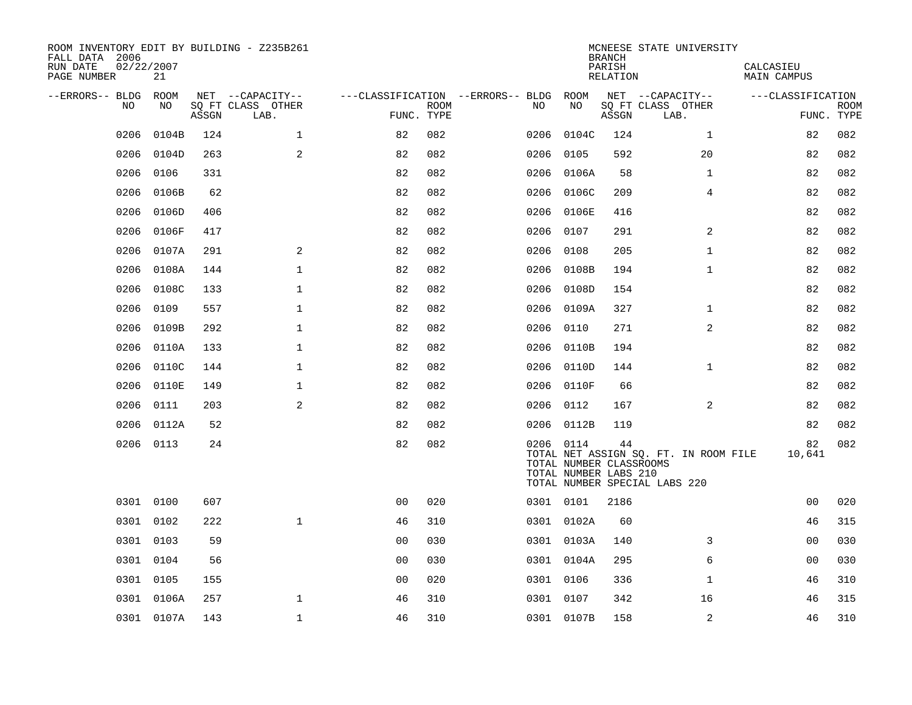ROOM INVENTORY EDIT BY BUILDING - Z235B261
FALL DATA 2006
RUN DATE 02/22/2007
PAGE NUMBER 21

MCNEESE STATE UNIVERSITY
BRANCH
PARISH CALCASIEU
RELATION MAIN CAMPUS

| --ERRORS-- | BLDG NO | ROOM NO | NET SQ FT ASSGN | --CAPACITY-- CLASS | OTHER LAB. | ---CLASSIFICATION FUNC. | ROOM TYPE | --ERRORS-- | BLDG NO | ROOM NO | NET SQ FT ASSGN | --CAPACITY-- CLASS | OTHER LAB. | ---CLASSIFICATION FUNC. | ROOM TYPE |
|---|---|---|---|---|---|---|---|---|---|---|---|---|---|---|---|
| | 0206 | 0104B | 124 | | 1 | 82 | 082 | | 0206 | 0104C | 124 | | 1 | 82 | 082 |
| | 0206 | 0104D | 263 | | 2 | 82 | 082 | | 0206 | 0105 | 592 | | 20 | 82 | 082 |
| | 0206 | 0106 | 331 | | | 82 | 082 | | 0206 | 0106A | 58 | | 1 | 82 | 082 |
| | 0206 | 0106B | 62 | | | 82 | 082 | | 0206 | 0106C | 209 | | 4 | 82 | 082 |
| | 0206 | 0106D | 406 | | | 82 | 082 | | 0206 | 0106E | 416 | | | 82 | 082 |
| | 0206 | 0106F | 417 | | | 82 | 082 | | 0206 | 0107 | 291 | | 2 | 82 | 082 |
| | 0206 | 0107A | 291 | | 2 | 82 | 082 | | 0206 | 0108 | 205 | | 1 | 82 | 082 |
| | 0206 | 0108A | 144 | | 1 | 82 | 082 | | 0206 | 0108B | 194 | | 1 | 82 | 082 |
| | 0206 | 0108C | 133 | | 1 | 82 | 082 | | 0206 | 0108D | 154 | | | 82 | 082 |
| | 0206 | 0109 | 557 | | 1 | 82 | 082 | | 0206 | 0109A | 327 | | 1 | 82 | 082 |
| | 0206 | 0109B | 292 | | 1 | 82 | 082 | | 0206 | 0110 | 271 | | 2 | 82 | 082 |
| | 0206 | 0110A | 133 | | 1 | 82 | 082 | | 0206 | 0110B | 194 | | | 82 | 082 |
| | 0206 | 0110C | 144 | | 1 | 82 | 082 | | 0206 | 0110D | 144 | | 1 | 82 | 082 |
| | 0206 | 0110E | 149 | | 1 | 82 | 082 | | 0206 | 0110F | 66 | | | 82 | 082 |
| | 0206 | 0111 | 203 | | 2 | 82 | 082 | | 0206 | 0112 | 167 | | 2 | 82 | 082 |
| | 0206 | 0112A | 52 | | | 82 | 082 | | 0206 | 0112B | 119 | | | 82 | 082 |
| | 0206 | 0113 | 24 | | | 82 | 082 | | 0206 | 0114 | 44 | | | 82 | 082 |

TOTAL NET ASSIGN SQ. FT. IN ROOM FILE 10,641
TOTAL NUMBER CLASSROOMS
TOTAL NUMBER LABS 210
TOTAL NUMBER SPECIAL LABS 220

| --ERRORS-- | BLDG NO | ROOM NO | NET SQ FT ASSGN | --CAPACITY-- CLASS | OTHER LAB. | ---CLASSIFICATION FUNC. | ROOM TYPE | --ERRORS-- | BLDG NO | ROOM NO | NET SQ FT ASSGN | --CAPACITY-- CLASS | OTHER LAB. | ---CLASSIFICATION FUNC. | ROOM TYPE |
|---|---|---|---|---|---|---|---|---|---|---|---|---|---|---|---|
| | 0301 | 0100 | 607 | | | 00 | 020 | | 0301 | 0101 | 2186 | | | 00 | 020 |
| | 0301 | 0102 | 222 | | 1 | 46 | 310 | | 0301 | 0102A | 60 | | | 46 | 315 |
| | 0301 | 0103 | 59 | | | 00 | 030 | | 0301 | 0103A | 140 | | 3 | 00 | 030 |
| | 0301 | 0104 | 56 | | | 00 | 030 | | 0301 | 0104A | 295 | | 6 | 00 | 030 |
| | 0301 | 0105 | 155 | | | 00 | 020 | | 0301 | 0106 | 336 | | 1 | 46 | 310 |
| | 0301 | 0106A | 257 | | 1 | 46 | 310 | | 0301 | 0107 | 342 | | 16 | 46 | 315 |
| | 0301 | 0107A | 143 | | 1 | 46 | 310 | | 0301 | 0107B | 158 | | 2 | 46 | 310 |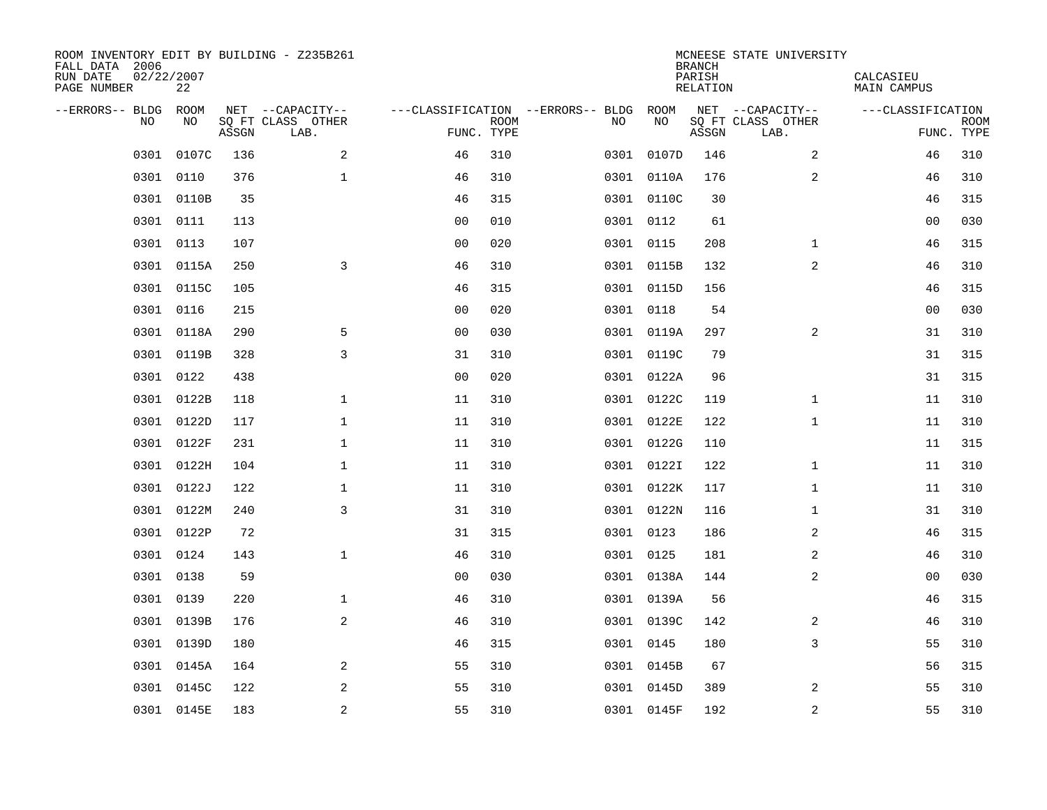ROOM INVENTORY EDIT BY BUILDING - Z235B261
FALL DATA 2006
RUN DATE 02/22/2007
PAGE NUMBER 22

MCNEESE STATE UNIVERSITY
BRANCH
PARISH CALCASIEU
RELATION MAIN CAMPUS

| --ERRORS-- | BLDG NO | ROOM NO | NET SQ FT ASSGN | --CAPACITY-- CLASS LAB. | OTHER | ---CLASSIFICATION FUNC. | ROOM TYPE | --ERRORS-- | BLDG NO | ROOM NO | NET SQ FT ASSGN | --CAPACITY-- CLASS LAB. | OTHER | ---CLASSIFICATION FUNC. | ROOM TYPE |
|---|---|---|---|---|---|---|---|---|---|---|---|---|---|---|---|
| | 0301 | 0107C | 136 | | 2 | 46 | 310 | | 0301 | 0107D | 146 | | 2 | 46 | 310 |
| | 0301 | 0110 | 376 | | 1 | 46 | 310 | | 0301 | 0110A | 176 | | 2 | 46 | 310 |
| | 0301 | 0110B | 35 | | | 46 | 315 | | 0301 | 0110C | 30 | | | 46 | 315 |
| | 0301 | 0111 | 113 | | | 00 | 010 | | 0301 | 0112 | 61 | | | 00 | 030 |
| | 0301 | 0113 | 107 | | | 00 | 020 | | 0301 | 0115 | 208 | | 1 | 46 | 315 |
| | 0301 | 0115A | 250 | | 3 | 46 | 310 | | 0301 | 0115B | 132 | | 2 | 46 | 310 |
| | 0301 | 0115C | 105 | | | 46 | 315 | | 0301 | 0115D | 156 | | | 46 | 315 |
| | 0301 | 0116 | 215 | | | 00 | 020 | | 0301 | 0118 | 54 | | | 00 | 030 |
| | 0301 | 0118A | 290 | | 5 | 00 | 030 | | 0301 | 0119A | 297 | | 2 | 31 | 310 |
| | 0301 | 0119B | 328 | | 3 | 31 | 310 | | 0301 | 0119C | 79 | | | 31 | 315 |
| | 0301 | 0122 | 438 | | | 00 | 020 | | 0301 | 0122A | 96 | | | 31 | 315 |
| | 0301 | 0122B | 118 | | 1 | 11 | 310 | | 0301 | 0122C | 119 | | 1 | 11 | 310 |
| | 0301 | 0122D | 117 | | 1 | 11 | 310 | | 0301 | 0122E | 122 | | 1 | 11 | 310 |
| | 0301 | 0122F | 231 | | 1 | 11 | 310 | | 0301 | 0122G | 110 | | | 11 | 315 |
| | 0301 | 0122H | 104 | | 1 | 11 | 310 | | 0301 | 0122I | 122 | | 1 | 11 | 310 |
| | 0301 | 0122J | 122 | | 1 | 11 | 310 | | 0301 | 0122K | 117 | | 1 | 11 | 310 |
| | 0301 | 0122M | 240 | | 3 | 31 | 310 | | 0301 | 0122N | 116 | | 1 | 31 | 310 |
| | 0301 | 0122P | 72 | | | 31 | 315 | | 0301 | 0123 | 186 | | 2 | 46 | 315 |
| | 0301 | 0124 | 143 | | 1 | 46 | 310 | | 0301 | 0125 | 181 | | 2 | 46 | 310 |
| | 0301 | 0138 | 59 | | | 00 | 030 | | 0301 | 0138A | 144 | | 2 | 00 | 030 |
| | 0301 | 0139 | 220 | | 1 | 46 | 310 | | 0301 | 0139A | 56 | | | 46 | 315 |
| | 0301 | 0139B | 176 | | 2 | 46 | 310 | | 0301 | 0139C | 142 | | 2 | 46 | 310 |
| | 0301 | 0139D | 180 | | | 46 | 315 | | 0301 | 0145 | 180 | | 3 | 55 | 310 |
| | 0301 | 0145A | 164 | | 2 | 55 | 310 | | 0301 | 0145B | 67 | | | 56 | 315 |
| | 0301 | 0145C | 122 | | 2 | 55 | 310 | | 0301 | 0145D | 389 | | 2 | 55 | 310 |
| | 0301 | 0145E | 183 | | 2 | 55 | 310 | | 0301 | 0145F | 192 | | 2 | 55 | 310 |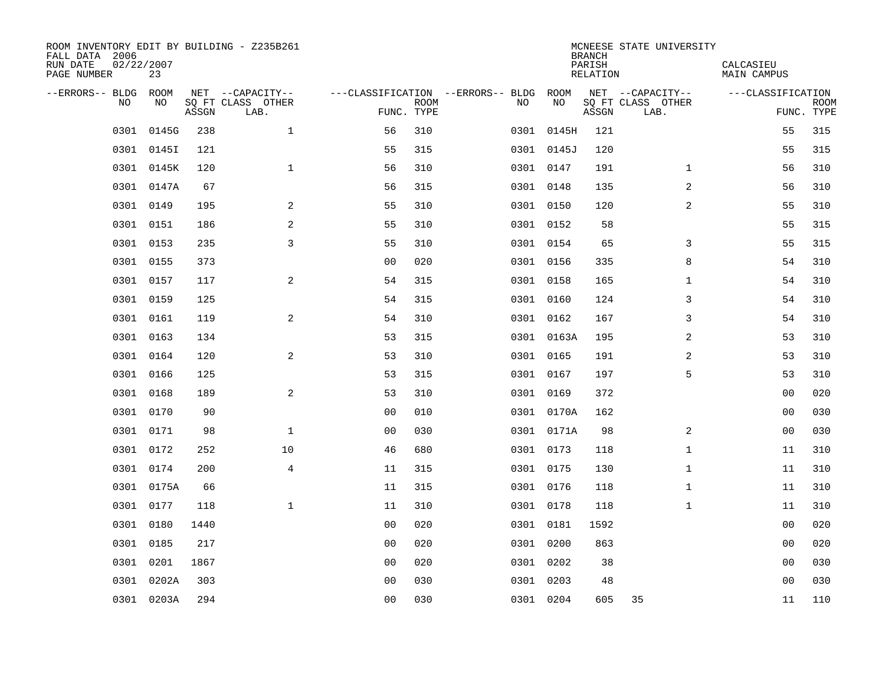ROOM INVENTORY EDIT BY BUILDING - Z235B261
FALL DATA 2006
RUN DATE 02/22/2007
PAGE NUMBER 23

MCNEESE STATE UNIVERSITY
BRANCH
PARISH CALCASIEU
RELATION MAIN CAMPUS

| --ERRORS-- | BLDG NO | ROOM NO | NET SQ FT ASSGN | --CAPACITY-- CLASS | OTHER LAB. | ---CLASSIFICATION FUNC. | ROOM TYPE | --ERRORS-- | BLDG NO | ROOM NO | NET SQ FT ASSGN | --CAPACITY-- CLASS | OTHER LAB. | ---CLASSIFICATION FUNC. | ROOM TYPE |
|---|---|---|---|---|---|---|---|---|---|---|---|---|---|---|---|
| | 0301 | 0145G | 238 | | 1 | 56 | 310 | | 0301 | 0145H | 121 | | | 55 | 315 |
| | 0301 | 0145I | 121 | | | 55 | 315 | | 0301 | 0145J | 120 | | | 55 | 315 |
| | 0301 | 0145K | 120 | | 1 | 56 | 310 | | 0301 | 0147 | 191 | | 1 | 56 | 310 |
| | 0301 | 0147A | 67 | | | 56 | 315 | | 0301 | 0148 | 135 | | 2 | 56 | 310 |
| | 0301 | 0149 | 195 | | 2 | 55 | 310 | | 0301 | 0150 | 120 | | 2 | 55 | 310 |
| | 0301 | 0151 | 186 | | 2 | 55 | 310 | | 0301 | 0152 | 58 | | | 55 | 315 |
| | 0301 | 0153 | 235 | | 3 | 55 | 310 | | 0301 | 0154 | 65 | | 3 | 55 | 315 |
| | 0301 | 0155 | 373 | | | 00 | 020 | | 0301 | 0156 | 335 | | 8 | 54 | 310 |
| | 0301 | 0157 | 117 | | 2 | 54 | 315 | | 0301 | 0158 | 165 | | 1 | 54 | 310 |
| | 0301 | 0159 | 125 | | | 54 | 315 | | 0301 | 0160 | 124 | | 3 | 54 | 310 |
| | 0301 | 0161 | 119 | | 2 | 54 | 310 | | 0301 | 0162 | 167 | | 3 | 54 | 310 |
| | 0301 | 0163 | 134 | | | 53 | 315 | | 0301 | 0163A | 195 | | 2 | 53 | 310 |
| | 0301 | 0164 | 120 | | 2 | 53 | 310 | | 0301 | 0165 | 191 | | 2 | 53 | 310 |
| | 0301 | 0166 | 125 | | | 53 | 315 | | 0301 | 0167 | 197 | | 5 | 53 | 310 |
| | 0301 | 0168 | 189 | | 2 | 53 | 310 | | 0301 | 0169 | 372 | | | 00 | 020 |
| | 0301 | 0170 | 90 | | | 00 | 010 | | 0301 | 0170A | 162 | | | 00 | 030 |
| | 0301 | 0171 | 98 | | 1 | 00 | 030 | | 0301 | 0171A | 98 | | 2 | 00 | 030 |
| | 0301 | 0172 | 252 | | 10 | 46 | 680 | | 0301 | 0173 | 118 | | 1 | 11 | 310 |
| | 0301 | 0174 | 200 | | 4 | 11 | 315 | | 0301 | 0175 | 130 | | 1 | 11 | 310 |
| | 0301 | 0175A | 66 | | | 11 | 315 | | 0301 | 0176 | 118 | | 1 | 11 | 310 |
| | 0301 | 0177 | 118 | | 1 | 11 | 310 | | 0301 | 0178 | 118 | | 1 | 11 | 310 |
| | 0301 | 0180 | 1440 | | | 00 | 020 | | 0301 | 0181 | 1592 | | | 00 | 020 |
| | 0301 | 0185 | 217 | | | 00 | 020 | | 0301 | 0200 | 863 | | | 00 | 020 |
| | 0301 | 0201 | 1867 | | | 00 | 020 | | 0301 | 0202 | 38 | | | 00 | 030 |
| | 0301 | 0202A | 303 | | | 00 | 030 | | 0301 | 0203 | 48 | | | 00 | 030 |
| | 0301 | 0203A | 294 | | | 00 | 030 | | 0301 | 0204 | 605 | 35 | | 11 | 110 |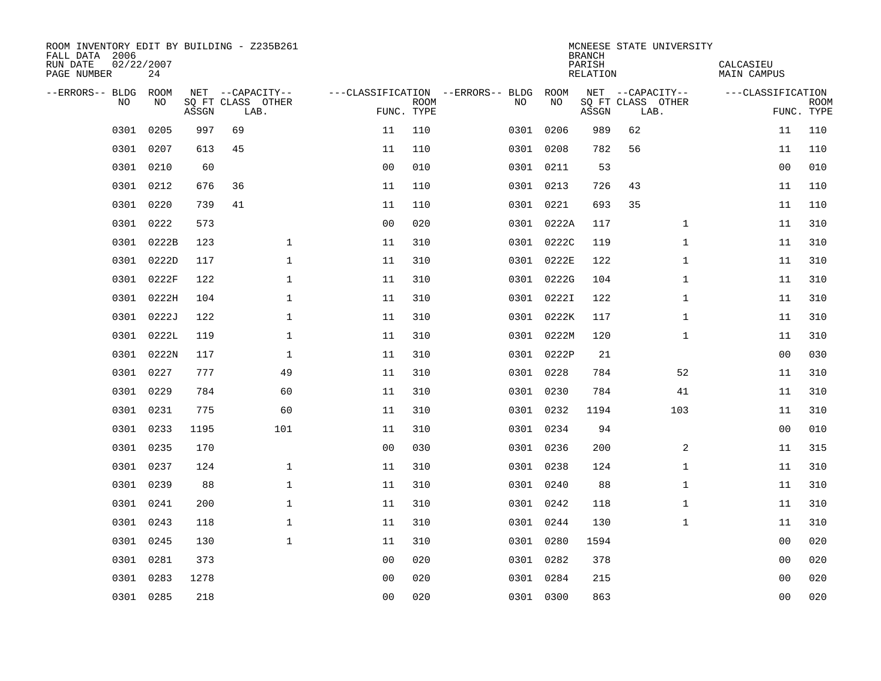ROOM INVENTORY EDIT BY BUILDING - Z235B261
FALL DATA 2006
RUN DATE 02/22/2007
PAGE NUMBER 24

MCNEESE STATE UNIVERSITY
BRANCH
PARISH CALCASIEU
RELATION MAIN CAMPUS

| --ERRORS-- | BLDG NO | ROOM NO | NET SQ FT ASSGN | CAPACITY CLASS | CAPACITY OTHER LAB. | CLASSIFICATION FUNC. | ROOM TYPE | --ERRORS-- | BLDG NO | ROOM NO | NET SQ FT ASSGN | CAPACITY CLASS | CAPACITY OTHER LAB. | CLASSIFICATION FUNC. | ROOM TYPE |
|---|---|---|---|---|---|---|---|---|---|---|---|---|---|---|---|
| | 0301 | 0205 | 997 | 69 | | 11 | 110 | | 0301 | 0206 | 989 | 62 | | 11 | 110 |
| | 0301 | 0207 | 613 | 45 | | 11 | 110 | | 0301 | 0208 | 782 | 56 | | 11 | 110 |
| | 0301 | 0210 | 60 | | | 00 | 010 | | 0301 | 0211 | 53 | | | 00 | 010 |
| | 0301 | 0212 | 676 | 36 | | 11 | 110 | | 0301 | 0213 | 726 | 43 | | 11 | 110 |
| | 0301 | 0220 | 739 | 41 | | 11 | 110 | | 0301 | 0221 | 693 | 35 | | 11 | 110 |
| | 0301 | 0222 | 573 | | | 00 | 020 | | 0301 | 0222A | 117 | | 1 | 11 | 310 |
| | 0301 | 0222B | 123 | | 1 | 11 | 310 | | 0301 | 0222C | 119 | | 1 | 11 | 310 |
| | 0301 | 0222D | 117 | | 1 | 11 | 310 | | 0301 | 0222E | 122 | | 1 | 11 | 310 |
| | 0301 | 0222F | 122 | | 1 | 11 | 310 | | 0301 | 0222G | 104 | | 1 | 11 | 310 |
| | 0301 | 0222H | 104 | | 1 | 11 | 310 | | 0301 | 0222I | 122 | | 1 | 11 | 310 |
| | 0301 | 0222J | 122 | | 1 | 11 | 310 | | 0301 | 0222K | 117 | | 1 | 11 | 310 |
| | 0301 | 0222L | 119 | | 1 | 11 | 310 | | 0301 | 0222M | 120 | | 1 | 11 | 310 |
| | 0301 | 0222N | 117 | | 1 | 11 | 310 | | 0301 | 0222P | 21 | | | 00 | 030 |
| | 0301 | 0227 | 777 | | 49 | 11 | 310 | | 0301 | 0228 | 784 | | 52 | 11 | 310 |
| | 0301 | 0229 | 784 | | 60 | 11 | 310 | | 0301 | 0230 | 784 | | 41 | 11 | 310 |
| | 0301 | 0231 | 775 | | 60 | 11 | 310 | | 0301 | 0232 | 1194 | | 103 | 11 | 310 |
| | 0301 | 0233 | 1195 | | 101 | 11 | 310 | | 0301 | 0234 | 94 | | | 00 | 010 |
| | 0301 | 0235 | 170 | | | 00 | 030 | | 0301 | 0236 | 200 | | 2 | 11 | 315 |
| | 0301 | 0237 | 124 | | 1 | 11 | 310 | | 0301 | 0238 | 124 | | 1 | 11 | 310 |
| | 0301 | 0239 | 88 | | 1 | 11 | 310 | | 0301 | 0240 | 88 | | 1 | 11 | 310 |
| | 0301 | 0241 | 200 | | 1 | 11 | 310 | | 0301 | 0242 | 118 | | 1 | 11 | 310 |
| | 0301 | 0243 | 118 | | 1 | 11 | 310 | | 0301 | 0244 | 130 | | 1 | 11 | 310 |
| | 0301 | 0245 | 130 | | 1 | 11 | 310 | | 0301 | 0280 | 1594 | | | 00 | 020 |
| | 0301 | 0281 | 373 | | | 00 | 020 | | 0301 | 0282 | 378 | | | 00 | 020 |
| | 0301 | 0283 | 1278 | | | 00 | 020 | | 0301 | 0284 | 215 | | | 00 | 020 |
| | 0301 | 0285 | 218 | | | 00 | 020 | | 0301 | 0300 | 863 | | | 00 | 020 |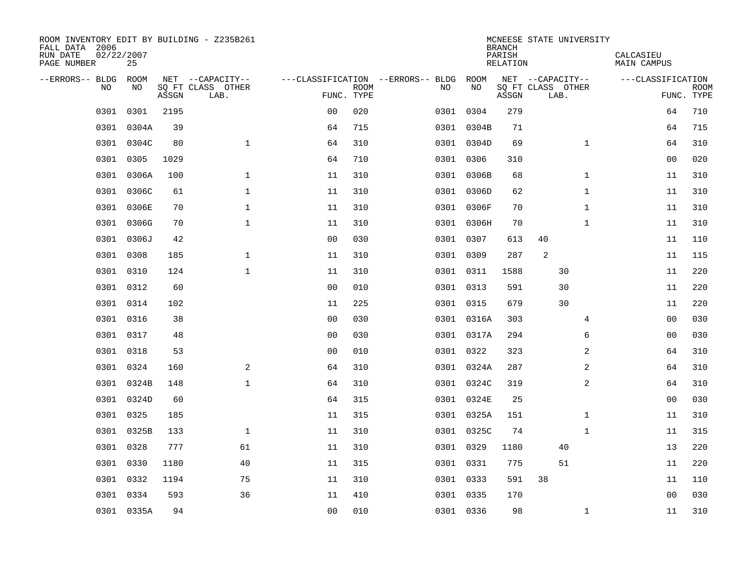ROOM INVENTORY EDIT BY BUILDING - Z235B261
FALL DATA 2006
RUN DATE 02/22/2007
PAGE NUMBER 25

MCNEESE STATE UNIVERSITY
BRANCH
PARISH CALCASIEU
RELATION MAIN CAMPUS

| --ERRORS-- | BLDG NO | ROOM NO | NET SQ FT ASSGN | CAPACITY CLASS | CAPACITY OTHER LAB. | CLASSIFICATION FUNC. | ROOM TYPE | --ERRORS-- | BLDG NO | ROOM NO | NET SQ FT ASSGN | CAPACITY CLASS | CAPACITY OTHER LAB. | CLASSIFICATION FUNC. | ROOM TYPE |
|---|---|---|---|---|---|---|---|---|---|---|---|---|---|---|---|
| | 0301 | 0301 | 2195 | | | 00 | 020 | | 0301 | 0304 | 279 | | | 64 | 710 |
| | 0301 | 0304A | 39 | | | 64 | 715 | | 0301 | 0304B | 71 | | | 64 | 715 |
| | 0301 | 0304C | 80 | | 1 | 64 | 310 | | 0301 | 0304D | 69 | | 1 | 64 | 310 |
| | 0301 | 0305 | 1029 | | | 64 | 710 | | 0301 | 0306 | 310 | | | 00 | 020 |
| | 0301 | 0306A | 100 | | 1 | 11 | 310 | | 0301 | 0306B | 68 | | 1 | 11 | 310 |
| | 0301 | 0306C | 61 | | 1 | 11 | 310 | | 0301 | 0306D | 62 | | 1 | 11 | 310 |
| | 0301 | 0306E | 70 | | 1 | 11 | 310 | | 0301 | 0306F | 70 | | 1 | 11 | 310 |
| | 0301 | 0306G | 70 | | 1 | 11 | 310 | | 0301 | 0306H | 70 | | 1 | 11 | 310 |
| | 0301 | 0306J | 42 | | | 00 | 030 | | 0301 | 0307 | 613 | 40 | | 11 | 110 |
| | 0301 | 0308 | 185 | | 1 | 11 | 310 | | 0301 | 0309 | 287 | 2 | | 11 | 115 |
| | 0301 | 0310 | 124 | | 1 | 11 | 310 | | 0301 | 0311 | 1588 | | 30 | 11 | 220 |
| | 0301 | 0312 | 60 | | | 00 | 010 | | 0301 | 0313 | 591 | | 30 | 11 | 220 |
| | 0301 | 0314 | 102 | | | 11 | 225 | | 0301 | 0315 | 679 | | 30 | 11 | 220 |
| | 0301 | 0316 | 38 | | | 00 | 030 | | 0301 | 0316A | 303 | | 4 | 00 | 030 |
| | 0301 | 0317 | 48 | | | 00 | 030 | | 0301 | 0317A | 294 | | 6 | 00 | 030 |
| | 0301 | 0318 | 53 | | | 00 | 010 | | 0301 | 0322 | 323 | | 2 | 64 | 310 |
| | 0301 | 0324 | 160 | | 2 | 64 | 310 | | 0301 | 0324A | 287 | | 2 | 64 | 310 |
| | 0301 | 0324B | 148 | | 1 | 64 | 310 | | 0301 | 0324C | 319 | | 2 | 64 | 310 |
| | 0301 | 0324D | 60 | | | 64 | 315 | | 0301 | 0324E | 25 | | | 00 | 030 |
| | 0301 | 0325 | 185 | | | 11 | 315 | | 0301 | 0325A | 151 | | 1 | 11 | 310 |
| | 0301 | 0325B | 133 | | 1 | 11 | 310 | | 0301 | 0325C | 74 | | 1 | 11 | 315 |
| | 0301 | 0328 | 777 | | 61 | 11 | 310 | | 0301 | 0329 | 1180 | | 40 | 13 | 220 |
| | 0301 | 0330 | 1180 | | 40 | 11 | 315 | | 0301 | 0331 | 775 | | 51 | 11 | 220 |
| | 0301 | 0332 | 1194 | | 75 | 11 | 310 | | 0301 | 0333 | 591 | 38 | | 11 | 110 |
| | 0301 | 0334 | 593 | | 36 | 11 | 410 | | 0301 | 0335 | 170 | | | 00 | 030 |
| | 0301 | 0335A | 94 | | | 00 | 010 | | 0301 | 0336 | 98 | | 1 | 11 | 310 |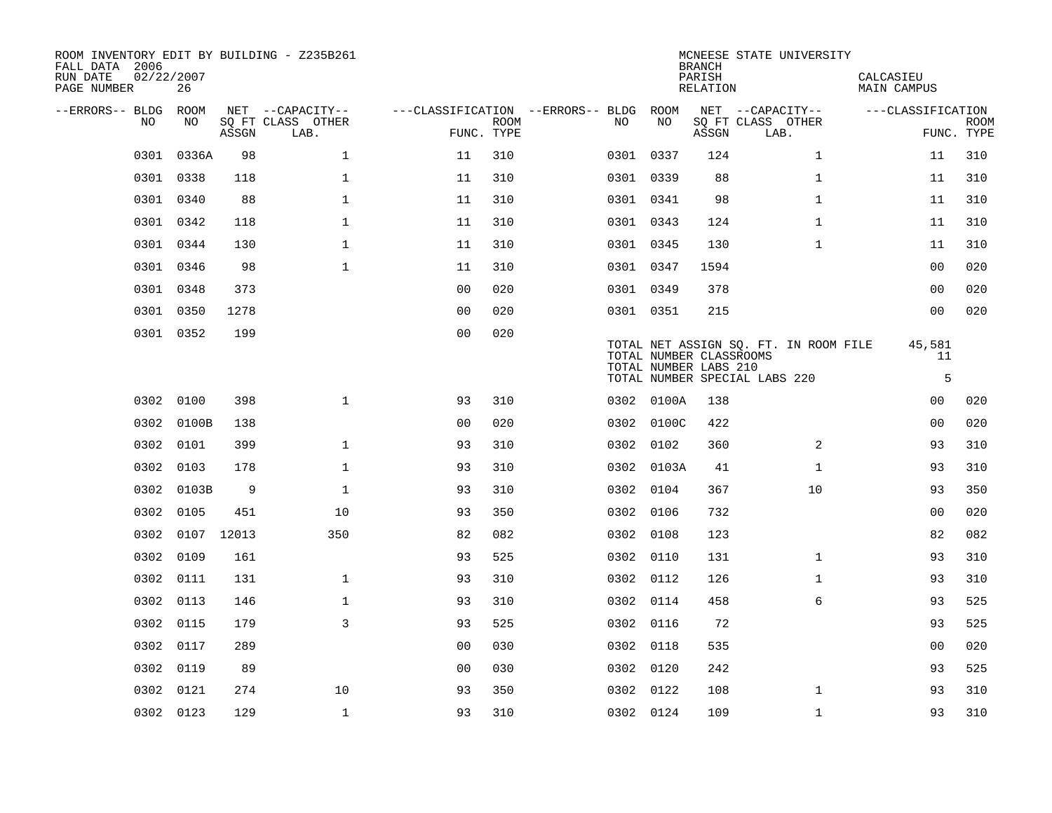ROOM INVENTORY EDIT BY BUILDING - Z235B261
FALL DATA 2006
RUN DATE 02/22/2007
PAGE NUMBER 26

MCNEESE STATE UNIVERSITY
BRANCH
PARISH CALCASIEU
RELATION MAIN CAMPUS

| --ERRORS-- | BLDG NO | ROOM NO | NET SQ FT ASSGN | --CAPACITY-- CLASS LAB. | OTHER | ---CLASSIFICATION FUNC. | ROOM TYPE | --ERRORS-- | BLDG NO | ROOM NO | NET SQ FT ASSGN | --CAPACITY-- CLASS LAB. | OTHER | ---CLASSIFICATION FUNC. | ROOM TYPE |
|---|---|---|---|---|---|---|---|---|---|---|---|---|---|---|---|
| | 0301 | 0336A | 98 | 1 | | 11 | 310 | | 0301 | 0337 | 124 | 1 | | 11 | 310 |
| | 0301 | 0338 | 118 | 1 | | 11 | 310 | | 0301 | 0339 | 88 | 1 | | 11 | 310 |
| | 0301 | 0340 | 88 | 1 | | 11 | 310 | | 0301 | 0341 | 98 | 1 | | 11 | 310 |
| | 0301 | 0342 | 118 | 1 | | 11 | 310 | | 0301 | 0343 | 124 | 1 | | 11 | 310 |
| | 0301 | 0344 | 130 | 1 | | 11 | 310 | | 0301 | 0345 | 130 | 1 | | 11 | 310 |
| | 0301 | 0346 | 98 | 1 | | 11 | 310 | | 0301 | 0347 | 1594 | | | 00 | 020 |
| | 0301 | 0348 | 373 | | | 00 | 020 | | 0301 | 0349 | 378 | | | 00 | 020 |
| | 0301 | 0350 | 1278 | | | 00 | 020 | | 0301 | 0351 | 215 | | | 00 | 020 |
| | 0301 | 0352 | 199 | | | 00 | 020 | | | | | | | | |

TOTAL NET ASSIGN SQ. FT. IN ROOM FILE 45,581
TOTAL NUMBER CLASSROOMS 11
TOTAL NUMBER LABS 210
TOTAL NUMBER SPECIAL LABS 220 5

| --ERRORS-- | BLDG NO | ROOM NO | NET SQ FT ASSGN | --CAPACITY-- CLASS LAB. | OTHER | ---CLASSIFICATION FUNC. | ROOM TYPE | --ERRORS-- | BLDG NO | ROOM NO | NET SQ FT ASSGN | --CAPACITY-- CLASS LAB. | OTHER | ---CLASSIFICATION FUNC. | ROOM TYPE |
|---|---|---|---|---|---|---|---|---|---|---|---|---|---|---|---|
| | 0302 | 0100 | 398 | 1 | | 93 | 310 | | 0302 | 0100A | 138 | | | 00 | 020 |
| | 0302 | 0100B | 138 | | | 00 | 020 | | 0302 | 0100C | 422 | | | 00 | 020 |
| | 0302 | 0101 | 399 | 1 | | 93 | 310 | | 0302 | 0102 | 360 | 2 | | 93 | 310 |
| | 0302 | 0103 | 178 | 1 | | 93 | 310 | | 0302 | 0103A | 41 | 1 | | 93 | 310 |
| | 0302 | 0103B | 9 | 1 | | 93 | 310 | | 0302 | 0104 | 367 | 10 | | 93 | 350 |
| | 0302 | 0105 | 451 | 10 | | 93 | 350 | | 0302 | 0106 | 732 | | | 00 | 020 |
| | 0302 | 0107 | 12013 | 350 | | 82 | 082 | | 0302 | 0108 | 123 | | | 82 | 082 |
| | 0302 | 0109 | 161 | | | 93 | 525 | | 0302 | 0110 | 131 | 1 | | 93 | 310 |
| | 0302 | 0111 | 131 | 1 | | 93 | 310 | | 0302 | 0112 | 126 | 1 | | 93 | 310 |
| | 0302 | 0113 | 146 | 1 | | 93 | 310 | | 0302 | 0114 | 458 | 6 | | 93 | 525 |
| | 0302 | 0115 | 179 | 3 | | 93 | 525 | | 0302 | 0116 | 72 | | | 93 | 525 |
| | 0302 | 0117 | 289 | | | 00 | 030 | | 0302 | 0118 | 535 | | | 00 | 020 |
| | 0302 | 0119 | 89 | | | 00 | 030 | | 0302 | 0120 | 242 | | | 93 | 525 |
| | 0302 | 0121 | 274 | 10 | | 93 | 350 | | 0302 | 0122 | 108 | 1 | | 93 | 310 |
| | 0302 | 0123 | 129 | 1 | | 93 | 310 | | 0302 | 0124 | 109 | 1 | | 93 | 310 |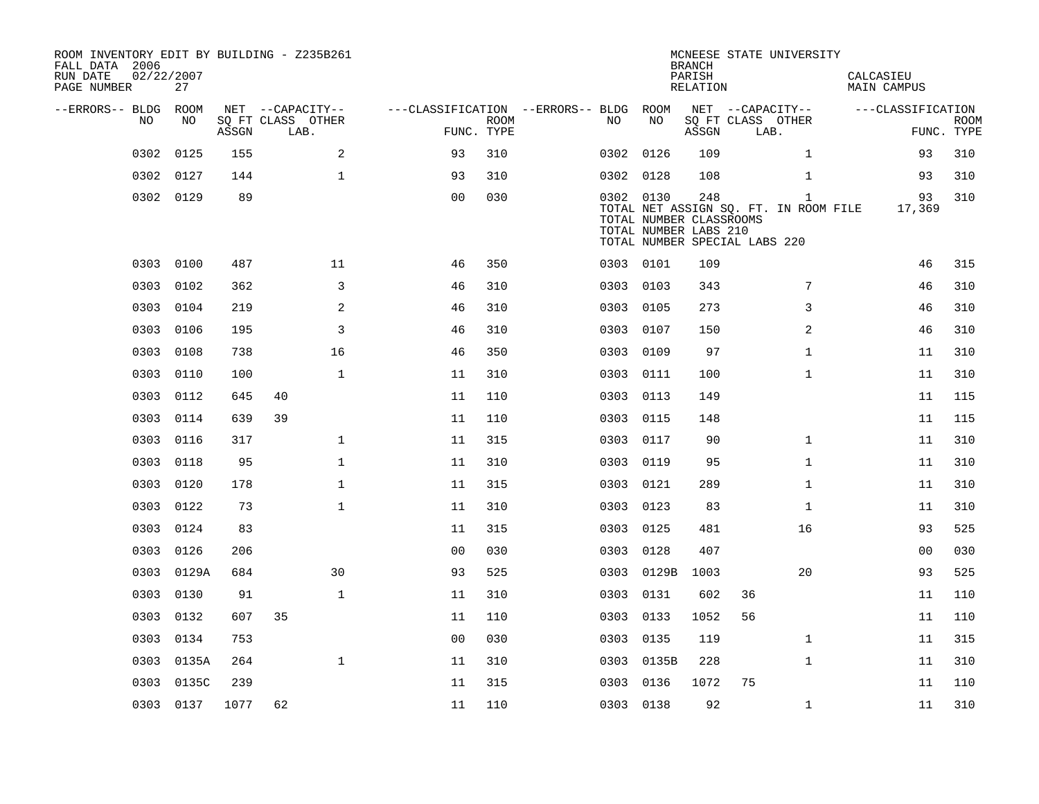ROOM INVENTORY EDIT BY BUILDING - Z235B261
FALL DATA 2006
RUN DATE 02/22/2007
PAGE NUMBER 27

MCNEESE STATE UNIVERSITY
BRANCH
PARISH CALCASIEU
RELATION MAIN CAMPUS

| --ERRORS-- | BLDG NO | ROOM NO | NET SQ FT ASSGN | CAPACITY CLASS | CAPACITY LAB. | CAPACITY OTHER | CLASSIFICATION FUNC. | ROOM TYPE | --ERRORS-- | BLDG NO | ROOM NO | NET SQ FT ASSGN | CAPACITY CLASS | CAPACITY LAB. | CAPACITY OTHER | CLASSIFICATION FUNC. | ROOM TYPE |
|---|---|---|---|---|---|---|---|---|---|---|---|---|---|---|---|---|---|
| | 0302 | 0125 | 155 | | | 2 | 93 | 310 | | 0302 | 0126 | 109 | | | 1 | 93 | 310 |
| | 0302 | 0127 | 144 | | | 1 | 93 | 310 | | 0302 | 0128 | 108 | | | 1 | 93 | 310 |
| | 0302 | 0129 | 89 | | | | 00 | 030 | | 0302 | 0130 | 248 | | | 1 | 93 | 310 |

TOTAL NET ASSIGN SQ. FT. IN ROOM FILE 17,369
TOTAL NUMBER CLASSROOMS
TOTAL NUMBER LABS 210
TOTAL NUMBER SPECIAL LABS 220

| --ERRORS-- | BLDG NO | ROOM NO | NET SQ FT ASSGN | CAPACITY CLASS | CAPACITY LAB. | CAPACITY OTHER | CLASSIFICATION FUNC. | ROOM TYPE | --ERRORS-- | BLDG NO | ROOM NO | NET SQ FT ASSGN | CAPACITY CLASS | CAPACITY LAB. | CAPACITY OTHER | CLASSIFICATION FUNC. | ROOM TYPE |
|---|---|---|---|---|---|---|---|---|---|---|---|---|---|---|---|---|---|
| | 0303 | 0100 | 487 | | | 11 | 46 | 350 | | 0303 | 0101 | 109 | | | | 46 | 315 |
| | 0303 | 0102 | 362 | | | 3 | 46 | 310 | | 0303 | 0103 | 343 | | | 7 | 46 | 310 |
| | 0303 | 0104 | 219 | | | 2 | 46 | 310 | | 0303 | 0105 | 273 | | | 3 | 46 | 310 |
| | 0303 | 0106 | 195 | | | 3 | 46 | 310 | | 0303 | 0107 | 150 | | | 2 | 46 | 310 |
| | 0303 | 0108 | 738 | | | 16 | 46 | 350 | | 0303 | 0109 | 97 | | | 1 | 11 | 310 |
| | 0303 | 0110 | 100 | | | 1 | 11 | 310 | | 0303 | 0111 | 100 | | | 1 | 11 | 310 |
| | 0303 | 0112 | 645 | 40 | | | 11 | 110 | | 0303 | 0113 | 149 | | | | 11 | 115 |
| | 0303 | 0114 | 639 | 39 | | | 11 | 110 | | 0303 | 0115 | 148 | | | | 11 | 115 |
| | 0303 | 0116 | 317 | | | 1 | 11 | 315 | | 0303 | 0117 | 90 | | | 1 | 11 | 310 |
| | 0303 | 0118 | 95 | | | 1 | 11 | 310 | | 0303 | 0119 | 95 | | | 1 | 11 | 310 |
| | 0303 | 0120 | 178 | | | 1 | 11 | 315 | | 0303 | 0121 | 289 | | | 1 | 11 | 310 |
| | 0303 | 0122 | 73 | | | 1 | 11 | 310 | | 0303 | 0123 | 83 | | | 1 | 11 | 310 |
| | 0303 | 0124 | 83 | | | | 11 | 315 | | 0303 | 0125 | 481 | | | 16 | 93 | 525 |
| | 0303 | 0126 | 206 | | | | 00 | 030 | | 0303 | 0128 | 407 | | | | 00 | 030 |
| | 0303 | 0129A | 684 | | | 30 | 93 | 525 | | 0303 | 0129B | 1003 | | | 20 | 93 | 525 |
| | 0303 | 0130 | 91 | | | 1 | 11 | 310 | | 0303 | 0131 | 602 | 36 | | | 11 | 110 |
| | 0303 | 0132 | 607 | 35 | | | 11 | 110 | | 0303 | 0133 | 1052 | 56 | | | 11 | 110 |
| | 0303 | 0134 | 753 | | | | 00 | 030 | | 0303 | 0135 | 119 | | | 1 | 11 | 315 |
| | 0303 | 0135A | 264 | | | 1 | 11 | 310 | | 0303 | 0135B | 228 | | | 1 | 11 | 310 |
| | 0303 | 0135C | 239 | | | | 11 | 315 | | 0303 | 0136 | 1072 | 75 | | | 11 | 110 |
| | 0303 | 0137 | 1077 | 62 | | | 11 | 110 | | 0303 | 0138 | 92 | | | 1 | 11 | 310 |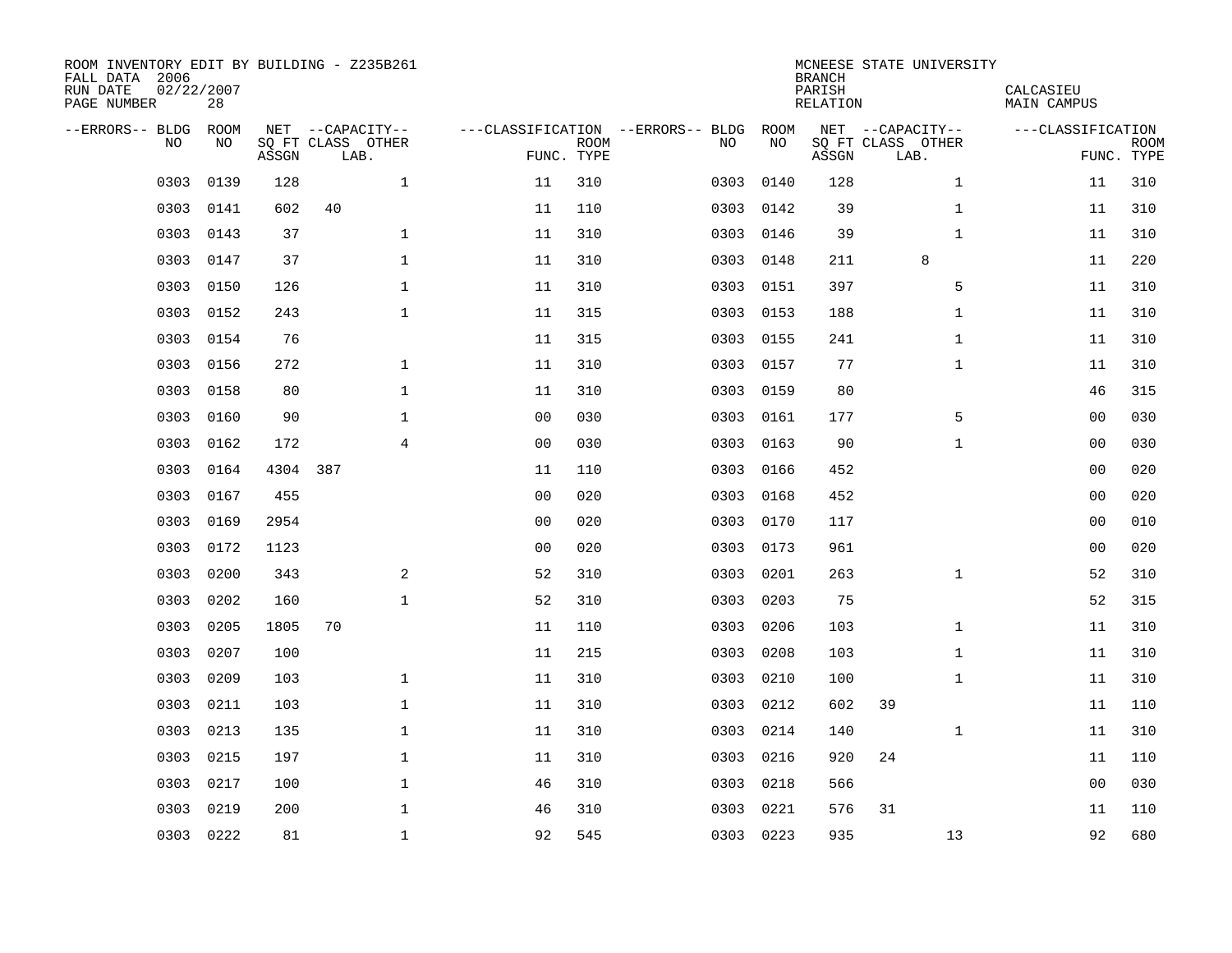ROOM INVENTORY EDIT BY BUILDING - Z235B261
FALL DATA 2006
RUN DATE 02/22/2007
PAGE NUMBER 28

MCNEESE STATE UNIVERSITY
BRANCH
PARISH CALCASIEU
RELATION MAIN CAMPUS

| --ERRORS-- | BLDG NO | ROOM NO | NET SQ FT ASSGN | CAPACITY CLASS LAB. | CAPACITY OTHER | CLASSIFICATION FUNC. | ROOM TYPE | --ERRORS-- | BLDG NO | ROOM NO | NET SQ FT ASSGN | CAPACITY CLASS LAB. | CAPACITY OTHER | CLASSIFICATION FUNC. | ROOM TYPE |
|---|---|---|---|---|---|---|---|---|---|---|---|---|---|---|---|
| | 0303 | 0139 | 128 | | 1 | 11 | 310 | | 0303 | 0140 | 128 | | 1 | 11 | 310 |
| | 0303 | 0141 | 602 | 40 | | 11 | 110 | | 0303 | 0142 | 39 | | 1 | 11 | 310 |
| | 0303 | 0143 | 37 | | 1 | 11 | 310 | | 0303 | 0146 | 39 | | 1 | 11 | 310 |
| | 0303 | 0147 | 37 | | 1 | 11 | 310 | | 0303 | 0148 | 211 | 8 | | 11 | 220 |
| | 0303 | 0150 | 126 | | 1 | 11 | 310 | | 0303 | 0151 | 397 | | 5 | 11 | 310 |
| | 0303 | 0152 | 243 | | 1 | 11 | 315 | | 0303 | 0153 | 188 | | 1 | 11 | 310 |
| | 0303 | 0154 | 76 | | | 11 | 315 | | 0303 | 0155 | 241 | | 1 | 11 | 310 |
| | 0303 | 0156 | 272 | | 1 | 11 | 310 | | 0303 | 0157 | 77 | | 1 | 11 | 310 |
| | 0303 | 0158 | 80 | | 1 | 11 | 310 | | 0303 | 0159 | 80 | | | 46 | 315 |
| | 0303 | 0160 | 90 | | 1 | 00 | 030 | | 0303 | 0161 | 177 | | 5 | 00 | 030 |
| | 0303 | 0162 | 172 | | 4 | 00 | 030 | | 0303 | 0163 | 90 | | 1 | 00 | 030 |
| | 0303 | 0164 | 4304 | 387 | | 11 | 110 | | 0303 | 0166 | 452 | | | 00 | 020 |
| | 0303 | 0167 | 455 | | | 00 | 020 | | 0303 | 0168 | 452 | | | 00 | 020 |
| | 0303 | 0169 | 2954 | | | 00 | 020 | | 0303 | 0170 | 117 | | | 00 | 010 |
| | 0303 | 0172 | 1123 | | | 00 | 020 | | 0303 | 0173 | 961 | | | 00 | 020 |
| | 0303 | 0200 | 343 | | 2 | 52 | 310 | | 0303 | 0201 | 263 | | 1 | 52 | 310 |
| | 0303 | 0202 | 160 | | 1 | 52 | 310 | | 0303 | 0203 | 75 | | | 52 | 315 |
| | 0303 | 0205 | 1805 | 70 | | 11 | 110 | | 0303 | 0206 | 103 | | 1 | 11 | 310 |
| | 0303 | 0207 | 100 | | | 11 | 215 | | 0303 | 0208 | 103 | | 1 | 11 | 310 |
| | 0303 | 0209 | 103 | | 1 | 11 | 310 | | 0303 | 0210 | 100 | | 1 | 11 | 310 |
| | 0303 | 0211 | 103 | | 1 | 11 | 310 | | 0303 | 0212 | 602 | 39 | | 11 | 110 |
| | 0303 | 0213 | 135 | | 1 | 11 | 310 | | 0303 | 0214 | 140 | | 1 | 11 | 310 |
| | 0303 | 0215 | 197 | | 1 | 11 | 310 | | 0303 | 0216 | 920 | 24 | | 11 | 110 |
| | 0303 | 0217 | 100 | | 1 | 46 | 310 | | 0303 | 0218 | 566 | | | 00 | 030 |
| | 0303 | 0219 | 200 | | 1 | 46 | 310 | | 0303 | 0221 | 576 | 31 | | 11 | 110 |
| | 0303 | 0222 | 81 | | 1 | 92 | 545 | | 0303 | 0223 | 935 | | 13 | 92 | 680 |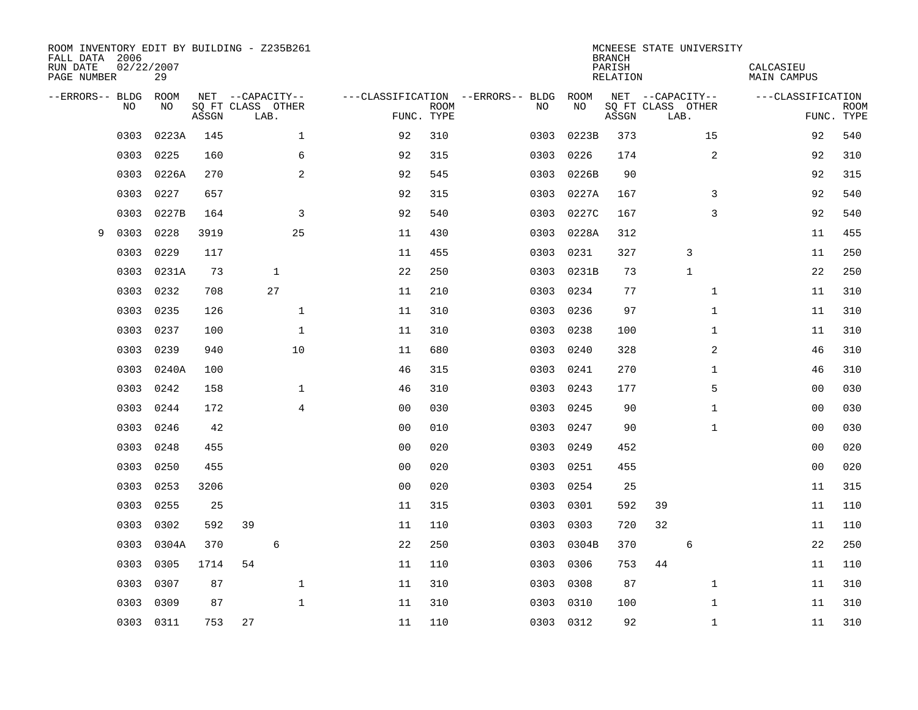ROOM INVENTORY EDIT BY BUILDING - Z235B261
FALL DATA 2006
RUN DATE 02/22/2007
PAGE NUMBER 29

MCNEESE STATE UNIVERSITY
BRANCH
PARISH CALCASIEU
RELATION MAIN CAMPUS

| --ERRORS-- | BLDG NO | ROOM NO | NET SQ FT ASSGN | CAPACITY CLASS | CAPACITY LAB. | CAPACITY OTHER | CLASSIFICATION FUNC. | ROOM TYPE | --ERRORS-- | BLDG NO | ROOM NO | NET SQ FT ASSGN | CAPACITY CLASS | CAPACITY LAB. | CAPACITY OTHER | CLASSIFICATION FUNC. | ROOM TYPE |
|---|---|---|---|---|---|---|---|---|---|---|---|---|---|---|---|---|---|
| | 0303 | 0223A | 145 | | | 1 | 92 | 310 | | 0303 | 0223B | 373 | | | 15 | 92 | 540 |
| | 0303 | 0225 | 160 | | | 6 | 92 | 315 | | 0303 | 0226 | 174 | | | 2 | 92 | 310 |
| | 0303 | 0226A | 270 | | | 2 | 92 | 545 | | 0303 | 0226B | 90 | | | | 92 | 315 |
| | 0303 | 0227 | 657 | | | | 92 | 315 | | 0303 | 0227A | 167 | | | 3 | 92 | 540 |
| | 0303 | 0227B | 164 | | | 3 | 92 | 540 | | 0303 | 0227C | 167 | | | 3 | 92 | 540 |
| 9 | 0303 | 0228 | 3919 | | | 25 | 11 | 430 | | 0303 | 0228A | 312 | | | | 11 | 455 |
| | 0303 | 0229 | 117 | | | | 11 | 455 | | 0303 | 0231 | 327 | | 3 | | 11 | 250 |
| | 0303 | 0231A | 73 | | 1 | | 22 | 250 | | 0303 | 0231B | 73 | | 1 | | 22 | 250 |
| | 0303 | 0232 | 708 | | 27 | | 11 | 210 | | 0303 | 0234 | 77 | | | 1 | 11 | 310 |
| | 0303 | 0235 | 126 | | | 1 | 11 | 310 | | 0303 | 0236 | 97 | | | 1 | 11 | 310 |
| | 0303 | 0237 | 100 | | | 1 | 11 | 310 | | 0303 | 0238 | 100 | | | 1 | 11 | 310 |
| | 0303 | 0239 | 940 | | | 10 | 11 | 680 | | 0303 | 0240 | 328 | | | 2 | 46 | 310 |
| | 0303 | 0240A | 100 | | | | 46 | 315 | | 0303 | 0241 | 270 | | | 1 | 46 | 310 |
| | 0303 | 0242 | 158 | | | 1 | 46 | 310 | | 0303 | 0243 | 177 | | | 5 | 00 | 030 |
| | 0303 | 0244 | 172 | | | 4 | 00 | 030 | | 0303 | 0245 | 90 | | | 1 | 00 | 030 |
| | 0303 | 0246 | 42 | | | | 00 | 010 | | 0303 | 0247 | 90 | | | 1 | 00 | 030 |
| | 0303 | 0248 | 455 | | | | 00 | 020 | | 0303 | 0249 | 452 | | | | 00 | 020 |
| | 0303 | 0250 | 455 | | | | 00 | 020 | | 0303 | 0251 | 455 | | | | 00 | 020 |
| | 0303 | 0253 | 3206 | | | | 00 | 020 | | 0303 | 0254 | 25 | | | | 11 | 315 |
| | 0303 | 0255 | 25 | | | | 11 | 315 | | 0303 | 0301 | 592 | 39 | | | 11 | 110 |
| | 0303 | 0302 | 592 | 39 | | | 11 | 110 | | 0303 | 0303 | 720 | 32 | | | 11 | 110 |
| | 0303 | 0304A | 370 | | 6 | | 22 | 250 | | 0303 | 0304B | 370 | | 6 | | 22 | 250 |
| | 0303 | 0305 | 1714 | 54 | | | 11 | 110 | | 0303 | 0306 | 753 | 44 | | | 11 | 110 |
| | 0303 | 0307 | 87 | | | 1 | 11 | 310 | | 0303 | 0308 | 87 | | | 1 | 11 | 310 |
| | 0303 | 0309 | 87 | | | 1 | 11 | 310 | | 0303 | 0310 | 100 | | | 1 | 11 | 310 |
| | 0303 | 0311 | 753 | 27 | | | 11 | 110 | | 0303 | 0312 | 92 | | | 1 | 11 | 310 |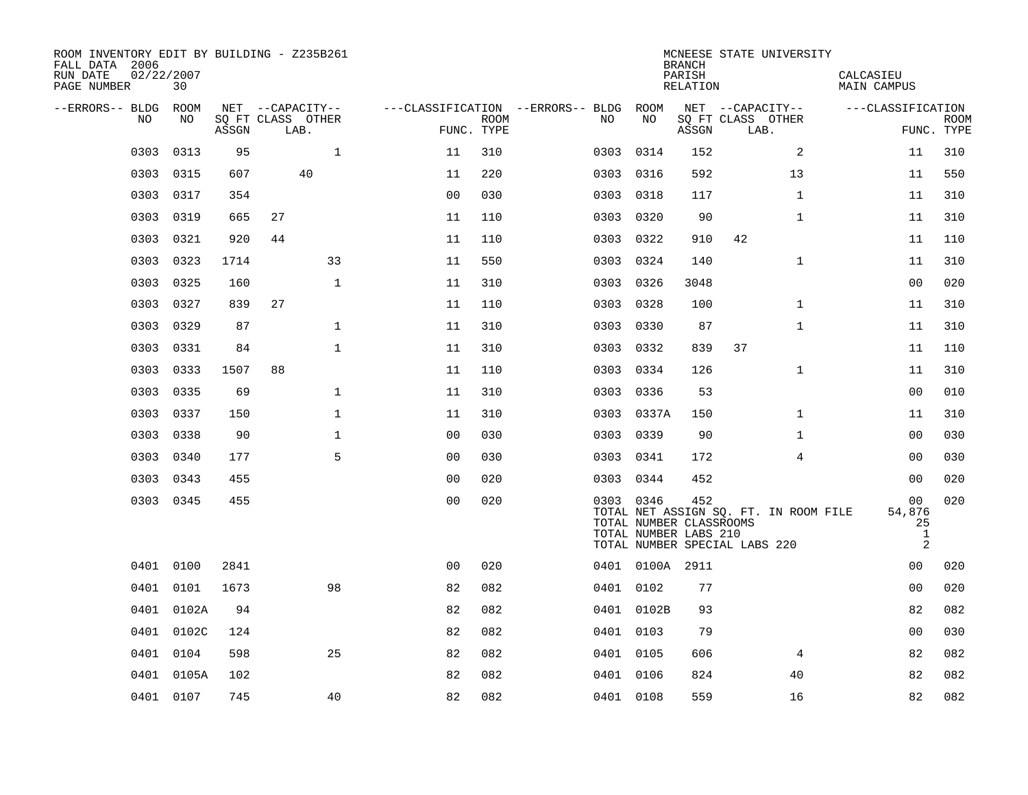ROOM INVENTORY EDIT BY BUILDING - Z235B261
FALL DATA 2006
RUN DATE 02/22/2007
PAGE NUMBER 30

MCNEESE STATE UNIVERSITY
BRANCH
PARISH CALCASIEU
RELATION MAIN CAMPUS

| --ERRORS-- | BLDG NO | ROOM NO | NET SQ FT ASSGN | CAPACITY CLASS | CAPACITY LAB. | CAPACITY OTHER | FUNC. | ROOM TYPE | --ERRORS-- | BLDG NO | ROOM NO | NET SQ FT ASSGN | CAPACITY CLASS | CAPACITY LAB. | CAPACITY OTHER | FUNC. | ROOM TYPE |
|---|---|---|---|---|---|---|---|---|---|---|---|---|---|---|---|---|---|
| | 0303 | 0313 | 95 | | | 1 | 11 | 310 | | 0303 | 0314 | 152 | | | 2 | 11 | 310 |
| | 0303 | 0315 | 607 | | 40 | | 11 | 220 | | 0303 | 0316 | 592 | | | 13 | 11 | 550 |
| | 0303 | 0317 | 354 | | | | 00 | 030 | | 0303 | 0318 | 117 | | | 1 | 11 | 310 |
| | 0303 | 0319 | 665 | 27 | | | 11 | 110 | | 0303 | 0320 | 90 | | | 1 | 11 | 310 |
| | 0303 | 0321 | 920 | 44 | | | 11 | 110 | | 0303 | 0322 | 910 | 42 | | | 11 | 110 |
| | 0303 | 0323 | 1714 | | | 33 | 11 | 550 | | 0303 | 0324 | 140 | | | 1 | 11 | 310 |
| | 0303 | 0325 | 160 | | | 1 | 11 | 310 | | 0303 | 0326 | 3048 | | | | 00 | 020 |
| | 0303 | 0327 | 839 | 27 | | | 11 | 110 | | 0303 | 0328 | 100 | | | 1 | 11 | 310 |
| | 0303 | 0329 | 87 | | | 1 | 11 | 310 | | 0303 | 0330 | 87 | | | 1 | 11 | 310 |
| | 0303 | 0331 | 84 | | | 1 | 11 | 310 | | 0303 | 0332 | 839 | 37 | | | 11 | 110 |
| | 0303 | 0333 | 1507 | 88 | | | 11 | 110 | | 0303 | 0334 | 126 | | | 1 | 11 | 310 |
| | 0303 | 0335 | 69 | | | 1 | 11 | 310 | | 0303 | 0336 | 53 | | | | 00 | 010 |
| | 0303 | 0337 | 150 | | | 1 | 11 | 310 | | 0303 | 0337A | 150 | | | 1 | 11 | 310 |
| | 0303 | 0338 | 90 | | | 1 | 00 | 030 | | 0303 | 0339 | 90 | | | 1 | 00 | 030 |
| | 0303 | 0340 | 177 | | | 5 | 00 | 030 | | 0303 | 0341 | 172 | | | 4 | 00 | 030 |
| | 0303 | 0343 | 455 | | | | 00 | 020 | | 0303 | 0344 | 452 | | | | 00 | 020 |
| | 0303 | 0345 | 455 | | | | 00 | 020 | | 0303 | 0346 | 452 | | | | 00 | 020 |
| | | | | | | | | | | TOTAL NET ASSIGN SQ. FT. IN ROOM FILE | | | | | | 54,876 | |
| | | | | | | | | | | TOTAL NUMBER CLASSROOMS | | | | | | 25 | |
| | | | | | | | | | | TOTAL NUMBER LABS 210 | | | | | | 1 | |
| | | | | | | | | | | TOTAL NUMBER SPECIAL LABS 220 | | | | | | 2 | |
| | 0401 | 0100 | 2841 | | | | 00 | 020 | | 0401 | 0100A | 2911 | | | | 00 | 020 |
| | 0401 | 0101 | 1673 | | | 98 | 82 | 082 | | 0401 | 0102 | 77 | | | | 00 | 020 |
| | 0401 | 0102A | 94 | | | | 82 | 082 | | 0401 | 0102B | 93 | | | | 82 | 082 |
| | 0401 | 0102C | 124 | | | | 82 | 082 | | 0401 | 0103 | 79 | | | | 00 | 030 |
| | 0401 | 0104 | 598 | | | 25 | 82 | 082 | | 0401 | 0105 | 606 | | | 4 | 82 | 082 |
| | 0401 | 0105A | 102 | | | | 82 | 082 | | 0401 | 0106 | 824 | | | 40 | 82 | 082 |
| | 0401 | 0107 | 745 | | | 40 | 82 | 082 | | 0401 | 0108 | 559 | | | 16 | 82 | 082 |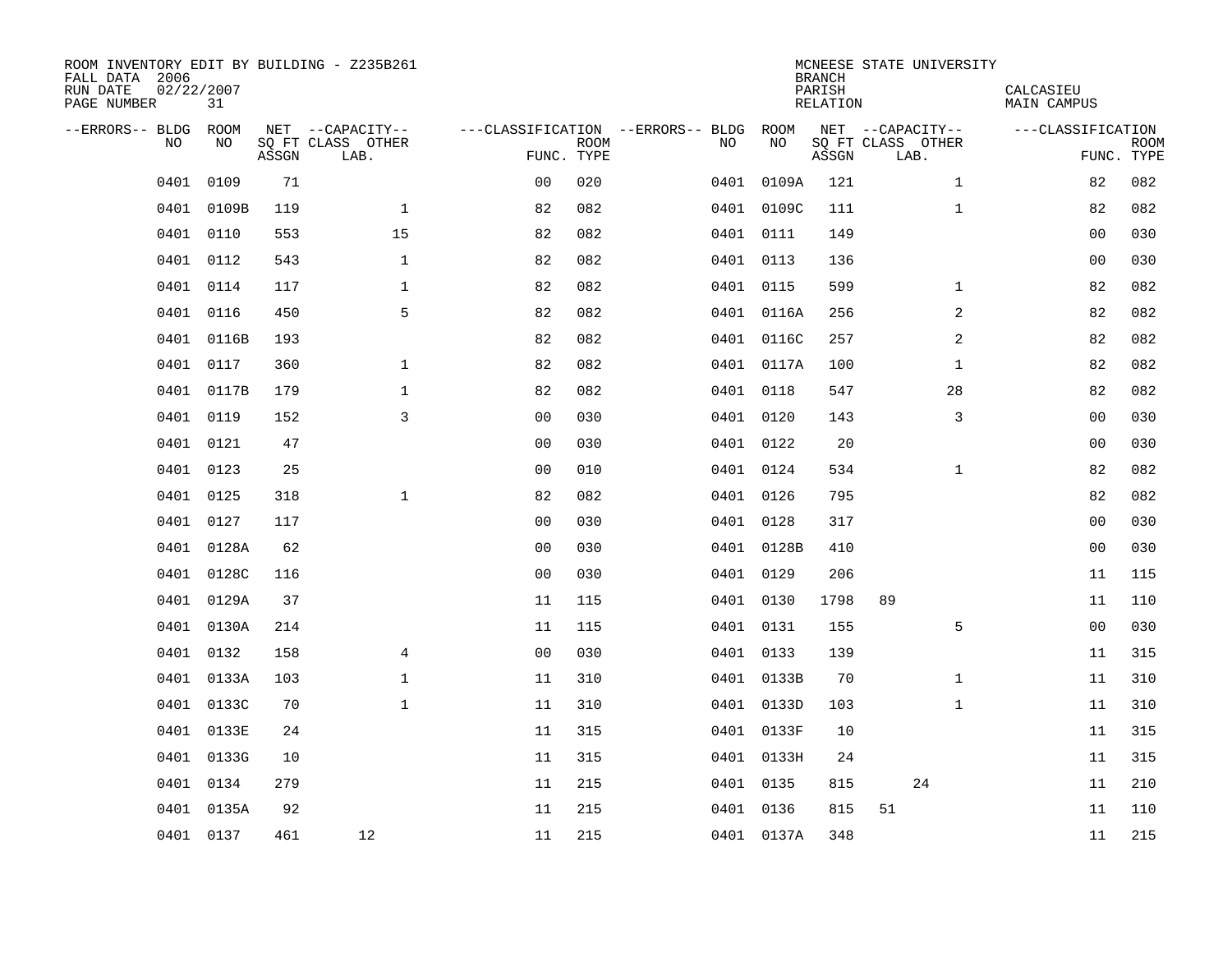ROOM INVENTORY EDIT BY BUILDING - Z235B261
FALL DATA 2006
RUN DATE 02/22/2007
PAGE NUMBER 31

MCNEESE STATE UNIVERSITY
BRANCH
PARISH CALCASIEU
RELATION MAIN CAMPUS

| --ERRORS-- | BLDG NO | ROOM NO | NET SQ FT ASSGN | --CAPACITY-- CLASS | LAB. | OTHER | ---CLASSIFICATION FUNC. | ROOM TYPE | --ERRORS-- | BLDG NO | ROOM NO | NET SQ FT ASSGN | --CAPACITY-- CLASS | LAB. | OTHER | ---CLASSIFICATION FUNC. | ROOM TYPE |
|---|---|---|---|---|---|---|---|---|---|---|---|---|---|---|---|---|---|
| | 0401 | 0109 | 71 | | | | 00 | 020 | | 0401 | 0109A | 121 | | | 1 | 82 | 082 |
| | 0401 | 0109B | 119 | | | 1 | 82 | 082 | | 0401 | 0109C | 111 | | | 1 | 82 | 082 |
| | 0401 | 0110 | 553 | | | 15 | 82 | 082 | | 0401 | 0111 | 149 | | | | 00 | 030 |
| | 0401 | 0112 | 543 | | | 1 | 82 | 082 | | 0401 | 0113 | 136 | | | | 00 | 030 |
| | 0401 | 0114 | 117 | | | 1 | 82 | 082 | | 0401 | 0115 | 599 | | | 1 | 82 | 082 |
| | 0401 | 0116 | 450 | | | 5 | 82 | 082 | | 0401 | 0116A | 256 | | | 2 | 82 | 082 |
| | 0401 | 0116B | 193 | | | | 82 | 082 | | 0401 | 0116C | 257 | | | 2 | 82 | 082 |
| | 0401 | 0117 | 360 | | | 1 | 82 | 082 | | 0401 | 0117A | 100 | | | 1 | 82 | 082 |
| | 0401 | 0117B | 179 | | | 1 | 82 | 082 | | 0401 | 0118 | 547 | | | 28 | 82 | 082 |
| | 0401 | 0119 | 152 | | | 3 | 00 | 030 | | 0401 | 0120 | 143 | | | 3 | 00 | 030 |
| | 0401 | 0121 | 47 | | | | 00 | 030 | | 0401 | 0122 | 20 | | | | 00 | 030 |
| | 0401 | 0123 | 25 | | | | 00 | 010 | | 0401 | 0124 | 534 | | | 1 | 82 | 082 |
| | 0401 | 0125 | 318 | | | 1 | 82 | 082 | | 0401 | 0126 | 795 | | | | 82 | 082 |
| | 0401 | 0127 | 117 | | | | 00 | 030 | | 0401 | 0128 | 317 | | | | 00 | 030 |
| | 0401 | 0128A | 62 | | | | 00 | 030 | | 0401 | 0128B | 410 | | | | 00 | 030 |
| | 0401 | 0128C | 116 | | | | 00 | 030 | | 0401 | 0129 | 206 | | | | 11 | 115 |
| | 0401 | 0129A | 37 | | | | 11 | 115 | | 0401 | 0130 | 1798 | 89 | | | 11 | 110 |
| | 0401 | 0130A | 214 | | | | 11 | 115 | | 0401 | 0131 | 155 | | | 5 | 00 | 030 |
| | 0401 | 0132 | 158 | | | 4 | 00 | 030 | | 0401 | 0133 | 139 | | | | 11 | 315 |
| | 0401 | 0133A | 103 | | | 1 | 11 | 310 | | 0401 | 0133B | 70 | | | 1 | 11 | 310 |
| | 0401 | 0133C | 70 | | | 1 | 11 | 310 | | 0401 | 0133D | 103 | | | 1 | 11 | 310 |
| | 0401 | 0133E | 24 | | | | 11 | 315 | | 0401 | 0133F | 10 | | | | 11 | 315 |
| | 0401 | 0133G | 10 | | | | 11 | 315 | | 0401 | 0133H | 24 | | | | 11 | 315 |
| | 0401 | 0134 | 279 | | | | 11 | 215 | | 0401 | 0135 | 815 | | 24 | | 11 | 210 |
| | 0401 | 0135A | 92 | | | | 11 | 215 | | 0401 | 0136 | 815 | 51 | | | 11 | 110 |
| | 0401 | 0137 | 461 | | 12 | | 11 | 215 | | 0401 | 0137A | 348 | | | | 11 | 215 |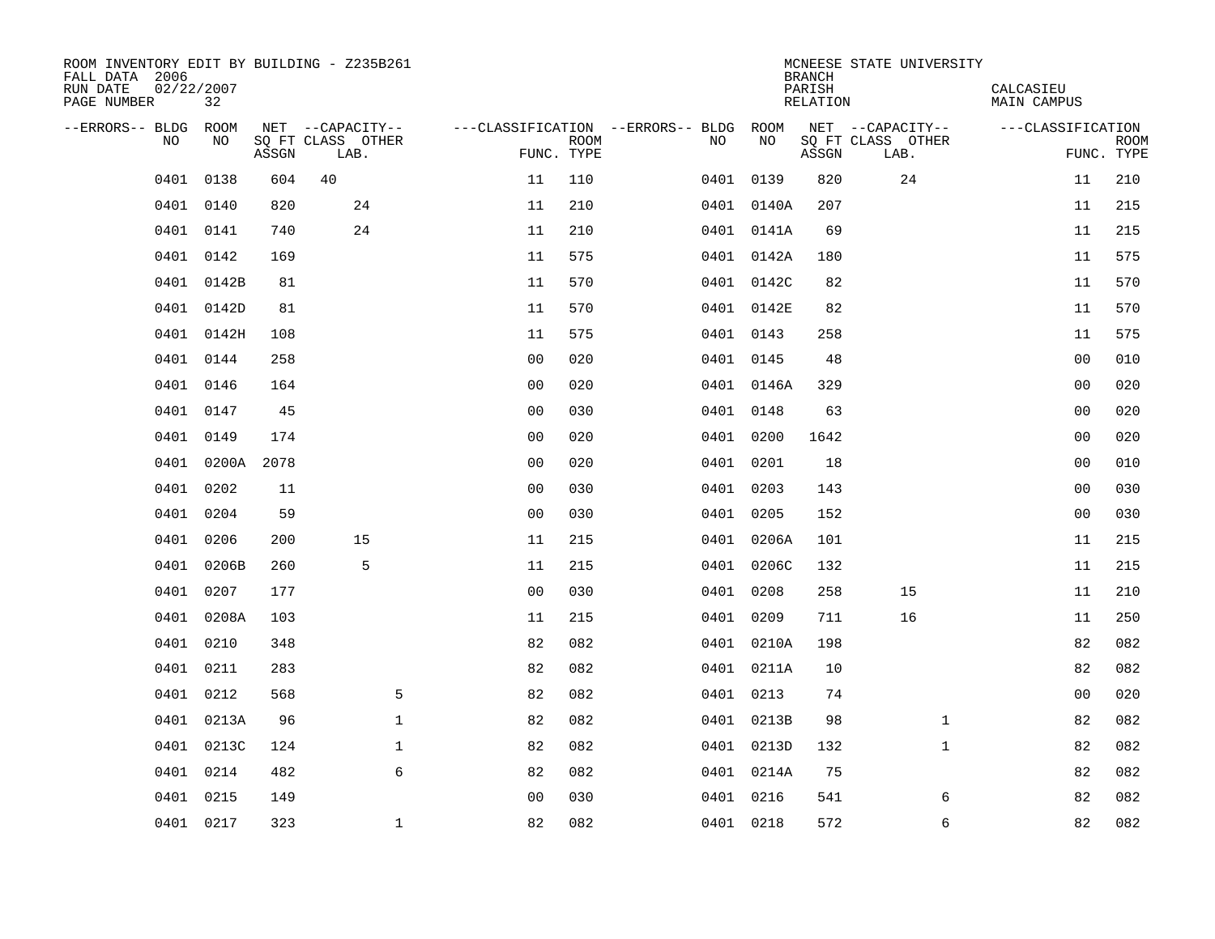ROOM INVENTORY EDIT BY BUILDING - Z235B261
FALL DATA 2006
RUN DATE 02/22/2007
PAGE NUMBER 32

MCNEESE STATE UNIVERSITY
BRANCH
PARISH CALCASIEU
RELATION MAIN CAMPUS

| --ERRORS-- | BLDG NO | ROOM NO | NET SQ FT ASSGN | CAPACITY CLASS LAB. | CAPACITY OTHER | CLASSIFICATION FUNC. | ROOM TYPE | --ERRORS-- | BLDG NO | ROOM NO | NET SQ FT ASSGN | CAPACITY CLASS LAB. | CAPACITY OTHER | CLASSIFICATION FUNC. | ROOM TYPE |
|---|---|---|---|---|---|---|---|---|---|---|---|---|---|---|---|
| | 0401 | 0138 | 604 | 40 | | 11 | 110 | | 0401 | 0139 | 820 | 24 | | 11 | 210 |
| | 0401 | 0140 | 820 | 24 | | 11 | 210 | | 0401 | 0140A | 207 | | | 11 | 215 |
| | 0401 | 0141 | 740 | 24 | | 11 | 210 | | 0401 | 0141A | 69 | | | 11 | 215 |
| | 0401 | 0142 | 169 | | | 11 | 575 | | 0401 | 0142A | 180 | | | 11 | 575 |
| | 0401 | 0142B | 81 | | | 11 | 570 | | 0401 | 0142C | 82 | | | 11 | 570 |
| | 0401 | 0142D | 81 | | | 11 | 570 | | 0401 | 0142E | 82 | | | 11 | 570 |
| | 0401 | 0142H | 108 | | | 11 | 575 | | 0401 | 0143 | 258 | | | 11 | 575 |
| | 0401 | 0144 | 258 | | | 00 | 020 | | 0401 | 0145 | 48 | | | 00 | 010 |
| | 0401 | 0146 | 164 | | | 00 | 020 | | 0401 | 0146A | 329 | | | 00 | 020 |
| | 0401 | 0147 | 45 | | | 00 | 030 | | 0401 | 0148 | 63 | | | 00 | 020 |
| | 0401 | 0149 | 174 | | | 00 | 020 | | 0401 | 0200 | 1642 | | | 00 | 020 |
| | 0401 | 0200A | 2078 | | | 00 | 020 | | 0401 | 0201 | 18 | | | 00 | 010 |
| | 0401 | 0202 | 11 | | | 00 | 030 | | 0401 | 0203 | 143 | | | 00 | 030 |
| | 0401 | 0204 | 59 | | | 00 | 030 | | 0401 | 0205 | 152 | | | 00 | 030 |
| | 0401 | 0206 | 200 | 15 | | 11 | 215 | | 0401 | 0206A | 101 | | | 11 | 215 |
| | 0401 | 0206B | 260 | 5 | | 11 | 215 | | 0401 | 0206C | 132 | | | 11 | 215 |
| | 0401 | 0207 | 177 | | | 00 | 030 | | 0401 | 0208 | 258 | 15 | | 11 | 210 |
| | 0401 | 0208A | 103 | | | 11 | 215 | | 0401 | 0209 | 711 | 16 | | 11 | 250 |
| | 0401 | 0210 | 348 | | | 82 | 082 | | 0401 | 0210A | 198 | | | 82 | 082 |
| | 0401 | 0211 | 283 | | | 82 | 082 | | 0401 | 0211A | 10 | | | 82 | 082 |
| | 0401 | 0212 | 568 | | 5 | 82 | 082 | | 0401 | 0213 | 74 | | | 00 | 020 |
| | 0401 | 0213A | 96 | | 1 | 82 | 082 | | 0401 | 0213B | 98 | | 1 | 82 | 082 |
| | 0401 | 0213C | 124 | | 1 | 82 | 082 | | 0401 | 0213D | 132 | | 1 | 82 | 082 |
| | 0401 | 0214 | 482 | | 6 | 82 | 082 | | 0401 | 0214A | 75 | | | 82 | 082 |
| | 0401 | 0215 | 149 | | | 00 | 030 | | 0401 | 0216 | 541 | | 6 | 82 | 082 |
| | 0401 | 0217 | 323 | | 1 | 82 | 082 | | 0401 | 0218 | 572 | | 6 | 82 | 082 |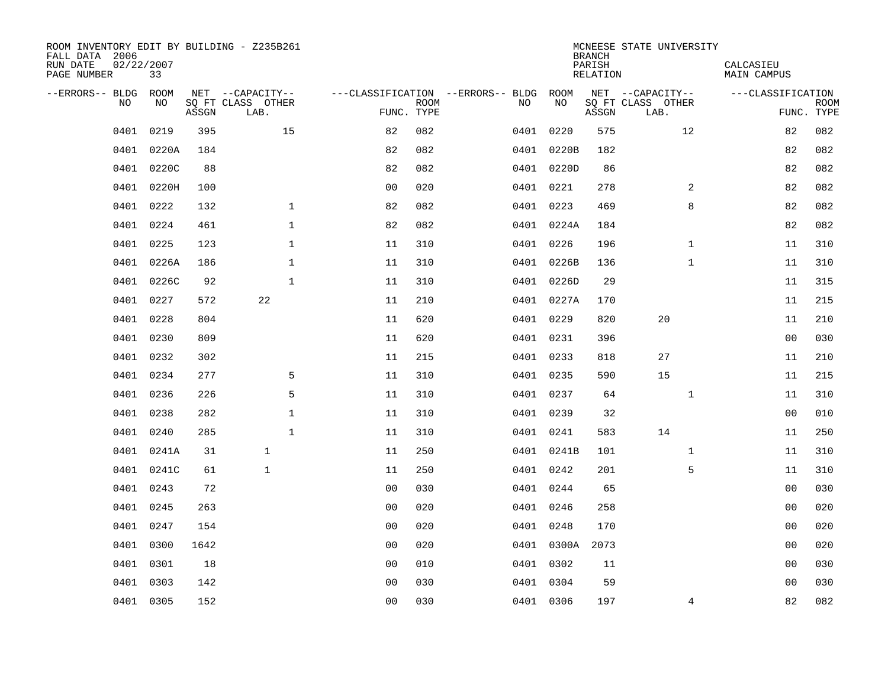ROOM INVENTORY EDIT BY BUILDING - Z235B261
FALL DATA 2006
RUN DATE 02/22/2007
PAGE NUMBER 33

MCNEESE STATE UNIVERSITY
BRANCH
PARISH CALCASIEU
RELATION MAIN CAMPUS

| --ERRORS-- | BLDG NO | ROOM NO | NET SQ FT ASSGN | CAPACITY CLASS LAB. | CAPACITY OTHER | CLASSIFICATION FUNC. | ROOM TYPE | --ERRORS-- | BLDG NO | ROOM NO | NET SQ FT ASSGN | CAPACITY CLASS LAB. | CAPACITY OTHER | CLASSIFICATION FUNC. | ROOM TYPE |
|---|---|---|---|---|---|---|---|---|---|---|---|---|---|---|---|
| | 0401 | 0219 | 395 | | 15 | 82 | 082 | | 0401 | 0220 | 575 | | 12 | 82 | 082 |
| | 0401 | 0220A | 184 | | | 82 | 082 | | 0401 | 0220B | 182 | | | 82 | 082 |
| | 0401 | 0220C | 88 | | | 82 | 082 | | 0401 | 0220D | 86 | | | 82 | 082 |
| | 0401 | 0220H | 100 | | | 00 | 020 | | 0401 | 0221 | 278 | | 2 | 82 | 082 |
| | 0401 | 0222 | 132 | | 1 | 82 | 082 | | 0401 | 0223 | 469 | | 8 | 82 | 082 |
| | 0401 | 0224 | 461 | | 1 | 82 | 082 | | 0401 | 0224A | 184 | | | 82 | 082 |
| | 0401 | 0225 | 123 | | 1 | 11 | 310 | | 0401 | 0226 | 196 | | 1 | 11 | 310 |
| | 0401 | 0226A | 186 | | 1 | 11 | 310 | | 0401 | 0226B | 136 | | 1 | 11 | 310 |
| | 0401 | 0226C | 92 | | 1 | 11 | 310 | | 0401 | 0226D | 29 | | | 11 | 315 |
| | 0401 | 0227 | 572 | 22 | | 11 | 210 | | 0401 | 0227A | 170 | | | 11 | 215 |
| | 0401 | 0228 | 804 | | | 11 | 620 | | 0401 | 0229 | 820 | 20 | | 11 | 210 |
| | 0401 | 0230 | 809 | | | 11 | 620 | | 0401 | 0231 | 396 | | | 00 | 030 |
| | 0401 | 0232 | 302 | | | 11 | 215 | | 0401 | 0233 | 818 | 27 | | 11 | 210 |
| | 0401 | 0234 | 277 | | 5 | 11 | 310 | | 0401 | 0235 | 590 | 15 | | 11 | 215 |
| | 0401 | 0236 | 226 | | 5 | 11 | 310 | | 0401 | 0237 | 64 | | 1 | 11 | 310 |
| | 0401 | 0238 | 282 | | 1 | 11 | 310 | | 0401 | 0239 | 32 | | | 00 | 010 |
| | 0401 | 0240 | 285 | | 1 | 11 | 310 | | 0401 | 0241 | 583 | 14 | | 11 | 250 |
| | 0401 | 0241A | 31 | 1 | | 11 | 250 | | 0401 | 0241B | 101 | | 1 | 11 | 310 |
| | 0401 | 0241C | 61 | 1 | | 11 | 250 | | 0401 | 0242 | 201 | | 5 | 11 | 310 |
| | 0401 | 0243 | 72 | | | 00 | 030 | | 0401 | 0244 | 65 | | | 00 | 030 |
| | 0401 | 0245 | 263 | | | 00 | 020 | | 0401 | 0246 | 258 | | | 00 | 020 |
| | 0401 | 0247 | 154 | | | 00 | 020 | | 0401 | 0248 | 170 | | | 00 | 020 |
| | 0401 | 0300 | 1642 | | | 00 | 020 | | 0401 | 0300A | 2073 | | | 00 | 020 |
| | 0401 | 0301 | 18 | | | 00 | 010 | | 0401 | 0302 | 11 | | | 00 | 030 |
| | 0401 | 0303 | 142 | | | 00 | 030 | | 0401 | 0304 | 59 | | | 00 | 030 |
| | 0401 | 0305 | 152 | | | 00 | 030 | | 0401 | 0306 | 197 | | 4 | 82 | 082 |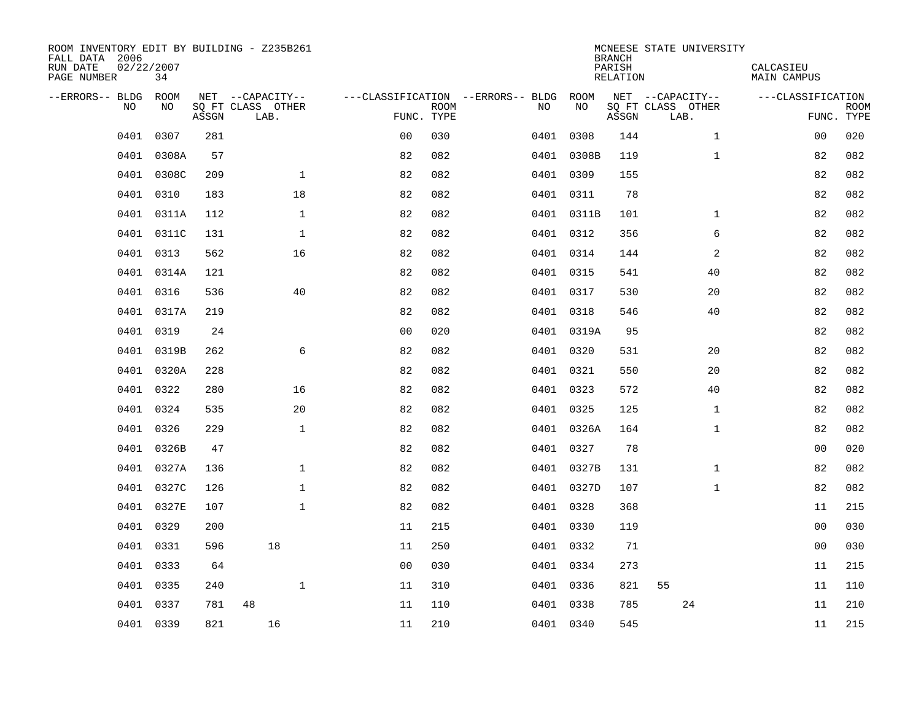ROOM INVENTORY EDIT BY BUILDING - Z235B261
FALL DATA 2006
RUN DATE 02/22/2007
PAGE NUMBER 34

MCNEESE STATE UNIVERSITY
BRANCH
PARISH CALCASIEU
RELATION MAIN CAMPUS

| --ERRORS-- | BLDG NO | ROOM NO | NET SQ FT ASSGN | CAPACITY CLASS | CAPACITY LAB. | CAPACITY OTHER | CLASSIFICATION FUNC. | ROOM TYPE | --ERRORS-- | BLDG NO | ROOM NO | NET SQ FT ASSGN | CAPACITY CLASS | CAPACITY LAB. | CAPACITY OTHER | CLASSIFICATION FUNC. | ROOM TYPE |
|---|---|---|---|---|---|---|---|---|---|---|---|---|---|---|---|---|---|
| | 0401 | 0307 | 281 | | | | 00 | 030 | | 0401 | 0308 | 144 | | | 1 | 00 | 020 |
| | 0401 | 0308A | 57 | | | | 82 | 082 | | 0401 | 0308B | 119 | | | 1 | 82 | 082 |
| | 0401 | 0308C | 209 | | | 1 | 82 | 082 | | 0401 | 0309 | 155 | | | | 82 | 082 |
| | 0401 | 0310 | 183 | | | 18 | 82 | 082 | | 0401 | 0311 | 78 | | | | 82 | 082 |
| | 0401 | 0311A | 112 | | | 1 | 82 | 082 | | 0401 | 0311B | 101 | | | 1 | 82 | 082 |
| | 0401 | 0311C | 131 | | | 1 | 82 | 082 | | 0401 | 0312 | 356 | | | 6 | 82 | 082 |
| | 0401 | 0313 | 562 | | | 16 | 82 | 082 | | 0401 | 0314 | 144 | | | 2 | 82 | 082 |
| | 0401 | 0314A | 121 | | | | 82 | 082 | | 0401 | 0315 | 541 | | | 40 | 82 | 082 |
| | 0401 | 0316 | 536 | | | 40 | 82 | 082 | | 0401 | 0317 | 530 | | | 20 | 82 | 082 |
| | 0401 | 0317A | 219 | | | | 82 | 082 | | 0401 | 0318 | 546 | | | 40 | 82 | 082 |
| | 0401 | 0319 | 24 | | | | 00 | 020 | | 0401 | 0319A | 95 | | | | 82 | 082 |
| | 0401 | 0319B | 262 | | | 6 | 82 | 082 | | 0401 | 0320 | 531 | | | 20 | 82 | 082 |
| | 0401 | 0320A | 228 | | | | 82 | 082 | | 0401 | 0321 | 550 | | | 20 | 82 | 082 |
| | 0401 | 0322 | 280 | | | 16 | 82 | 082 | | 0401 | 0323 | 572 | | | 40 | 82 | 082 |
| | 0401 | 0324 | 535 | | | 20 | 82 | 082 | | 0401 | 0325 | 125 | | | 1 | 82 | 082 |
| | 0401 | 0326 | 229 | | | 1 | 82 | 082 | | 0401 | 0326A | 164 | | | 1 | 82 | 082 |
| | 0401 | 0326B | 47 | | | | 82 | 082 | | 0401 | 0327 | 78 | | | | 00 | 020 |
| | 0401 | 0327A | 136 | | | 1 | 82 | 082 | | 0401 | 0327B | 131 | | | 1 | 82 | 082 |
| | 0401 | 0327C | 126 | | | 1 | 82 | 082 | | 0401 | 0327D | 107 | | | 1 | 82 | 082 |
| | 0401 | 0327E | 107 | | | 1 | 82 | 082 | | 0401 | 0328 | 368 | | | | 11 | 215 |
| | 0401 | 0329 | 200 | | | | 11 | 215 | | 0401 | 0330 | 119 | | | | 00 | 030 |
| | 0401 | 0331 | 596 | | 18 | | 11 | 250 | | 0401 | 0332 | 71 | | | | 00 | 030 |
| | 0401 | 0333 | 64 | | | | 00 | 030 | | 0401 | 0334 | 273 | | | | 11 | 215 |
| | 0401 | 0335 | 240 | | | 1 | 11 | 310 | | 0401 | 0336 | 821 | 55 | | | 11 | 110 |
| | 0401 | 0337 | 781 | 48 | | | 11 | 110 | | 0401 | 0338 | 785 | | 24 | | 11 | 210 |
| | 0401 | 0339 | 821 | | 16 | | 11 | 210 | | 0401 | 0340 | 545 | | | | 11 | 215 |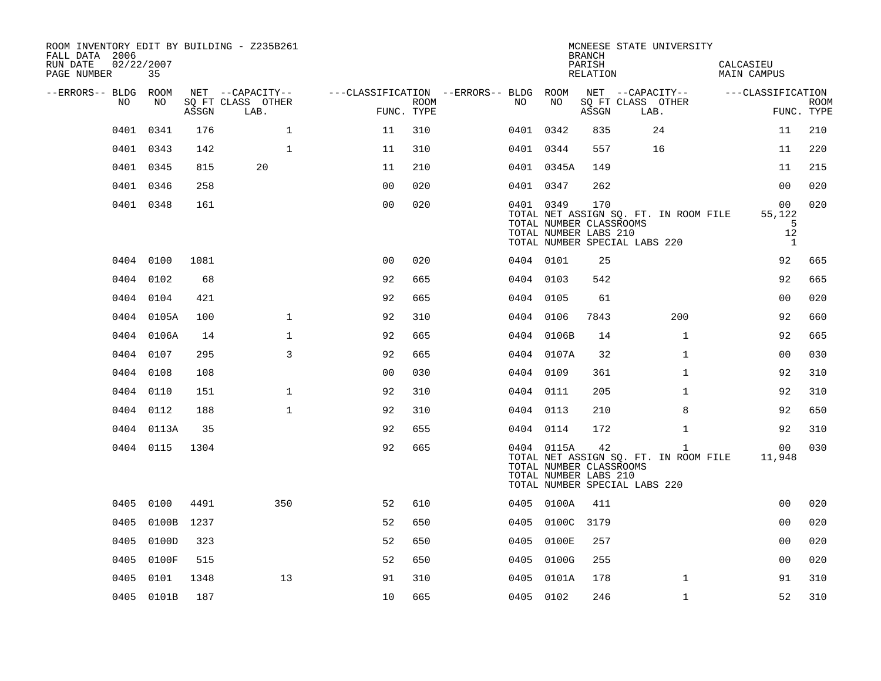ROOM INVENTORY EDIT BY BUILDING - Z235B261
FALL DATA 2006
RUN DATE 02/22/2007
PAGE NUMBER 35

MCNEESE STATE UNIVERSITY
BRANCH
PARISH CALCASIEU
RELATION MAIN CAMPUS

| --ERRORS-- | BLDG NO | ROOM NO | NET SQ FT ASSGN | --CAPACITY-- CLASS LAB. | OTHER | ---CLASSIFICATION FUNC. | ROOM TYPE | --ERRORS-- | BLDG NO | ROOM NO | NET SQ FT ASSGN | --CAPACITY-- CLASS LAB. | OTHER | ---CLASSIFICATION FUNC. | ROOM TYPE |
|---|---|---|---|---|---|---|---|---|---|---|---|---|---|---|---|
| | 0401 | 0341 | 176 | | 1 | 11 | 310 | | 0401 | 0342 | 835 | 24 | | 11 | 210 |
| | 0401 | 0343 | 142 | | 1 | 11 | 310 | | 0401 | 0344 | 557 | 16 | | 11 | 220 |
| | 0401 | 0345 | 815 | 20 | | 11 | 210 | | 0401 | 0345A | 149 | | | 11 | 215 |
| | 0401 | 0346 | 258 | | | 00 | 020 | | 0401 | 0347 | 262 | | | 00 | 020 |
| | 0401 | 0348 | 161 | | | 00 | 020 | | 0401 | 0349 | 170 | | | 00 | 020 |
| | | | | | | | | | TOTAL NET ASSIGN SQ. FT. IN ROOM FILE | | | | | 55,122 | |
| | | | | | | | | | TOTAL NUMBER CLASSROOMS | | | | | 5 | |
| | | | | | | | | | TOTAL NUMBER LABS 210 | | | | | 12 | |
| | | | | | | | | | TOTAL NUMBER SPECIAL LABS 220 | | | | | 1 | |
| | 0404 | 0100 | 1081 | | | 00 | 020 | | 0404 | 0101 | 25 | | | 92 | 665 |
| | 0404 | 0102 | 68 | | | 92 | 665 | | 0404 | 0103 | 542 | | | 92 | 665 |
| | 0404 | 0104 | 421 | | | 92 | 665 | | 0404 | 0105 | 61 | | | 00 | 020 |
| | 0404 | 0105A | 100 | | 1 | 92 | 310 | | 0404 | 0106 | 7843 | | 200 | 92 | 660 |
| | 0404 | 0106A | 14 | | 1 | 92 | 665 | | 0404 | 0106B | 14 | | 1 | 92 | 665 |
| | 0404 | 0107 | 295 | | 3 | 92 | 665 | | 0404 | 0107A | 32 | | 1 | 00 | 030 |
| | 0404 | 0108 | 108 | | | 00 | 030 | | 0404 | 0109 | 361 | | 1 | 92 | 310 |
| | 0404 | 0110 | 151 | | 1 | 92 | 310 | | 0404 | 0111 | 205 | | 1 | 92 | 310 |
| | 0404 | 0112 | 188 | | 1 | 92 | 310 | | 0404 | 0113 | 210 | | 8 | 92 | 650 |
| | 0404 | 0113A | 35 | | | 92 | 655 | | 0404 | 0114 | 172 | | 1 | 92 | 310 |
| | 0404 | 0115 | 1304 | | | 92 | 665 | | 0404 | 0115A | 42 | | 1 | 00 | 030 |
| | | | | | | | | | TOTAL NET ASSIGN SQ. FT. IN ROOM FILE | | | | | 11,948 | |
| | | | | | | | | | TOTAL NUMBER CLASSROOMS | | | | | | |
| | | | | | | | | | TOTAL NUMBER LABS 210 | | | | | | |
| | | | | | | | | | TOTAL NUMBER SPECIAL LABS 220 | | | | | | |
| | 0405 | 0100 | 4491 | | 350 | 52 | 610 | | 0405 | 0100A | 411 | | | 00 | 020 |
| | 0405 | 0100B | 1237 | | | 52 | 650 | | 0405 | 0100C | 3179 | | | 00 | 020 |
| | 0405 | 0100D | 323 | | | 52 | 650 | | 0405 | 0100E | 257 | | | 00 | 020 |
| | 0405 | 0100F | 515 | | | 52 | 650 | | 0405 | 0100G | 255 | | | 00 | 020 |
| | 0405 | 0101 | 1348 | | 13 | 91 | 310 | | 0405 | 0101A | 178 | | 1 | 91 | 310 |
| | 0405 | 0101B | 187 | | | 10 | 665 | | 0405 | 0102 | 246 | | 1 | 52 | 310 |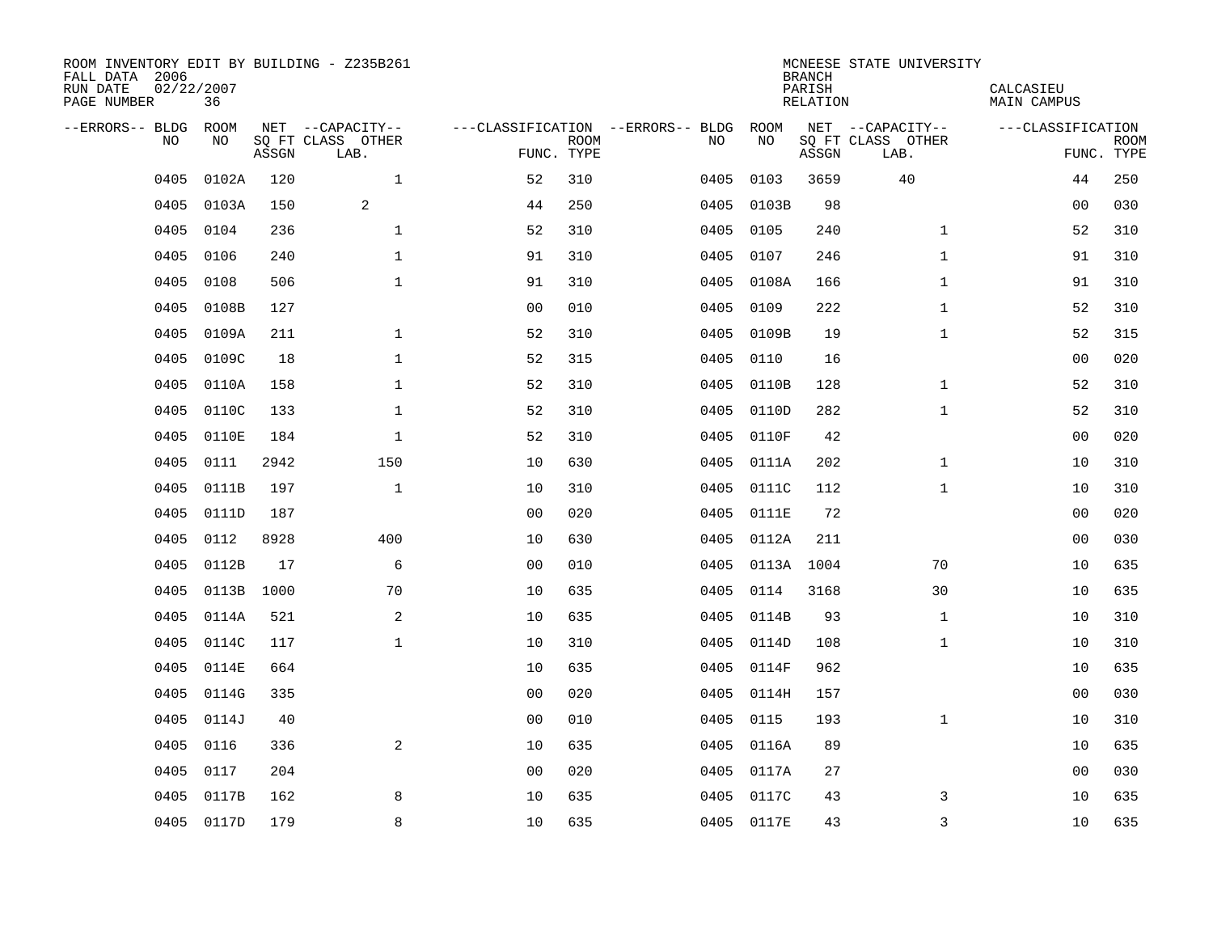ROOM INVENTORY EDIT BY BUILDING - Z235B261
FALL DATA 2006
RUN DATE 02/22/2007
PAGE NUMBER 36

MCNEESE STATE UNIVERSITY
BRANCH
PARISH CALCASIEU
RELATION MAIN CAMPUS

| --ERRORS-- | BLDG NO | ROOM NO | NET SQ FT ASSGN | --CAPACITY-- CLASS LAB. | OTHER | ---CLASSIFICATION FUNC. | ROOM TYPE | --ERRORS-- | BLDG NO | ROOM NO | NET SQ FT ASSGN | --CAPACITY-- CLASS LAB. | OTHER | ---CLASSIFICATION FUNC. | ROOM TYPE |
|---|---|---|---|---|---|---|---|---|---|---|---|---|---|---|---|
| | 0405 | 0102A | 120 | | 1 | 52 | 310 | | 0405 | 0103 | 3659 | 40 | | 44 | 250 |
| | 0405 | 0103A | 150 | 2 | | 44 | 250 | | 0405 | 0103B | 98 | | | 00 | 030 |
| | 0405 | 0104 | 236 | | 1 | 52 | 310 | | 0405 | 0105 | 240 | | 1 | 52 | 310 |
| | 0405 | 0106 | 240 | | 1 | 91 | 310 | | 0405 | 0107 | 246 | | 1 | 91 | 310 |
| | 0405 | 0108 | 506 | | 1 | 91 | 310 | | 0405 | 0108A | 166 | | 1 | 91 | 310 |
| | 0405 | 0108B | 127 | | | 00 | 010 | | 0405 | 0109 | 222 | | 1 | 52 | 310 |
| | 0405 | 0109A | 211 | | 1 | 52 | 310 | | 0405 | 0109B | 19 | | 1 | 52 | 315 |
| | 0405 | 0109C | 18 | | 1 | 52 | 315 | | 0405 | 0110 | 16 | | | 00 | 020 |
| | 0405 | 0110A | 158 | | 1 | 52 | 310 | | 0405 | 0110B | 128 | | 1 | 52 | 310 |
| | 0405 | 0110C | 133 | | 1 | 52 | 310 | | 0405 | 0110D | 282 | | 1 | 52 | 310 |
| | 0405 | 0110E | 184 | | 1 | 52 | 310 | | 0405 | 0110F | 42 | | | 00 | 020 |
| | 0405 | 0111 | 2942 | | 150 | 10 | 630 | | 0405 | 0111A | 202 | | 1 | 10 | 310 |
| | 0405 | 0111B | 197 | | 1 | 10 | 310 | | 0405 | 0111C | 112 | | 1 | 10 | 310 |
| | 0405 | 0111D | 187 | | | 00 | 020 | | 0405 | 0111E | 72 | | | 00 | 020 |
| | 0405 | 0112 | 8928 | | 400 | 10 | 630 | | 0405 | 0112A | 211 | | | 00 | 030 |
| | 0405 | 0112B | 17 | | 6 | 00 | 010 | | 0405 | 0113A | 1004 | | 70 | 10 | 635 |
| | 0405 | 0113B | 1000 | | 70 | 10 | 635 | | 0405 | 0114 | 3168 | | 30 | 10 | 635 |
| | 0405 | 0114A | 521 | | 2 | 10 | 635 | | 0405 | 0114B | 93 | | 1 | 10 | 310 |
| | 0405 | 0114C | 117 | | 1 | 10 | 310 | | 0405 | 0114D | 108 | | 1 | 10 | 310 |
| | 0405 | 0114E | 664 | | | 10 | 635 | | 0405 | 0114F | 962 | | | 10 | 635 |
| | 0405 | 0114G | 335 | | | 00 | 020 | | 0405 | 0114H | 157 | | | 00 | 030 |
| | 0405 | 0114J | 40 | | | 00 | 010 | | 0405 | 0115 | 193 | | 1 | 10 | 310 |
| | 0405 | 0116 | 336 | | 2 | 10 | 635 | | 0405 | 0116A | 89 | | | 10 | 635 |
| | 0405 | 0117 | 204 | | | 00 | 020 | | 0405 | 0117A | 27 | | | 00 | 030 |
| | 0405 | 0117B | 162 | | 8 | 10 | 635 | | 0405 | 0117C | 43 | | 3 | 10 | 635 |
| | 0405 | 0117D | 179 | | 8 | 10 | 635 | | 0405 | 0117E | 43 | | 3 | 10 | 635 |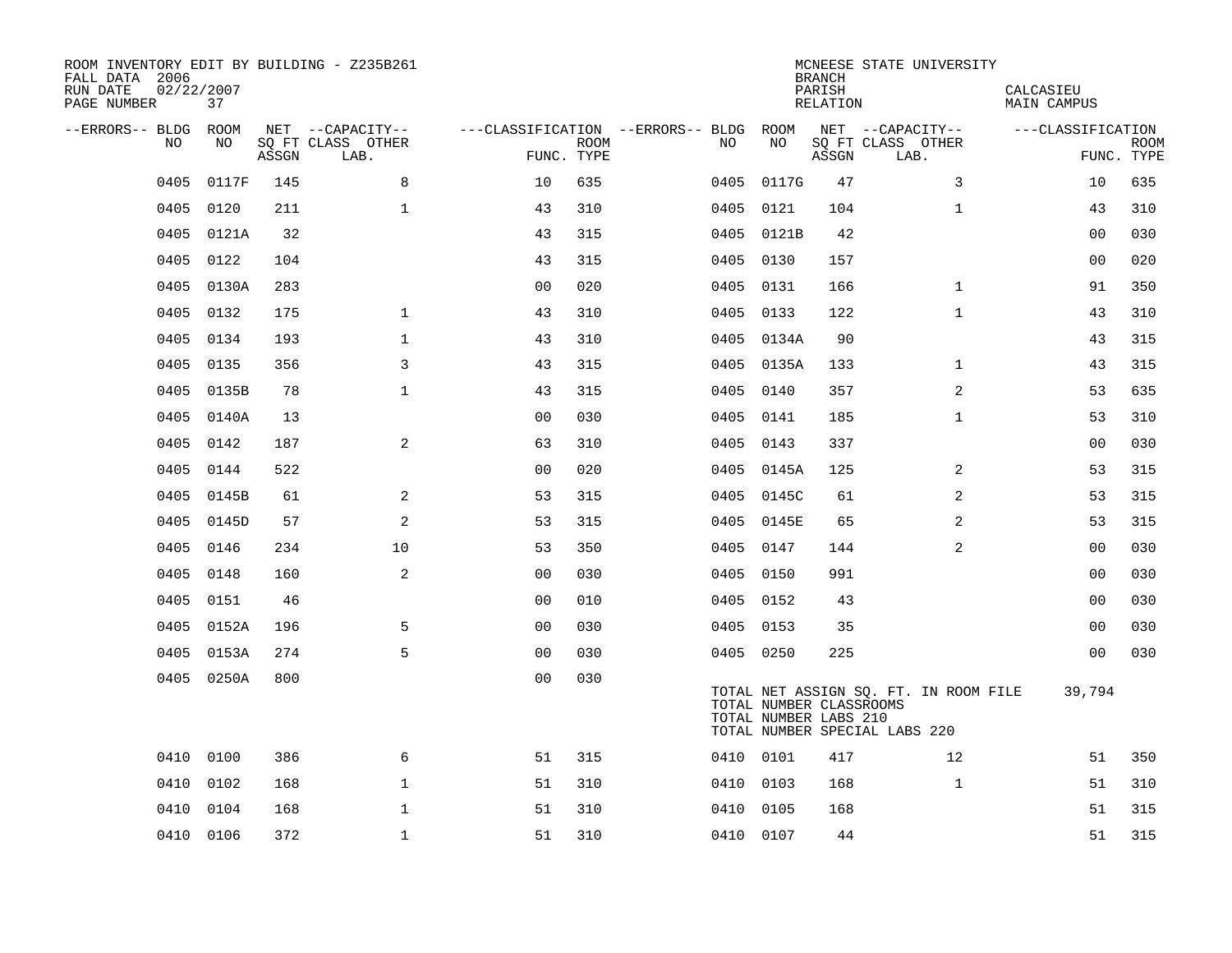ROOM INVENTORY EDIT BY BUILDING - Z235B261
FALL DATA 2006
RUN DATE 02/22/2007
PAGE NUMBER 37

MCNEESE STATE UNIVERSITY
BRANCH
PARISH CALCASIEU
RELATION MAIN CAMPUS

| --ERRORS-- | BLDG NO | ROOM NO | NET SQ FT ASSGN | --CAPACITY-- CLASS LAB. | OTHER | ---CLASSIFICATION FUNC. | ROOM TYPE | --ERRORS-- | BLDG NO | ROOM NO | NET SQ FT ASSGN | --CAPACITY-- CLASS LAB. | OTHER | ---CLASSIFICATION FUNC. | ROOM TYPE |
|---|---|---|---|---|---|---|---|---|---|---|---|---|---|---|---|
| | 0405 | 0117F | 145 | | 8 | 10 | 635 | | 0405 | 0117G | 47 | | 3 | 10 | 635 |
| | 0405 | 0120 | 211 | | 1 | 43 | 310 | | 0405 | 0121 | 104 | | 1 | 43 | 310 |
| | 0405 | 0121A | 32 | | | 43 | 315 | | 0405 | 0121B | 42 | | | 00 | 030 |
| | 0405 | 0122 | 104 | | | 43 | 315 | | 0405 | 0130 | 157 | | | 00 | 020 |
| | 0405 | 0130A | 283 | | | 00 | 020 | | 0405 | 0131 | 166 | | 1 | 91 | 350 |
| | 0405 | 0132 | 175 | | 1 | 43 | 310 | | 0405 | 0133 | 122 | | 1 | 43 | 310 |
| | 0405 | 0134 | 193 | | 1 | 43 | 310 | | 0405 | 0134A | 90 | | | 43 | 315 |
| | 0405 | 0135 | 356 | | 3 | 43 | 315 | | 0405 | 0135A | 133 | | 1 | 43 | 315 |
| | 0405 | 0135B | 78 | | 1 | 43 | 315 | | 0405 | 0140 | 357 | | 2 | 53 | 635 |
| | 0405 | 0140A | 13 | | | 00 | 030 | | 0405 | 0141 | 185 | | 1 | 53 | 310 |
| | 0405 | 0142 | 187 | | 2 | 63 | 310 | | 0405 | 0143 | 337 | | | 00 | 030 |
| | 0405 | 0144 | 522 | | | 00 | 020 | | 0405 | 0145A | 125 | | 2 | 53 | 315 |
| | 0405 | 0145B | 61 | | 2 | 53 | 315 | | 0405 | 0145C | 61 | | 2 | 53 | 315 |
| | 0405 | 0145D | 57 | | 2 | 53 | 315 | | 0405 | 0145E | 65 | | 2 | 53 | 315 |
| | 0405 | 0146 | 234 | | 10 | 53 | 350 | | 0405 | 0147 | 144 | | 2 | 00 | 030 |
| | 0405 | 0148 | 160 | | 2 | 00 | 030 | | 0405 | 0150 | 991 | | | 00 | 030 |
| | 0405 | 0151 | 46 | | | 00 | 010 | | 0405 | 0152 | 43 | | | 00 | 030 |
| | 0405 | 0152A | 196 | | 5 | 00 | 030 | | 0405 | 0153 | 35 | | | 00 | 030 |
| | 0405 | 0153A | 274 | | 5 | 00 | 030 | | 0405 | 0250 | 225 | | | 00 | 030 |
| | 0405 | 0250A | 800 | | | 00 | 030 | | | | | | | | |

TOTAL NET ASSIGN SQ. FT. IN ROOM FILE 39,794
TOTAL NUMBER CLASSROOMS
TOTAL NUMBER LABS 210
TOTAL NUMBER SPECIAL LABS 220

| --ERRORS-- | BLDG NO | ROOM NO | NET SQ FT ASSGN | --CAPACITY-- CLASS LAB. | OTHER | ---CLASSIFICATION FUNC. | ROOM TYPE | --ERRORS-- | BLDG NO | ROOM NO | NET SQ FT ASSGN | --CAPACITY-- CLASS LAB. | OTHER | ---CLASSIFICATION FUNC. | ROOM TYPE |
|---|---|---|---|---|---|---|---|---|---|---|---|---|---|---|---|
| | 0410 | 0100 | 386 | | 6 | 51 | 315 | | 0410 | 0101 | 417 | | 12 | 51 | 350 |
| | 0410 | 0102 | 168 | | 1 | 51 | 310 | | 0410 | 0103 | 168 | | 1 | 51 | 310 |
| | 0410 | 0104 | 168 | | 1 | 51 | 310 | | 0410 | 0105 | 168 | | | 51 | 315 |
| | 0410 | 0106 | 372 | | 1 | 51 | 310 | | 0410 | 0107 | 44 | | | 51 | 315 |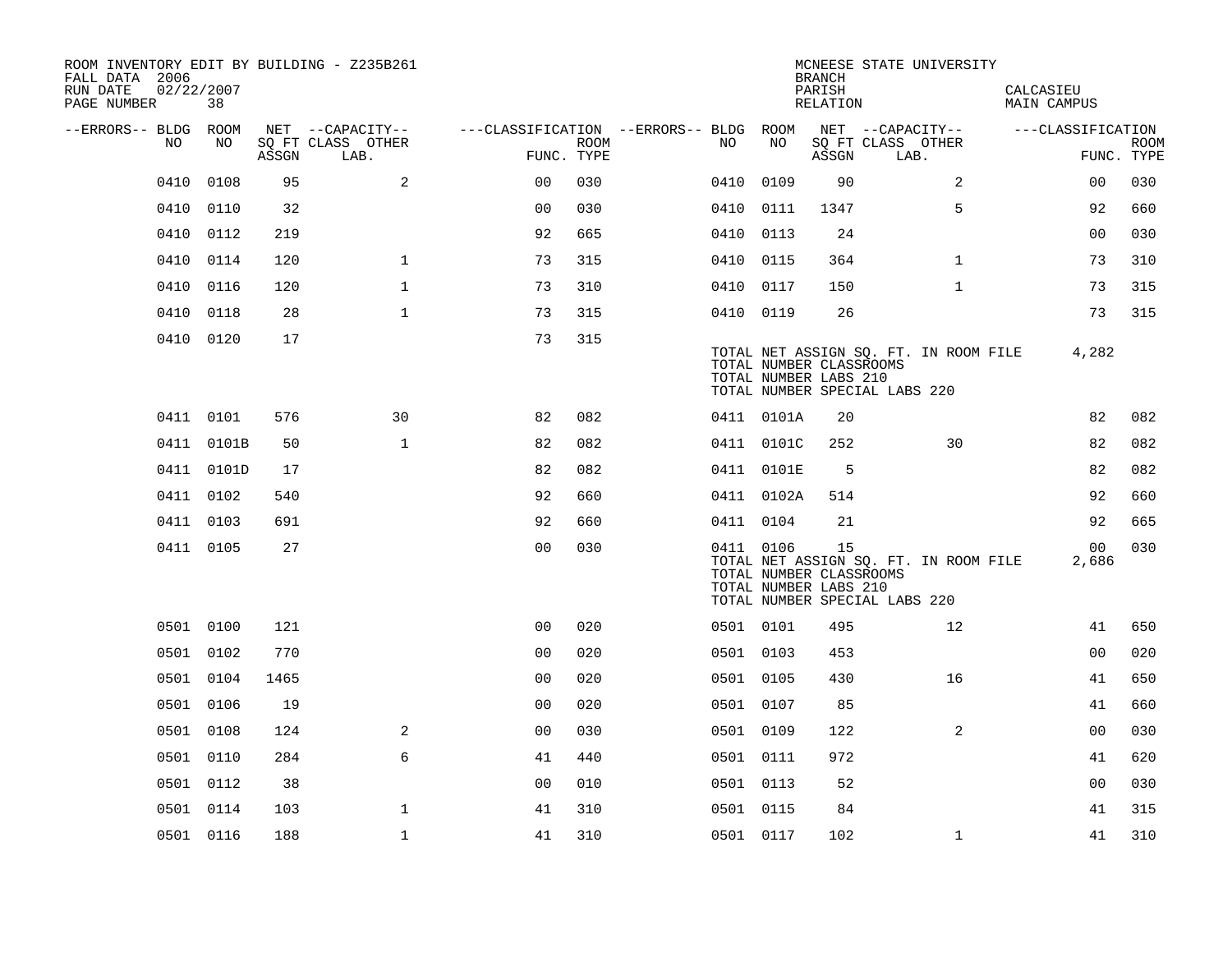ROOM INVENTORY EDIT BY BUILDING - Z235B261
FALL DATA 2006
RUN DATE 02/22/2007
PAGE NUMBER 38

MCNEESE STATE UNIVERSITY
BRANCH
PARISH CALCASIEU
RELATION MAIN CAMPUS

| --ERRORS-- | BLDG NO | ROOM NO | NET SQ FT ASSGN | --CAPACITY-- CLASS | OTHER LAB. | ---CLASSIFICATION FUNC. | ROOM TYPE | --ERRORS-- | BLDG NO | ROOM NO | NET SQ FT ASSGN | --CAPACITY-- CLASS | OTHER LAB. | ---CLASSIFICATION FUNC. | ROOM TYPE |
|---|---|---|---|---|---|---|---|---|---|---|---|---|---|---|---|
| | 0410 | 0108 | 95 | | 2 | 00 | 030 | | 0410 | 0109 | 90 | | 2 | 00 | 030 |
| | 0410 | 0110 | 32 | | | 00 | 030 | | 0410 | 0111 | 1347 | | 5 | 92 | 660 |
| | 0410 | 0112 | 219 | | | 92 | 665 | | 0410 | 0113 | 24 | | | 00 | 030 |
| | 0410 | 0114 | 120 | | 1 | 73 | 315 | | 0410 | 0115 | 364 | | 1 | 73 | 310 |
| | 0410 | 0116 | 120 | | 1 | 73 | 310 | | 0410 | 0117 | 150 | | 1 | 73 | 315 |
| | 0410 | 0118 | 28 | | 1 | 73 | 315 | | 0410 | 0119 | 26 | | | 73 | 315 |
| | 0410 | 0120 | 17 | | | 73 | 315 | | | | | | | | |
| | | | | | | | | | TOTAL NET ASSIGN SQ. FT. IN ROOM FILE | | | | | 4,282 | |
| | | | | | | | | | TOTAL NUMBER CLASSROOMS | | | | | | |
| | | | | | | | | | TOTAL NUMBER LABS 210 | | | | | | |
| | | | | | | | | | TOTAL NUMBER SPECIAL LABS 220 | | | | | | |
| | 0411 | 0101 | 576 | | 30 | 82 | 082 | | 0411 | 0101A | 20 | | | 82 | 082 |
| | 0411 | 0101B | 50 | | 1 | 82 | 082 | | 0411 | 0101C | 252 | | 30 | 82 | 082 |
| | 0411 | 0101D | 17 | | | 82 | 082 | | 0411 | 0101E | 5 | | | 82 | 082 |
| | 0411 | 0102 | 540 | | | 92 | 660 | | 0411 | 0102A | 514 | | | 92 | 660 |
| | 0411 | 0103 | 691 | | | 92 | 660 | | 0411 | 0104 | 21 | | | 92 | 665 |
| | 0411 | 0105 | 27 | | | 00 | 030 | | 0411 | 0106 | 15 | | | 00 | 030 |
| | | | | | | | | | TOTAL NET ASSIGN SQ. FT. IN ROOM FILE | | | | | 2,686 | |
| | | | | | | | | | TOTAL NUMBER CLASSROOMS | | | | | | |
| | | | | | | | | | TOTAL NUMBER LABS 210 | | | | | | |
| | | | | | | | | | TOTAL NUMBER SPECIAL LABS 220 | | | | | | |
| | 0501 | 0100 | 121 | | | 00 | 020 | | 0501 | 0101 | 495 | | 12 | 41 | 650 |
| | 0501 | 0102 | 770 | | | 00 | 020 | | 0501 | 0103 | 453 | | | 00 | 020 |
| | 0501 | 0104 | 1465 | | | 00 | 020 | | 0501 | 0105 | 430 | | 16 | 41 | 650 |
| | 0501 | 0106 | 19 | | | 00 | 020 | | 0501 | 0107 | 85 | | | 41 | 660 |
| | 0501 | 0108 | 124 | | 2 | 00 | 030 | | 0501 | 0109 | 122 | | 2 | 00 | 030 |
| | 0501 | 0110 | 284 | | 6 | 41 | 440 | | 0501 | 0111 | 972 | | | 41 | 620 |
| | 0501 | 0112 | 38 | | | 00 | 010 | | 0501 | 0113 | 52 | | | 00 | 030 |
| | 0501 | 0114 | 103 | | 1 | 41 | 310 | | 0501 | 0115 | 84 | | | 41 | 315 |
| | 0501 | 0116 | 188 | | 1 | 41 | 310 | | 0501 | 0117 | 102 | | 1 | 41 | 310 |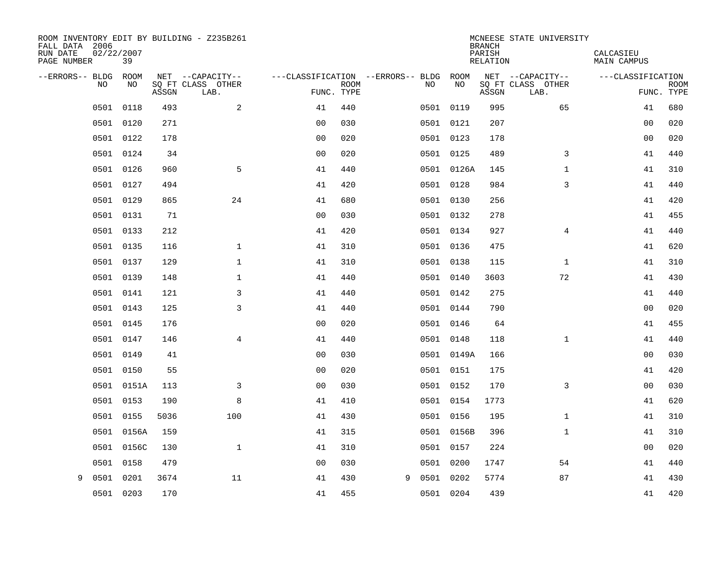ROOM INVENTORY EDIT BY BUILDING - Z235B261
FALL DATA 2006
RUN DATE 02/22/2007
PAGE NUMBER 39

MCNEESE STATE UNIVERSITY
BRANCH
PARISH CALCASIEU
RELATION MAIN CAMPUS

| --ERRORS-- | BLDG NO | ROOM NO | NET SQ FT ASSGN | --CAPACITY-- CLASS LAB. | OTHER | ---CLASSIFICATION FUNC. | ROOM TYPE | --ERRORS-- | BLDG NO | ROOM NO | NET SQ FT ASSGN | --CAPACITY-- CLASS LAB. | OTHER | ---CLASSIFICATION FUNC. | ROOM TYPE |
|---|---|---|---|---|---|---|---|---|---|---|---|---|---|---|---|
| | 0501 | 0118 | 493 | | 2 | 41 | 440 | | 0501 | 0119 | 995 | | 65 | 41 | 680 |
| | 0501 | 0120 | 271 | | | 00 | 030 | | 0501 | 0121 | 207 | | | 00 | 020 |
| | 0501 | 0122 | 178 | | | 00 | 020 | | 0501 | 0123 | 178 | | | 00 | 020 |
| | 0501 | 0124 | 34 | | | 00 | 020 | | 0501 | 0125 | 489 | | 3 | 41 | 440 |
| | 0501 | 0126 | 960 | | 5 | 41 | 440 | | 0501 | 0126A | 145 | | 1 | 41 | 310 |
| | 0501 | 0127 | 494 | | | 41 | 420 | | 0501 | 0128 | 984 | | 3 | 41 | 440 |
| | 0501 | 0129 | 865 | | 24 | 41 | 680 | | 0501 | 0130 | 256 | | | 41 | 420 |
| | 0501 | 0131 | 71 | | | 00 | 030 | | 0501 | 0132 | 278 | | | 41 | 455 |
| | 0501 | 0133 | 212 | | | 41 | 420 | | 0501 | 0134 | 927 | | 4 | 41 | 440 |
| | 0501 | 0135 | 116 | | 1 | 41 | 310 | | 0501 | 0136 | 475 | | | 41 | 620 |
| | 0501 | 0137 | 129 | | 1 | 41 | 310 | | 0501 | 0138 | 115 | | 1 | 41 | 310 |
| | 0501 | 0139 | 148 | | 1 | 41 | 440 | | 0501 | 0140 | 3603 | | 72 | 41 | 430 |
| | 0501 | 0141 | 121 | | 3 | 41 | 440 | | 0501 | 0142 | 275 | | | 41 | 440 |
| | 0501 | 0143 | 125 | | 3 | 41 | 440 | | 0501 | 0144 | 790 | | | 00 | 020 |
| | 0501 | 0145 | 176 | | | 00 | 020 | | 0501 | 0146 | 64 | | | 41 | 455 |
| | 0501 | 0147 | 146 | | 4 | 41 | 440 | | 0501 | 0148 | 118 | | 1 | 41 | 440 |
| | 0501 | 0149 | 41 | | | 00 | 030 | | 0501 | 0149A | 166 | | | 00 | 030 |
| | 0501 | 0150 | 55 | | | 00 | 020 | | 0501 | 0151 | 175 | | | 41 | 420 |
| | 0501 | 0151A | 113 | | 3 | 00 | 030 | | 0501 | 0152 | 170 | | 3 | 00 | 030 |
| | 0501 | 0153 | 190 | | 8 | 41 | 410 | | 0501 | 0154 | 1773 | | | 41 | 620 |
| | 0501 | 0155 | 5036 | | 100 | 41 | 430 | | 0501 | 0156 | 195 | | 1 | 41 | 310 |
| | 0501 | 0156A | 159 | | | 41 | 315 | | 0501 | 0156B | 396 | | 1 | 41 | 310 |
| | 0501 | 0156C | 130 | | 1 | 41 | 310 | | 0501 | 0157 | 224 | | | 00 | 020 |
| | 0501 | 0158 | 479 | | | 00 | 030 | | 0501 | 0200 | 1747 | | 54 | 41 | 440 |
| 9 | 0501 | 0201 | 3674 | | 11 | 41 | 430 | 9 | 0501 | 0202 | 5774 | | 87 | 41 | 430 |
| | 0501 | 0203 | 170 | | | 41 | 455 | | 0501 | 0204 | 439 | | | 41 | 420 |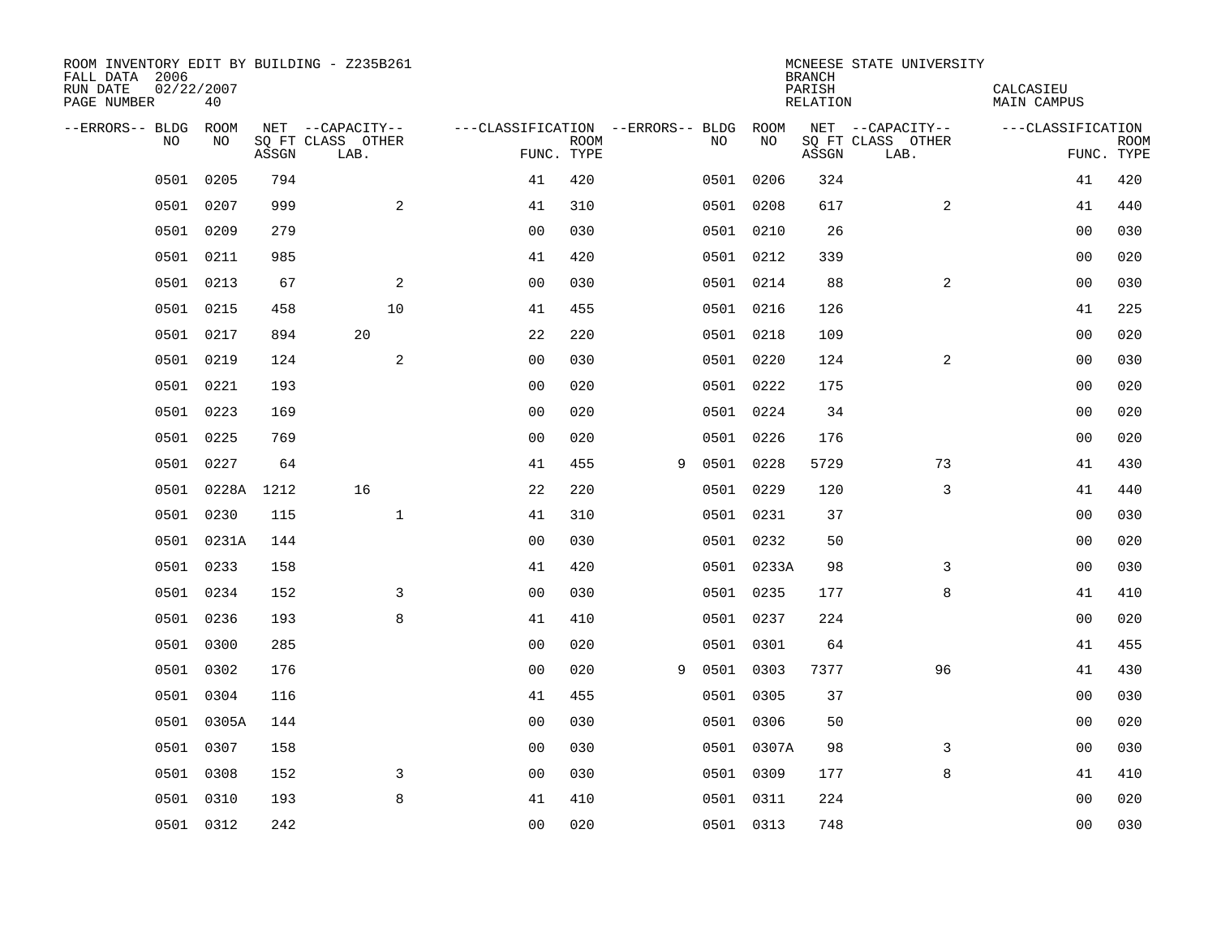ROOM INVENTORY EDIT BY BUILDING - Z235B261
FALL DATA 2006
RUN DATE 02/22/2007
PAGE NUMBER 40

MCNEESE STATE UNIVERSITY
BRANCH
PARISH CALCASIEU
RELATION MAIN CAMPUS

| --ERRORS-- | BLDG NO | ROOM NO | NET SQ FT ASSGN | CAPACITY CLASS LAB. | CAPACITY OTHER | CLASSIFICATION FUNC. | ROOM TYPE | --ERRORS-- | BLDG NO | ROOM NO | NET SQ FT ASSGN | CAPACITY CLASS LAB. | CAPACITY OTHER | CLASSIFICATION FUNC. | ROOM TYPE |
|---|---|---|---|---|---|---|---|---|---|---|---|---|---|---|---|
| | 0501 | 0205 | 794 | | | 41 | 420 | | 0501 | 0206 | 324 | | | 41 | 420 |
| | 0501 | 0207 | 999 | | 2 | 41 | 310 | | 0501 | 0208 | 617 | | 2 | 41 | 440 |
| | 0501 | 0209 | 279 | | | 00 | 030 | | 0501 | 0210 | 26 | | | 00 | 030 |
| | 0501 | 0211 | 985 | | | 41 | 420 | | 0501 | 0212 | 339 | | | 00 | 020 |
| | 0501 | 0213 | 67 | | 2 | 00 | 030 | | 0501 | 0214 | 88 | | 2 | 00 | 030 |
| | 0501 | 0215 | 458 | | 10 | 41 | 455 | | 0501 | 0216 | 126 | | | 41 | 225 |
| | 0501 | 0217 | 894 | 20 | | 22 | 220 | | 0501 | 0218 | 109 | | | 00 | 020 |
| | 0501 | 0219 | 124 | | 2 | 00 | 030 | | 0501 | 0220 | 124 | | 2 | 00 | 030 |
| | 0501 | 0221 | 193 | | | 00 | 020 | | 0501 | 0222 | 175 | | | 00 | 020 |
| | 0501 | 0223 | 169 | | | 00 | 020 | | 0501 | 0224 | 34 | | | 00 | 020 |
| | 0501 | 0225 | 769 | | | 00 | 020 | | 0501 | 0226 | 176 | | | 00 | 020 |
| | 0501 | 0227 | 64 | | | 41 | 455 | 9 | 0501 | 0228 | 5729 | | 73 | 41 | 430 |
| | 0501 | 0228A | 1212 | 16 | | 22 | 220 | | 0501 | 0229 | 120 | | 3 | 41 | 440 |
| | 0501 | 0230 | 115 | | 1 | 41 | 310 | | 0501 | 0231 | 37 | | | 00 | 030 |
| | 0501 | 0231A | 144 | | | 00 | 030 | | 0501 | 0232 | 50 | | | 00 | 020 |
| | 0501 | 0233 | 158 | | | 41 | 420 | | 0501 | 0233A | 98 | | 3 | 00 | 030 |
| | 0501 | 0234 | 152 | | 3 | 00 | 030 | | 0501 | 0235 | 177 | | 8 | 41 | 410 |
| | 0501 | 0236 | 193 | | 8 | 41 | 410 | | 0501 | 0237 | 224 | | | 00 | 020 |
| | 0501 | 0300 | 285 | | | 00 | 020 | | 0501 | 0301 | 64 | | | 41 | 455 |
| | 0501 | 0302 | 176 | | | 00 | 020 | 9 | 0501 | 0303 | 7377 | | 96 | 41 | 430 |
| | 0501 | 0304 | 116 | | | 41 | 455 | | 0501 | 0305 | 37 | | | 00 | 030 |
| | 0501 | 0305A | 144 | | | 00 | 030 | | 0501 | 0306 | 50 | | | 00 | 020 |
| | 0501 | 0307 | 158 | | | 00 | 030 | | 0501 | 0307A | 98 | | 3 | 00 | 030 |
| | 0501 | 0308 | 152 | | 3 | 00 | 030 | | 0501 | 0309 | 177 | | 8 | 41 | 410 |
| | 0501 | 0310 | 193 | | 8 | 41 | 410 | | 0501 | 0311 | 224 | | | 00 | 020 |
| | 0501 | 0312 | 242 | | | 00 | 020 | | 0501 | 0313 | 748 | | | 00 | 030 |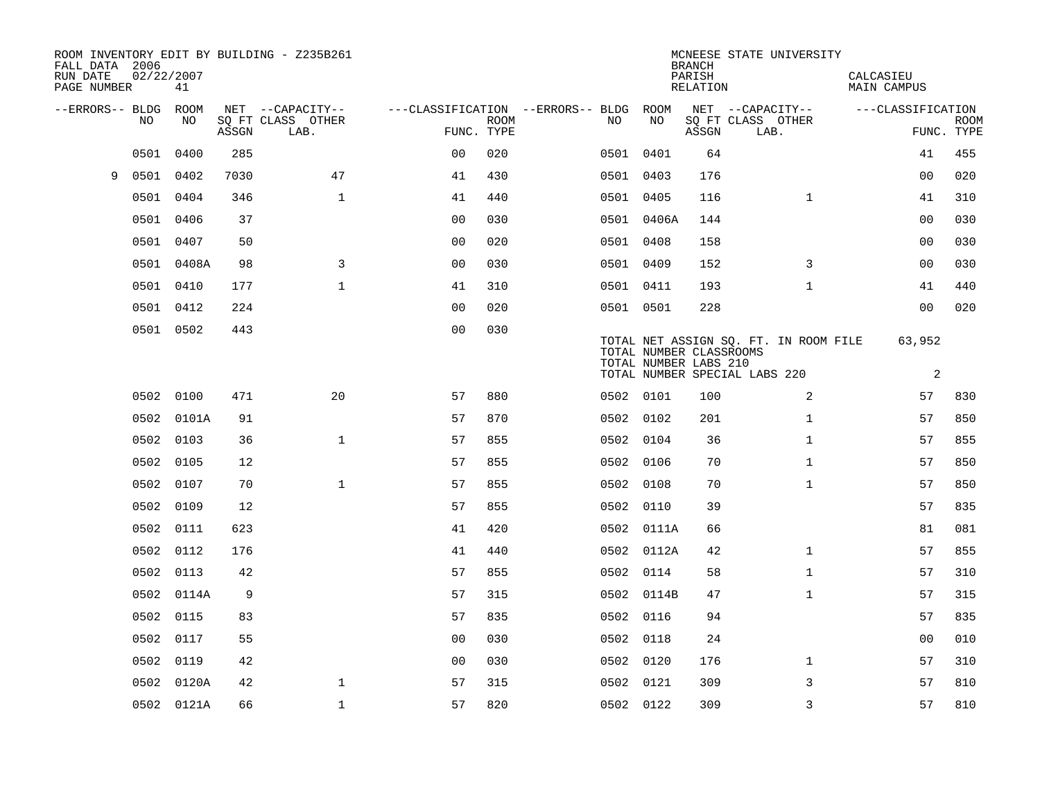ROOM INVENTORY EDIT BY BUILDING - Z235B261
FALL DATA 2006
RUN DATE 02/22/2007
PAGE NUMBER 41

MCNEESE STATE UNIVERSITY
BRANCH
PARISH CALCASIEU
RELATION MAIN CAMPUS

| --ERRORS-- | BLDG NO | ROOM NO | NET SQ FT ASSGN | CAPACITY CLASS LAB. | CAPACITY OTHER | CLASSIFICATION FUNC. | ROOM TYPE | --ERRORS-- | BLDG NO | ROOM NO | NET SQ FT ASSGN | CAPACITY CLASS LAB. | CAPACITY OTHER | CLASSIFICATION FUNC. | ROOM TYPE |
|---|---|---|---|---|---|---|---|---|---|---|---|---|---|---|---|
| | 0501 | 0400 | 285 | | | 00 | 020 | | 0501 | 0401 | 64 | | | 41 | 455 |
| 9 | 0501 | 0402 | 7030 | | 47 | 41 | 430 | | 0501 | 0403 | 176 | | | 00 | 020 |
| | 0501 | 0404 | 346 | | 1 | 41 | 440 | | 0501 | 0405 | 116 | | 1 | 41 | 310 |
| | 0501 | 0406 | 37 | | | 00 | 030 | | 0501 | 0406A | 144 | | | 00 | 030 |
| | 0501 | 0407 | 50 | | | 00 | 020 | | 0501 | 0408 | 158 | | | 00 | 030 |
| | 0501 | 0408A | 98 | | 3 | 00 | 030 | | 0501 | 0409 | 152 | | 3 | 00 | 030 |
| | 0501 | 0410 | 177 | | 1 | 41 | 310 | | 0501 | 0411 | 193 | | 1 | 41 | 440 |
| | 0501 | 0412 | 224 | | | 00 | 020 | | 0501 | 0501 | 228 | | | 00 | 020 |
| | 0501 | 0502 | 443 | | | 00 | 030 | | | | | | | | |

TOTAL NET ASSIGN SQ. FT. IN ROOM FILE 63,952
TOTAL NUMBER CLASSROOMS
TOTAL NUMBER LABS 210
TOTAL NUMBER SPECIAL LABS 220 2

| --ERRORS-- | BLDG NO | ROOM NO | NET SQ FT ASSGN | CAPACITY CLASS LAB. | CAPACITY OTHER | CLASSIFICATION FUNC. | ROOM TYPE | --ERRORS-- | BLDG NO | ROOM NO | NET SQ FT ASSGN | CAPACITY CLASS LAB. | CAPACITY OTHER | CLASSIFICATION FUNC. | ROOM TYPE |
|---|---|---|---|---|---|---|---|---|---|---|---|---|---|---|---|
| | 0502 | 0100 | 471 | | 20 | 57 | 880 | | 0502 | 0101 | 100 | | 2 | 57 | 830 |
| | 0502 | 0101A | 91 | | | 57 | 870 | | 0502 | 0102 | 201 | | 1 | 57 | 850 |
| | 0502 | 0103 | 36 | | 1 | 57 | 855 | | 0502 | 0104 | 36 | | 1 | 57 | 855 |
| | 0502 | 0105 | 12 | | | 57 | 855 | | 0502 | 0106 | 70 | | 1 | 57 | 850 |
| | 0502 | 0107 | 70 | | 1 | 57 | 855 | | 0502 | 0108 | 70 | | 1 | 57 | 850 |
| | 0502 | 0109 | 12 | | | 57 | 855 | | 0502 | 0110 | 39 | | | 57 | 835 |
| | 0502 | 0111 | 623 | | | 41 | 420 | | 0502 | 0111A | 66 | | | 81 | 081 |
| | 0502 | 0112 | 176 | | | 41 | 440 | | 0502 | 0112A | 42 | | 1 | 57 | 855 |
| | 0502 | 0113 | 42 | | | 57 | 855 | | 0502 | 0114 | 58 | | 1 | 57 | 310 |
| | 0502 | 0114A | 9 | | | 57 | 315 | | 0502 | 0114B | 47 | | 1 | 57 | 315 |
| | 0502 | 0115 | 83 | | | 57 | 835 | | 0502 | 0116 | 94 | | | 57 | 835 |
| | 0502 | 0117 | 55 | | | 00 | 030 | | 0502 | 0118 | 24 | | | 00 | 010 |
| | 0502 | 0119 | 42 | | | 00 | 030 | | 0502 | 0120 | 176 | | 1 | 57 | 310 |
| | 0502 | 0120A | 42 | | 1 | 57 | 315 | | 0502 | 0121 | 309 | | 3 | 57 | 810 |
| | 0502 | 0121A | 66 | | 1 | 57 | 820 | | 0502 | 0122 | 309 | | 3 | 57 | 810 |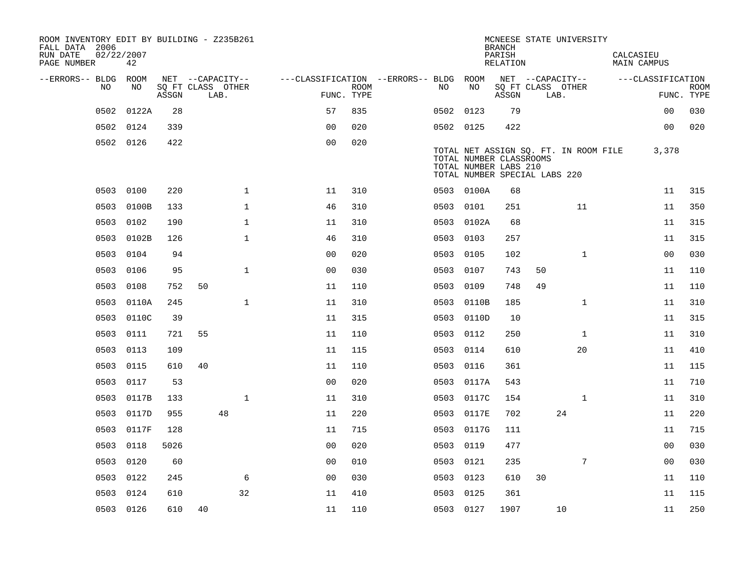ROOM INVENTORY EDIT BY BUILDING - Z235B261
FALL DATA 2006
RUN DATE 02/22/2007
PAGE NUMBER 42

MCNEESE STATE UNIVERSITY
BRANCH
PARISH CALCASIEU
RELATION MAIN CAMPUS

| --ERRORS-- | BLDG NO | ROOM NO | NET SQ FT ASSGN | CAPACITY CLASS | CAPACITY LAB. | CAPACITY OTHER | FUNC. | ROOM TYPE | --ERRORS-- | BLDG NO | ROOM NO | NET SQ FT ASSGN | CAPACITY CLASS | CAPACITY LAB. | CAPACITY OTHER | FUNC. | ROOM TYPE |
|---|---|---|---|---|---|---|---|---|---|---|---|---|---|---|---|---|---|
| | 0502 | 0122A | 28 | | | | 57 | 835 | | 0502 | 0123 | 79 | | | | 00 | 030 |
| | 0502 | 0124 | 339 | | | | 00 | 020 | | 0502 | 0125 | 422 | | | | 00 | 020 |
| | 0502 | 0126 | 422 | | | | 00 | 020 | | | | | | | | | |

TOTAL NET ASSIGN SQ. FT. IN ROOM FILE 3,378
TOTAL NUMBER CLASSROOMS
TOTAL NUMBER LABS 210
TOTAL NUMBER SPECIAL LABS 220

| --ERRORS-- | BLDG NO | ROOM NO | NET SQ FT ASSGN | CAPACITY CLASS | CAPACITY LAB. | CAPACITY OTHER | FUNC. | ROOM TYPE | --ERRORS-- | BLDG NO | ROOM NO | NET SQ FT ASSGN | CAPACITY CLASS | CAPACITY LAB. | CAPACITY OTHER | FUNC. | ROOM TYPE |
|---|---|---|---|---|---|---|---|---|---|---|---|---|---|---|---|---|---|
| | 0503 | 0100 | 220 | | | 1 | 11 | 310 | | 0503 | 0100A | 68 | | | | 11 | 315 |
| | 0503 | 0100B | 133 | | | 1 | 46 | 310 | | 0503 | 0101 | 251 | | | 11 | 11 | 350 |
| | 0503 | 0102 | 190 | | | 1 | 11 | 310 | | 0503 | 0102A | 68 | | | | 11 | 315 |
| | 0503 | 0102B | 126 | | | 1 | 46 | 310 | | 0503 | 0103 | 257 | | | | 11 | 315 |
| | 0503 | 0104 | 94 | | | | 00 | 020 | | 0503 | 0105 | 102 | | | 1 | 00 | 030 |
| | 0503 | 0106 | 95 | | | 1 | 00 | 030 | | 0503 | 0107 | 743 | 50 | | | 11 | 110 |
| | 0503 | 0108 | 752 | 50 | | | 11 | 110 | | 0503 | 0109 | 748 | 49 | | | 11 | 110 |
| | 0503 | 0110A | 245 | | | 1 | 11 | 310 | | 0503 | 0110B | 185 | | | 1 | 11 | 310 |
| | 0503 | 0110C | 39 | | | | 11 | 315 | | 0503 | 0110D | 10 | | | | 11 | 315 |
| | 0503 | 0111 | 721 | 55 | | | 11 | 110 | | 0503 | 0112 | 250 | | | 1 | 11 | 310 |
| | 0503 | 0113 | 109 | | | | 11 | 115 | | 0503 | 0114 | 610 | | | 20 | 11 | 410 |
| | 0503 | 0115 | 610 | 40 | | | 11 | 110 | | 0503 | 0116 | 361 | | | | 11 | 115 |
| | 0503 | 0117 | 53 | | | | 00 | 020 | | 0503 | 0117A | 543 | | | | 11 | 710 |
| | 0503 | 0117B | 133 | | | 1 | 11 | 310 | | 0503 | 0117C | 154 | | | 1 | 11 | 310 |
| | 0503 | 0117D | 955 | | 48 | | 11 | 220 | | 0503 | 0117E | 702 | | 24 | | 11 | 220 |
| | 0503 | 0117F | 128 | | | | 11 | 715 | | 0503 | 0117G | 111 | | | | 11 | 715 |
| | 0503 | 0118 | 5026 | | | | 00 | 020 | | 0503 | 0119 | 477 | | | | 00 | 030 |
| | 0503 | 0120 | 60 | | | | 00 | 010 | | 0503 | 0121 | 235 | | | 7 | 00 | 030 |
| | 0503 | 0122 | 245 | | | 6 | 00 | 030 | | 0503 | 0123 | 610 | 30 | | | 11 | 110 |
| | 0503 | 0124 | 610 | | | 32 | 11 | 410 | | 0503 | 0125 | 361 | | | | 11 | 115 |
| | 0503 | 0126 | 610 | 40 | | | 11 | 110 | | 0503 | 0127 | 1907 | | 10 | | 11 | 250 |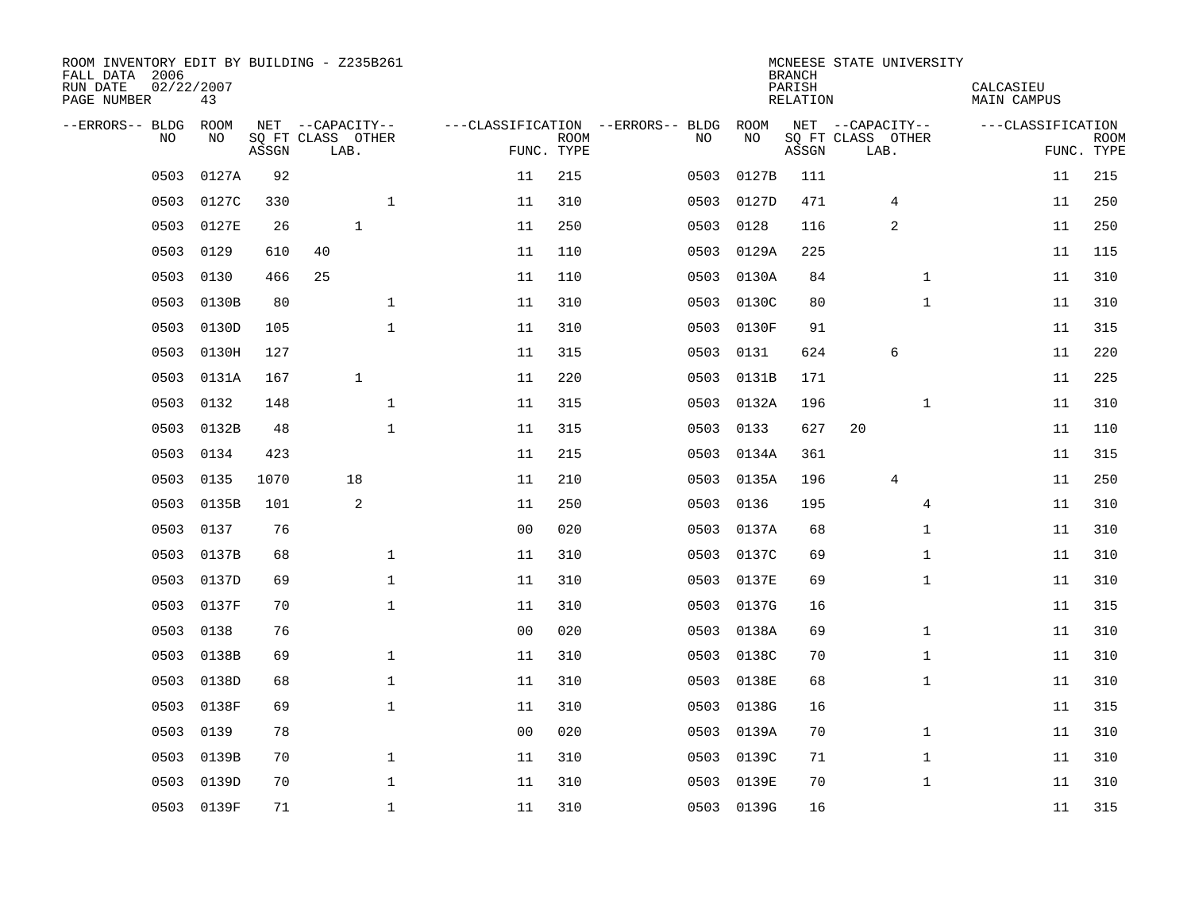ROOM INVENTORY EDIT BY BUILDING - Z235B261
FALL DATA 2006
RUN DATE 02/22/2007
PAGE NUMBER 43

MCNEESE STATE UNIVERSITY
BRANCH
PARISH CALCASIEU
RELATION MAIN CAMPUS

| --ERRORS-- | BLDG NO | ROOM NO | NET SQ FT ASSGN | --CAPACITY-- CLASS LAB. | OTHER | ---CLASSIFICATION FUNC. | ROOM TYPE | --ERRORS-- | BLDG NO | ROOM NO | NET SQ FT ASSGN | --CAPACITY-- CLASS LAB. | OTHER | ---CLASSIFICATION FUNC. | ROOM TYPE |
|---|---|---|---|---|---|---|---|---|---|---|---|---|---|---|---|
| | 0503 | 0127A | 92 | | | 11 | 215 | | 0503 | 0127B | 111 | | | 11 | 215 |
| | 0503 | 0127C | 330 | | 1 | 11 | 310 | | 0503 | 0127D | 471 | 4 | | 11 | 250 |
| | 0503 | 0127E | 26 | 1 | | 11 | 250 | | 0503 | 0128 | 116 | 2 | | 11 | 250 |
| | 0503 | 0129 | 610 | 40 | | 11 | 110 | | 0503 | 0129A | 225 | | | 11 | 115 |
| | 0503 | 0130 | 466 | 25 | | 11 | 110 | | 0503 | 0130A | 84 | | 1 | 11 | 310 |
| | 0503 | 0130B | 80 | | 1 | 11 | 310 | | 0503 | 0130C | 80 | | 1 | 11 | 310 |
| | 0503 | 0130D | 105 | | 1 | 11 | 310 | | 0503 | 0130F | 91 | | | 11 | 315 |
| | 0503 | 0130H | 127 | | | 11 | 315 | | 0503 | 0131 | 624 | 6 | | 11 | 220 |
| | 0503 | 0131A | 167 | 1 | | 11 | 220 | | 0503 | 0131B | 171 | | | 11 | 225 |
| | 0503 | 0132 | 148 | | 1 | 11 | 315 | | 0503 | 0132A | 196 | | 1 | 11 | 310 |
| | 0503 | 0132B | 48 | | 1 | 11 | 315 | | 0503 | 0133 | 627 | 20 | | 11 | 110 |
| | 0503 | 0134 | 423 | | | 11 | 215 | | 0503 | 0134A | 361 | | | 11 | 315 |
| | 0503 | 0135 | 1070 | 18 | | 11 | 210 | | 0503 | 0135A | 196 | 4 | | 11 | 250 |
| | 0503 | 0135B | 101 | 2 | | 11 | 250 | | 0503 | 0136 | 195 | | 4 | 11 | 310 |
| | 0503 | 0137 | 76 | | | 00 | 020 | | 0503 | 0137A | 68 | | 1 | 11 | 310 |
| | 0503 | 0137B | 68 | | 1 | 11 | 310 | | 0503 | 0137C | 69 | | 1 | 11 | 310 |
| | 0503 | 0137D | 69 | | 1 | 11 | 310 | | 0503 | 0137E | 69 | | 1 | 11 | 310 |
| | 0503 | 0137F | 70 | | 1 | 11 | 310 | | 0503 | 0137G | 16 | | | 11 | 315 |
| | 0503 | 0138 | 76 | | | 00 | 020 | | 0503 | 0138A | 69 | | 1 | 11 | 310 |
| | 0503 | 0138B | 69 | | 1 | 11 | 310 | | 0503 | 0138C | 70 | | 1 | 11 | 310 |
| | 0503 | 0138D | 68 | | 1 | 11 | 310 | | 0503 | 0138E | 68 | | 1 | 11 | 310 |
| | 0503 | 0138F | 69 | | 1 | 11 | 310 | | 0503 | 0138G | 16 | | | 11 | 315 |
| | 0503 | 0139 | 78 | | | 00 | 020 | | 0503 | 0139A | 70 | | 1 | 11 | 310 |
| | 0503 | 0139B | 70 | | 1 | 11 | 310 | | 0503 | 0139C | 71 | | 1 | 11 | 310 |
| | 0503 | 0139D | 70 | | 1 | 11 | 310 | | 0503 | 0139E | 70 | | 1 | 11 | 310 |
| | 0503 | 0139F | 71 | | 1 | 11 | 310 | | 0503 | 0139G | 16 | | | 11 | 315 |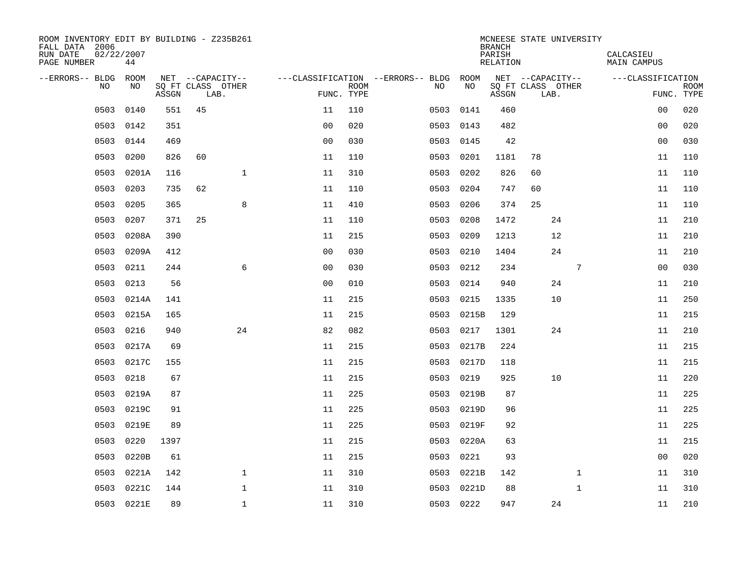ROOM INVENTORY EDIT BY BUILDING - Z235B261
FALL DATA 2006
RUN DATE 02/22/2007
PAGE NUMBER 44

MCNEESE STATE UNIVERSITY
BRANCH
PARISH CALCASIEU
RELATION MAIN CAMPUS

| --ERRORS-- | BLDG NO | ROOM NO | NET SQ FT ASSGN | CAPACITY CLASS | CAPACITY LAB. | CAPACITY OTHER | CLASSIFICATION FUNC. | ROOM TYPE | --ERRORS-- | BLDG NO | ROOM NO | NET SQ FT ASSGN | CAPACITY CLASS | CAPACITY LAB. | CAPACITY OTHER | CLASSIFICATION FUNC. | ROOM TYPE |
|---|---|---|---|---|---|---|---|---|---|---|---|---|---|---|---|---|---|
| | 0503 | 0140 | 551 | 45 | | | 11 | 110 | | 0503 | 0141 | 460 | | | | 00 | 020 |
| | 0503 | 0142 | 351 | | | | 00 | 020 | | 0503 | 0143 | 482 | | | | 00 | 020 |
| | 0503 | 0144 | 469 | | | | 00 | 030 | | 0503 | 0145 | 42 | | | | 00 | 030 |
| | 0503 | 0200 | 826 | 60 | | | 11 | 110 | | 0503 | 0201 | 1181 | 78 | | | 11 | 110 |
| | 0503 | 0201A | 116 | | | 1 | 11 | 310 | | 0503 | 0202 | 826 | 60 | | | 11 | 110 |
| | 0503 | 0203 | 735 | 62 | | | 11 | 110 | | 0503 | 0204 | 747 | 60 | | | 11 | 110 |
| | 0503 | 0205 | 365 | | | 8 | 11 | 410 | | 0503 | 0206 | 374 | 25 | | | 11 | 110 |
| | 0503 | 0207 | 371 | 25 | | | 11 | 110 | | 0503 | 0208 | 1472 | | 24 | | 11 | 210 |
| | 0503 | 0208A | 390 | | | | 11 | 215 | | 0503 | 0209 | 1213 | | 12 | | 11 | 210 |
| | 0503 | 0209A | 412 | | | | 00 | 030 | | 0503 | 0210 | 1404 | | 24 | | 11 | 210 |
| | 0503 | 0211 | 244 | | | 6 | 00 | 030 | | 0503 | 0212 | 234 | | | 7 | 00 | 030 |
| | 0503 | 0213 | 56 | | | | 00 | 010 | | 0503 | 0214 | 940 | | 24 | | 11 | 210 |
| | 0503 | 0214A | 141 | | | | 11 | 215 | | 0503 | 0215 | 1335 | | 10 | | 11 | 250 |
| | 0503 | 0215A | 165 | | | | 11 | 215 | | 0503 | 0215B | 129 | | | | 11 | 215 |
| | 0503 | 0216 | 940 | | | 24 | 82 | 082 | | 0503 | 0217 | 1301 | | 24 | | 11 | 210 |
| | 0503 | 0217A | 69 | | | | 11 | 215 | | 0503 | 0217B | 224 | | | | 11 | 215 |
| | 0503 | 0217C | 155 | | | | 11 | 215 | | 0503 | 0217D | 118 | | | | 11 | 215 |
| | 0503 | 0218 | 67 | | | | 11 | 215 | | 0503 | 0219 | 925 | | 10 | | 11 | 220 |
| | 0503 | 0219A | 87 | | | | 11 | 225 | | 0503 | 0219B | 87 | | | | 11 | 225 |
| | 0503 | 0219C | 91 | | | | 11 | 225 | | 0503 | 0219D | 96 | | | | 11 | 225 |
| | 0503 | 0219E | 89 | | | | 11 | 225 | | 0503 | 0219F | 92 | | | | 11 | 225 |
| | 0503 | 0220 | 1397 | | | | 11 | 215 | | 0503 | 0220A | 63 | | | | 11 | 215 |
| | 0503 | 0220B | 61 | | | | 11 | 215 | | 0503 | 0221 | 93 | | | | 00 | 020 |
| | 0503 | 0221A | 142 | | | 1 | 11 | 310 | | 0503 | 0221B | 142 | | | 1 | 11 | 310 |
| | 0503 | 0221C | 144 | | | 1 | 11 | 310 | | 0503 | 0221D | 88 | | | 1 | 11 | 310 |
| | 0503 | 0221E | 89 | | | 1 | 11 | 310 | | 0503 | 0222 | 947 | | 24 | | 11 | 210 |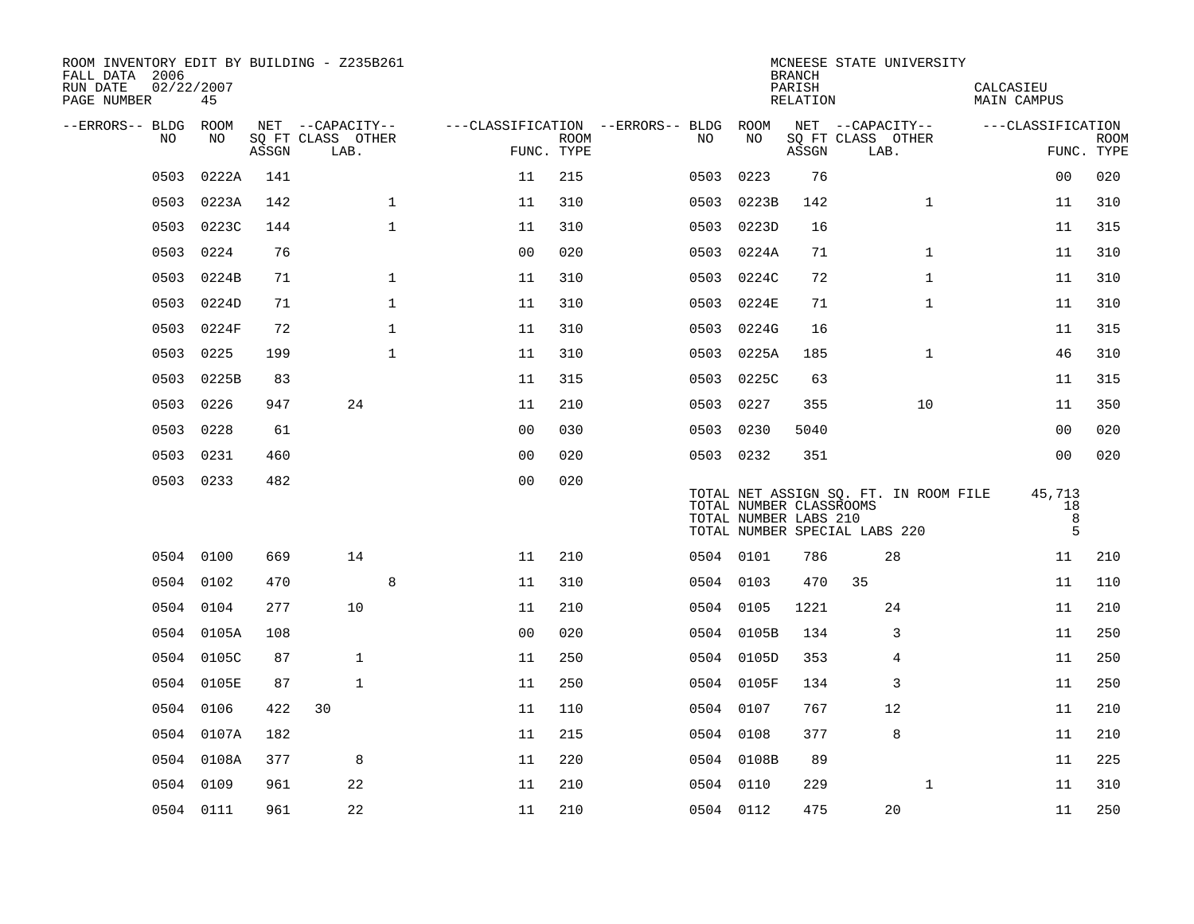ROOM INVENTORY EDIT BY BUILDING - Z235B261
FALL DATA 2006
RUN DATE 02/22/2007
PAGE NUMBER 45

MCNEESE STATE UNIVERSITY
BRANCH
PARISH CALCASIEU
RELATION MAIN CAMPUS

| --ERRORS-- | BLDG NO | ROOM NO | NET SQ FT ASSGN | CAPACITY CLASS LAB. | CAPACITY OTHER | CLASSIFICATION FUNC. | ROOM TYPE | --ERRORS-- | BLDG NO | ROOM NO | NET SQ FT ASSGN | CAPACITY CLASS LAB. | CAPACITY OTHER | CLASSIFICATION FUNC. | ROOM TYPE |
|---|---|---|---|---|---|---|---|---|---|---|---|---|---|---|---|
| | 0503 | 0222A | 141 | | | 11 | 215 | | 0503 | 0223 | 76 | | | 00 | 020 |
| | 0503 | 0223A | 142 | | 1 | 11 | 310 | | 0503 | 0223B | 142 | | 1 | 11 | 310 |
| | 0503 | 0223C | 144 | | 1 | 11 | 310 | | 0503 | 0223D | 16 | | | 11 | 315 |
| | 0503 | 0224 | 76 | | | 00 | 020 | | 0503 | 0224A | 71 | | 1 | 11 | 310 |
| | 0503 | 0224B | 71 | | 1 | 11 | 310 | | 0503 | 0224C | 72 | | 1 | 11 | 310 |
| | 0503 | 0224D | 71 | | 1 | 11 | 310 | | 0503 | 0224E | 71 | | 1 | 11 | 310 |
| | 0503 | 0224F | 72 | | 1 | 11 | 310 | | 0503 | 0224G | 16 | | | 11 | 315 |
| | 0503 | 0225 | 199 | | 1 | 11 | 310 | | 0503 | 0225A | 185 | | 1 | 46 | 310 |
| | 0503 | 0225B | 83 | | | 11 | 315 | | 0503 | 0225C | 63 | | | 11 | 315 |
| | 0503 | 0226 | 947 | 24 | | 11 | 210 | | 0503 | 0227 | 355 | | 10 | 11 | 350 |
| | 0503 | 0228 | 61 | | | 00 | 030 | | 0503 | 0230 | 5040 | | | 00 | 020 |
| | 0503 | 0231 | 460 | | | 00 | 020 | | 0503 | 0232 | 351 | | | 00 | 020 |
| | 0503 | 0233 | 482 | | | 00 | 020 | | | | | | | | |

TOTAL NET ASSIGN SQ. FT. IN ROOM FILE 45,713
TOTAL NUMBER CLASSROOMS 18
TOTAL NUMBER LABS 210 8
TOTAL NUMBER SPECIAL LABS 220 5

| --ERRORS-- | BLDG NO | ROOM NO | NET SQ FT ASSGN | CAPACITY CLASS LAB. | CAPACITY OTHER | CLASSIFICATION FUNC. | ROOM TYPE | --ERRORS-- | BLDG NO | ROOM NO | NET SQ FT ASSGN | CAPACITY CLASS LAB. | CAPACITY OTHER | CLASSIFICATION FUNC. | ROOM TYPE |
|---|---|---|---|---|---|---|---|---|---|---|---|---|---|---|---|
| | 0504 | 0100 | 669 | 14 | | 11 | 210 | | 0504 | 0101 | 786 | 28 | | 11 | 210 |
| | 0504 | 0102 | 470 | | 8 | 11 | 310 | | 0504 | 0103 | 470 | 35 | | 11 | 110 |
| | 0504 | 0104 | 277 | 10 | | 11 | 210 | | 0504 | 0105 | 1221 | 24 | | 11 | 210 |
| | 0504 | 0105A | 108 | | | 00 | 020 | | 0504 | 0105B | 134 | 3 | | 11 | 250 |
| | 0504 | 0105C | 87 | 1 | | 11 | 250 | | 0504 | 0105D | 353 | 4 | | 11 | 250 |
| | 0504 | 0105E | 87 | 1 | | 11 | 250 | | 0504 | 0105F | 134 | 3 | | 11 | 250 |
| | 0504 | 0106 | 422 | 30 | | 11 | 110 | | 0504 | 0107 | 767 | 12 | | 11 | 210 |
| | 0504 | 0107A | 182 | | | 11 | 215 | | 0504 | 0108 | 377 | 8 | | 11 | 210 |
| | 0504 | 0108A | 377 | 8 | | 11 | 220 | | 0504 | 0108B | 89 | | | 11 | 225 |
| | 0504 | 0109 | 961 | 22 | | 11 | 210 | | 0504 | 0110 | 229 | | 1 | 11 | 310 |
| | 0504 | 0111 | 961 | 22 | | 11 | 210 | | 0504 | 0112 | 475 | 20 | | 11 | 250 |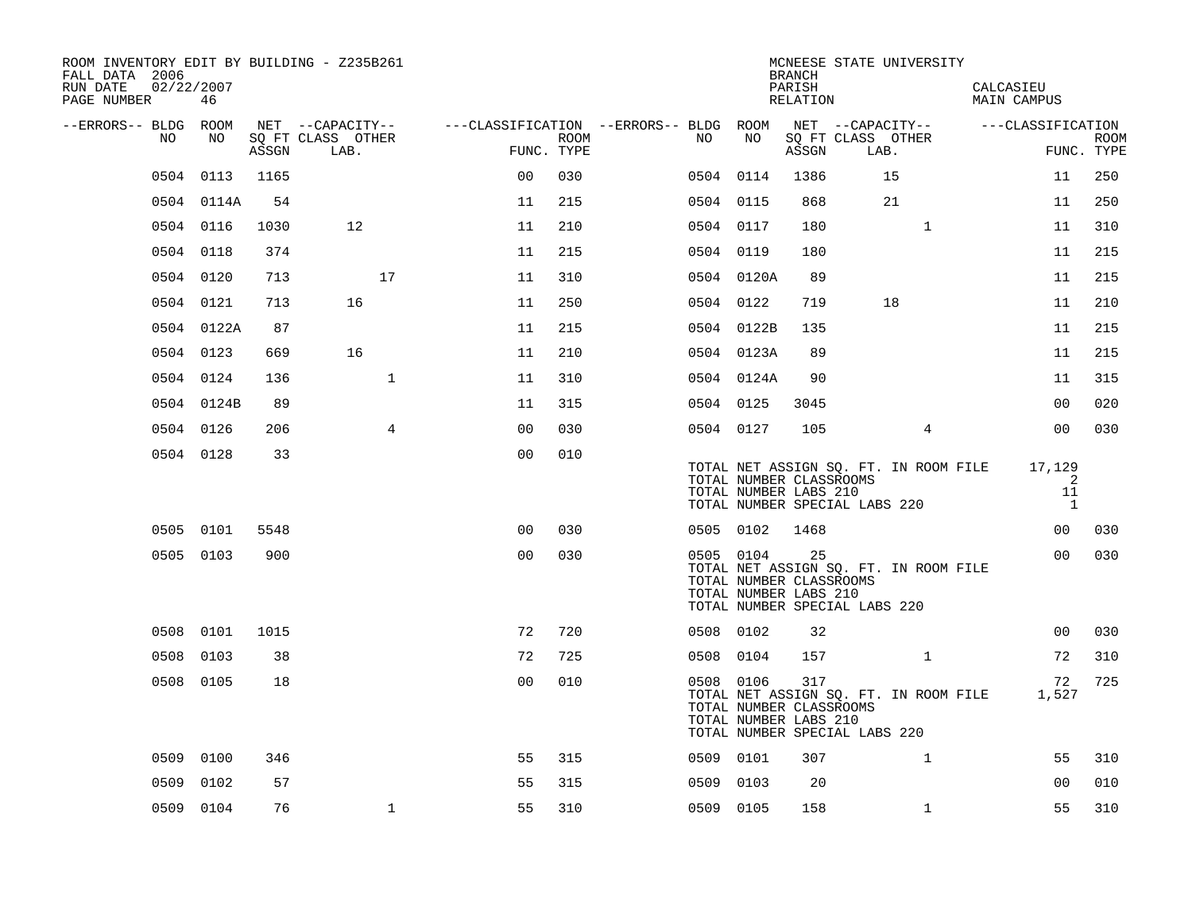ROOM INVENTORY EDIT BY BUILDING - Z235B261
FALL DATA 2006
RUN DATE 02/22/2007

MCNEESE STATE UNIVERSITY
BRANCH
PARISH CALCASIEU
RELATION MAIN CAMPUS

| --ERRORS-- | BLDG NO | ROOM NO | NET SQ FT ASSGN | CAPACITY CLASS LAB. | CAPACITY OTHER | CLASSIFICATION FUNC. | ROOM TYPE | --ERRORS-- | BLDG NO | ROOM NO | NET SQ FT ASSGN | CAPACITY CLASS LAB. | CAPACITY OTHER | CLASSIFICATION FUNC. | ROOM TYPE |
|---|---|---|---|---|---|---|---|---|---|---|---|---|---|---|---|
| | 0504 | 0113 | 1165 | | | 00 | 030 | | 0504 | 0114 | 1386 | 15 | | 11 | 250 |
| | 0504 | 0114A | 54 | | | 11 | 215 | | 0504 | 0115 | 868 | 21 | | 11 | 250 |
| | 0504 | 0116 | 1030 | 12 | | 11 | 210 | | 0504 | 0117 | 180 | | 1 | 11 | 310 |
| | 0504 | 0118 | 374 | | | 11 | 215 | | 0504 | 0119 | 180 | | | 11 | 215 |
| | 0504 | 0120 | 713 | | 17 | 11 | 310 | | 0504 | 0120A | 89 | | | 11 | 215 |
| | 0504 | 0121 | 713 | 16 | | 11 | 250 | | 0504 | 0122 | 719 | 18 | | 11 | 210 |
| | 0504 | 0122A | 87 | | | 11 | 215 | | 0504 | 0122B | 135 | | | 11 | 215 |
| | 0504 | 0123 | 669 | 16 | | 11 | 210 | | 0504 | 0123A | 89 | | | 11 | 215 |
| | 0504 | 0124 | 136 | | 1 | 11 | 310 | | 0504 | 0124A | 90 | | | 11 | 315 |
| | 0504 | 0124B | 89 | | | 11 | 315 | | 0504 | 0125 | 3045 | | | 00 | 020 |
| | 0504 | 0126 | 206 | | 4 | 00 | 030 | | 0504 | 0127 | 105 | | 4 | 00 | 030 |
| | 0504 | 0128 | 33 | | | 00 | 010 | | | | | | | | |

TOTAL NET ASSIGN SQ. FT. IN ROOM FILE 17,129
TOTAL NUMBER CLASSROOMS 2
TOTAL NUMBER LABS 210 11
TOTAL NUMBER SPECIAL LABS 220 1

| --ERRORS-- | BLDG NO | ROOM NO | NET SQ FT ASSGN | CAPACITY CLASS LAB. | CAPACITY OTHER | CLASSIFICATION FUNC. | ROOM TYPE | --ERRORS-- | BLDG NO | ROOM NO | NET SQ FT ASSGN | CAPACITY CLASS LAB. | CAPACITY OTHER | CLASSIFICATION FUNC. | ROOM TYPE |
|---|---|---|---|---|---|---|---|---|---|---|---|---|---|---|---|
| | 0505 | 0101 | 5548 | | | 00 | 030 | | 0505 | 0102 | 1468 | | | 00 | 030 |
| | 0505 | 0103 | 900 | | | 00 | 030 | | 0505 | 0104 | 25 | | | 00 | 030 |

TOTAL NET ASSIGN SQ. FT. IN ROOM FILE
TOTAL NUMBER CLASSROOMS
TOTAL NUMBER LABS 210
TOTAL NUMBER SPECIAL LABS 220

| --ERRORS-- | BLDG NO | ROOM NO | NET SQ FT ASSGN | CAPACITY CLASS LAB. | CAPACITY OTHER | CLASSIFICATION FUNC. | ROOM TYPE | --ERRORS-- | BLDG NO | ROOM NO | NET SQ FT ASSGN | CAPACITY CLASS LAB. | CAPACITY OTHER | CLASSIFICATION FUNC. | ROOM TYPE |
|---|---|---|---|---|---|---|---|---|---|---|---|---|---|---|---|
| | 0508 | 0101 | 1015 | | | 72 | 720 | | 0508 | 0102 | 32 | | | 00 | 030 |
| | 0508 | 0103 | 38 | | | 72 | 725 | | 0508 | 0104 | 157 | | 1 | 72 | 310 |
| | 0508 | 0105 | 18 | | | 00 | 010 | | 0508 | 0106 | 317 | | | 72 | 725 |

TOTAL NET ASSIGN SQ. FT. IN ROOM FILE 1,527
TOTAL NUMBER CLASSROOMS
TOTAL NUMBER LABS 210
TOTAL NUMBER SPECIAL LABS 220

| --ERRORS-- | BLDG NO | ROOM NO | NET SQ FT ASSGN | CAPACITY CLASS LAB. | CAPACITY OTHER | CLASSIFICATION FUNC. | ROOM TYPE | --ERRORS-- | BLDG NO | ROOM NO | NET SQ FT ASSGN | CAPACITY CLASS LAB. | CAPACITY OTHER | CLASSIFICATION FUNC. | ROOM TYPE |
|---|---|---|---|---|---|---|---|---|---|---|---|---|---|---|---|
| | 0509 | 0100 | 346 | | | 55 | 315 | | 0509 | 0101 | 307 | | 1 | 55 | 310 |
| | 0509 | 0102 | 57 | | | 55 | 315 | | 0509 | 0103 | 20 | | | 00 | 010 |
| | 0509 | 0104 | 76 | | 1 | 55 | 310 | | 0509 | 0105 | 158 | | 1 | 55 | 310 |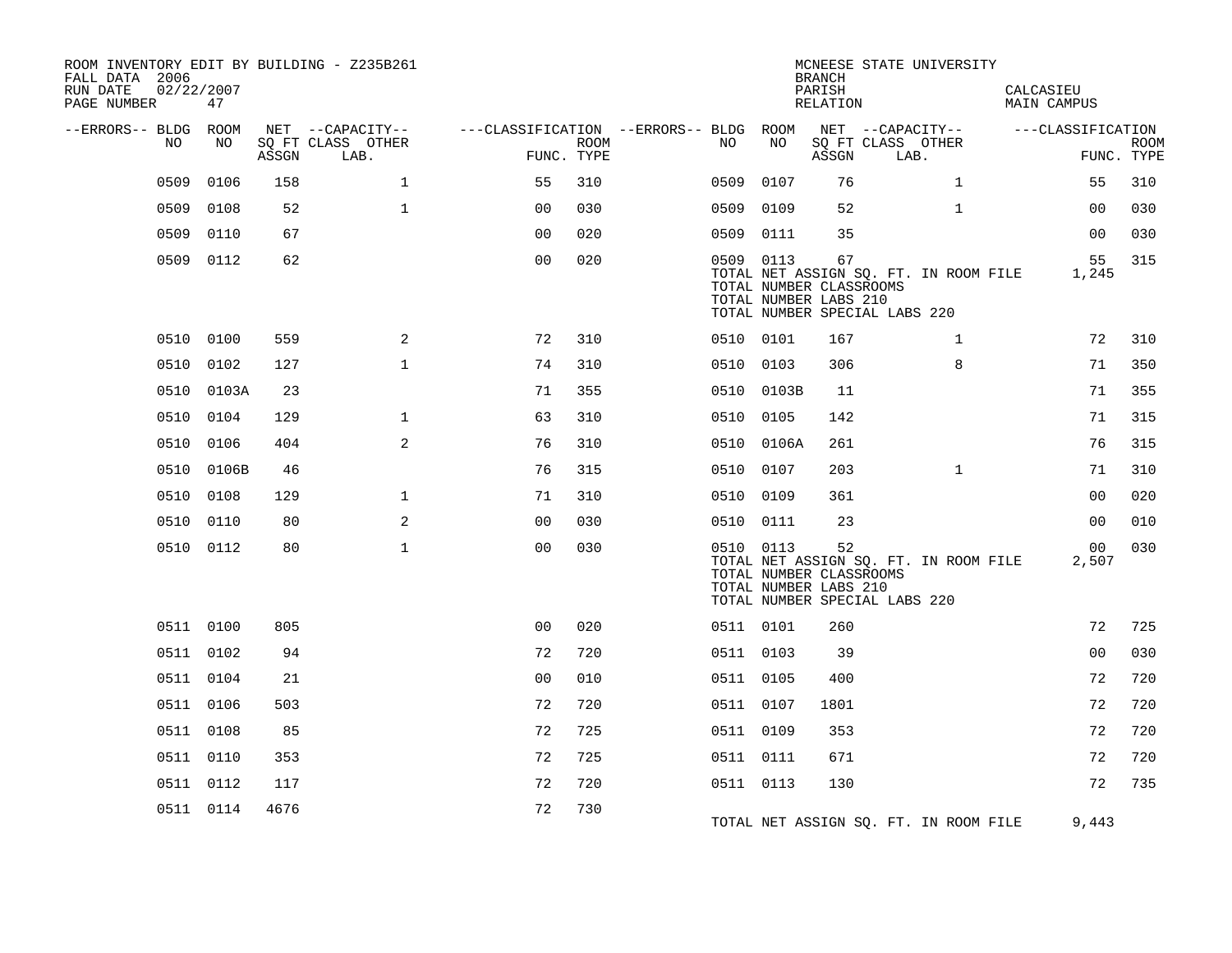ROOM INVENTORY EDIT BY BUILDING - Z235B261

FALL DATA 2006
RUN DATE 02/22/2007
PAGE NUMBER 47

MCNEESE STATE UNIVERSITY
BRANCH
PARISH CALCASIEU
RELATION MAIN CAMPUS

| --ERRORS-- | BLDG NO | ROOM NO | NET SQ FT ASSGN | CAPACITY CLASS LAB. | CAPACITY OTHER | CLASSIFICATION FUNC. | ROOM TYPE | --ERRORS-- | BLDG NO | ROOM NO | NET SQ FT ASSGN | CAPACITY CLASS LAB. | CAPACITY OTHER | CLASSIFICATION FUNC. | ROOM TYPE |
|---|---|---|---|---|---|---|---|---|---|---|---|---|---|---|---|
| | 0509 | 0106 | 158 | | 1 | 55 | 310 | | 0509 | 0107 | 76 | | 1 | 55 | 310 |
| | 0509 | 0108 | 52 | | 1 | 00 | 030 | | 0509 | 0109 | 52 | | 1 | 00 | 030 |
| | 0509 | 0110 | 67 | | | 00 | 020 | | 0509 | 0111 | 35 | | | 00 | 030 |
| | 0509 | 0112 | 62 | | | 00 | 020 | | 0509 | 0113 | 67 | | | 55 | 315 |
| | | | | | | | | | TOTAL NET ASSIGN SQ. FT. IN ROOM FILE | | | | | 1,245 | |
| | | | | | | | | | TOTAL NUMBER CLASSROOMS | | | | | | |
| | | | | | | | | | TOTAL NUMBER LABS 210 | | | | | | |
| | | | | | | | | | TOTAL NUMBER SPECIAL LABS 220 | | | | | | |
| | 0510 | 0100 | 559 | | 2 | 72 | 310 | | 0510 | 0101 | 167 | | 1 | 72 | 310 |
| | 0510 | 0102 | 127 | | 1 | 74 | 310 | | 0510 | 0103 | 306 | | 8 | 71 | 350 |
| | 0510 | 0103A | 23 | | | 71 | 355 | | 0510 | 0103B | 11 | | | 71 | 355 |
| | 0510 | 0104 | 129 | | 1 | 63 | 310 | | 0510 | 0105 | 142 | | | 71 | 315 |
| | 0510 | 0106 | 404 | | 2 | 76 | 310 | | 0510 | 0106A | 261 | | | 76 | 315 |
| | 0510 | 0106B | 46 | | | 76 | 315 | | 0510 | 0107 | 203 | | 1 | 71 | 310 |
| | 0510 | 0108 | 129 | | 1 | 71 | 310 | | 0510 | 0109 | 361 | | | 00 | 020 |
| | 0510 | 0110 | 80 | | 2 | 00 | 030 | | 0510 | 0111 | 23 | | | 00 | 010 |
| | 0510 | 0112 | 80 | | 1 | 00 | 030 | | 0510 | 0113 | 52 | | | 00 | 030 |
| | | | | | | | | | TOTAL NET ASSIGN SQ. FT. IN ROOM FILE | | | | | 2,507 | |
| | | | | | | | | | TOTAL NUMBER CLASSROOMS | | | | | | |
| | | | | | | | | | TOTAL NUMBER LABS 210 | | | | | | |
| | | | | | | | | | TOTAL NUMBER SPECIAL LABS 220 | | | | | | |
| | 0511 | 0100 | 805 | | | 00 | 020 | | 0511 | 0101 | 260 | | | 72 | 725 |
| | 0511 | 0102 | 94 | | | 72 | 720 | | 0511 | 0103 | 39 | | | 00 | 030 |
| | 0511 | 0104 | 21 | | | 00 | 010 | | 0511 | 0105 | 400 | | | 72 | 720 |
| | 0511 | 0106 | 503 | | | 72 | 720 | | 0511 | 0107 | 1801 | | | 72 | 720 |
| | 0511 | 0108 | 85 | | | 72 | 725 | | 0511 | 0109 | 353 | | | 72 | 720 |
| | 0511 | 0110 | 353 | | | 72 | 725 | | 0511 | 0111 | 671 | | | 72 | 720 |
| | 0511 | 0112 | 117 | | | 72 | 720 | | 0511 | 0113 | 130 | | | 72 | 735 |
| | 0511 | 0114 | 4676 | | | 72 | 730 | | | | | | | | |
| | | | | | | | | | TOTAL NET ASSIGN SQ. FT. IN ROOM FILE | | | | | 9,443 | |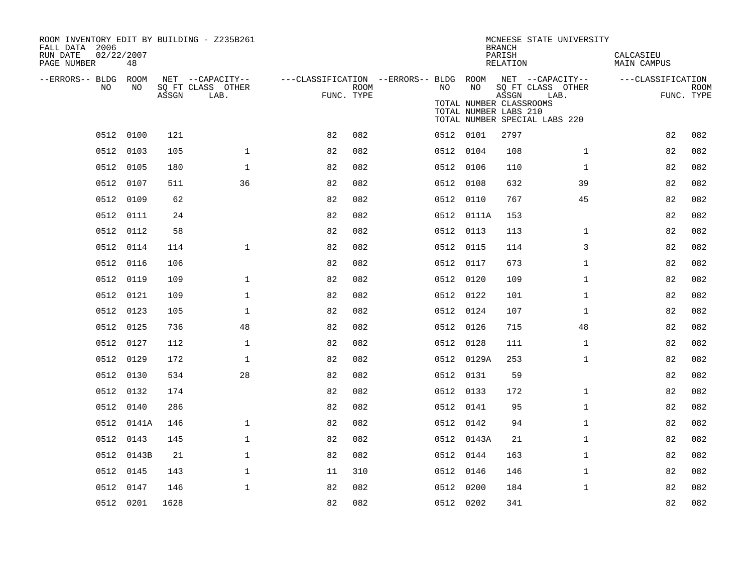ROOM INVENTORY EDIT BY BUILDING - Z235B261
FALL DATA 2006
RUN DATE 02/22/2007
PAGE NUMBER 48

MCNEESE STATE UNIVERSITY
BRANCH
PARISH CALCASIEU
RELATION MAIN CAMPUS

TOTAL NUMBER CLASSROOMS
TOTAL NUMBER LABS 210
TOTAL NUMBER SPECIAL LABS 220

| --ERRORS-- | BLDG NO | ROOM NO | NET SQ FT ASSGN | --CAPACITY-- CLASS LAB. | OTHER | ---CLASSIFICATION FUNC. | ROOM TYPE | --ERRORS-- | BLDG NO | ROOM NO | NET SQ FT ASSGN | --CAPACITY-- CLASS LAB. | OTHER | ---CLASSIFICATION FUNC. | ROOM TYPE |
|---|---|---|---|---|---|---|---|---|---|---|---|---|---|---|---|
| | 0512 | 0100 | 121 | | | 82 | 082 | | 0512 | 0101 | 2797 | | | 82 | 082 |
| | 0512 | 0103 | 105 | | 1 | 82 | 082 | | 0512 | 0104 | 108 | | 1 | 82 | 082 |
| | 0512 | 0105 | 180 | | 1 | 82 | 082 | | 0512 | 0106 | 110 | | 1 | 82 | 082 |
| | 0512 | 0107 | 511 | | 36 | 82 | 082 | | 0512 | 0108 | 632 | | 39 | 82 | 082 |
| | 0512 | 0109 | 62 | | | 82 | 082 | | 0512 | 0110 | 767 | | 45 | 82 | 082 |
| | 0512 | 0111 | 24 | | | 82 | 082 | | 0512 | 0111A | 153 | | | 82 | 082 |
| | 0512 | 0112 | 58 | | | 82 | 082 | | 0512 | 0113 | 113 | | 1 | 82 | 082 |
| | 0512 | 0114 | 114 | | 1 | 82 | 082 | | 0512 | 0115 | 114 | | 3 | 82 | 082 |
| | 0512 | 0116 | 106 | | | 82 | 082 | | 0512 | 0117 | 673 | | 1 | 82 | 082 |
| | 0512 | 0119 | 109 | | 1 | 82 | 082 | | 0512 | 0120 | 109 | | 1 | 82 | 082 |
| | 0512 | 0121 | 109 | | 1 | 82 | 082 | | 0512 | 0122 | 101 | | 1 | 82 | 082 |
| | 0512 | 0123 | 105 | | 1 | 82 | 082 | | 0512 | 0124 | 107 | | 1 | 82 | 082 |
| | 0512 | 0125 | 736 | | 48 | 82 | 082 | | 0512 | 0126 | 715 | | 48 | 82 | 082 |
| | 0512 | 0127 | 112 | | 1 | 82 | 082 | | 0512 | 0128 | 111 | | 1 | 82 | 082 |
| | 0512 | 0129 | 172 | | 1 | 82 | 082 | | 0512 | 0129A | 253 | | 1 | 82 | 082 |
| | 0512 | 0130 | 534 | | 28 | 82 | 082 | | 0512 | 0131 | 59 | | | 82 | 082 |
| | 0512 | 0132 | 174 | | | 82 | 082 | | 0512 | 0133 | 172 | | 1 | 82 | 082 |
| | 0512 | 0140 | 286 | | | 82 | 082 | | 0512 | 0141 | 95 | | 1 | 82 | 082 |
| | 0512 | 0141A | 146 | | 1 | 82 | 082 | | 0512 | 0142 | 94 | | 1 | 82 | 082 |
| | 0512 | 0143 | 145 | | 1 | 82 | 082 | | 0512 | 0143A | 21 | | 1 | 82 | 082 |
| | 0512 | 0143B | 21 | | 1 | 82 | 082 | | 0512 | 0144 | 163 | | 1 | 82 | 082 |
| | 0512 | 0145 | 143 | | 1 | 11 | 310 | | 0512 | 0146 | 146 | | 1 | 82 | 082 |
| | 0512 | 0147 | 146 | | 1 | 82 | 082 | | 0512 | 0200 | 184 | | 1 | 82 | 082 |
| | 0512 | 0201 | 1628 | | | 82 | 082 | | 0512 | 0202 | 341 | | | 82 | 082 |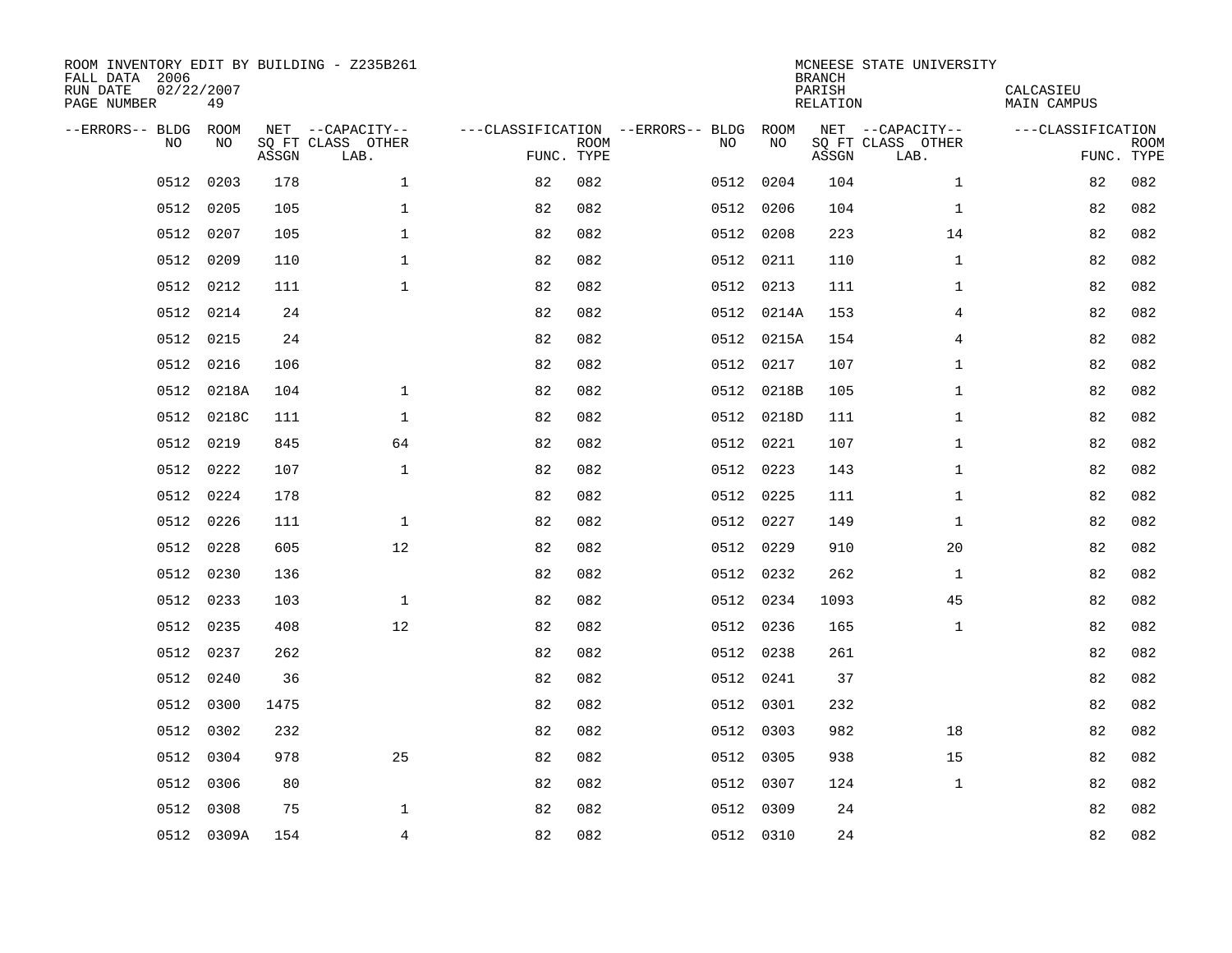ROOM INVENTORY EDIT BY BUILDING - Z235B261
FALL DATA 2006
RUN DATE 02/22/2007
PAGE NUMBER 49

MCNEESE STATE UNIVERSITY
BRANCH
PARISH CALCASIEU
RELATION MAIN CAMPUS

| --ERRORS-- | BLDG NO | ROOM NO | NET SQ FT ASSGN | --CAPACITY-- CLASS LAB. | OTHER | ---CLASSIFICATION FUNC. | ROOM TYPE | --ERRORS-- | BLDG NO | ROOM NO | NET SQ FT ASSGN | --CAPACITY-- CLASS LAB. | OTHER | ---CLASSIFICATION FUNC. | ROOM TYPE |
|---|---|---|---|---|---|---|---|---|---|---|---|---|---|---|---|
| | 0512 | 0203 | 178 | | 1 | 82 | 082 | | 0512 | 0204 | 104 | | 1 | 82 | 082 |
| | 0512 | 0205 | 105 | | 1 | 82 | 082 | | 0512 | 0206 | 104 | | 1 | 82 | 082 |
| | 0512 | 0207 | 105 | | 1 | 82 | 082 | | 0512 | 0208 | 223 | | 14 | 82 | 082 |
| | 0512 | 0209 | 110 | | 1 | 82 | 082 | | 0512 | 0211 | 110 | | 1 | 82 | 082 |
| | 0512 | 0212 | 111 | | 1 | 82 | 082 | | 0512 | 0213 | 111 | | 1 | 82 | 082 |
| | 0512 | 0214 | 24 | | | 82 | 082 | | 0512 | 0214A | 153 | | 4 | 82 | 082 |
| | 0512 | 0215 | 24 | | | 82 | 082 | | 0512 | 0215A | 154 | | 4 | 82 | 082 |
| | 0512 | 0216 | 106 | | | 82 | 082 | | 0512 | 0217 | 107 | | 1 | 82 | 082 |
| | 0512 | 0218A | 104 | | 1 | 82 | 082 | | 0512 | 0218B | 105 | | 1 | 82 | 082 |
| | 0512 | 0218C | 111 | | 1 | 82 | 082 | | 0512 | 0218D | 111 | | 1 | 82 | 082 |
| | 0512 | 0219 | 845 | | 64 | 82 | 082 | | 0512 | 0221 | 107 | | 1 | 82 | 082 |
| | 0512 | 0222 | 107 | | 1 | 82 | 082 | | 0512 | 0223 | 143 | | 1 | 82 | 082 |
| | 0512 | 0224 | 178 | | | 82 | 082 | | 0512 | 0225 | 111 | | 1 | 82 | 082 |
| | 0512 | 0226 | 111 | | 1 | 82 | 082 | | 0512 | 0227 | 149 | | 1 | 82 | 082 |
| | 0512 | 0228 | 605 | | 12 | 82 | 082 | | 0512 | 0229 | 910 | | 20 | 82 | 082 |
| | 0512 | 0230 | 136 | | | 82 | 082 | | 0512 | 0232 | 262 | | 1 | 82 | 082 |
| | 0512 | 0233 | 103 | | 1 | 82 | 082 | | 0512 | 0234 | 1093 | | 45 | 82 | 082 |
| | 0512 | 0235 | 408 | | 12 | 82 | 082 | | 0512 | 0236 | 165 | | 1 | 82 | 082 |
| | 0512 | 0237 | 262 | | | 82 | 082 | | 0512 | 0238 | 261 | | | 82 | 082 |
| | 0512 | 0240 | 36 | | | 82 | 082 | | 0512 | 0241 | 37 | | | 82 | 082 |
| | 0512 | 0300 | 1475 | | | 82 | 082 | | 0512 | 0301 | 232 | | | 82 | 082 |
| | 0512 | 0302 | 232 | | | 82 | 082 | | 0512 | 0303 | 982 | | 18 | 82 | 082 |
| | 0512 | 0304 | 978 | | 25 | 82 | 082 | | 0512 | 0305 | 938 | | 15 | 82 | 082 |
| | 0512 | 0306 | 80 | | | 82 | 082 | | 0512 | 0307 | 124 | | 1 | 82 | 082 |
| | 0512 | 0308 | 75 | | 1 | 82 | 082 | | 0512 | 0309 | 24 | | | 82 | 082 |
| | 0512 | 0309A | 154 | | 4 | 82 | 082 | | 0512 | 0310 | 24 | | | 82 | 082 |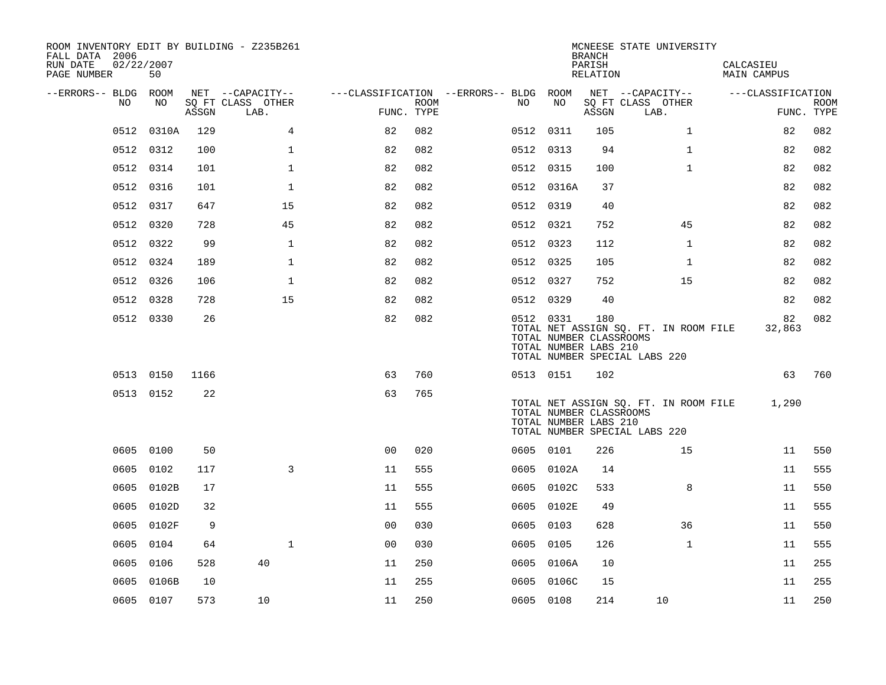ROOM INVENTORY EDIT BY BUILDING - Z235B261
FALL DATA 2006
RUN DATE 02/22/2007
PAGE NUMBER 50

MCNEESE STATE UNIVERSITY
BRANCH
PARISH CALCASIEU
RELATION MAIN CAMPUS

| --ERRORS-- | BLDG NO | ROOM NO | NET SQ FT ASSGN | CAPACITY CLASS LAB. | CAPACITY OTHER | CLASSIFICATION FUNC. | ROOM TYPE | --ERRORS-- | BLDG NO | ROOM NO | NET SQ FT ASSGN | CAPACITY CLASS LAB. | CAPACITY OTHER | CLASSIFICATION FUNC. | ROOM TYPE |
|---|---|---|---|---|---|---|---|---|---|---|---|---|---|---|---|
| | 0512 | 0310A | 129 | | 4 | 82 | 082 | | 0512 | 0311 | 105 | | 1 | 82 | 082 |
| | 0512 | 0312 | 100 | | 1 | 82 | 082 | | 0512 | 0313 | 94 | | 1 | 82 | 082 |
| | 0512 | 0314 | 101 | | 1 | 82 | 082 | | 0512 | 0315 | 100 | | 1 | 82 | 082 |
| | 0512 | 0316 | 101 | | 1 | 82 | 082 | | 0512 | 0316A | 37 | | | 82 | 082 |
| | 0512 | 0317 | 647 | | 15 | 82 | 082 | | 0512 | 0319 | 40 | | | 82 | 082 |
| | 0512 | 0320 | 728 | | 45 | 82 | 082 | | 0512 | 0321 | 752 | | 45 | 82 | 082 |
| | 0512 | 0322 | 99 | | 1 | 82 | 082 | | 0512 | 0323 | 112 | | 1 | 82 | 082 |
| | 0512 | 0324 | 189 | | 1 | 82 | 082 | | 0512 | 0325 | 105 | | 1 | 82 | 082 |
| | 0512 | 0326 | 106 | | 1 | 82 | 082 | | 0512 | 0327 | 752 | | 15 | 82 | 082 |
| | 0512 | 0328 | 728 | | 15 | 82 | 082 | | 0512 | 0329 | 40 | | | 82 | 082 |
| | 0512 | 0330 | 26 | | | 82 | 082 | | 0512 | 0331 | 180 | | | 82 | 082 |
| | | | | | | | | | TOTAL NET ASSIGN SQ. FT. IN ROOM FILE | | | | | 32,863 | |
| | | | | | | | | | TOTAL NUMBER CLASSROOMS | | | | | | |
| | | | | | | | | | TOTAL NUMBER LABS 210 | | | | | | |
| | | | | | | | | | TOTAL NUMBER SPECIAL LABS 220 | | | | | | |
| | 0513 | 0150 | 1166 | | | 63 | 760 | | 0513 | 0151 | 102 | | | 63 | 760 |
| | 0513 | 0152 | 22 | | | 63 | 765 | | | | | | | | |
| | | | | | | | | | TOTAL NET ASSIGN SQ. FT. IN ROOM FILE | | | | | 1,290 | |
| | | | | | | | | | TOTAL NUMBER CLASSROOMS | | | | | | |
| | | | | | | | | | TOTAL NUMBER LABS 210 | | | | | | |
| | | | | | | | | | TOTAL NUMBER SPECIAL LABS 220 | | | | | | |
| | 0605 | 0100 | 50 | | | 00 | 020 | | 0605 | 0101 | 226 | | 15 | 11 | 550 |
| | 0605 | 0102 | 117 | | 3 | 11 | 555 | | 0605 | 0102A | 14 | | | 11 | 555 |
| | 0605 | 0102B | 17 | | | 11 | 555 | | 0605 | 0102C | 533 | | 8 | 11 | 550 |
| | 0605 | 0102D | 32 | | | 11 | 555 | | 0605 | 0102E | 49 | | | 11 | 555 |
| | 0605 | 0102F | 9 | | | 00 | 030 | | 0605 | 0103 | 628 | | 36 | 11 | 550 |
| | 0605 | 0104 | 64 | | 1 | 00 | 030 | | 0605 | 0105 | 126 | | 1 | 11 | 555 |
| | 0605 | 0106 | 528 | 40 | | 11 | 250 | | 0605 | 0106A | 10 | | | 11 | 255 |
| | 0605 | 0106B | 10 | | | 11 | 255 | | 0605 | 0106C | 15 | | | 11 | 255 |
| | 0605 | 0107 | 573 | 10 | | 11 | 250 | | 0605 | 0108 | 214 | 10 | | 11 | 250 |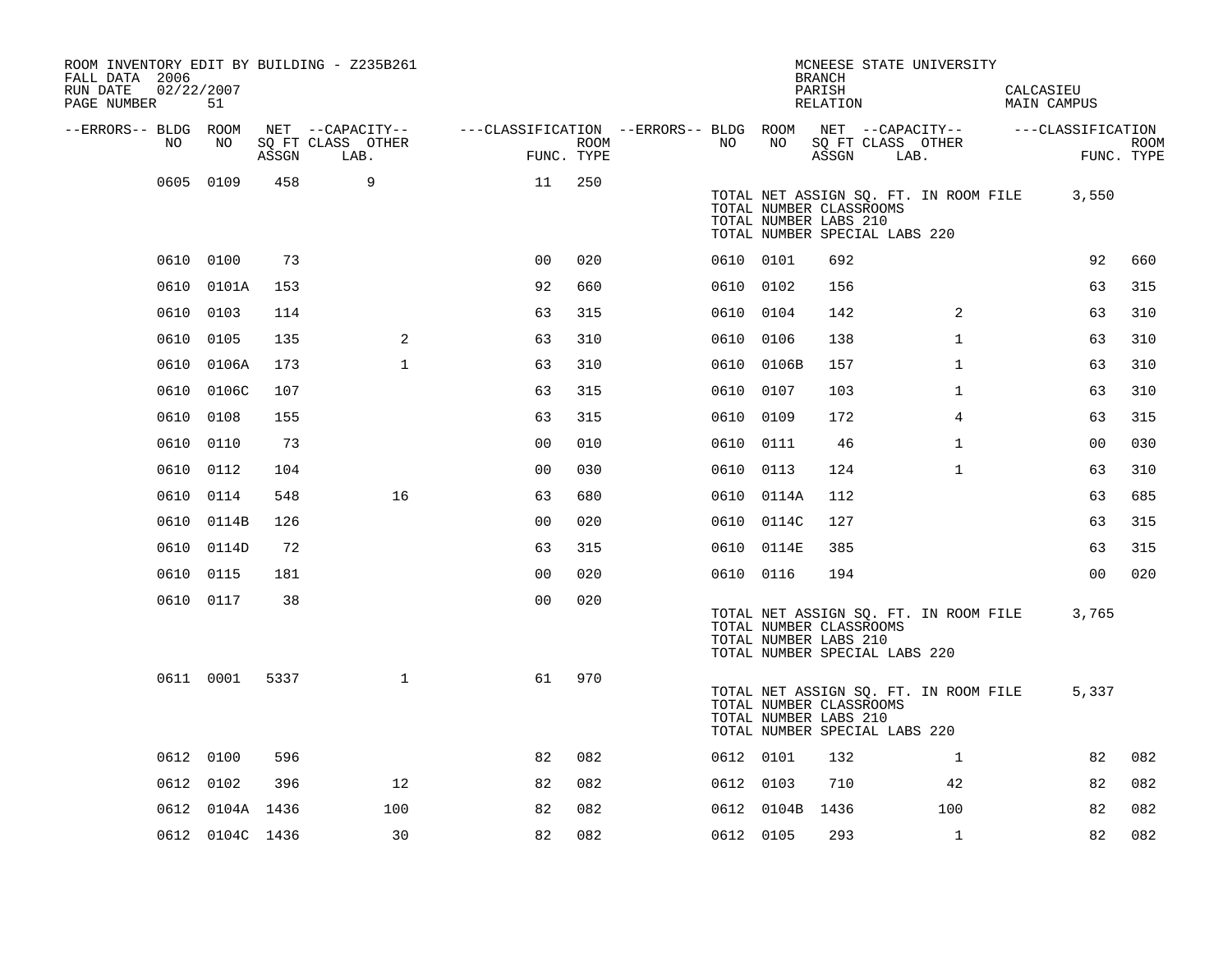ROOM INVENTORY EDIT BY BUILDING - Z235B261
FALL DATA 2006
RUN DATE 02/22/2007
PAGE NUMBER 51

MCNEESE STATE UNIVERSITY
BRANCH
PARISH CALCASIEU
RELATION MAIN CAMPUS

| --ERRORS-- | BLDG NO | ROOM NO | NET SQ FT ASSGN | CAPACITY CLASS LAB. | CAPACITY OTHER | CLASSIFICATION FUNC. | ROOM TYPE | --ERRORS-- | BLDG NO | ROOM NO | NET SQ FT ASSGN | CAPACITY CLASS LAB. | CAPACITY OTHER | CLASSIFICATION FUNC. | ROOM TYPE |
|---|---|---|---|---|---|---|---|---|---|---|---|---|---|---|---|
| | 0605 | 0109 | 458 | 9 | | 11 | 250 | | | | | | | | |

TOTAL NET ASSIGN SQ. FT. IN ROOM FILE 3,550
TOTAL NUMBER CLASSROOMS
TOTAL NUMBER LABS 210
TOTAL NUMBER SPECIAL LABS 220

| --ERRORS-- | BLDG NO | ROOM NO | NET SQ FT ASSGN | CAPACITY CLASS LAB. | CAPACITY OTHER | CLASSIFICATION FUNC. | ROOM TYPE | --ERRORS-- | BLDG NO | ROOM NO | NET SQ FT ASSGN | CAPACITY CLASS LAB. | CAPACITY OTHER | CLASSIFICATION FUNC. | ROOM TYPE |
|---|---|---|---|---|---|---|---|---|---|---|---|---|---|---|---|
| | 0610 | 0100 | 73 | | | 00 | 020 | | 0610 | 0101 | 692 | | | 92 | 660 |
| | 0610 | 0101A | 153 | | | 92 | 660 | | 0610 | 0102 | 156 | | | 63 | 315 |
| | 0610 | 0103 | 114 | | | 63 | 315 | | 0610 | 0104 | 142 | 2 | | 63 | 310 |
| | 0610 | 0105 | 135 | 2 | | 63 | 310 | | 0610 | 0106 | 138 | 1 | | 63 | 310 |
| | 0610 | 0106A | 173 | 1 | | 63 | 310 | | 0610 | 0106B | 157 | 1 | | 63 | 310 |
| | 0610 | 0106C | 107 | | | 63 | 315 | | 0610 | 0107 | 103 | 1 | | 63 | 310 |
| | 0610 | 0108 | 155 | | | 63 | 315 | | 0610 | 0109 | 172 | 4 | | 63 | 315 |
| | 0610 | 0110 | 73 | | | 00 | 010 | | 0610 | 0111 | 46 | 1 | | 00 | 030 |
| | 0610 | 0112 | 104 | | | 00 | 030 | | 0610 | 0113 | 124 | 1 | | 63 | 310 |
| | 0610 | 0114 | 548 | 16 | | 63 | 680 | | 0610 | 0114A | 112 | | | 63 | 685 |
| | 0610 | 0114B | 126 | | | 00 | 020 | | 0610 | 0114C | 127 | | | 63 | 315 |
| | 0610 | 0114D | 72 | | | 63 | 315 | | 0610 | 0114E | 385 | | | 63 | 315 |
| | 0610 | 0115 | 181 | | | 00 | 020 | | 0610 | 0116 | 194 | | | 00 | 020 |
| | 0610 | 0117 | 38 | | | 00 | 020 | | | | | | | | |

TOTAL NET ASSIGN SQ. FT. IN ROOM FILE 3,765
TOTAL NUMBER CLASSROOMS
TOTAL NUMBER LABS 210
TOTAL NUMBER SPECIAL LABS 220

| --ERRORS-- | BLDG NO | ROOM NO | NET SQ FT ASSGN | CAPACITY CLASS LAB. | CAPACITY OTHER | CLASSIFICATION FUNC. | ROOM TYPE | --ERRORS-- | BLDG NO | ROOM NO | NET SQ FT ASSGN | CAPACITY CLASS LAB. | CAPACITY OTHER | CLASSIFICATION FUNC. | ROOM TYPE |
|---|---|---|---|---|---|---|---|---|---|---|---|---|---|---|---|
| | 0611 | 0001 | 5337 | 1 | | 61 | 970 | | | | | | | | |

TOTAL NET ASSIGN SQ. FT. IN ROOM FILE 5,337
TOTAL NUMBER CLASSROOMS
TOTAL NUMBER LABS 210
TOTAL NUMBER SPECIAL LABS 220

| --ERRORS-- | BLDG NO | ROOM NO | NET SQ FT ASSGN | CAPACITY CLASS LAB. | CAPACITY OTHER | CLASSIFICATION FUNC. | ROOM TYPE | --ERRORS-- | BLDG NO | ROOM NO | NET SQ FT ASSGN | CAPACITY CLASS LAB. | CAPACITY OTHER | CLASSIFICATION FUNC. | ROOM TYPE |
|---|---|---|---|---|---|---|---|---|---|---|---|---|---|---|---|
| | 0612 | 0100 | 596 | | | 82 | 082 | | 0612 | 0101 | 132 | 1 | | 82 | 082 |
| | 0612 | 0102 | 396 | 12 | | 82 | 082 | | 0612 | 0103 | 710 | 42 | | 82 | 082 |
| | 0612 | 0104A | 1436 | 100 | | 82 | 082 | | 0612 | 0104B | 1436 | 100 | | 82 | 082 |
| | 0612 | 0104C | 1436 | 30 | | 82 | 082 | | 0612 | 0105 | 293 | 1 | | 82 | 082 |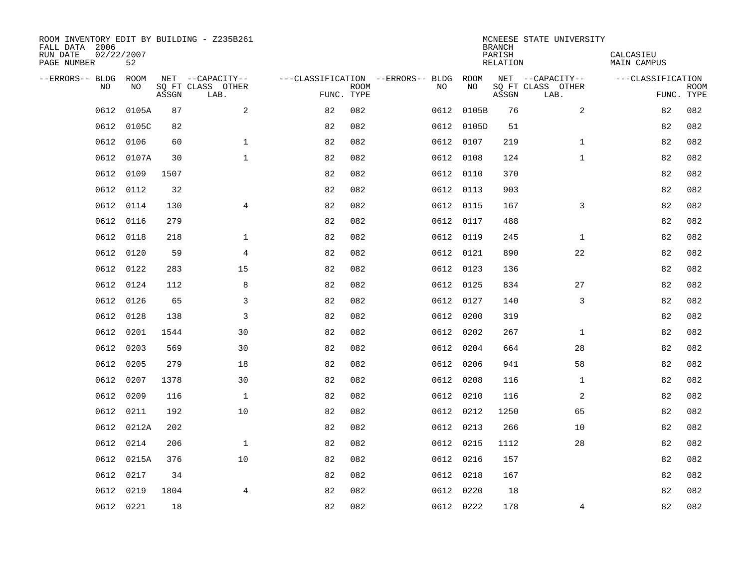ROOM INVENTORY EDIT BY BUILDING - Z235B261
FALL DATA 2006
RUN DATE 02/22/2007
PAGE NUMBER 52

MCNEESE STATE UNIVERSITY
BRANCH
PARISH CALCASIEU
RELATION MAIN CAMPUS

| --ERRORS-- | BLDG NO | ROOM NO | NET SQ FT ASSGN | --CAPACITY-- CLASS LAB. | OTHER | ---CLASSIFICATION FUNC. | ROOM TYPE | --ERRORS-- | BLDG NO | ROOM NO | NET SQ FT ASSGN | --CAPACITY-- CLASS LAB. | OTHER | ---CLASSIFICATION FUNC. | ROOM TYPE |
|---|---|---|---|---|---|---|---|---|---|---|---|---|---|---|---|
| | 0612 | 0105A | 87 | | 2 | 82 | 082 | | 0612 | 0105B | 76 | | 2 | 82 | 082 |
| | 0612 | 0105C | 82 | | | 82 | 082 | | 0612 | 0105D | 51 | | | 82 | 082 |
| | 0612 | 0106 | 60 | | 1 | 82 | 082 | | 0612 | 0107 | 219 | | 1 | 82 | 082 |
| | 0612 | 0107A | 30 | | 1 | 82 | 082 | | 0612 | 0108 | 124 | | 1 | 82 | 082 |
| | 0612 | 0109 | 1507 | | | 82 | 082 | | 0612 | 0110 | 370 | | | 82 | 082 |
| | 0612 | 0112 | 32 | | | 82 | 082 | | 0612 | 0113 | 903 | | | 82 | 082 |
| | 0612 | 0114 | 130 | | 4 | 82 | 082 | | 0612 | 0115 | 167 | | 3 | 82 | 082 |
| | 0612 | 0116 | 279 | | | 82 | 082 | | 0612 | 0117 | 488 | | | 82 | 082 |
| | 0612 | 0118 | 218 | | 1 | 82 | 082 | | 0612 | 0119 | 245 | | 1 | 82 | 082 |
| | 0612 | 0120 | 59 | | 4 | 82 | 082 | | 0612 | 0121 | 890 | | 22 | 82 | 082 |
| | 0612 | 0122 | 283 | | 15 | 82 | 082 | | 0612 | 0123 | 136 | | | 82 | 082 |
| | 0612 | 0124 | 112 | | 8 | 82 | 082 | | 0612 | 0125 | 834 | | 27 | 82 | 082 |
| | 0612 | 0126 | 65 | | 3 | 82 | 082 | | 0612 | 0127 | 140 | | 3 | 82 | 082 |
| | 0612 | 0128 | 138 | | 3 | 82 | 082 | | 0612 | 0200 | 319 | | | 82 | 082 |
| | 0612 | 0201 | 1544 | | 30 | 82 | 082 | | 0612 | 0202 | 267 | | 1 | 82 | 082 |
| | 0612 | 0203 | 569 | | 30 | 82 | 082 | | 0612 | 0204 | 664 | | 28 | 82 | 082 |
| | 0612 | 0205 | 279 | | 18 | 82 | 082 | | 0612 | 0206 | 941 | | 58 | 82 | 082 |
| | 0612 | 0207 | 1378 | | 30 | 82 | 082 | | 0612 | 0208 | 116 | | 1 | 82 | 082 |
| | 0612 | 0209 | 116 | | 1 | 82 | 082 | | 0612 | 0210 | 116 | | 2 | 82 | 082 |
| | 0612 | 0211 | 192 | | 10 | 82 | 082 | | 0612 | 0212 | 1250 | | 65 | 82 | 082 |
| | 0612 | 0212A | 202 | | | 82 | 082 | | 0612 | 0213 | 266 | | 10 | 82 | 082 |
| | 0612 | 0214 | 206 | | 1 | 82 | 082 | | 0612 | 0215 | 1112 | | 28 | 82 | 082 |
| | 0612 | 0215A | 376 | | 10 | 82 | 082 | | 0612 | 0216 | 157 | | | 82 | 082 |
| | 0612 | 0217 | 34 | | | 82 | 082 | | 0612 | 0218 | 167 | | | 82 | 082 |
| | 0612 | 0219 | 1804 | | 4 | 82 | 082 | | 0612 | 0220 | 18 | | | 82 | 082 |
| | 0612 | 0221 | 18 | | | 82 | 082 | | 0612 | 0222 | 178 | | 4 | 82 | 082 |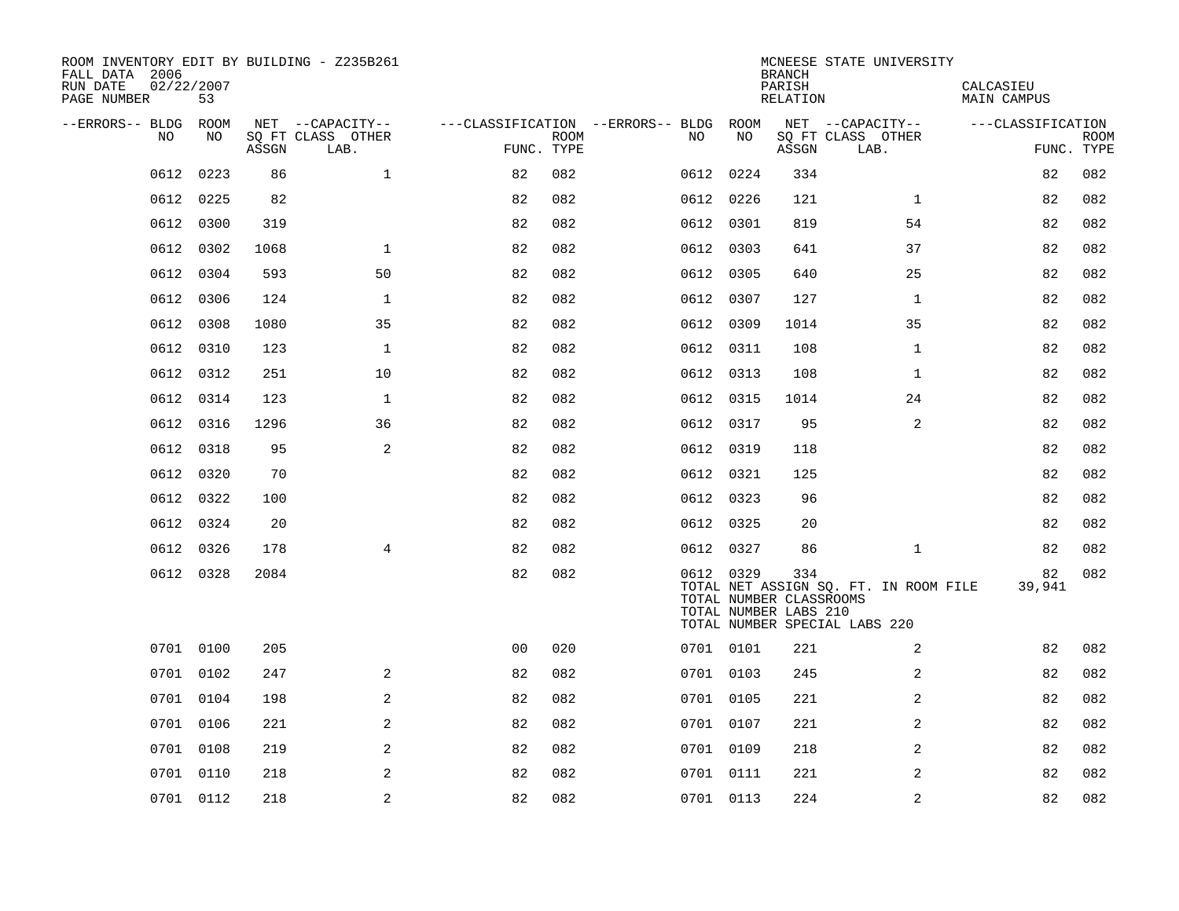ROOM INVENTORY EDIT BY BUILDING - Z235B261
FALL DATA 2006
RUN DATE 02/22/2007
PAGE NUMBER 53

MCNEESE STATE UNIVERSITY
BRANCH
PARISH CALCASIEU
RELATION MAIN CAMPUS

| --ERRORS-- | BLDG NO | ROOM NO | NET SQ FT ASSGN | --CAPACITY-- CLASS LAB. | OTHER | ---CLASSIFICATION FUNC. | ROOM TYPE | --ERRORS-- | BLDG NO | ROOM NO | NET SQ FT ASSGN | --CAPACITY-- CLASS LAB. | OTHER | ---CLASSIFICATION FUNC. | ROOM TYPE |
|---|---|---|---|---|---|---|---|---|---|---|---|---|---|---|---|
| | 0612 | 0223 | 86 | | 1 | 82 | 082 | | 0612 | 0224 | 334 | | | 82 | 082 |
| | 0612 | 0225 | 82 | | | 82 | 082 | | 0612 | 0226 | 121 | | 1 | 82 | 082 |
| | 0612 | 0300 | 319 | | | 82 | 082 | | 0612 | 0301 | 819 | | 54 | 82 | 082 |
| | 0612 | 0302 | 1068 | | 1 | 82 | 082 | | 0612 | 0303 | 641 | | 37 | 82 | 082 |
| | 0612 | 0304 | 593 | | 50 | 82 | 082 | | 0612 | 0305 | 640 | | 25 | 82 | 082 |
| | 0612 | 0306 | 124 | | 1 | 82 | 082 | | 0612 | 0307 | 127 | | 1 | 82 | 082 |
| | 0612 | 0308 | 1080 | | 35 | 82 | 082 | | 0612 | 0309 | 1014 | | 35 | 82 | 082 |
| | 0612 | 0310 | 123 | | 1 | 82 | 082 | | 0612 | 0311 | 108 | | 1 | 82 | 082 |
| | 0612 | 0312 | 251 | | 10 | 82 | 082 | | 0612 | 0313 | 108 | | 1 | 82 | 082 |
| | 0612 | 0314 | 123 | | 1 | 82 | 082 | | 0612 | 0315 | 1014 | | 24 | 82 | 082 |
| | 0612 | 0316 | 1296 | | 36 | 82 | 082 | | 0612 | 0317 | 95 | | 2 | 82 | 082 |
| | 0612 | 0318 | 95 | | 2 | 82 | 082 | | 0612 | 0319 | 118 | | | 82 | 082 |
| | 0612 | 0320 | 70 | | | 82 | 082 | | 0612 | 0321 | 125 | | | 82 | 082 |
| | 0612 | 0322 | 100 | | | 82 | 082 | | 0612 | 0323 | 96 | | | 82 | 082 |
| | 0612 | 0324 | 20 | | | 82 | 082 | | 0612 | 0325 | 20 | | | 82 | 082 |
| | 0612 | 0326 | 178 | | 4 | 82 | 082 | | 0612 | 0327 | 86 | | 1 | 82 | 082 |
| | 0612 | 0328 | 2084 | | | 82 | 082 | | 0612 | 0329 | 334 | | | 82 | 082 |
| | | | | | | | | | TOTAL NET ASSIGN SQ. FT. IN ROOM FILE | | | | | 39,941 | |
| | | | | | | | | | TOTAL NUMBER CLASSROOMS | | | | | | |
| | | | | | | | | | TOTAL NUMBER LABS 210 | | | | | | |
| | | | | | | | | | TOTAL NUMBER SPECIAL LABS 220 | | | | | | |
| | 0701 | 0100 | 205 | | | 00 | 020 | | 0701 | 0101 | 221 | | 2 | 82 | 082 |
| | 0701 | 0102 | 247 | | 2 | 82 | 082 | | 0701 | 0103 | 245 | | 2 | 82 | 082 |
| | 0701 | 0104 | 198 | | 2 | 82 | 082 | | 0701 | 0105 | 221 | | 2 | 82 | 082 |
| | 0701 | 0106 | 221 | | 2 | 82 | 082 | | 0701 | 0107 | 221 | | 2 | 82 | 082 |
| | 0701 | 0108 | 219 | | 2 | 82 | 082 | | 0701 | 0109 | 218 | | 2 | 82 | 082 |
| | 0701 | 0110 | 218 | | 2 | 82 | 082 | | 0701 | 0111 | 221 | | 2 | 82 | 082 |
| | 0701 | 0112 | 218 | | 2 | 82 | 082 | | 0701 | 0113 | 224 | | 2 | 82 | 082 |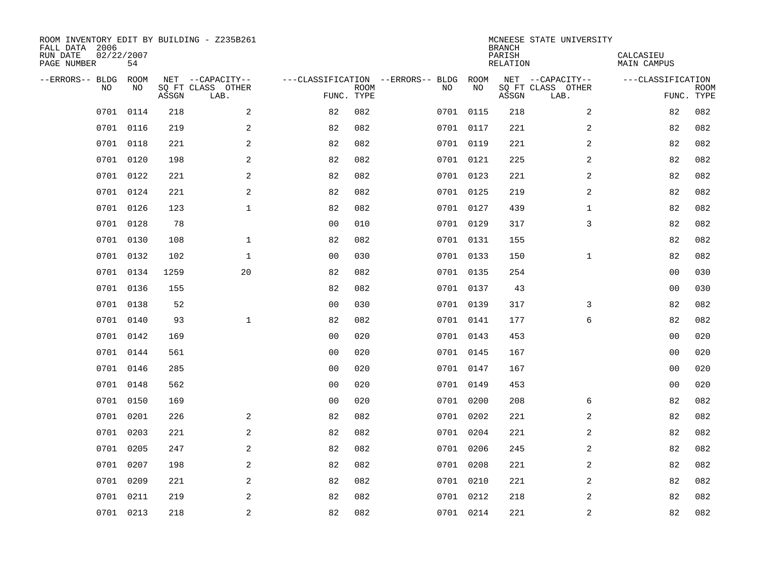ROOM INVENTORY EDIT BY BUILDING - Z235B261
FALL DATA 2006
RUN DATE 02/22/2007
PAGE NUMBER 54

MCNEESE STATE UNIVERSITY
BRANCH
PARISH CALCASIEU
RELATION MAIN CAMPUS

| --ERRORS-- | BLDG NO | ROOM NO | NET SQ FT ASSGN | CAPACITY CLASS LAB. | CAPACITY OTHER | CLASSIFICATION FUNC. | ROOM TYPE | --ERRORS-- | BLDG NO | ROOM NO | NET SQ FT ASSGN | CAPACITY CLASS LAB. | CAPACITY OTHER | CLASSIFICATION FUNC. | ROOM TYPE |
|---|---|---|---|---|---|---|---|---|---|---|---|---|---|---|---|
| | 0701 | 0114 | 218 | | 2 | 82 | 082 | | 0701 | 0115 | 218 | | 2 | 82 | 082 |
| | 0701 | 0116 | 219 | | 2 | 82 | 082 | | 0701 | 0117 | 221 | | 2 | 82 | 082 |
| | 0701 | 0118 | 221 | | 2 | 82 | 082 | | 0701 | 0119 | 221 | | 2 | 82 | 082 |
| | 0701 | 0120 | 198 | | 2 | 82 | 082 | | 0701 | 0121 | 225 | | 2 | 82 | 082 |
| | 0701 | 0122 | 221 | | 2 | 82 | 082 | | 0701 | 0123 | 221 | | 2 | 82 | 082 |
| | 0701 | 0124 | 221 | | 2 | 82 | 082 | | 0701 | 0125 | 219 | | 2 | 82 | 082 |
| | 0701 | 0126 | 123 | | 1 | 82 | 082 | | 0701 | 0127 | 439 | | 1 | 82 | 082 |
| | 0701 | 0128 | 78 | | | 00 | 010 | | 0701 | 0129 | 317 | | 3 | 82 | 082 |
| | 0701 | 0130 | 108 | | 1 | 82 | 082 | | 0701 | 0131 | 155 | | | 82 | 082 |
| | 0701 | 0132 | 102 | | 1 | 00 | 030 | | 0701 | 0133 | 150 | | 1 | 82 | 082 |
| | 0701 | 0134 | 1259 | | 20 | 82 | 082 | | 0701 | 0135 | 254 | | | 00 | 030 |
| | 0701 | 0136 | 155 | | | 82 | 082 | | 0701 | 0137 | 43 | | | 00 | 030 |
| | 0701 | 0138 | 52 | | | 00 | 030 | | 0701 | 0139 | 317 | | 3 | 82 | 082 |
| | 0701 | 0140 | 93 | | 1 | 82 | 082 | | 0701 | 0141 | 177 | | 6 | 82 | 082 |
| | 0701 | 0142 | 169 | | | 00 | 020 | | 0701 | 0143 | 453 | | | 00 | 020 |
| | 0701 | 0144 | 561 | | | 00 | 020 | | 0701 | 0145 | 167 | | | 00 | 020 |
| | 0701 | 0146 | 285 | | | 00 | 020 | | 0701 | 0147 | 167 | | | 00 | 020 |
| | 0701 | 0148 | 562 | | | 00 | 020 | | 0701 | 0149 | 453 | | | 00 | 020 |
| | 0701 | 0150 | 169 | | | 00 | 020 | | 0701 | 0200 | 208 | | 6 | 82 | 082 |
| | 0701 | 0201 | 226 | | 2 | 82 | 082 | | 0701 | 0202 | 221 | | 2 | 82 | 082 |
| | 0701 | 0203 | 221 | | 2 | 82 | 082 | | 0701 | 0204 | 221 | | 2 | 82 | 082 |
| | 0701 | 0205 | 247 | | 2 | 82 | 082 | | 0701 | 0206 | 245 | | 2 | 82 | 082 |
| | 0701 | 0207 | 198 | | 2 | 82 | 082 | | 0701 | 0208 | 221 | | 2 | 82 | 082 |
| | 0701 | 0209 | 221 | | 2 | 82 | 082 | | 0701 | 0210 | 221 | | 2 | 82 | 082 |
| | 0701 | 0211 | 219 | | 2 | 82 | 082 | | 0701 | 0212 | 218 | | 2 | 82 | 082 |
| | 0701 | 0213 | 218 | | 2 | 82 | 082 | | 0701 | 0214 | 221 | | 2 | 82 | 082 |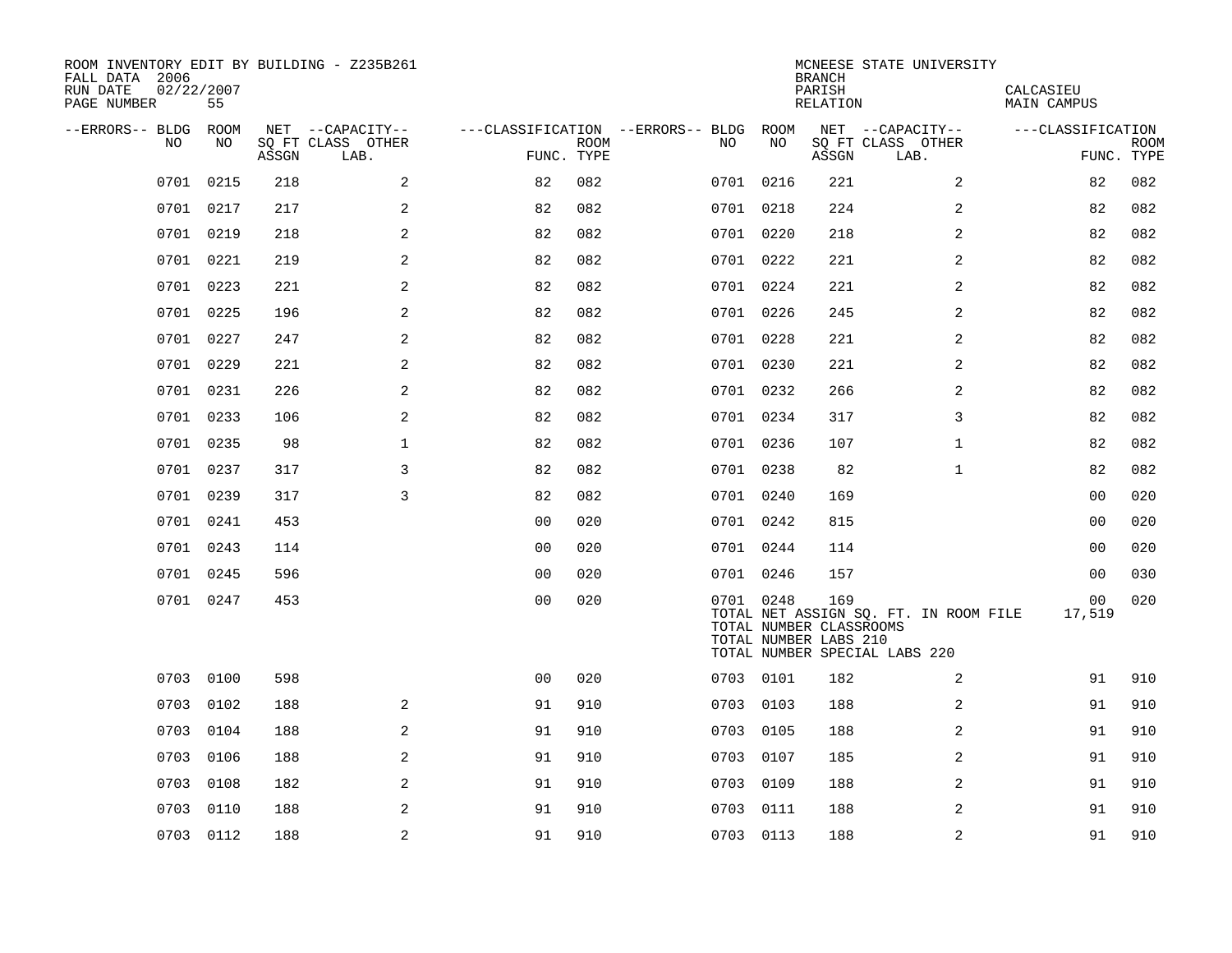ROOM INVENTORY EDIT BY BUILDING - Z235B261
FALL DATA 2006
RUN DATE 02/22/2007
PAGE NUMBER 55

MCNEESE STATE UNIVERSITY
BRANCH
PARISH CALCASIEU
RELATION MAIN CAMPUS

| --ERRORS-- | BLDG NO | ROOM NO | NET SQ FT ASSGN | --CAPACITY-- CLASS LAB. | OTHER | ---CLASSIFICATION FUNC. | ROOM TYPE | --ERRORS-- | BLDG NO | ROOM NO | NET SQ FT ASSGN | --CAPACITY-- CLASS LAB. | OTHER | ---CLASSIFICATION FUNC. | ROOM TYPE |
|---|---|---|---|---|---|---|---|---|---|---|---|---|---|---|---|
| | 0701 | 0215 | 218 | | 2 | 82 | 082 | | 0701 | 0216 | 221 | | 2 | 82 | 082 |
| | 0701 | 0217 | 217 | | 2 | 82 | 082 | | 0701 | 0218 | 224 | | 2 | 82 | 082 |
| | 0701 | 0219 | 218 | | 2 | 82 | 082 | | 0701 | 0220 | 218 | | 2 | 82 | 082 |
| | 0701 | 0221 | 219 | | 2 | 82 | 082 | | 0701 | 0222 | 221 | | 2 | 82 | 082 |
| | 0701 | 0223 | 221 | | 2 | 82 | 082 | | 0701 | 0224 | 221 | | 2 | 82 | 082 |
| | 0701 | 0225 | 196 | | 2 | 82 | 082 | | 0701 | 0226 | 245 | | 2 | 82 | 082 |
| | 0701 | 0227 | 247 | | 2 | 82 | 082 | | 0701 | 0228 | 221 | | 2 | 82 | 082 |
| | 0701 | 0229 | 221 | | 2 | 82 | 082 | | 0701 | 0230 | 221 | | 2 | 82 | 082 |
| | 0701 | 0231 | 226 | | 2 | 82 | 082 | | 0701 | 0232 | 266 | | 2 | 82 | 082 |
| | 0701 | 0233 | 106 | | 2 | 82 | 082 | | 0701 | 0234 | 317 | | 3 | 82 | 082 |
| | 0701 | 0235 | 98 | | 1 | 82 | 082 | | 0701 | 0236 | 107 | | 1 | 82 | 082 |
| | 0701 | 0237 | 317 | | 3 | 82 | 082 | | 0701 | 0238 | 82 | | 1 | 82 | 082 |
| | 0701 | 0239 | 317 | | 3 | 82 | 082 | | 0701 | 0240 | 169 | | | 00 | 020 |
| | 0701 | 0241 | 453 | | | 00 | 020 | | 0701 | 0242 | 815 | | | 00 | 020 |
| | 0701 | 0243 | 114 | | | 00 | 020 | | 0701 | 0244 | 114 | | | 00 | 020 |
| | 0701 | 0245 | 596 | | | 00 | 020 | | 0701 | 0246 | 157 | | | 00 | 030 |
| | 0701 | 0247 | 453 | | | 00 | 020 | | 0701 | 0248 | 169 | | | 00 | 020 |

TOTAL NET ASSIGN SQ. FT. IN ROOM FILE 17,519
TOTAL NUMBER CLASSROOMS
TOTAL NUMBER LABS 210
TOTAL NUMBER SPECIAL LABS 220

| --ERRORS-- | BLDG NO | ROOM NO | NET SQ FT ASSGN | --CAPACITY-- CLASS LAB. | OTHER | ---CLASSIFICATION FUNC. | ROOM TYPE | --ERRORS-- | BLDG NO | ROOM NO | NET SQ FT ASSGN | --CAPACITY-- CLASS LAB. | OTHER | ---CLASSIFICATION FUNC. | ROOM TYPE |
|---|---|---|---|---|---|---|---|---|---|---|---|---|---|---|---|
| | 0703 | 0100 | 598 | | | 00 | 020 | | 0703 | 0101 | 182 | | 2 | 91 | 910 |
| | 0703 | 0102 | 188 | | 2 | 91 | 910 | | 0703 | 0103 | 188 | | 2 | 91 | 910 |
| | 0703 | 0104 | 188 | | 2 | 91 | 910 | | 0703 | 0105 | 188 | | 2 | 91 | 910 |
| | 0703 | 0106 | 188 | | 2 | 91 | 910 | | 0703 | 0107 | 185 | | 2 | 91 | 910 |
| | 0703 | 0108 | 182 | | 2 | 91 | 910 | | 0703 | 0109 | 188 | | 2 | 91 | 910 |
| | 0703 | 0110 | 188 | | 2 | 91 | 910 | | 0703 | 0111 | 188 | | 2 | 91 | 910 |
| | 0703 | 0112 | 188 | | 2 | 91 | 910 | | 0703 | 0113 | 188 | | 2 | 91 | 910 |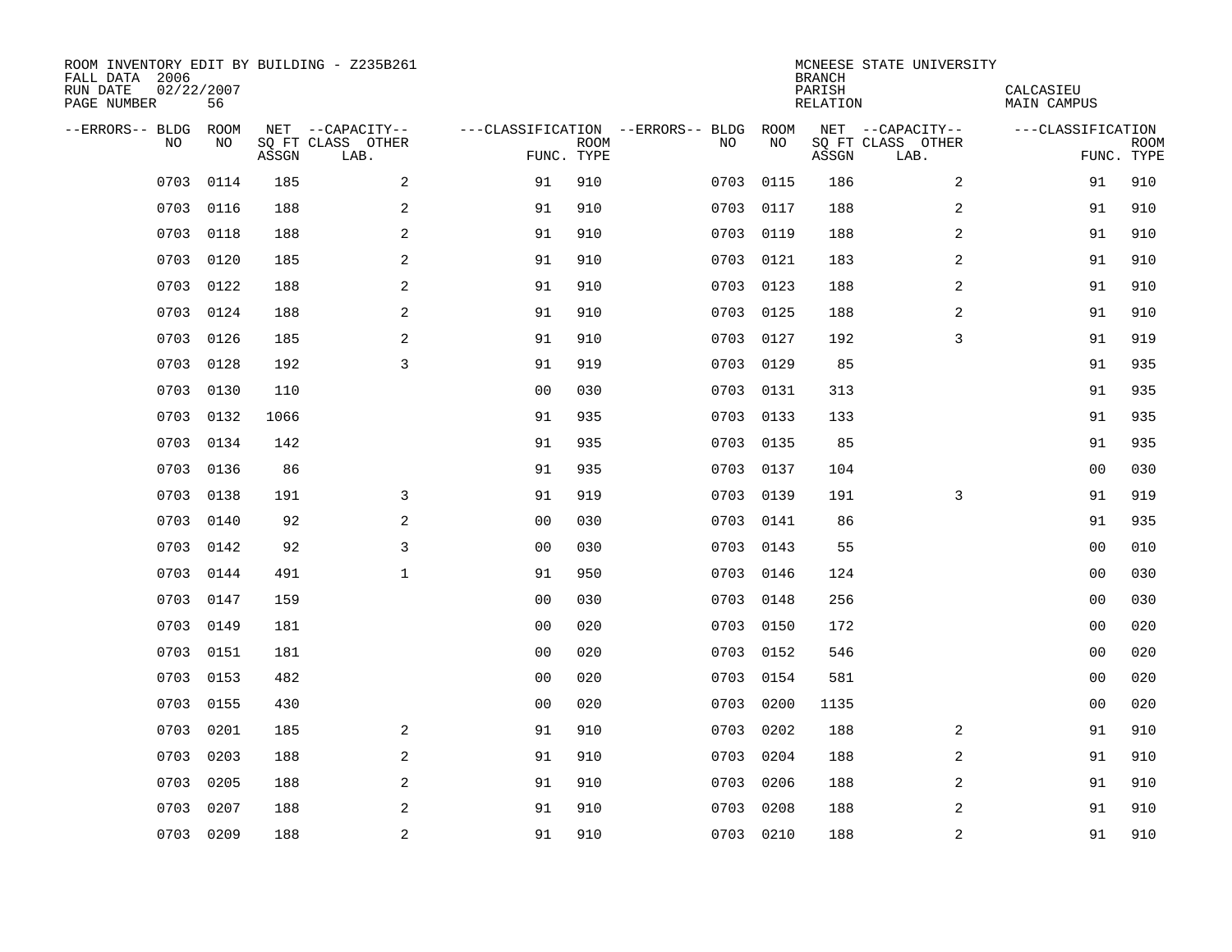ROOM INVENTORY EDIT BY BUILDING - Z235B261
FALL DATA 2006
RUN DATE 02/22/2007
PAGE NUMBER 56

MCNEESE STATE UNIVERSITY
BRANCH
PARISH CALCASIEU
RELATION MAIN CAMPUS

| --ERRORS-- | BLDG NO | ROOM NO | NET SQ FT ASSGN | CAPACITY CLASS LAB. | CAPACITY OTHER | CLASSIFICATION FUNC. | ROOM TYPE | --ERRORS-- | BLDG NO | ROOM NO | NET SQ FT ASSGN | CAPACITY CLASS LAB. | CAPACITY OTHER | CLASSIFICATION FUNC. | ROOM TYPE |
|---|---|---|---|---|---|---|---|---|---|---|---|---|---|---|---|
| | 0703 | 0114 | 185 | | 2 | 91 | 910 | | 0703 | 0115 | 186 | | 2 | 91 | 910 |
| | 0703 | 0116 | 188 | | 2 | 91 | 910 | | 0703 | 0117 | 188 | | 2 | 91 | 910 |
| | 0703 | 0118 | 188 | | 2 | 91 | 910 | | 0703 | 0119 | 188 | | 2 | 91 | 910 |
| | 0703 | 0120 | 185 | | 2 | 91 | 910 | | 0703 | 0121 | 183 | | 2 | 91 | 910 |
| | 0703 | 0122 | 188 | | 2 | 91 | 910 | | 0703 | 0123 | 188 | | 2 | 91 | 910 |
| | 0703 | 0124 | 188 | | 2 | 91 | 910 | | 0703 | 0125 | 188 | | 2 | 91 | 910 |
| | 0703 | 0126 | 185 | | 2 | 91 | 910 | | 0703 | 0127 | 192 | | 3 | 91 | 919 |
| | 0703 | 0128 | 192 | | 3 | 91 | 919 | | 0703 | 0129 | 85 | | | 91 | 935 |
| | 0703 | 0130 | 110 | | | 00 | 030 | | 0703 | 0131 | 313 | | | 91 | 935 |
| | 0703 | 0132 | 1066 | | | 91 | 935 | | 0703 | 0133 | 133 | | | 91 | 935 |
| | 0703 | 0134 | 142 | | | 91 | 935 | | 0703 | 0135 | 85 | | | 91 | 935 |
| | 0703 | 0136 | 86 | | | 91 | 935 | | 0703 | 0137 | 104 | | | 00 | 030 |
| | 0703 | 0138 | 191 | | 3 | 91 | 919 | | 0703 | 0139 | 191 | | 3 | 91 | 919 |
| | 0703 | 0140 | 92 | | 2 | 00 | 030 | | 0703 | 0141 | 86 | | | 91 | 935 |
| | 0703 | 0142 | 92 | | 3 | 00 | 030 | | 0703 | 0143 | 55 | | | 00 | 010 |
| | 0703 | 0144 | 491 | | 1 | 91 | 950 | | 0703 | 0146 | 124 | | | 00 | 030 |
| | 0703 | 0147 | 159 | | | 00 | 030 | | 0703 | 0148 | 256 | | | 00 | 030 |
| | 0703 | 0149 | 181 | | | 00 | 020 | | 0703 | 0150 | 172 | | | 00 | 020 |
| | 0703 | 0151 | 181 | | | 00 | 020 | | 0703 | 0152 | 546 | | | 00 | 020 |
| | 0703 | 0153 | 482 | | | 00 | 020 | | 0703 | 0154 | 581 | | | 00 | 020 |
| | 0703 | 0155 | 430 | | | 00 | 020 | | 0703 | 0200 | 1135 | | | 00 | 020 |
| | 0703 | 0201 | 185 | | 2 | 91 | 910 | | 0703 | 0202 | 188 | | 2 | 91 | 910 |
| | 0703 | 0203 | 188 | | 2 | 91 | 910 | | 0703 | 0204 | 188 | | 2 | 91 | 910 |
| | 0703 | 0205 | 188 | | 2 | 91 | 910 | | 0703 | 0206 | 188 | | 2 | 91 | 910 |
| | 0703 | 0207 | 188 | | 2 | 91 | 910 | | 0703 | 0208 | 188 | | 2 | 91 | 910 |
| | 0703 | 0209 | 188 | | 2 | 91 | 910 | | 0703 | 0210 | 188 | | 2 | 91 | 910 |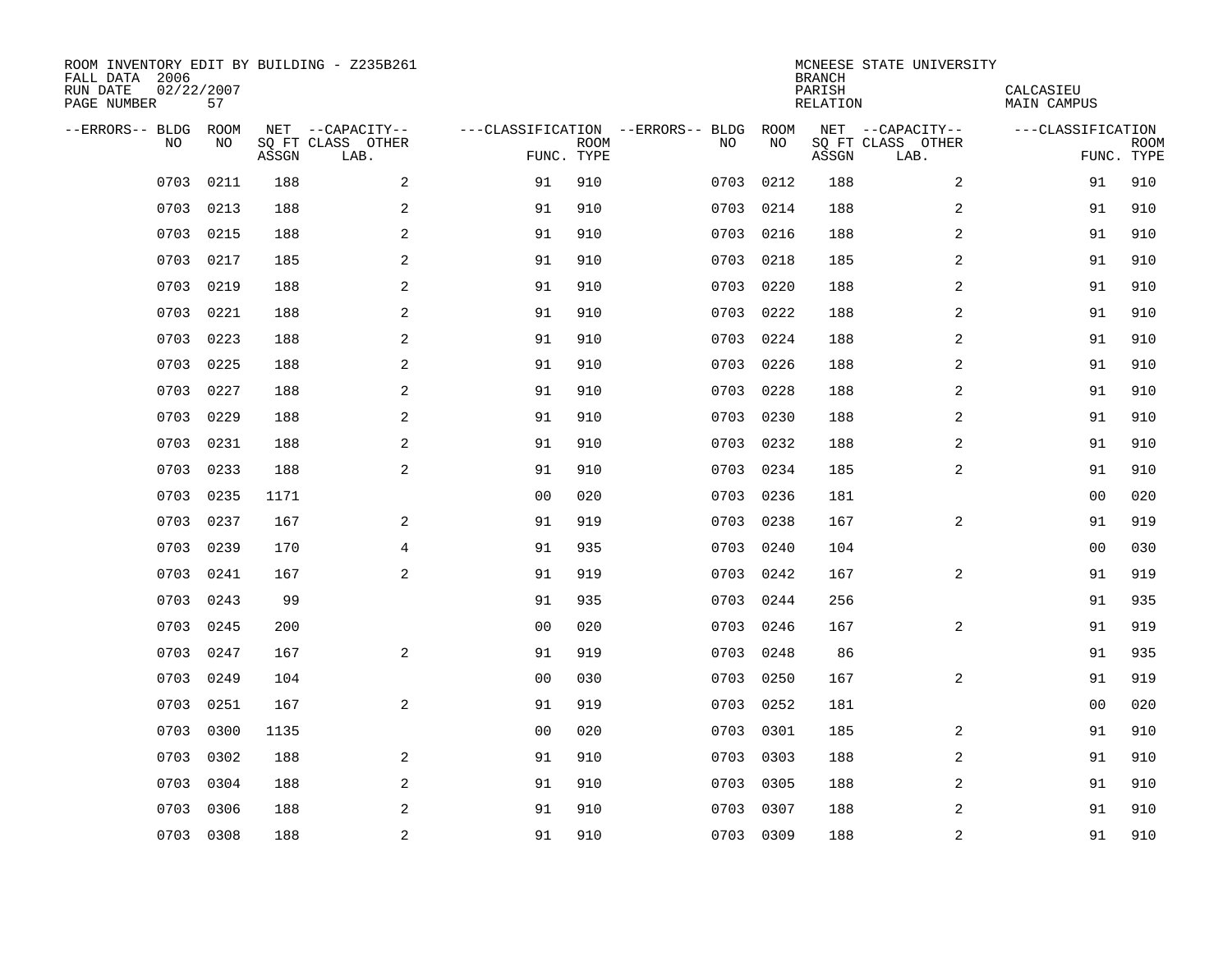ROOM INVENTORY EDIT BY BUILDING - Z235B261
FALL DATA 2006
RUN DATE 02/22/2007
PAGE NUMBER 57

MCNEESE STATE UNIVERSITY
BRANCH
PARISH CALCASIEU
RELATION MAIN CAMPUS

| --ERRORS-- | BLDG NO | ROOM NO | NET SQ FT ASSGN | --CAPACITY-- CLASS | OTHER LAB. | ---CLASSIFICATION FUNC. | ROOM TYPE | --ERRORS-- | BLDG NO | ROOM NO | NET SQ FT ASSGN | --CAPACITY-- CLASS | OTHER LAB. | ---CLASSIFICATION FUNC. | ROOM TYPE |
|---|---|---|---|---|---|---|---|---|---|---|---|---|---|---|---|
| | 0703 | 0211 | 188 | | 2 | 91 | 910 | | 0703 | 0212 | 188 | | 2 | 91 | 910 |
| | 0703 | 0213 | 188 | | 2 | 91 | 910 | | 0703 | 0214 | 188 | | 2 | 91 | 910 |
| | 0703 | 0215 | 188 | | 2 | 91 | 910 | | 0703 | 0216 | 188 | | 2 | 91 | 910 |
| | 0703 | 0217 | 185 | | 2 | 91 | 910 | | 0703 | 0218 | 185 | | 2 | 91 | 910 |
| | 0703 | 0219 | 188 | | 2 | 91 | 910 | | 0703 | 0220 | 188 | | 2 | 91 | 910 |
| | 0703 | 0221 | 188 | | 2 | 91 | 910 | | 0703 | 0222 | 188 | | 2 | 91 | 910 |
| | 0703 | 0223 | 188 | | 2 | 91 | 910 | | 0703 | 0224 | 188 | | 2 | 91 | 910 |
| | 0703 | 0225 | 188 | | 2 | 91 | 910 | | 0703 | 0226 | 188 | | 2 | 91 | 910 |
| | 0703 | 0227 | 188 | | 2 | 91 | 910 | | 0703 | 0228 | 188 | | 2 | 91 | 910 |
| | 0703 | 0229 | 188 | | 2 | 91 | 910 | | 0703 | 0230 | 188 | | 2 | 91 | 910 |
| | 0703 | 0231 | 188 | | 2 | 91 | 910 | | 0703 | 0232 | 188 | | 2 | 91 | 910 |
| | 0703 | 0233 | 188 | | 2 | 91 | 910 | | 0703 | 0234 | 185 | | 2 | 91 | 910 |
| | 0703 | 0235 | 1171 | | | 00 | 020 | | 0703 | 0236 | 181 | | | 00 | 020 |
| | 0703 | 0237 | 167 | | 2 | 91 | 919 | | 0703 | 0238 | 167 | | 2 | 91 | 919 |
| | 0703 | 0239 | 170 | | 4 | 91 | 935 | | 0703 | 0240 | 104 | | | 00 | 030 |
| | 0703 | 0241 | 167 | | 2 | 91 | 919 | | 0703 | 0242 | 167 | | 2 | 91 | 919 |
| | 0703 | 0243 | 99 | | | 91 | 935 | | 0703 | 0244 | 256 | | | 91 | 935 |
| | 0703 | 0245 | 200 | | | 00 | 020 | | 0703 | 0246 | 167 | | 2 | 91 | 919 |
| | 0703 | 0247 | 167 | | 2 | 91 | 919 | | 0703 | 0248 | 86 | | | 91 | 935 |
| | 0703 | 0249 | 104 | | | 00 | 030 | | 0703 | 0250 | 167 | | 2 | 91 | 919 |
| | 0703 | 0251 | 167 | | 2 | 91 | 919 | | 0703 | 0252 | 181 | | | 00 | 020 |
| | 0703 | 0300 | 1135 | | | 00 | 020 | | 0703 | 0301 | 185 | | 2 | 91 | 910 |
| | 0703 | 0302 | 188 | | 2 | 91 | 910 | | 0703 | 0303 | 188 | | 2 | 91 | 910 |
| | 0703 | 0304 | 188 | | 2 | 91 | 910 | | 0703 | 0305 | 188 | | 2 | 91 | 910 |
| | 0703 | 0306 | 188 | | 2 | 91 | 910 | | 0703 | 0307 | 188 | | 2 | 91 | 910 |
| | 0703 | 0308 | 188 | | 2 | 91 | 910 | | 0703 | 0309 | 188 | | 2 | 91 | 910 |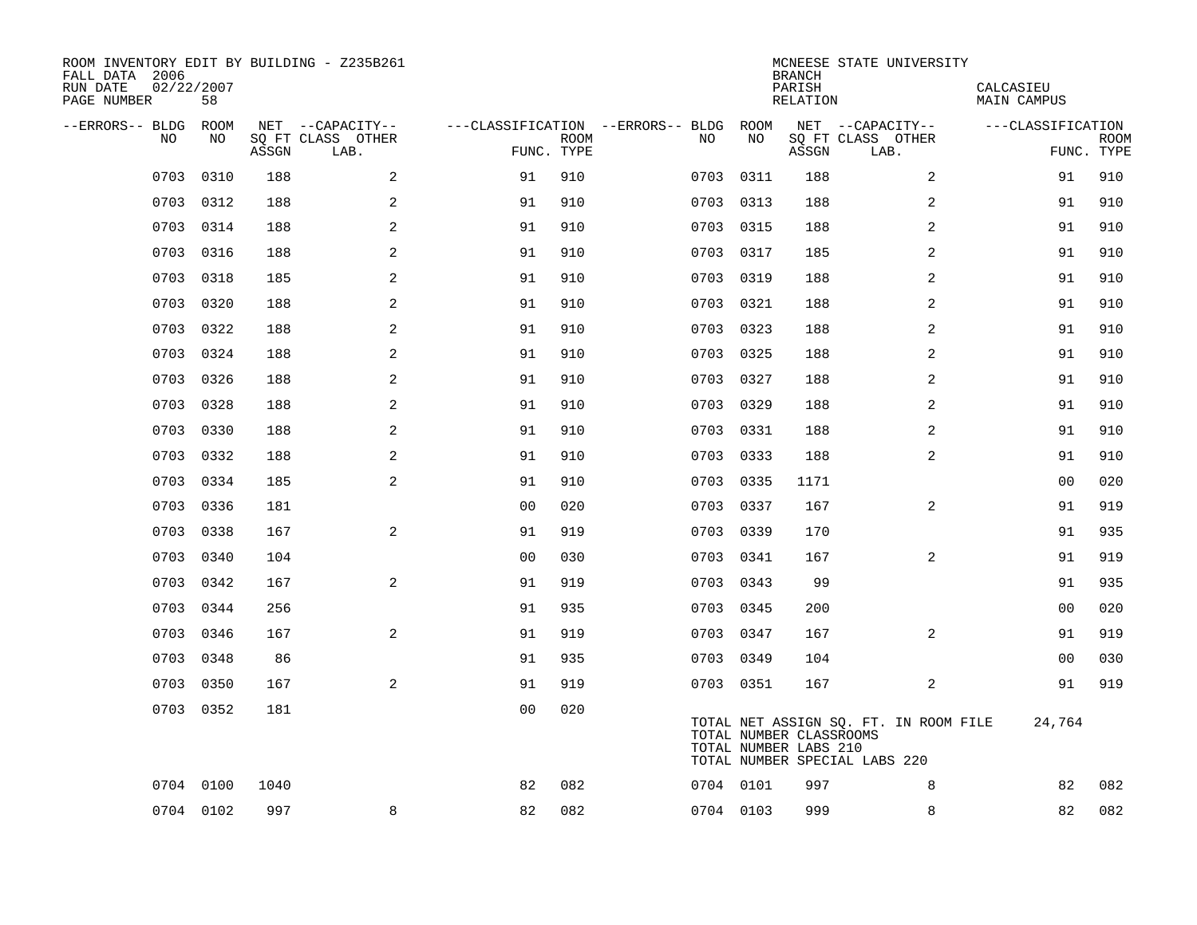ROOM INVENTORY EDIT BY BUILDING - Z235B261
FALL DATA 2006
RUN DATE 02/22/2007
PAGE NUMBER 58

MCNEESE STATE UNIVERSITY
BRANCH
PARISH CALCASIEU
RELATION MAIN CAMPUS

| --ERRORS-- | BLDG NO | ROOM NO | NET SQ FT ASSGN | CAPACITY CLASS | CAPACITY OTHER LAB. | CLASSIFICATION FUNC. | ROOM TYPE | --ERRORS-- | BLDG NO | ROOM NO | NET SQ FT ASSGN | CAPACITY CLASS | CAPACITY OTHER LAB. | CLASSIFICATION FUNC. | ROOM TYPE |
|---|---|---|---|---|---|---|---|---|---|---|---|---|---|---|---|
| | 0703 | 0310 | 188 | | 2 | 91 | 910 | | 0703 | 0311 | 188 | | 2 | 91 | 910 |
| | 0703 | 0312 | 188 | | 2 | 91 | 910 | | 0703 | 0313 | 188 | | 2 | 91 | 910 |
| | 0703 | 0314 | 188 | | 2 | 91 | 910 | | 0703 | 0315 | 188 | | 2 | 91 | 910 |
| | 0703 | 0316 | 188 | | 2 | 91 | 910 | | 0703 | 0317 | 185 | | 2 | 91 | 910 |
| | 0703 | 0318 | 185 | | 2 | 91 | 910 | | 0703 | 0319 | 188 | | 2 | 91 | 910 |
| | 0703 | 0320 | 188 | | 2 | 91 | 910 | | 0703 | 0321 | 188 | | 2 | 91 | 910 |
| | 0703 | 0322 | 188 | | 2 | 91 | 910 | | 0703 | 0323 | 188 | | 2 | 91 | 910 |
| | 0703 | 0324 | 188 | | 2 | 91 | 910 | | 0703 | 0325 | 188 | | 2 | 91 | 910 |
| | 0703 | 0326 | 188 | | 2 | 91 | 910 | | 0703 | 0327 | 188 | | 2 | 91 | 910 |
| | 0703 | 0328 | 188 | | 2 | 91 | 910 | | 0703 | 0329 | 188 | | 2 | 91 | 910 |
| | 0703 | 0330 | 188 | | 2 | 91 | 910 | | 0703 | 0331 | 188 | | 2 | 91 | 910 |
| | 0703 | 0332 | 188 | | 2 | 91 | 910 | | 0703 | 0333 | 188 | | 2 | 91 | 910 |
| | 0703 | 0334 | 185 | | 2 | 91 | 910 | | 0703 | 0335 | 1171 | | | 00 | 020 |
| | 0703 | 0336 | 181 | | | 00 | 020 | | 0703 | 0337 | 167 | | 2 | 91 | 919 |
| | 0703 | 0338 | 167 | | 2 | 91 | 919 | | 0703 | 0339 | 170 | | | 91 | 935 |
| | 0703 | 0340 | 104 | | | 00 | 030 | | 0703 | 0341 | 167 | | 2 | 91 | 919 |
| | 0703 | 0342 | 167 | | 2 | 91 | 919 | | 0703 | 0343 | 99 | | | 91 | 935 |
| | 0703 | 0344 | 256 | | | 91 | 935 | | 0703 | 0345 | 200 | | | 00 | 020 |
| | 0703 | 0346 | 167 | | 2 | 91 | 919 | | 0703 | 0347 | 167 | | 2 | 91 | 919 |
| | 0703 | 0348 | 86 | | | 91 | 935 | | 0703 | 0349 | 104 | | | 00 | 030 |
| | 0703 | 0350 | 167 | | 2 | 91 | 919 | | 0703 | 0351 | 167 | | 2 | 91 | 919 |
| | 0703 | 0352 | 181 | | | 00 | 020 | | | | | | | | |

TOTAL NET ASSIGN SQ. FT. IN ROOM FILE 24,764
TOTAL NUMBER CLASSROOMS
TOTAL NUMBER LABS 210
TOTAL NUMBER SPECIAL LABS 220

| --ERRORS-- | BLDG NO | ROOM NO | NET SQ FT ASSGN | CAPACITY CLASS | CAPACITY OTHER LAB. | CLASSIFICATION FUNC. | ROOM TYPE | --ERRORS-- | BLDG NO | ROOM NO | NET SQ FT ASSGN | CAPACITY CLASS | CAPACITY OTHER LAB. | CLASSIFICATION FUNC. | ROOM TYPE |
|---|---|---|---|---|---|---|---|---|---|---|---|---|---|---|---|
| | 0704 | 0100 | 1040 | | | 82 | 082 | | 0704 | 0101 | 997 | | 8 | 82 | 082 |
| | 0704 | 0102 | 997 | | 8 | 82 | 082 | | 0704 | 0103 | 999 | | 8 | 82 | 082 |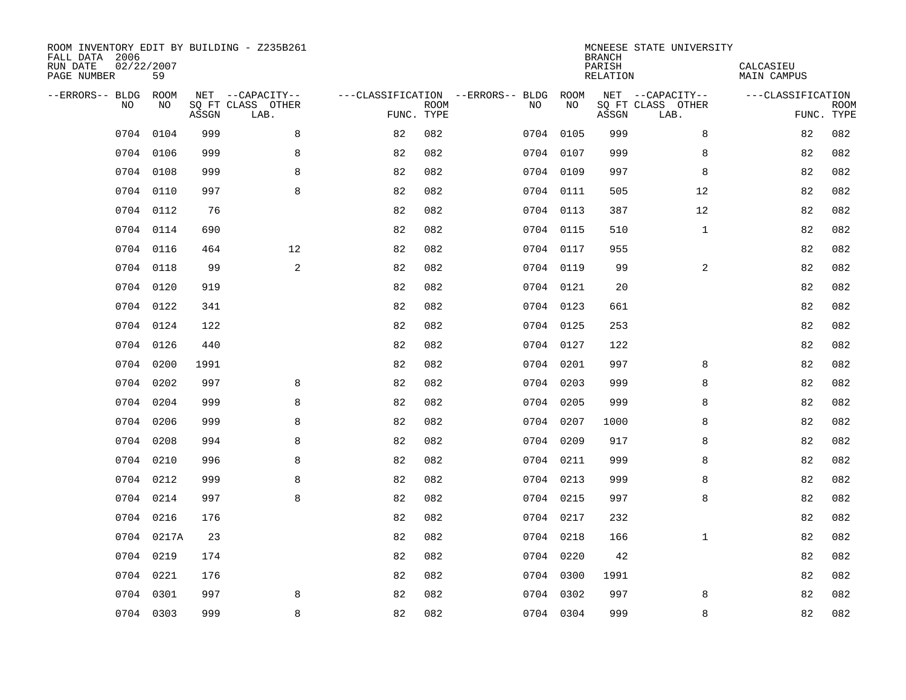ROOM INVENTORY EDIT BY BUILDING - Z235B261
FALL DATA 2006
RUN DATE 02/22/2007
PAGE NUMBER 59

MCNEESE STATE UNIVERSITY
BRANCH
PARISH CALCASIEU
RELATION MAIN CAMPUS

| --ERRORS-- | BLDG NO | ROOM NO | NET SQ FT ASSGN | --CAPACITY-- CLASS LAB. | OTHER | ---CLASSIFICATION FUNC. | ROOM TYPE | --ERRORS-- | BLDG NO | ROOM NO | NET SQ FT ASSGN | --CAPACITY-- CLASS LAB. | OTHER | ---CLASSIFICATION FUNC. | ROOM TYPE |
|---|---|---|---|---|---|---|---|---|---|---|---|---|---|---|---|
| | 0704 | 0104 | 999 | | 8 | 82 | 082 | | 0704 | 0105 | 999 | | 8 | 82 | 082 |
| | 0704 | 0106 | 999 | | 8 | 82 | 082 | | 0704 | 0107 | 999 | | 8 | 82 | 082 |
| | 0704 | 0108 | 999 | | 8 | 82 | 082 | | 0704 | 0109 | 997 | | 8 | 82 | 082 |
| | 0704 | 0110 | 997 | | 8 | 82 | 082 | | 0704 | 0111 | 505 | | 12 | 82 | 082 |
| | 0704 | 0112 | 76 | | | 82 | 082 | | 0704 | 0113 | 387 | | 12 | 82 | 082 |
| | 0704 | 0114 | 690 | | | 82 | 082 | | 0704 | 0115 | 510 | | 1 | 82 | 082 |
| | 0704 | 0116 | 464 | | 12 | 82 | 082 | | 0704 | 0117 | 955 | | | 82 | 082 |
| | 0704 | 0118 | 99 | | 2 | 82 | 082 | | 0704 | 0119 | 99 | | 2 | 82 | 082 |
| | 0704 | 0120 | 919 | | | 82 | 082 | | 0704 | 0121 | 20 | | | 82 | 082 |
| | 0704 | 0122 | 341 | | | 82 | 082 | | 0704 | 0123 | 661 | | | 82 | 082 |
| | 0704 | 0124 | 122 | | | 82 | 082 | | 0704 | 0125 | 253 | | | 82 | 082 |
| | 0704 | 0126 | 440 | | | 82 | 082 | | 0704 | 0127 | 122 | | | 82 | 082 |
| | 0704 | 0200 | 1991 | | | 82 | 082 | | 0704 | 0201 | 997 | | 8 | 82 | 082 |
| | 0704 | 0202 | 997 | | 8 | 82 | 082 | | 0704 | 0203 | 999 | | 8 | 82 | 082 |
| | 0704 | 0204 | 999 | | 8 | 82 | 082 | | 0704 | 0205 | 999 | | 8 | 82 | 082 |
| | 0704 | 0206 | 999 | | 8 | 82 | 082 | | 0704 | 0207 | 1000 | | 8 | 82 | 082 |
| | 0704 | 0208 | 994 | | 8 | 82 | 082 | | 0704 | 0209 | 917 | | 8 | 82 | 082 |
| | 0704 | 0210 | 996 | | 8 | 82 | 082 | | 0704 | 0211 | 999 | | 8 | 82 | 082 |
| | 0704 | 0212 | 999 | | 8 | 82 | 082 | | 0704 | 0213 | 999 | | 8 | 82 | 082 |
| | 0704 | 0214 | 997 | | 8 | 82 | 082 | | 0704 | 0215 | 997 | | 8 | 82 | 082 |
| | 0704 | 0216 | 176 | | | 82 | 082 | | 0704 | 0217 | 232 | | | 82 | 082 |
| | 0704 | 0217A | 23 | | | 82 | 082 | | 0704 | 0218 | 166 | | 1 | 82 | 082 |
| | 0704 | 0219 | 174 | | | 82 | 082 | | 0704 | 0220 | 42 | | | 82 | 082 |
| | 0704 | 0221 | 176 | | | 82 | 082 | | 0704 | 0300 | 1991 | | | 82 | 082 |
| | 0704 | 0301 | 997 | | 8 | 82 | 082 | | 0704 | 0302 | 997 | | 8 | 82 | 082 |
| | 0704 | 0303 | 999 | | 8 | 82 | 082 | | 0704 | 0304 | 999 | | 8 | 82 | 082 |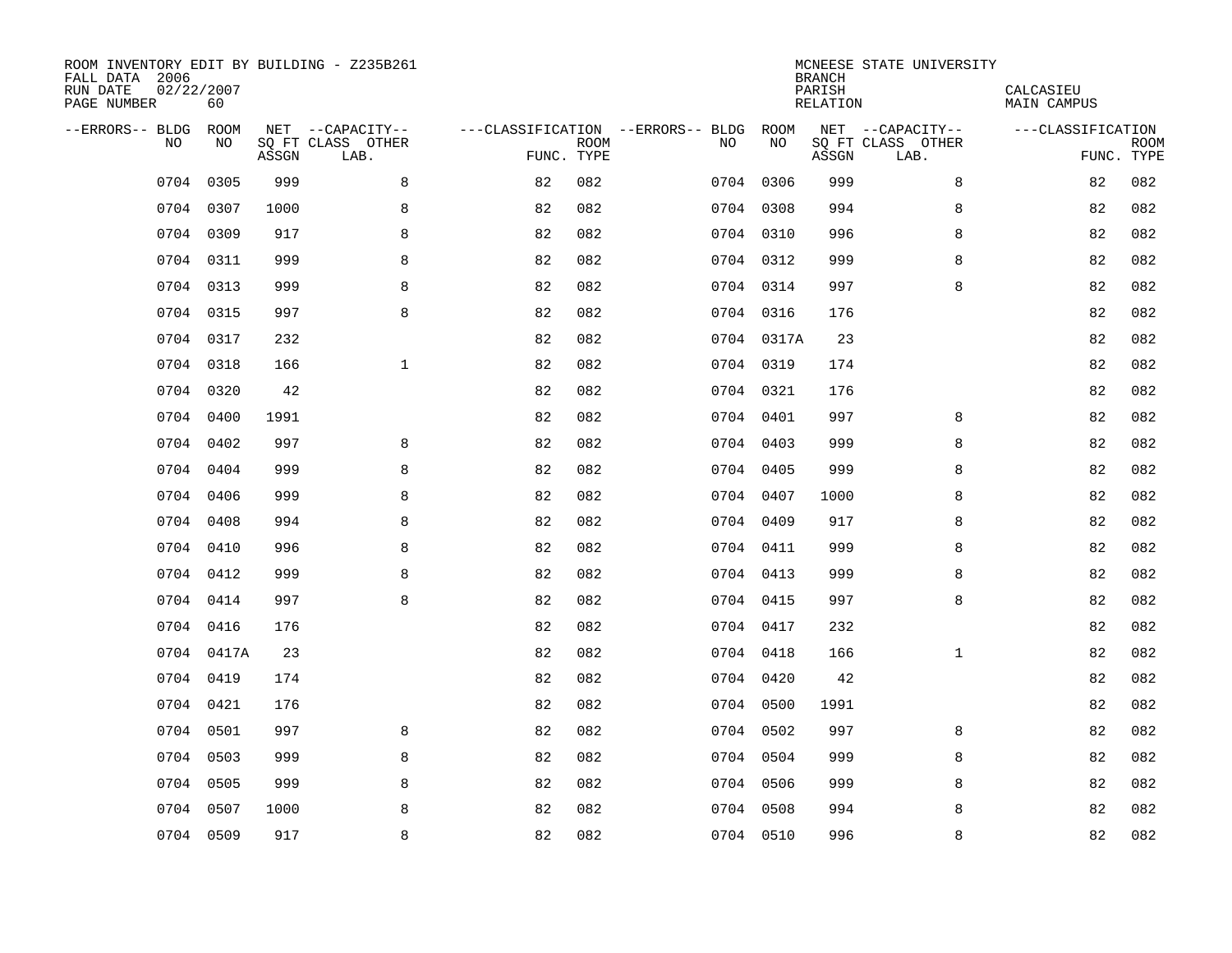ROOM INVENTORY EDIT BY BUILDING - Z235B261
FALL DATA 2006
RUN DATE 02/22/2007
PAGE NUMBER 60

MCNEESE STATE UNIVERSITY
BRANCH
PARISH CALCASIEU
RELATION MAIN CAMPUS

| --ERRORS-- | BLDG NO | ROOM NO | NET SQ FT ASSGN | --CAPACITY-- CLASS LAB. | OTHER | ---CLASSIFICATION FUNC. | ROOM TYPE | --ERRORS-- | BLDG NO | ROOM NO | NET SQ FT ASSGN | --CAPACITY-- CLASS LAB. | OTHER | ---CLASSIFICATION FUNC. | ROOM TYPE |
|---|---|---|---|---|---|---|---|---|---|---|---|---|---|---|---|
| | 0704 | 0305 | 999 | | 8 | 82 | 082 | | 0704 | 0306 | 999 | | 8 | 82 | 082 |
| | 0704 | 0307 | 1000 | | 8 | 82 | 082 | | 0704 | 0308 | 994 | | 8 | 82 | 082 |
| | 0704 | 0309 | 917 | | 8 | 82 | 082 | | 0704 | 0310 | 996 | | 8 | 82 | 082 |
| | 0704 | 0311 | 999 | | 8 | 82 | 082 | | 0704 | 0312 | 999 | | 8 | 82 | 082 |
| | 0704 | 0313 | 999 | | 8 | 82 | 082 | | 0704 | 0314 | 997 | | 8 | 82 | 082 |
| | 0704 | 0315 | 997 | | 8 | 82 | 082 | | 0704 | 0316 | 176 | | | 82 | 082 |
| | 0704 | 0317 | 232 | | | 82 | 082 | | 0704 | 0317A | 23 | | | 82 | 082 |
| | 0704 | 0318 | 166 | | 1 | 82 | 082 | | 0704 | 0319 | 174 | | | 82 | 082 |
| | 0704 | 0320 | 42 | | | 82 | 082 | | 0704 | 0321 | 176 | | | 82 | 082 |
| | 0704 | 0400 | 1991 | | | 82 | 082 | | 0704 | 0401 | 997 | | 8 | 82 | 082 |
| | 0704 | 0402 | 997 | | 8 | 82 | 082 | | 0704 | 0403 | 999 | | 8 | 82 | 082 |
| | 0704 | 0404 | 999 | | 8 | 82 | 082 | | 0704 | 0405 | 999 | | 8 | 82 | 082 |
| | 0704 | 0406 | 999 | | 8 | 82 | 082 | | 0704 | 0407 | 1000 | | 8 | 82 | 082 |
| | 0704 | 0408 | 994 | | 8 | 82 | 082 | | 0704 | 0409 | 917 | | 8 | 82 | 082 |
| | 0704 | 0410 | 996 | | 8 | 82 | 082 | | 0704 | 0411 | 999 | | 8 | 82 | 082 |
| | 0704 | 0412 | 999 | | 8 | 82 | 082 | | 0704 | 0413 | 999 | | 8 | 82 | 082 |
| | 0704 | 0414 | 997 | | 8 | 82 | 082 | | 0704 | 0415 | 997 | | 8 | 82 | 082 |
| | 0704 | 0416 | 176 | | | 82 | 082 | | 0704 | 0417 | 232 | | | 82 | 082 |
| | 0704 | 0417A | 23 | | | 82 | 082 | | 0704 | 0418 | 166 | | 1 | 82 | 082 |
| | 0704 | 0419 | 174 | | | 82 | 082 | | 0704 | 0420 | 42 | | | 82 | 082 |
| | 0704 | 0421 | 176 | | | 82 | 082 | | 0704 | 0500 | 1991 | | | 82 | 082 |
| | 0704 | 0501 | 997 | | 8 | 82 | 082 | | 0704 | 0502 | 997 | | 8 | 82 | 082 |
| | 0704 | 0503 | 999 | | 8 | 82 | 082 | | 0704 | 0504 | 999 | | 8 | 82 | 082 |
| | 0704 | 0505 | 999 | | 8 | 82 | 082 | | 0704 | 0506 | 999 | | 8 | 82 | 082 |
| | 0704 | 0507 | 1000 | | 8 | 82 | 082 | | 0704 | 0508 | 994 | | 8 | 82 | 082 |
| | 0704 | 0509 | 917 | | 8 | 82 | 082 | | 0704 | 0510 | 996 | | 8 | 82 | 082 |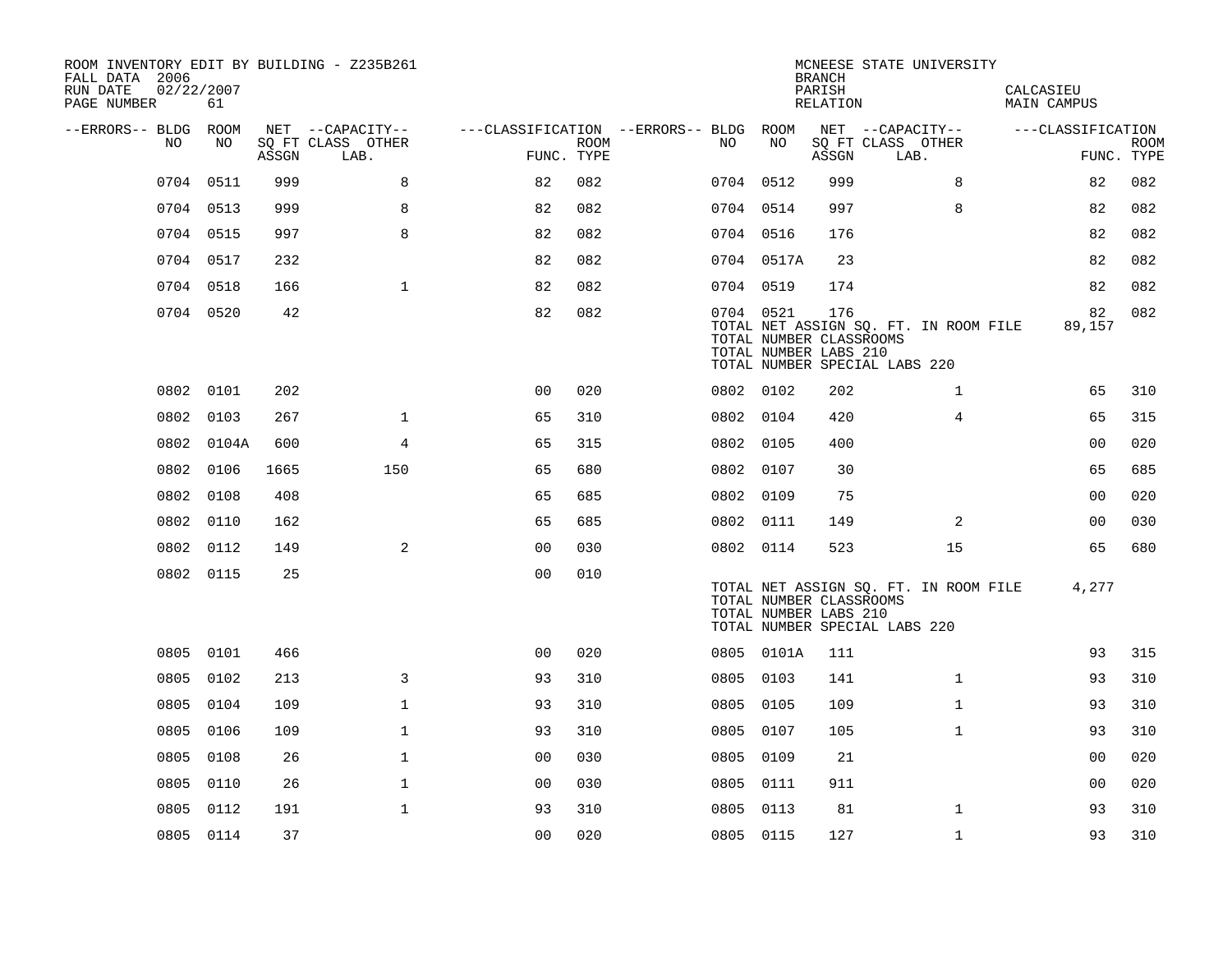ROOM INVENTORY EDIT BY BUILDING - Z235B261
FALL DATA 2006
RUN DATE 02/22/2007
PAGE NUMBER 61

MCNEESE STATE UNIVERSITY
BRANCH
PARISH CALCASIEU
RELATION MAIN CAMPUS

| --ERRORS-- | BLDG NO | ROOM NO | NET SQ FT ASSGN | CAPACITY CLASS | CAPACITY OTHER LAB. | FUNC. | ROOM TYPE | --ERRORS-- | BLDG NO | ROOM NO | NET SQ FT ASSGN | CAPACITY CLASS | CAPACITY OTHER LAB. | FUNC. | ROOM TYPE |
|---|---|---|---|---|---|---|---|---|---|---|---|---|---|---|---|
| | 0704 | 0511 | 999 | | 8 | 82 | 082 | | 0704 | 0512 | 999 | | 8 | 82 | 082 |
| | 0704 | 0513 | 999 | | 8 | 82 | 082 | | 0704 | 0514 | 997 | | 8 | 82 | 082 |
| | 0704 | 0515 | 997 | | 8 | 82 | 082 | | 0704 | 0516 | 176 | | | 82 | 082 |
| | 0704 | 0517 | 232 | | | 82 | 082 | | 0704 | 0517A | 23 | | | 82 | 082 |
| | 0704 | 0518 | 166 | | 1 | 82 | 082 | | 0704 | 0519 | 174 | | | 82 | 082 |
| | 0704 | 0520 | 42 | | | 82 | 082 | | 0704 | 0521 | 176 | | | 82 | 082 |
| | | | | | | | | | TOTAL NET ASSIGN SQ. FT. IN ROOM FILE | | | | | 89,157 | |
| | | | | | | | | | TOTAL NUMBER CLASSROOMS | | | | | | |
| | | | | | | | | | TOTAL NUMBER LABS 210 | | | | | | |
| | | | | | | | | | TOTAL NUMBER SPECIAL LABS 220 | | | | | | |
| | 0802 | 0101 | 202 | | | 00 | 020 | | 0802 | 0102 | 202 | | 1 | 65 | 310 |
| | 0802 | 0103 | 267 | | 1 | 65 | 310 | | 0802 | 0104 | 420 | | 4 | 65 | 315 |
| | 0802 | 0104A | 600 | | 4 | 65 | 315 | | 0802 | 0105 | 400 | | | 00 | 020 |
| | 0802 | 0106 | 1665 | | 150 | 65 | 680 | | 0802 | 0107 | 30 | | | 65 | 685 |
| | 0802 | 0108 | 408 | | | 65 | 685 | | 0802 | 0109 | 75 | | | 00 | 020 |
| | 0802 | 0110 | 162 | | | 65 | 685 | | 0802 | 0111 | 149 | | 2 | 00 | 030 |
| | 0802 | 0112 | 149 | | 2 | 00 | 030 | | 0802 | 0114 | 523 | | 15 | 65 | 680 |
| | 0802 | 0115 | 25 | | | 00 | 010 | | | | | | | | |
| | | | | | | | | | TOTAL NET ASSIGN SQ. FT. IN ROOM FILE | | | | | 4,277 | |
| | | | | | | | | | TOTAL NUMBER CLASSROOMS | | | | | | |
| | | | | | | | | | TOTAL NUMBER LABS 210 | | | | | | |
| | | | | | | | | | TOTAL NUMBER SPECIAL LABS 220 | | | | | | |
| | 0805 | 0101 | 466 | | | 00 | 020 | | 0805 | 0101A | 111 | | | 93 | 315 |
| | 0805 | 0102 | 213 | | 3 | 93 | 310 | | 0805 | 0103 | 141 | | 1 | 93 | 310 |
| | 0805 | 0104 | 109 | | 1 | 93 | 310 | | 0805 | 0105 | 109 | | 1 | 93 | 310 |
| | 0805 | 0106 | 109 | | 1 | 93 | 310 | | 0805 | 0107 | 105 | | 1 | 93 | 310 |
| | 0805 | 0108 | 26 | | 1 | 00 | 030 | | 0805 | 0109 | 21 | | | 00 | 020 |
| | 0805 | 0110 | 26 | | 1 | 00 | 030 | | 0805 | 0111 | 911 | | | 00 | 020 |
| | 0805 | 0112 | 191 | | 1 | 93 | 310 | | 0805 | 0113 | 81 | | 1 | 93 | 310 |
| | 0805 | 0114 | 37 | | | 00 | 020 | | 0805 | 0115 | 127 | | 1 | 93 | 310 |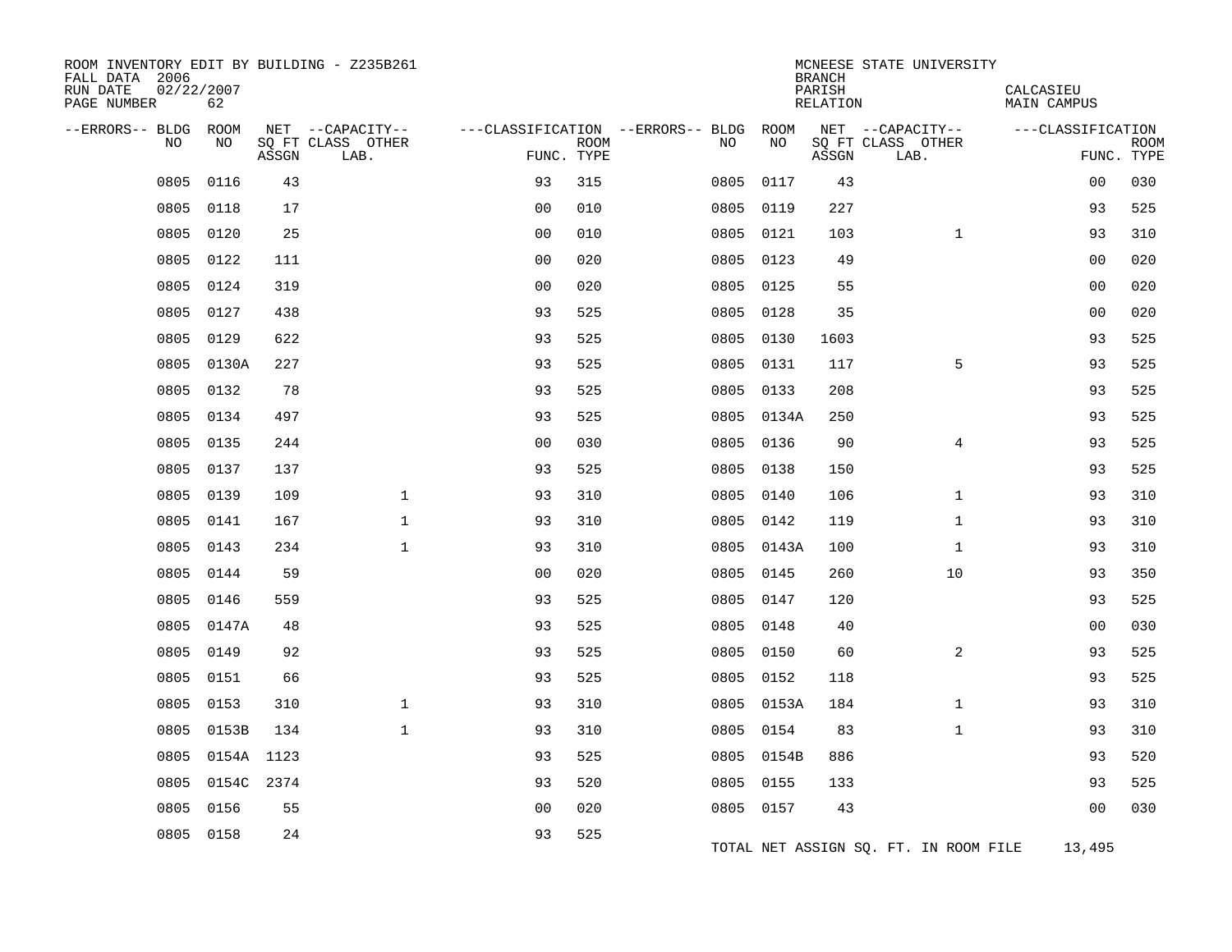ROOM INVENTORY EDIT BY BUILDING - Z235B261
FALL DATA 2006
RUN DATE 02/22/2007
PAGE NUMBER 62

MCNEESE STATE UNIVERSITY
BRANCH
PARISH CALCASIEU
RELATION MAIN CAMPUS

| --ERRORS-- | BLDG NO | ROOM NO | NET SQ FT ASSGN | --CAPACITY-- CLASS | LAB. | OTHER | ---CLASSIFICATION FUNC. | ROOM TYPE | --ERRORS-- | BLDG NO | ROOM NO | NET SQ FT ASSGN | --CAPACITY-- CLASS | LAB. | OTHER | ---CLASSIFICATION FUNC. | ROOM TYPE |
|---|---|---|---|---|---|---|---|---|---|---|---|---|---|---|---|---|---|
| | 0805 | 0116 | 43 | | | | 93 | 315 | | 0805 | 0117 | 43 | | | | 00 | 030 |
| | 0805 | 0118 | 17 | | | | 00 | 010 | | 0805 | 0119 | 227 | | | | 93 | 525 |
| | 0805 | 0120 | 25 | | | | 00 | 010 | | 0805 | 0121 | 103 | | 1 | | 93 | 310 |
| | 0805 | 0122 | 111 | | | | 00 | 020 | | 0805 | 0123 | 49 | | | | 00 | 020 |
| | 0805 | 0124 | 319 | | | | 00 | 020 | | 0805 | 0125 | 55 | | | | 00 | 020 |
| | 0805 | 0127 | 438 | | | | 93 | 525 | | 0805 | 0128 | 35 | | | | 00 | 020 |
| | 0805 | 0129 | 622 | | | | 93 | 525 | | 0805 | 0130 | 1603 | | | | 93 | 525 |
| | 0805 | 0130A | 227 | | | | 93 | 525 | | 0805 | 0131 | 117 | | 5 | | 93 | 525 |
| | 0805 | 0132 | 78 | | | | 93 | 525 | | 0805 | 0133 | 208 | | | | 93 | 525 |
| | 0805 | 0134 | 497 | | | | 93 | 525 | | 0805 | 0134A | 250 | | | | 93 | 525 |
| | 0805 | 0135 | 244 | | | | 00 | 030 | | 0805 | 0136 | 90 | | 4 | | 93 | 525 |
| | 0805 | 0137 | 137 | | | | 93 | 525 | | 0805 | 0138 | 150 | | | | 93 | 525 |
| | 0805 | 0139 | 109 | | 1 | | 93 | 310 | | 0805 | 0140 | 106 | | 1 | | 93 | 310 |
| | 0805 | 0141 | 167 | | 1 | | 93 | 310 | | 0805 | 0142 | 119 | | 1 | | 93 | 310 |
| | 0805 | 0143 | 234 | | 1 | | 93 | 310 | | 0805 | 0143A | 100 | | 1 | | 93 | 310 |
| | 0805 | 0144 | 59 | | | | 00 | 020 | | 0805 | 0145 | 260 | | 10 | | 93 | 350 |
| | 0805 | 0146 | 559 | | | | 93 | 525 | | 0805 | 0147 | 120 | | | | 93 | 525 |
| | 0805 | 0147A | 48 | | | | 93 | 525 | | 0805 | 0148 | 40 | | | | 00 | 030 |
| | 0805 | 0149 | 92 | | | | 93 | 525 | | 0805 | 0150 | 60 | | 2 | | 93 | 525 |
| | 0805 | 0151 | 66 | | | | 93 | 525 | | 0805 | 0152 | 118 | | | | 93 | 525 |
| | 0805 | 0153 | 310 | | 1 | | 93 | 310 | | 0805 | 0153A | 184 | | 1 | | 93 | 310 |
| | 0805 | 0153B | 134 | | 1 | | 93 | 310 | | 0805 | 0154 | 83 | | 1 | | 93 | 310 |
| | 0805 | 0154A | 1123 | | | | 93 | 525 | | 0805 | 0154B | 886 | | | | 93 | 520 |
| | 0805 | 0154C | 2374 | | | | 93 | 520 | | 0805 | 0155 | 133 | | | | 93 | 525 |
| | 0805 | 0156 | 55 | | | | 00 | 020 | | 0805 | 0157 | 43 | | | | 00 | 030 |
| | 0805 | 0158 | 24 | | | | 93 | 525 | | | | | | | | | |

TOTAL NET ASSIGN SQ. FT. IN ROOM FILE 13,495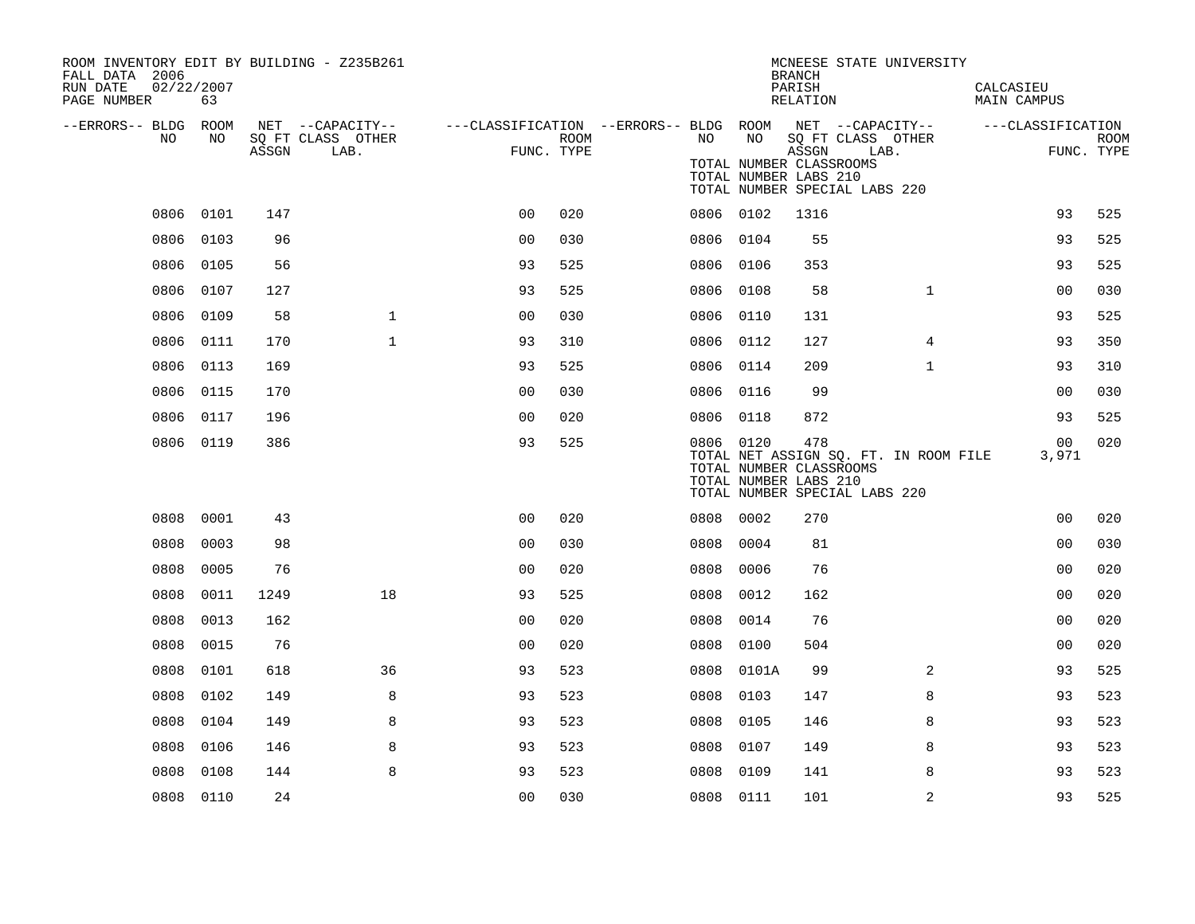ROOM INVENTORY EDIT BY BUILDING - Z235B261
FALL DATA 2006
RUN DATE 02/22/2007
PAGE NUMBER 63

MCNEESE STATE UNIVERSITY
BRANCH
PARISH CALCASIEU
RELATION MAIN CAMPUS

| --ERRORS-- | BLDG NO | ROOM NO | NET SQ FT ASSGN | --CAPACITY-- CLASS LAB. | OTHER | ---CLASSIFICATION FUNC. | ROOM TYPE | --ERRORS-- | BLDG NO | ROOM NO | NET SQ FT ASSGN | --CAPACITY-- CLASS LAB. | OTHER | ---CLASSIFICATION FUNC. | ROOM TYPE |
|---|---|---|---|---|---|---|---|---|---|---|---|---|---|---|---|
| | | | | | | | | | | TOTAL NUMBER CLASSROOMS | | | | | |
| | | | | | | | | | | TOTAL NUMBER LABS 210 | | | | | |
| | | | | | | | | | | TOTAL NUMBER SPECIAL LABS 220 | | | | | |
| | 0806 | 0101 | 147 | | | 00 | 020 | | 0806 | 0102 | 1316 | | | 93 | 525 |
| | 0806 | 0103 | 96 | | | 00 | 030 | | 0806 | 0104 | 55 | | | 93 | 525 |
| | 0806 | 0105 | 56 | | | 93 | 525 | | 0806 | 0106 | 353 | | | 93 | 525 |
| | 0806 | 0107 | 127 | | | 93 | 525 | | 0806 | 0108 | 58 | | 1 | 00 | 030 |
| | 0806 | 0109 | 58 | | 1 | 00 | 030 | | 0806 | 0110 | 131 | | | 93 | 525 |
| | 0806 | 0111 | 170 | | 1 | 93 | 310 | | 0806 | 0112 | 127 | | 4 | 93 | 350 |
| | 0806 | 0113 | 169 | | | 93 | 525 | | 0806 | 0114 | 209 | | 1 | 93 | 310 |
| | 0806 | 0115 | 170 | | | 00 | 030 | | 0806 | 0116 | 99 | | | 00 | 030 |
| | 0806 | 0117 | 196 | | | 00 | 020 | | 0806 | 0118 | 872 | | | 93 | 525 |
| | 0806 | 0119 | 386 | | | 93 | 525 | | 0806 | 0120 | 478 | | | 00 | 020 |
| | | | | | | | | | | TOTAL NET ASSIGN SQ. FT. IN ROOM FILE | | | | 3,971 | |
| | | | | | | | | | | TOTAL NUMBER CLASSROOMS | | | | | |
| | | | | | | | | | | TOTAL NUMBER LABS 210 | | | | | |
| | | | | | | | | | | TOTAL NUMBER SPECIAL LABS 220 | | | | | |
| | 0808 | 0001 | 43 | | | 00 | 020 | | 0808 | 0002 | 270 | | | 00 | 020 |
| | 0808 | 0003 | 98 | | | 00 | 030 | | 0808 | 0004 | 81 | | | 00 | 030 |
| | 0808 | 0005 | 76 | | | 00 | 020 | | 0808 | 0006 | 76 | | | 00 | 020 |
| | 0808 | 0011 | 1249 | | 18 | 93 | 525 | | 0808 | 0012 | 162 | | | 00 | 020 |
| | 0808 | 0013 | 162 | | | 00 | 020 | | 0808 | 0014 | 76 | | | 00 | 020 |
| | 0808 | 0015 | 76 | | | 00 | 020 | | 0808 | 0100 | 504 | | | 00 | 020 |
| | 0808 | 0101 | 618 | | 36 | 93 | 523 | | 0808 | 0101A | 99 | | 2 | 93 | 525 |
| | 0808 | 0102 | 149 | | 8 | 93 | 523 | | 0808 | 0103 | 147 | | 8 | 93 | 523 |
| | 0808 | 0104 | 149 | | 8 | 93 | 523 | | 0808 | 0105 | 146 | | 8 | 93 | 523 |
| | 0808 | 0106 | 146 | | 8 | 93 | 523 | | 0808 | 0107 | 149 | | 8 | 93 | 523 |
| | 0808 | 0108 | 144 | | 8 | 93 | 523 | | 0808 | 0109 | 141 | | 8 | 93 | 523 |
| | 0808 | 0110 | 24 | | | 00 | 030 | | 0808 | 0111 | 101 | | 2 | 93 | 525 |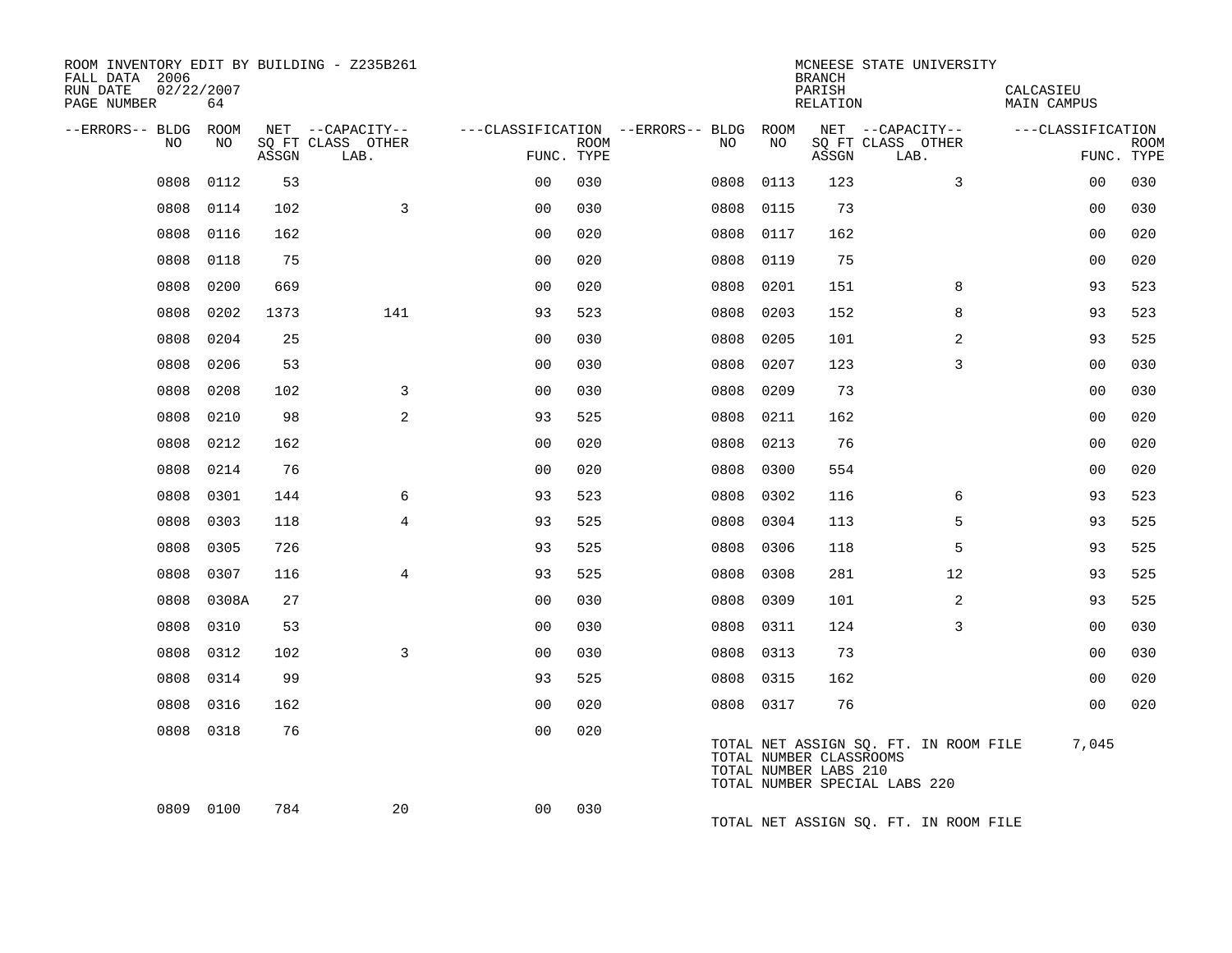ROOM INVENTORY EDIT BY BUILDING - Z235B261
FALL DATA 2006
RUN DATE 02/22/2007
PAGE NUMBER 64

MCNEESE STATE UNIVERSITY
BRANCH
PARISH CALCASIEU
RELATION MAIN CAMPUS

| --ERRORS-- | BLDG NO | ROOM NO | NET SQ FT ASSGN | --CAPACITY-- CLASS LAB. | OTHER | ---CLASSIFICATION FUNC. | ROOM TYPE | --ERRORS-- | BLDG NO | ROOM NO | NET SQ FT ASSGN | --CAPACITY-- CLASS LAB. | OTHER | ---CLASSIFICATION FUNC. | ROOM TYPE |
|---|---|---|---|---|---|---|---|---|---|---|---|---|---|---|---|
| | 0808 | 0112 | 53 | | | 00 | 030 | | 0808 | 0113 | 123 | | 3 | 00 | 030 |
| | 0808 | 0114 | 102 | | 3 | 00 | 030 | | 0808 | 0115 | 73 | | | 00 | 030 |
| | 0808 | 0116 | 162 | | | 00 | 020 | | 0808 | 0117 | 162 | | | 00 | 020 |
| | 0808 | 0118 | 75 | | | 00 | 020 | | 0808 | 0119 | 75 | | | 00 | 020 |
| | 0808 | 0200 | 669 | | | 00 | 020 | | 0808 | 0201 | 151 | | 8 | 93 | 523 |
| | 0808 | 0202 | 1373 | | 141 | 93 | 523 | | 0808 | 0203 | 152 | | 8 | 93 | 523 |
| | 0808 | 0204 | 25 | | | 00 | 030 | | 0808 | 0205 | 101 | | 2 | 93 | 525 |
| | 0808 | 0206 | 53 | | | 00 | 030 | | 0808 | 0207 | 123 | | 3 | 00 | 030 |
| | 0808 | 0208 | 102 | | 3 | 00 | 030 | | 0808 | 0209 | 73 | | | 00 | 030 |
| | 0808 | 0210 | 98 | | 2 | 93 | 525 | | 0808 | 0211 | 162 | | | 00 | 020 |
| | 0808 | 0212 | 162 | | | 00 | 020 | | 0808 | 0213 | 76 | | | 00 | 020 |
| | 0808 | 0214 | 76 | | | 00 | 020 | | 0808 | 0300 | 554 | | | 00 | 020 |
| | 0808 | 0301 | 144 | | 6 | 93 | 523 | | 0808 | 0302 | 116 | | 6 | 93 | 523 |
| | 0808 | 0303 | 118 | | 4 | 93 | 525 | | 0808 | 0304 | 113 | | 5 | 93 | 525 |
| | 0808 | 0305 | 726 | | | 93 | 525 | | 0808 | 0306 | 118 | | 5 | 93 | 525 |
| | 0808 | 0307 | 116 | | 4 | 93 | 525 | | 0808 | 0308 | 281 | | 12 | 93 | 525 |
| | 0808 | 0308A | 27 | | | 00 | 030 | | 0808 | 0309 | 101 | | 2 | 93 | 525 |
| | 0808 | 0310 | 53 | | | 00 | 030 | | 0808 | 0311 | 124 | | 3 | 00 | 030 |
| | 0808 | 0312 | 102 | | 3 | 00 | 030 | | 0808 | 0313 | 73 | | | 00 | 030 |
| | 0808 | 0314 | 99 | | | 93 | 525 | | 0808 | 0315 | 162 | | | 00 | 020 |
| | 0808 | 0316 | 162 | | | 00 | 020 | | 0808 | 0317 | 76 | | | 00 | 020 |
| | 0808 | 0318 | 76 | | | 00 | 020 | | | | | | | | |
| | 0809 | 0100 | 784 | | 20 | 00 | 030 | | | | | | | | |

TOTAL NET ASSIGN SQ. FT. IN ROOM FILE 7,045
TOTAL NUMBER CLASSROOMS
TOTAL NUMBER LABS 210
TOTAL NUMBER SPECIAL LABS 220

TOTAL NET ASSIGN SQ. FT. IN ROOM FILE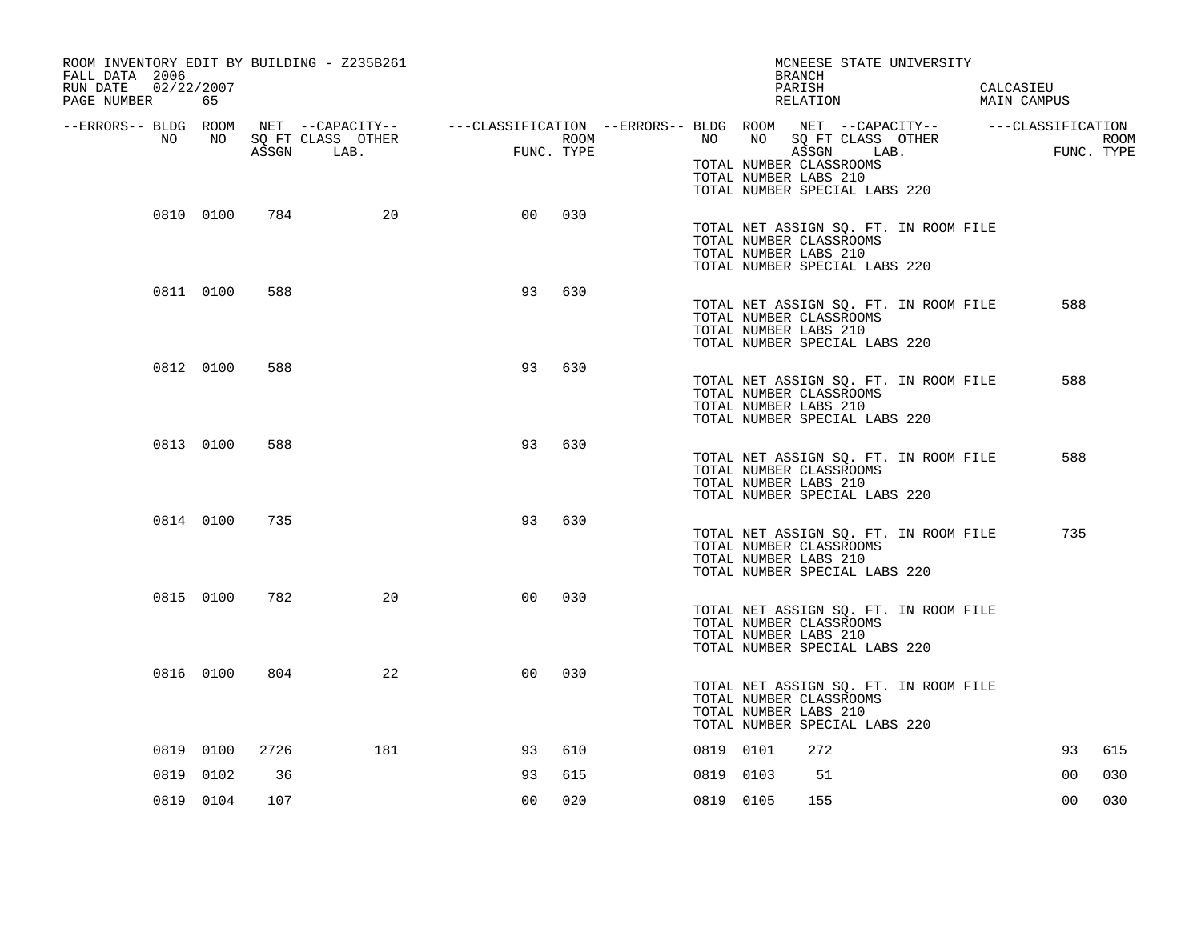ROOM INVENTORY EDIT BY BUILDING - Z235B261
FALL DATA 2006
RUN DATE 02/22/2007

MCNEESE STATE UNIVERSITY
BRANCH
PARISH CALCASIEU
RELATION MAIN CAMPUS

| --ERRORS-- | BLDG NO | ROOM NO | NET SQ FT ASSGN | --CAPACITY-- CLASS LAB. | OTHER | ---CLASSIFICATION FUNC. | ROOM TYPE | --ERRORS-- | BLDG NO | ROOM NO | NET SQ FT ASSGN | --CAPACITY-- CLASS LAB. | OTHER | ---CLASSIFICATION FUNC. | ROOM TYPE |
|---|---|---|---|---|---|---|---|---|---|---|---|---|---|---|---|
| | | | | | | | | | TOTAL NUMBER CLASSROOMS | | | | | | |
| | | | | | | | | | TOTAL NUMBER LABS 210 | | | | | | |
| | | | | | | | | | TOTAL NUMBER SPECIAL LABS 220 | | | | | | |
| | 0810 | 0100 | 784 | 20 | | 00 | 030 | | TOTAL NET ASSIGN SQ. FT. IN ROOM FILE | | | | | | |
| | | | | | | | | | TOTAL NUMBER CLASSROOMS | | | | | | |
| | | | | | | | | | TOTAL NUMBER LABS 210 | | | | | | |
| | | | | | | | | | TOTAL NUMBER SPECIAL LABS 220 | | | | | | |
| | 0811 | 0100 | 588 | | | 93 | 630 | | TOTAL NET ASSIGN SQ. FT. IN ROOM FILE | | | | | 588 | |
| | | | | | | | | | TOTAL NUMBER CLASSROOMS | | | | | | |
| | | | | | | | | | TOTAL NUMBER LABS 210 | | | | | | |
| | | | | | | | | | TOTAL NUMBER SPECIAL LABS 220 | | | | | | |
| | 0812 | 0100 | 588 | | | 93 | 630 | | TOTAL NET ASSIGN SQ. FT. IN ROOM FILE | | | | | 588 | |
| | | | | | | | | | TOTAL NUMBER CLASSROOMS | | | | | | |
| | | | | | | | | | TOTAL NUMBER LABS 210 | | | | | | |
| | | | | | | | | | TOTAL NUMBER SPECIAL LABS 220 | | | | | | |
| | 0813 | 0100 | 588 | | | 93 | 630 | | TOTAL NET ASSIGN SQ. FT. IN ROOM FILE | | | | | 588 | |
| | | | | | | | | | TOTAL NUMBER CLASSROOMS | | | | | | |
| | | | | | | | | | TOTAL NUMBER LABS 210 | | | | | | |
| | | | | | | | | | TOTAL NUMBER SPECIAL LABS 220 | | | | | | |
| | 0814 | 0100 | 735 | | | 93 | 630 | | TOTAL NET ASSIGN SQ. FT. IN ROOM FILE | | | | | 735 | |
| | | | | | | | | | TOTAL NUMBER CLASSROOMS | | | | | | |
| | | | | | | | | | TOTAL NUMBER LABS 210 | | | | | | |
| | | | | | | | | | TOTAL NUMBER SPECIAL LABS 220 | | | | | | |
| | 0815 | 0100 | 782 | 20 | | 00 | 030 | | TOTAL NET ASSIGN SQ. FT. IN ROOM FILE | | | | | | |
| | | | | | | | | | TOTAL NUMBER CLASSROOMS | | | | | | |
| | | | | | | | | | TOTAL NUMBER LABS 210 | | | | | | |
| | | | | | | | | | TOTAL NUMBER SPECIAL LABS 220 | | | | | | |
| | 0816 | 0100 | 804 | 22 | | 00 | 030 | | TOTAL NET ASSIGN SQ. FT. IN ROOM FILE | | | | | | |
| | | | | | | | | | TOTAL NUMBER CLASSROOMS | | | | | | |
| | | | | | | | | | TOTAL NUMBER LABS 210 | | | | | | |
| | | | | | | | | | TOTAL NUMBER SPECIAL LABS 220 | | | | | | |
| | 0819 | 0100 | 2726 | 181 | | 93 | 610 | | 0819 | 0101 | 272 | | | 93 | 615 |
| | 0819 | 0102 | 36 | | | 93 | 615 | | 0819 | 0103 | 51 | | | 00 | 030 |
| | 0819 | 0104 | 107 | | | 00 | 020 | | 0819 | 0105 | 155 | | | 00 | 030 |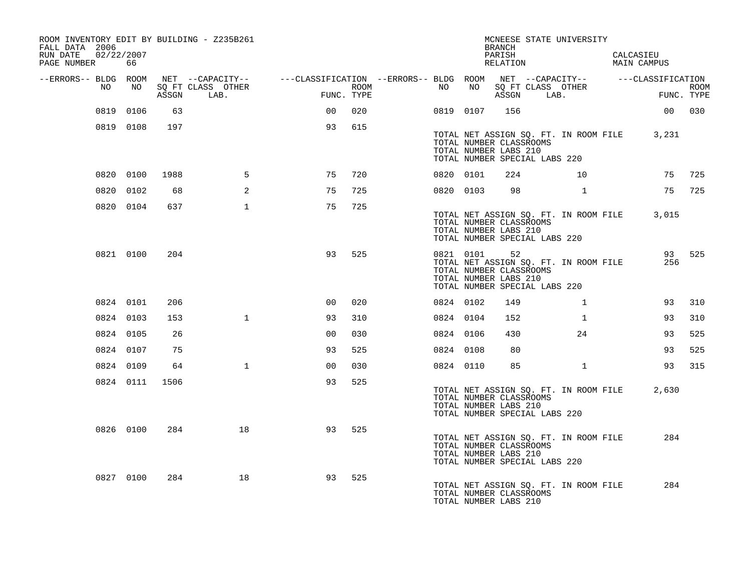ROOM INVENTORY EDIT BY BUILDING - Z235B261
FALL DATA 2006
RUN DATE 02/22/2007

MCNEESE STATE UNIVERSITY
BRANCH
PARISH CALCASIEU
RELATION MAIN CAMPUS

| --ERRORS-- | BLDG NO | ROOM NO | NET SQ FT ASSGN | --CAPACITY-- CLASS LAB. | OTHER | ---CLASSIFICATION FUNC. | ROOM TYPE | --ERRORS-- | BLDG NO | ROOM NO | NET SQ FT ASSGN | --CAPACITY-- CLASS LAB. | OTHER | ---CLASSIFICATION FUNC. | ROOM TYPE |
|---|---|---|---|---|---|---|---|---|---|---|---|---|---|---|---|
| | 0819 | 0106 | 63 | | | 00 | 020 | | 0819 | 0107 | 156 | | | 00 | 030 |
| | 0819 | 0108 | 197 | | | 93 | 615 | | | | | | | | |
| | | | | | | | | | TOTAL NET ASSIGN SQ. FT. IN ROOM FILE | | | | | 3,231 | |
| | | | | | | | | | TOTAL NUMBER CLASSROOMS | | | | | | |
| | | | | | | | | | TOTAL NUMBER LABS 210 | | | | | | |
| | | | | | | | | | TOTAL NUMBER SPECIAL LABS 220 | | | | | | |
| | 0820 | 0100 | 1988 | | 5 | 75 | 720 | | 0820 | 0101 | 224 | | 10 | 75 | 725 |
| | 0820 | 0102 | 68 | | 2 | 75 | 725 | | 0820 | 0103 | 98 | | 1 | 75 | 725 |
| | 0820 | 0104 | 637 | | 1 | 75 | 725 | | | | | | | | |
| | | | | | | | | | TOTAL NET ASSIGN SQ. FT. IN ROOM FILE | | | | | 3,015 | |
| | | | | | | | | | TOTAL NUMBER CLASSROOMS | | | | | | |
| | | | | | | | | | TOTAL NUMBER LABS 210 | | | | | | |
| | | | | | | | | | TOTAL NUMBER SPECIAL LABS 220 | | | | | | |
| | 0821 | 0100 | 204 | | | 93 | 525 | | 0821 | 0101 | 52 | | | 93 | 525 |
| | | | | | | | | | TOTAL NET ASSIGN SQ. FT. IN ROOM FILE | | | | | 256 | |
| | | | | | | | | | TOTAL NUMBER CLASSROOMS | | | | | | |
| | | | | | | | | | TOTAL NUMBER LABS 210 | | | | | | |
| | | | | | | | | | TOTAL NUMBER SPECIAL LABS 220 | | | | | | |
| | 0824 | 0101 | 206 | | | 00 | 020 | | 0824 | 0102 | 149 | | 1 | 93 | 310 |
| | 0824 | 0103 | 153 | | 1 | 93 | 310 | | 0824 | 0104 | 152 | | 1 | 93 | 310 |
| | 0824 | 0105 | 26 | | | 00 | 030 | | 0824 | 0106 | 430 | | 24 | 93 | 525 |
| | 0824 | 0107 | 75 | | | 93 | 525 | | 0824 | 0108 | 80 | | | 93 | 525 |
| | 0824 | 0109 | 64 | | 1 | 00 | 030 | | 0824 | 0110 | 85 | | 1 | 93 | 315 |
| | 0824 | 0111 | 1506 | | | 93 | 525 | | | | | | | | |
| | | | | | | | | | TOTAL NET ASSIGN SQ. FT. IN ROOM FILE | | | | | 2,630 | |
| | | | | | | | | | TOTAL NUMBER CLASSROOMS | | | | | | |
| | | | | | | | | | TOTAL NUMBER LABS 210 | | | | | | |
| | | | | | | | | | TOTAL NUMBER SPECIAL LABS 220 | | | | | | |
| | 0826 | 0100 | 284 | | 18 | 93 | 525 | | | | | | | | |
| | | | | | | | | | TOTAL NET ASSIGN SQ. FT. IN ROOM FILE | | | | | 284 | |
| | | | | | | | | | TOTAL NUMBER CLASSROOMS | | | | | | |
| | | | | | | | | | TOTAL NUMBER LABS 210 | | | | | | |
| | | | | | | | | | TOTAL NUMBER SPECIAL LABS 220 | | | | | | |
| | 0827 | 0100 | 284 | | 18 | 93 | 525 | | | | | | | | |
| | | | | | | | | | TOTAL NET ASSIGN SQ. FT. IN ROOM FILE | | | | | 284 | |
| | | | | | | | | | TOTAL NUMBER CLASSROOMS | | | | | | |
| | | | | | | | | | TOTAL NUMBER LABS 210 | | | | | | |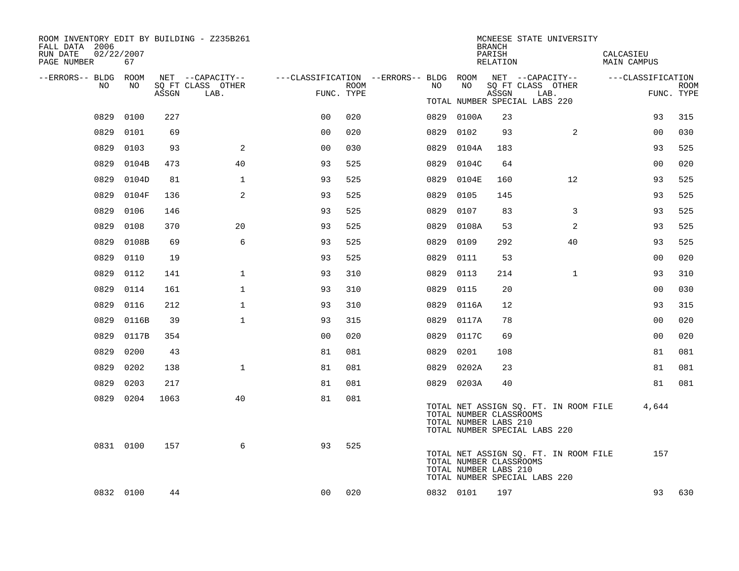ROOM INVENTORY EDIT BY BUILDING - Z235B261
FALL DATA 2006
RUN DATE 02/22/2007
PAGE NUMBER 67

MCNEESE STATE UNIVERSITY
BRANCH
PARISH CALCASIEU
RELATION MAIN CAMPUS

| --ERRORS-- | BLDG NO | ROOM NO | NET SQ FT ASSGN | --CAPACITY-- CLASS | OTHER LAB. | ---CLASSIFICATION FUNC. | ROOM TYPE | --ERRORS-- | BLDG NO | ROOM NO | NET SQ FT ASSGN | --CAPACITY-- CLASS | OTHER LAB. | ---CLASSIFICATION FUNC. | ROOM TYPE |
|---|---|---|---|---|---|---|---|---|---|---|---|---|---|---|---|
| | 0829 | 0100 | 227 | | | 00 | 020 | | 0829 | 0100A | 23 | | | 93 | 315 |
| | 0829 | 0101 | 69 | | | 00 | 020 | | 0829 | 0102 | 93 | | 2 | 00 | 030 |
| | 0829 | 0103 | 93 | | 2 | 00 | 030 | | 0829 | 0104A | 183 | | | 93 | 525 |
| | 0829 | 0104B | 473 | | 40 | 93 | 525 | | 0829 | 0104C | 64 | | | 00 | 020 |
| | 0829 | 0104D | 81 | | 1 | 93 | 525 | | 0829 | 0104E | 160 | | 12 | 93 | 525 |
| | 0829 | 0104F | 136 | | 2 | 93 | 525 | | 0829 | 0105 | 145 | | | 93 | 525 |
| | 0829 | 0106 | 146 | | | 93 | 525 | | 0829 | 0107 | 83 | | 3 | 93 | 525 |
| | 0829 | 0108 | 370 | | 20 | 93 | 525 | | 0829 | 0108A | 53 | | 2 | 93 | 525 |
| | 0829 | 0108B | 69 | | 6 | 93 | 525 | | 0829 | 0109 | 292 | | 40 | 93 | 525 |
| | 0829 | 0110 | 19 | | | 93 | 525 | | 0829 | 0111 | 53 | | | 00 | 020 |
| | 0829 | 0112 | 141 | | 1 | 93 | 310 | | 0829 | 0113 | 214 | | 1 | 93 | 310 |
| | 0829 | 0114 | 161 | | 1 | 93 | 310 | | 0829 | 0115 | 20 | | | 00 | 030 |
| | 0829 | 0116 | 212 | | 1 | 93 | 310 | | 0829 | 0116A | 12 | | | 93 | 315 |
| | 0829 | 0116B | 39 | | 1 | 93 | 315 | | 0829 | 0117A | 78 | | | 00 | 020 |
| | 0829 | 0117B | 354 | | | 00 | 020 | | 0829 | 0117C | 69 | | | 00 | 020 |
| | 0829 | 0200 | 43 | | | 81 | 081 | | 0829 | 0201 | 108 | | | 81 | 081 |
| | 0829 | 0202 | 138 | | 1 | 81 | 081 | | 0829 | 0202A | 23 | | | 81 | 081 |
| | 0829 | 0203 | 217 | | | 81 | 081 | | 0829 | 0203A | 40 | | | 81 | 081 |
| | 0829 | 0204 | 1063 | | 40 | 81 | 081 | | | | | | | | |

TOTAL NET ASSIGN SQ. FT. IN ROOM FILE 4,644
TOTAL NUMBER CLASSROOMS
TOTAL NUMBER LABS 210
TOTAL NUMBER SPECIAL LABS 220

| --ERRORS-- | BLDG NO | ROOM NO | NET SQ FT ASSGN | --CAPACITY-- CLASS | OTHER LAB. | ---CLASSIFICATION FUNC. | ROOM TYPE |
|---|---|---|---|---|---|---|---|
| | 0831 | 0100 | 157 | | 6 | 93 | 525 |

TOTAL NET ASSIGN SQ. FT. IN ROOM FILE 157
TOTAL NUMBER CLASSROOMS
TOTAL NUMBER LABS 210
TOTAL NUMBER SPECIAL LABS 220

| --ERRORS-- | BLDG NO | ROOM NO | NET SQ FT ASSGN | --CAPACITY-- CLASS | OTHER LAB. | ---CLASSIFICATION FUNC. | ROOM TYPE | --ERRORS-- | BLDG NO | ROOM NO | NET SQ FT ASSGN | --CAPACITY-- CLASS | OTHER LAB. | ---CLASSIFICATION FUNC. | ROOM TYPE |
|---|---|---|---|---|---|---|---|---|---|---|---|---|---|---|---|
| | 0832 | 0100 | 44 | | | 00 | 020 | | 0832 | 0101 | 197 | | | 93 | 630 |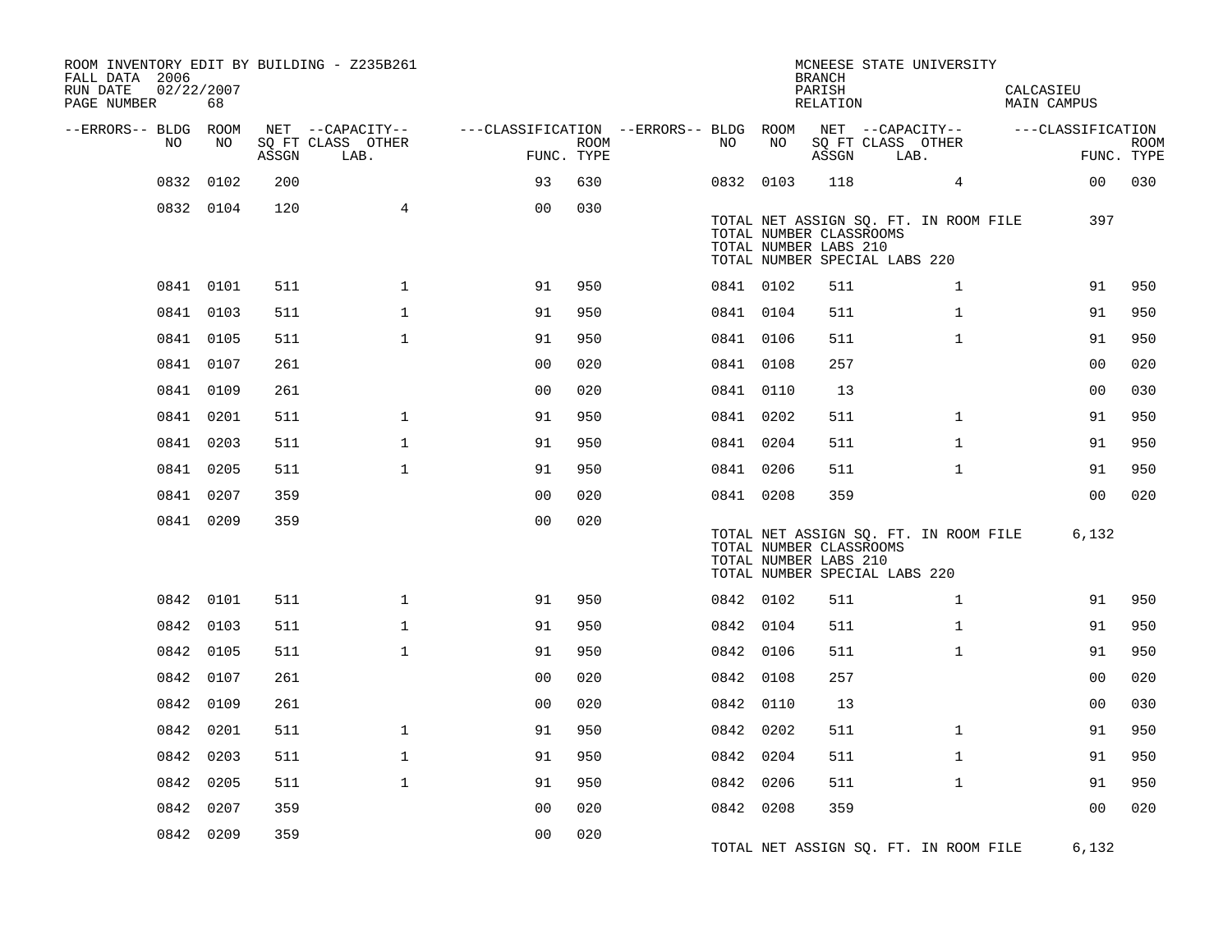ROOM INVENTORY EDIT BY BUILDING - Z235B261
FALL DATA 2006
RUN DATE 02/22/2007
PAGE NUMBER 68

MCNEESE STATE UNIVERSITY
BRANCH
PARISH CALCASIEU
RELATION MAIN CAMPUS

| --ERRORS-- | BLDG NO | ROOM NO | NET SQ FT ASSGN | CAPACITY CLASS LAB. | CAPACITY OTHER | CLASSIFICATION FUNC. | ROOM TYPE | --ERRORS-- | BLDG NO | ROOM NO | NET SQ FT ASSGN | CAPACITY CLASS LAB. | CAPACITY OTHER | CLASSIFICATION FUNC. | ROOM TYPE |
|---|---|---|---|---|---|---|---|---|---|---|---|---|---|---|---|
| | 0832 | 0102 | 200 | | | 93 | 630 | | 0832 | 0103 | 118 | | 4 | 00 | 030 |
| | 0832 | 0104 | 120 | | 4 | 00 | 030 | | | | | | | | |

TOTAL NET ASSIGN SQ. FT. IN ROOM FILE 397
TOTAL NUMBER CLASSROOMS
TOTAL NUMBER LABS 210
TOTAL NUMBER SPECIAL LABS 220

| --ERRORS-- | BLDG NO | ROOM NO | NET SQ FT ASSGN | CAPACITY CLASS LAB. | CAPACITY OTHER | CLASSIFICATION FUNC. | ROOM TYPE | --ERRORS-- | BLDG NO | ROOM NO | NET SQ FT ASSGN | CAPACITY CLASS LAB. | CAPACITY OTHER | CLASSIFICATION FUNC. | ROOM TYPE |
|---|---|---|---|---|---|---|---|---|---|---|---|---|---|---|---|
| | 0841 | 0101 | 511 | | 1 | 91 | 950 | | 0841 | 0102 | 511 | | 1 | 91 | 950 |
| | 0841 | 0103 | 511 | | 1 | 91 | 950 | | 0841 | 0104 | 511 | | 1 | 91 | 950 |
| | 0841 | 0105 | 511 | | 1 | 91 | 950 | | 0841 | 0106 | 511 | | 1 | 91 | 950 |
| | 0841 | 0107 | 261 | | | 00 | 020 | | 0841 | 0108 | 257 | | | 00 | 020 |
| | 0841 | 0109 | 261 | | | 00 | 020 | | 0841 | 0110 | 13 | | | 00 | 030 |
| | 0841 | 0201 | 511 | | 1 | 91 | 950 | | 0841 | 0202 | 511 | | 1 | 91 | 950 |
| | 0841 | 0203 | 511 | | 1 | 91 | 950 | | 0841 | 0204 | 511 | | 1 | 91 | 950 |
| | 0841 | 0205 | 511 | | 1 | 91 | 950 | | 0841 | 0206 | 511 | | 1 | 91 | 950 |
| | 0841 | 0207 | 359 | | | 00 | 020 | | 0841 | 0208 | 359 | | | 00 | 020 |
| | 0841 | 0209 | 359 | | | 00 | 020 | | | | | | | | |

TOTAL NET ASSIGN SQ. FT. IN ROOM FILE 6,132
TOTAL NUMBER CLASSROOMS
TOTAL NUMBER LABS 210
TOTAL NUMBER SPECIAL LABS 220

| --ERRORS-- | BLDG NO | ROOM NO | NET SQ FT ASSGN | CAPACITY CLASS LAB. | CAPACITY OTHER | CLASSIFICATION FUNC. | ROOM TYPE | --ERRORS-- | BLDG NO | ROOM NO | NET SQ FT ASSGN | CAPACITY CLASS LAB. | CAPACITY OTHER | CLASSIFICATION FUNC. | ROOM TYPE |
|---|---|---|---|---|---|---|---|---|---|---|---|---|---|---|---|
| | 0842 | 0101 | 511 | | 1 | 91 | 950 | | 0842 | 0102 | 511 | | 1 | 91 | 950 |
| | 0842 | 0103 | 511 | | 1 | 91 | 950 | | 0842 | 0104 | 511 | | 1 | 91 | 950 |
| | 0842 | 0105 | 511 | | 1 | 91 | 950 | | 0842 | 0106 | 511 | | 1 | 91 | 950 |
| | 0842 | 0107 | 261 | | | 00 | 020 | | 0842 | 0108 | 257 | | | 00 | 020 |
| | 0842 | 0109 | 261 | | | 00 | 020 | | 0842 | 0110 | 13 | | | 00 | 030 |
| | 0842 | 0201 | 511 | | 1 | 91 | 950 | | 0842 | 0202 | 511 | | 1 | 91 | 950 |
| | 0842 | 0203 | 511 | | 1 | 91 | 950 | | 0842 | 0204 | 511 | | 1 | 91 | 950 |
| | 0842 | 0205 | 511 | | 1 | 91 | 950 | | 0842 | 0206 | 511 | | 1 | 91 | 950 |
| | 0842 | 0207 | 359 | | | 00 | 020 | | 0842 | 0208 | 359 | | | 00 | 020 |
| | 0842 | 0209 | 359 | | | 00 | 020 | | | | | | | | |

TOTAL NET ASSIGN SQ. FT. IN ROOM FILE 6,132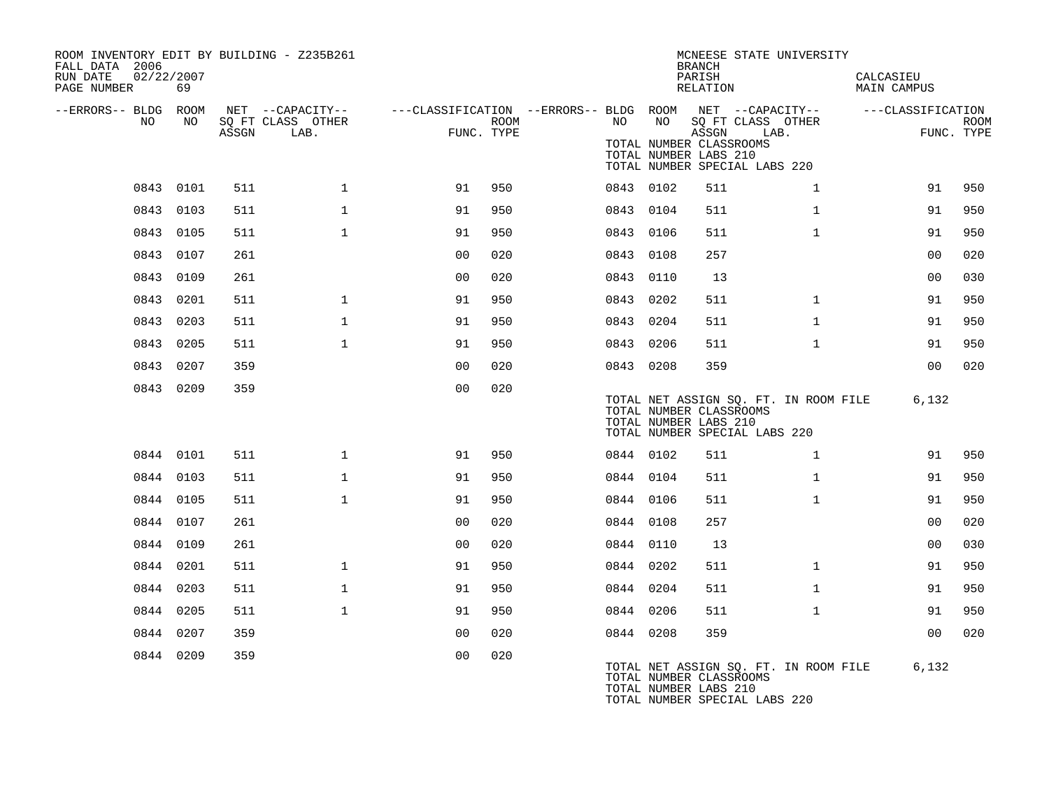ROOM INVENTORY EDIT BY BUILDING - Z235B261
FALL DATA 2006
RUN DATE 02/22/2007
PAGE NUMBER 69

MCNEESE STATE UNIVERSITY
BRANCH
PARISH CALCASIEU
RELATION MAIN CAMPUS

| --ERRORS-- | BLDG NO | ROOM NO | NET ASSGN SQ FT | CAPACITY CLASS LAB. | CAPACITY OTHER | CLASSIFICATION FUNC. | ROOM TYPE | --ERRORS-- | BLDG NO | ROOM NO | NET ASSGN SQ FT | CAPACITY CLASS LAB. | CAPACITY OTHER | CLASSIFICATION FUNC. | ROOM TYPE |
|---|---|---|---|---|---|---|---|---|---|---|---|---|---|---|---|
| | | | | | | | | | | | TOTAL NUMBER CLASSROOMS | | | | |
| | | | | | | | | | | | TOTAL NUMBER LABS 210 | | | | |
| | | | | | | | | | | | TOTAL NUMBER SPECIAL LABS 220 | | | | |
| | 0843 | 0101 | 511 | | 1 | 91 | 950 | | 0843 | 0102 | 511 | | 1 | 91 | 950 |
| | 0843 | 0103 | 511 | | 1 | 91 | 950 | | 0843 | 0104 | 511 | | 1 | 91 | 950 |
| | 0843 | 0105 | 511 | | 1 | 91 | 950 | | 0843 | 0106 | 511 | | 1 | 91 | 950 |
| | 0843 | 0107 | 261 | | | 00 | 020 | | 0843 | 0108 | 257 | | | 00 | 020 |
| | 0843 | 0109 | 261 | | | 00 | 020 | | 0843 | 0110 | 13 | | | 00 | 030 |
| | 0843 | 0201 | 511 | | 1 | 91 | 950 | | 0843 | 0202 | 511 | | 1 | 91 | 950 |
| | 0843 | 0203 | 511 | | 1 | 91 | 950 | | 0843 | 0204 | 511 | | 1 | 91 | 950 |
| | 0843 | 0205 | 511 | | 1 | 91 | 950 | | 0843 | 0206 | 511 | | 1 | 91 | 950 |
| | 0843 | 0207 | 359 | | | 00 | 020 | | 0843 | 0208 | 359 | | | 00 | 020 |
| | 0843 | 0209 | 359 | | | 00 | 020 | | | | | | | | |
| | | | | | | | | | | | TOTAL NET ASSIGN SQ. FT. IN ROOM FILE | | | 6,132 | |
| | | | | | | | | | | | TOTAL NUMBER CLASSROOMS | | | | |
| | | | | | | | | | | | TOTAL NUMBER LABS 210 | | | | |
| | | | | | | | | | | | TOTAL NUMBER SPECIAL LABS 220 | | | | |
| | 0844 | 0101 | 511 | | 1 | 91 | 950 | | 0844 | 0102 | 511 | | 1 | 91 | 950 |
| | 0844 | 0103 | 511 | | 1 | 91 | 950 | | 0844 | 0104 | 511 | | 1 | 91 | 950 |
| | 0844 | 0105 | 511 | | 1 | 91 | 950 | | 0844 | 0106 | 511 | | 1 | 91 | 950 |
| | 0844 | 0107 | 261 | | | 00 | 020 | | 0844 | 0108 | 257 | | | 00 | 020 |
| | 0844 | 0109 | 261 | | | 00 | 020 | | 0844 | 0110 | 13 | | | 00 | 030 |
| | 0844 | 0201 | 511 | | 1 | 91 | 950 | | 0844 | 0202 | 511 | | 1 | 91 | 950 |
| | 0844 | 0203 | 511 | | 1 | 91 | 950 | | 0844 | 0204 | 511 | | 1 | 91 | 950 |
| | 0844 | 0205 | 511 | | 1 | 91 | 950 | | 0844 | 0206 | 511 | | 1 | 91 | 950 |
| | 0844 | 0207 | 359 | | | 00 | 020 | | 0844 | 0208 | 359 | | | 00 | 020 |
| | 0844 | 0209 | 359 | | | 00 | 020 | | | | | | | | |
| | | | | | | | | | | | TOTAL NET ASSIGN SQ. FT. IN ROOM FILE | | | 6,132 | |
| | | | | | | | | | | | TOTAL NUMBER CLASSROOMS | | | | |
| | | | | | | | | | | | TOTAL NUMBER LABS 210 | | | | |
| | | | | | | | | | | | TOTAL NUMBER SPECIAL LABS 220 | | | | |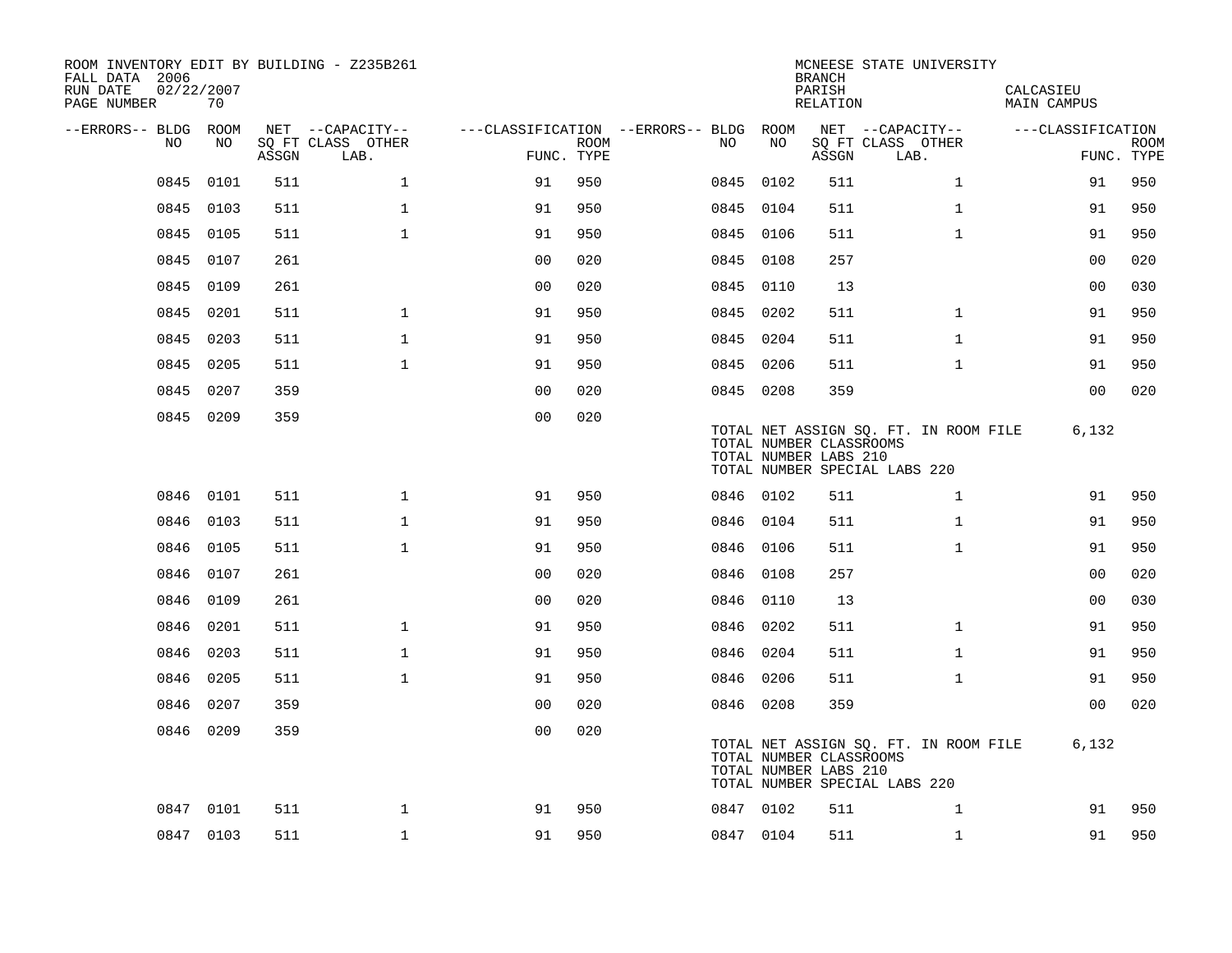ROOM INVENTORY EDIT BY BUILDING - Z235B261
FALL DATA 2006
RUN DATE 02/22/2007
PAGE NUMBER 70

MCNEESE STATE UNIVERSITY
BRANCH
PARISH CALCASIEU
RELATION MAIN CAMPUS

| --ERRORS-- | BLDG NO | ROOM NO | NET SQ FT ASSGN | --CAPACITY-- CLASS LAB. | OTHER | ---CLASSIFICATION FUNC. | ROOM TYPE | --ERRORS-- | BLDG NO | ROOM NO | NET SQ FT ASSGN | --CAPACITY-- CLASS LAB. | OTHER | ---CLASSIFICATION FUNC. | ROOM TYPE |
|---|---|---|---|---|---|---|---|---|---|---|---|---|---|---|---|
| | 0845 | 0101 | 511 | | 1 | 91 | 950 | | 0845 | 0102 | 511 | | 1 | 91 | 950 |
| | 0845 | 0103 | 511 | | 1 | 91 | 950 | | 0845 | 0104 | 511 | | 1 | 91 | 950 |
| | 0845 | 0105 | 511 | | 1 | 91 | 950 | | 0845 | 0106 | 511 | | 1 | 91 | 950 |
| | 0845 | 0107 | 261 | | | 00 | 020 | | 0845 | 0108 | 257 | | | 00 | 020 |
| | 0845 | 0109 | 261 | | | 00 | 020 | | 0845 | 0110 | 13 | | | 00 | 030 |
| | 0845 | 0201 | 511 | | 1 | 91 | 950 | | 0845 | 0202 | 511 | | 1 | 91 | 950 |
| | 0845 | 0203 | 511 | | 1 | 91 | 950 | | 0845 | 0204 | 511 | | 1 | 91 | 950 |
| | 0845 | 0205 | 511 | | 1 | 91 | 950 | | 0845 | 0206 | 511 | | 1 | 91 | 950 |
| | 0845 | 0207 | 359 | | | 00 | 020 | | 0845 | 0208 | 359 | | | 00 | 020 |
| | 0845 | 0209 | 359 | | | 00 | 020 | | | | | | | | |

TOTAL NET ASSIGN SQ. FT. IN ROOM FILE 6,132
TOTAL NUMBER CLASSROOMS
TOTAL NUMBER LABS 210
TOTAL NUMBER SPECIAL LABS 220

| --ERRORS-- | BLDG NO | ROOM NO | NET SQ FT ASSGN | --CAPACITY-- CLASS LAB. | OTHER | ---CLASSIFICATION FUNC. | ROOM TYPE | --ERRORS-- | BLDG NO | ROOM NO | NET SQ FT ASSGN | --CAPACITY-- CLASS LAB. | OTHER | ---CLASSIFICATION FUNC. | ROOM TYPE |
|---|---|---|---|---|---|---|---|---|---|---|---|---|---|---|---|
| | 0846 | 0101 | 511 | | 1 | 91 | 950 | | 0846 | 0102 | 511 | | 1 | 91 | 950 |
| | 0846 | 0103 | 511 | | 1 | 91 | 950 | | 0846 | 0104 | 511 | | 1 | 91 | 950 |
| | 0846 | 0105 | 511 | | 1 | 91 | 950 | | 0846 | 0106 | 511 | | 1 | 91 | 950 |
| | 0846 | 0107 | 261 | | | 00 | 020 | | 0846 | 0108 | 257 | | | 00 | 020 |
| | 0846 | 0109 | 261 | | | 00 | 020 | | 0846 | 0110 | 13 | | | 00 | 030 |
| | 0846 | 0201 | 511 | | 1 | 91 | 950 | | 0846 | 0202 | 511 | | 1 | 91 | 950 |
| | 0846 | 0203 | 511 | | 1 | 91 | 950 | | 0846 | 0204 | 511 | | 1 | 91 | 950 |
| | 0846 | 0205 | 511 | | 1 | 91 | 950 | | 0846 | 0206 | 511 | | 1 | 91 | 950 |
| | 0846 | 0207 | 359 | | | 00 | 020 | | 0846 | 0208 | 359 | | | 00 | 020 |
| | 0846 | 0209 | 359 | | | 00 | 020 | | | | | | | | |

TOTAL NET ASSIGN SQ. FT. IN ROOM FILE 6,132
TOTAL NUMBER CLASSROOMS
TOTAL NUMBER LABS 210
TOTAL NUMBER SPECIAL LABS 220

| --ERRORS-- | BLDG NO | ROOM NO | NET SQ FT ASSGN | --CAPACITY-- CLASS LAB. | OTHER | ---CLASSIFICATION FUNC. | ROOM TYPE | --ERRORS-- | BLDG NO | ROOM NO | NET SQ FT ASSGN | --CAPACITY-- CLASS LAB. | OTHER | ---CLASSIFICATION FUNC. | ROOM TYPE |
|---|---|---|---|---|---|---|---|---|---|---|---|---|---|---|---|
| | 0847 | 0101 | 511 | | 1 | 91 | 950 | | 0847 | 0102 | 511 | | 1 | 91 | 950 |
| | 0847 | 0103 | 511 | | 1 | 91 | 950 | | 0847 | 0104 | 511 | | 1 | 91 | 950 |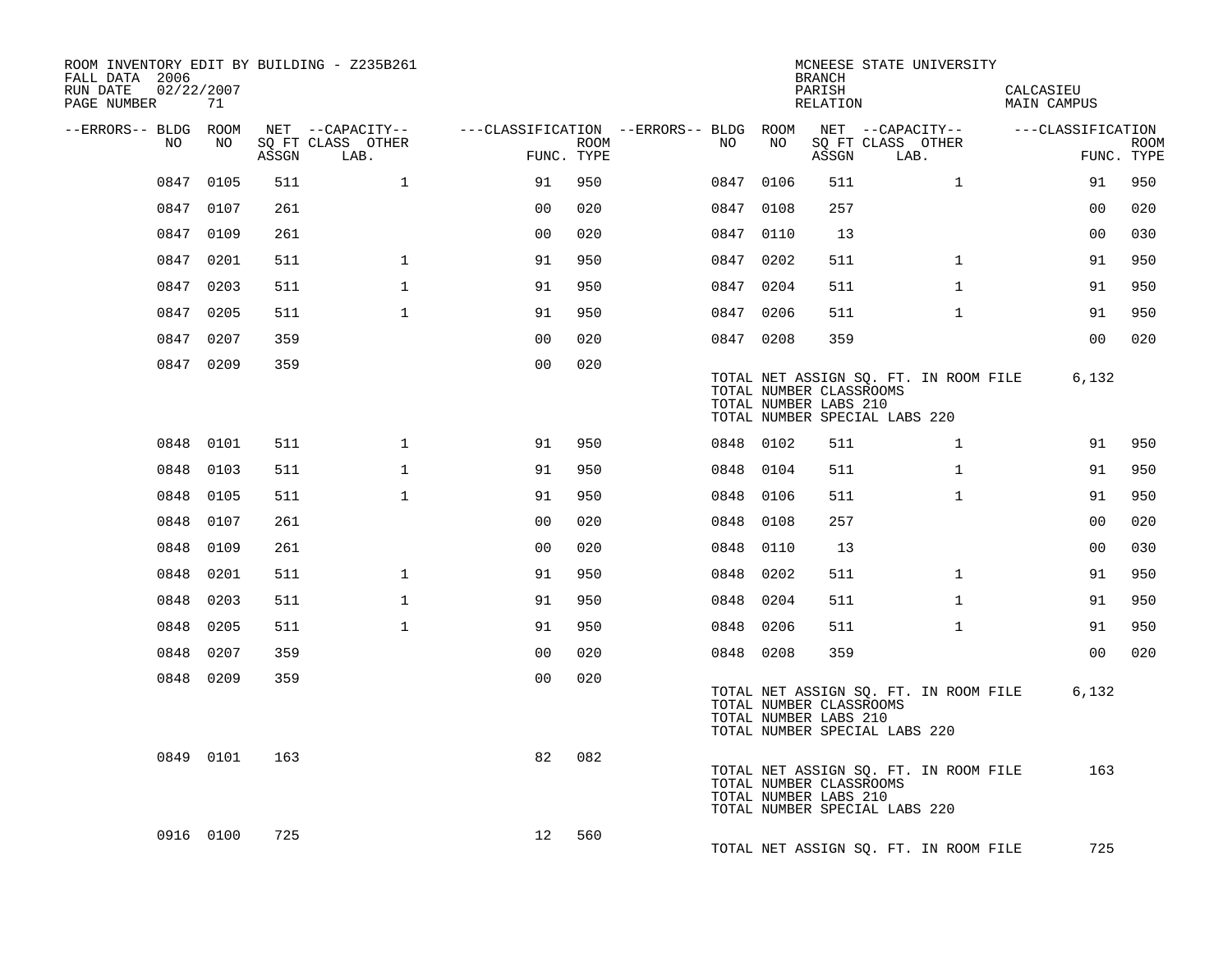ROOM INVENTORY EDIT BY BUILDING - Z235B261
FALL DATA 2006
RUN DATE 02/22/2007
PAGE NUMBER 71

MCNEESE STATE UNIVERSITY
BRANCH
PARISH CALCASIEU
RELATION MAIN CAMPUS

| --ERRORS-- | BLDG NO | ROOM NO | NET SQ FT ASSGN | --CAPACITY-- CLASS LAB. | OTHER | ---CLASSIFICATION FUNC. | ROOM TYPE | --ERRORS-- | BLDG NO | ROOM NO | NET SQ FT ASSGN | --CAPACITY-- CLASS LAB. | OTHER | ---CLASSIFICATION FUNC. | ROOM TYPE |
|---|---|---|---|---|---|---|---|---|---|---|---|---|---|---|---|
| | 0847 | 0105 | 511 | | 1 | 91 | 950 | | 0847 | 0106 | 511 | | 1 | 91 | 950 |
| | 0847 | 0107 | 261 | | | 00 | 020 | | 0847 | 0108 | 257 | | | 00 | 020 |
| | 0847 | 0109 | 261 | | | 00 | 020 | | 0847 | 0110 | 13 | | | 00 | 030 |
| | 0847 | 0201 | 511 | | 1 | 91 | 950 | | 0847 | 0202 | 511 | | 1 | 91 | 950 |
| | 0847 | 0203 | 511 | | 1 | 91 | 950 | | 0847 | 0204 | 511 | | 1 | 91 | 950 |
| | 0847 | 0205 | 511 | | 1 | 91 | 950 | | 0847 | 0206 | 511 | | 1 | 91 | 950 |
| | 0847 | 0207 | 359 | | | 00 | 020 | | 0847 | 0208 | 359 | | | 00 | 020 |
| | 0847 | 0209 | 359 | | | 00 | 020 | | | | | | | | |

TOTAL NET ASSIGN SQ. FT. IN ROOM FILE 6,132
TOTAL NUMBER CLASSROOMS
TOTAL NUMBER LABS 210
TOTAL NUMBER SPECIAL LABS 220

| --ERRORS-- | BLDG NO | ROOM NO | NET SQ FT ASSGN | --CAPACITY-- CLASS LAB. | OTHER | ---CLASSIFICATION FUNC. | ROOM TYPE | --ERRORS-- | BLDG NO | ROOM NO | NET SQ FT ASSGN | --CAPACITY-- CLASS LAB. | OTHER | ---CLASSIFICATION FUNC. | ROOM TYPE |
|---|---|---|---|---|---|---|---|---|---|---|---|---|---|---|---|
| | 0848 | 0101 | 511 | | 1 | 91 | 950 | | 0848 | 0102 | 511 | | 1 | 91 | 950 |
| | 0848 | 0103 | 511 | | 1 | 91 | 950 | | 0848 | 0104 | 511 | | 1 | 91 | 950 |
| | 0848 | 0105 | 511 | | 1 | 91 | 950 | | 0848 | 0106 | 511 | | 1 | 91 | 950 |
| | 0848 | 0107 | 261 | | | 00 | 020 | | 0848 | 0108 | 257 | | | 00 | 020 |
| | 0848 | 0109 | 261 | | | 00 | 020 | | 0848 | 0110 | 13 | | | 00 | 030 |
| | 0848 | 0201 | 511 | | 1 | 91 | 950 | | 0848 | 0202 | 511 | | 1 | 91 | 950 |
| | 0848 | 0203 | 511 | | 1 | 91 | 950 | | 0848 | 0204 | 511 | | 1 | 91 | 950 |
| | 0848 | 0205 | 511 | | 1 | 91 | 950 | | 0848 | 0206 | 511 | | 1 | 91 | 950 |
| | 0848 | 0207 | 359 | | | 00 | 020 | | 0848 | 0208 | 359 | | | 00 | 020 |
| | 0848 | 0209 | 359 | | | 00 | 020 | | | | | | | | |

TOTAL NET ASSIGN SQ. FT. IN ROOM FILE 6,132
TOTAL NUMBER CLASSROOMS
TOTAL NUMBER LABS 210
TOTAL NUMBER SPECIAL LABS 220

| --ERRORS-- | BLDG NO | ROOM NO | NET SQ FT ASSGN | --CAPACITY-- CLASS LAB. | OTHER | ---CLASSIFICATION FUNC. | ROOM TYPE |
|---|---|---|---|---|---|---|---|
| | 0849 | 0101 | 163 | | | 82 | 082 |

TOTAL NET ASSIGN SQ. FT. IN ROOM FILE 163
TOTAL NUMBER CLASSROOMS
TOTAL NUMBER LABS 210
TOTAL NUMBER SPECIAL LABS 220

| --ERRORS-- | BLDG NO | ROOM NO | NET SQ FT ASSGN | --CAPACITY-- CLASS LAB. | OTHER | ---CLASSIFICATION FUNC. | ROOM TYPE |
|---|---|---|---|---|---|---|---|
| | 0916 | 0100 | 725 | | | 12 | 560 |

TOTAL NET ASSIGN SQ. FT. IN ROOM FILE 725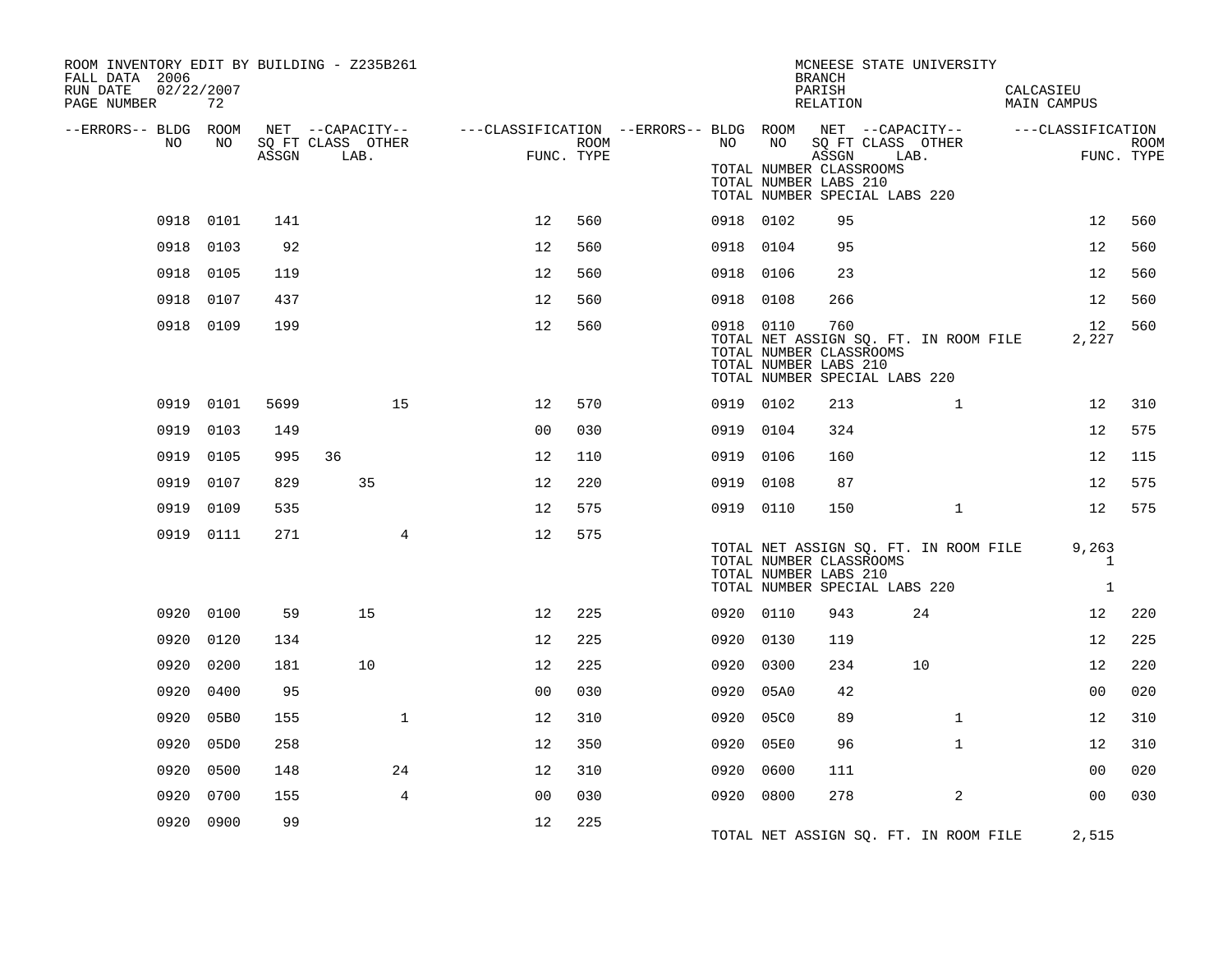ROOM INVENTORY EDIT BY BUILDING - Z235B261
FALL DATA 2006
RUN DATE 02/22/2007
PAGE NUMBER 72

MCNEESE STATE UNIVERSITY
BRANCH
PARISH CALCASIEU
RELATION MAIN CAMPUS

| --ERRORS-- | BLDG NO | ROOM NO | NET ASSGN SQ FT | CAPACITY CLASS | CAPACITY LAB. | CAPACITY OTHER | FUNC. | ROOM TYPE | --ERRORS-- | BLDG NO | ROOM NO | NET ASSGN SQ FT | CAPACITY CLASS | CAPACITY LAB. | CAPACITY OTHER | FUNC. | ROOM TYPE |
|---|---|---|---|---|---|---|---|---|---|---|---|---|---|---|---|---|---|
| | | | | | | | | | | TOTAL NUMBER CLASSROOMS | | | | | | | |
| | | | | | | | | | | TOTAL NUMBER LABS 210 | | | | | | | |
| | | | | | | | | | | TOTAL NUMBER SPECIAL LABS 220 | | | | | | | |
| | 0918 | 0101 | 141 | | | | 12 | 560 | | 0918 | 0102 | 95 | | | | 12 | 560 |
| | 0918 | 0103 | 92 | | | | 12 | 560 | | 0918 | 0104 | 95 | | | | 12 | 560 |
| | 0918 | 0105 | 119 | | | | 12 | 560 | | 0918 | 0106 | 23 | | | | 12 | 560 |
| | 0918 | 0107 | 437 | | | | 12 | 560 | | 0918 | 0108 | 266 | | | | 12 | 560 |
| | 0918 | 0109 | 199 | | | | 12 | 560 | | 0918 | 0110 | 760 | | | | 12 | 560 |
| | | | | | | | | | | TOTAL NET ASSIGN SQ. FT. IN ROOM FILE | | | | | | 2,227 | |
| | | | | | | | | | | TOTAL NUMBER CLASSROOMS | | | | | | | |
| | | | | | | | | | | TOTAL NUMBER LABS 210 | | | | | | | |
| | | | | | | | | | | TOTAL NUMBER SPECIAL LABS 220 | | | | | | | |
| | 0919 | 0101 | 5699 | | | 15 | 12 | 570 | | 0919 | 0102 | 213 | | | 1 | 12 | 310 |
| | 0919 | 0103 | 149 | | | | 00 | 030 | | 0919 | 0104 | 324 | | | | 12 | 575 |
| | 0919 | 0105 | 995 | 36 | | | 12 | 110 | | 0919 | 0106 | 160 | | | | 12 | 115 |
| | 0919 | 0107 | 829 | | 35 | | 12 | 220 | | 0919 | 0108 | 87 | | | | 12 | 575 |
| | 0919 | 0109 | 535 | | | | 12 | 575 | | 0919 | 0110 | 150 | | | 1 | 12 | 575 |
| | 0919 | 0111 | 271 | | | 4 | 12 | 575 | | | | | | | | | |
| | | | | | | | | | | TOTAL NET ASSIGN SQ. FT. IN ROOM FILE | | | | | | 9,263 | |
| | | | | | | | | | | TOTAL NUMBER CLASSROOMS | | | | | | 1 | |
| | | | | | | | | | | TOTAL NUMBER LABS 210 | | | | | | | |
| | | | | | | | | | | TOTAL NUMBER SPECIAL LABS 220 | | | | | | 1 | |
| | 0920 | 0100 | 59 | | 15 | | 12 | 225 | | 0920 | 0110 | 943 | | 24 | | 12 | 220 |
| | 0920 | 0120 | 134 | | | | 12 | 225 | | 0920 | 0130 | 119 | | | | 12 | 225 |
| | 0920 | 0200 | 181 | | 10 | | 12 | 225 | | 0920 | 0300 | 234 | | 10 | | 12 | 220 |
| | 0920 | 0400 | 95 | | | | 00 | 030 | | 0920 | 05A0 | 42 | | | | 00 | 020 |
| | 0920 | 05B0 | 155 | | | 1 | 12 | 310 | | 0920 | 05C0 | 89 | | | 1 | 12 | 310 |
| | 0920 | 05D0 | 258 | | | | 12 | 350 | | 0920 | 05E0 | 96 | | | 1 | 12 | 310 |
| | 0920 | 0500 | 148 | | | 24 | 12 | 310 | | 0920 | 0600 | 111 | | | | 00 | 020 |
| | 0920 | 0700 | 155 | | | 4 | 00 | 030 | | 0920 | 0800 | 278 | | | 2 | 00 | 030 |
| | 0920 | 0900 | 99 | | | | 12 | 225 | | | | | | | | | |
| | | | | | | | | | | TOTAL NET ASSIGN SQ. FT. IN ROOM FILE | | | | | | 2,515 | |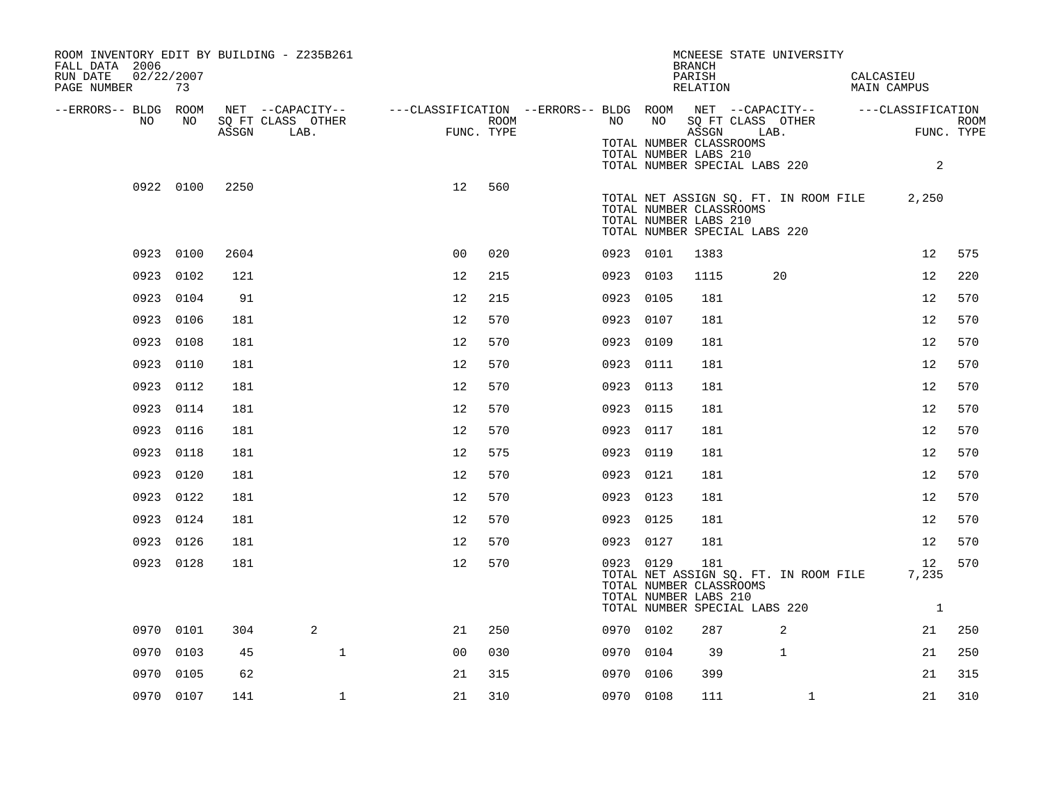ROOM INVENTORY EDIT BY BUILDING - Z235B261
FALL DATA 2006
RUN DATE 02/22/2007
PAGE NUMBER 73

MCNEESE STATE UNIVERSITY
BRANCH
PARISH CALCASIEU
RELATION MAIN CAMPUS

| --ERRORS-- | BLDG NO | ROOM NO | NET SQ FT ASSGN | --CAPACITY-- CLASS LAB. | OTHER | ---CLASSIFICATION FUNC. | ROOM TYPE | --ERRORS-- | BLDG NO | ROOM NO | NET SQ FT ASSGN | --CAPACITY-- CLASS LAB. | OTHER | ---CLASSIFICATION FUNC. | ROOM TYPE |
|---|---|---|---|---|---|---|---|---|---|---|---|---|---|---|---|
| | | | | | | | | | TOTAL NUMBER CLASSROOMS | | | | | | |
| | | | | | | | | | TOTAL NUMBER LABS 210 | | | | | | |
| | | | | | | | | | TOTAL NUMBER SPECIAL LABS 220 | | | | | 2 | |
| | 0922 | 0100 | 2250 | | | 12 | 560 | | | | | | | | |
| | | | | | | | | | TOTAL NET ASSIGN SQ. FT. IN ROOM FILE | | | | | 2,250 | |
| | | | | | | | | | TOTAL NUMBER CLASSROOMS | | | | | | |
| | | | | | | | | | TOTAL NUMBER LABS 210 | | | | | | |
| | | | | | | | | | TOTAL NUMBER SPECIAL LABS 220 | | | | | | |
| | 0923 | 0100 | 2604 | | | 00 | 020 | | 0923 | 0101 | 1383 | | | 12 | 575 |
| | 0923 | 0102 | 121 | | | 12 | 215 | | 0923 | 0103 | 1115 | 20 | | 12 | 220 |
| | 0923 | 0104 | 91 | | | 12 | 215 | | 0923 | 0105 | 181 | | | 12 | 570 |
| | 0923 | 0106 | 181 | | | 12 | 570 | | 0923 | 0107 | 181 | | | 12 | 570 |
| | 0923 | 0108 | 181 | | | 12 | 570 | | 0923 | 0109 | 181 | | | 12 | 570 |
| | 0923 | 0110 | 181 | | | 12 | 570 | | 0923 | 0111 | 181 | | | 12 | 570 |
| | 0923 | 0112 | 181 | | | 12 | 570 | | 0923 | 0113 | 181 | | | 12 | 570 |
| | 0923 | 0114 | 181 | | | 12 | 570 | | 0923 | 0115 | 181 | | | 12 | 570 |
| | 0923 | 0116 | 181 | | | 12 | 570 | | 0923 | 0117 | 181 | | | 12 | 570 |
| | 0923 | 0118 | 181 | | | 12 | 575 | | 0923 | 0119 | 181 | | | 12 | 570 |
| | 0923 | 0120 | 181 | | | 12 | 570 | | 0923 | 0121 | 181 | | | 12 | 570 |
| | 0923 | 0122 | 181 | | | 12 | 570 | | 0923 | 0123 | 181 | | | 12 | 570 |
| | 0923 | 0124 | 181 | | | 12 | 570 | | 0923 | 0125 | 181 | | | 12 | 570 |
| | 0923 | 0126 | 181 | | | 12 | 570 | | 0923 | 0127 | 181 | | | 12 | 570 |
| | 0923 | 0128 | 181 | | | 12 | 570 | | 0923 | 0129 | 181 | | | 12 | 570 |
| | | | | | | | | | TOTAL NET ASSIGN SQ. FT. IN ROOM FILE | | | | | 7,235 | |
| | | | | | | | | | TOTAL NUMBER CLASSROOMS | | | | | | |
| | | | | | | | | | TOTAL NUMBER LABS 210 | | | | | | |
| | | | | | | | | | TOTAL NUMBER SPECIAL LABS 220 | | | | | 1 | |
| | 0970 | 0101 | 304 | 2 | | 21 | 250 | | 0970 | 0102 | 287 | 2 | | 21 | 250 |
| | 0970 | 0103 | 45 | | 1 | 00 | 030 | | 0970 | 0104 | 39 | 1 | | 21 | 250 |
| | 0970 | 0105 | 62 | | | 21 | 315 | | 0970 | 0106 | 399 | | | 21 | 315 |
| | 0970 | 0107 | 141 | | 1 | 21 | 310 | | 0970 | 0108 | 111 | | 1 | 21 | 310 |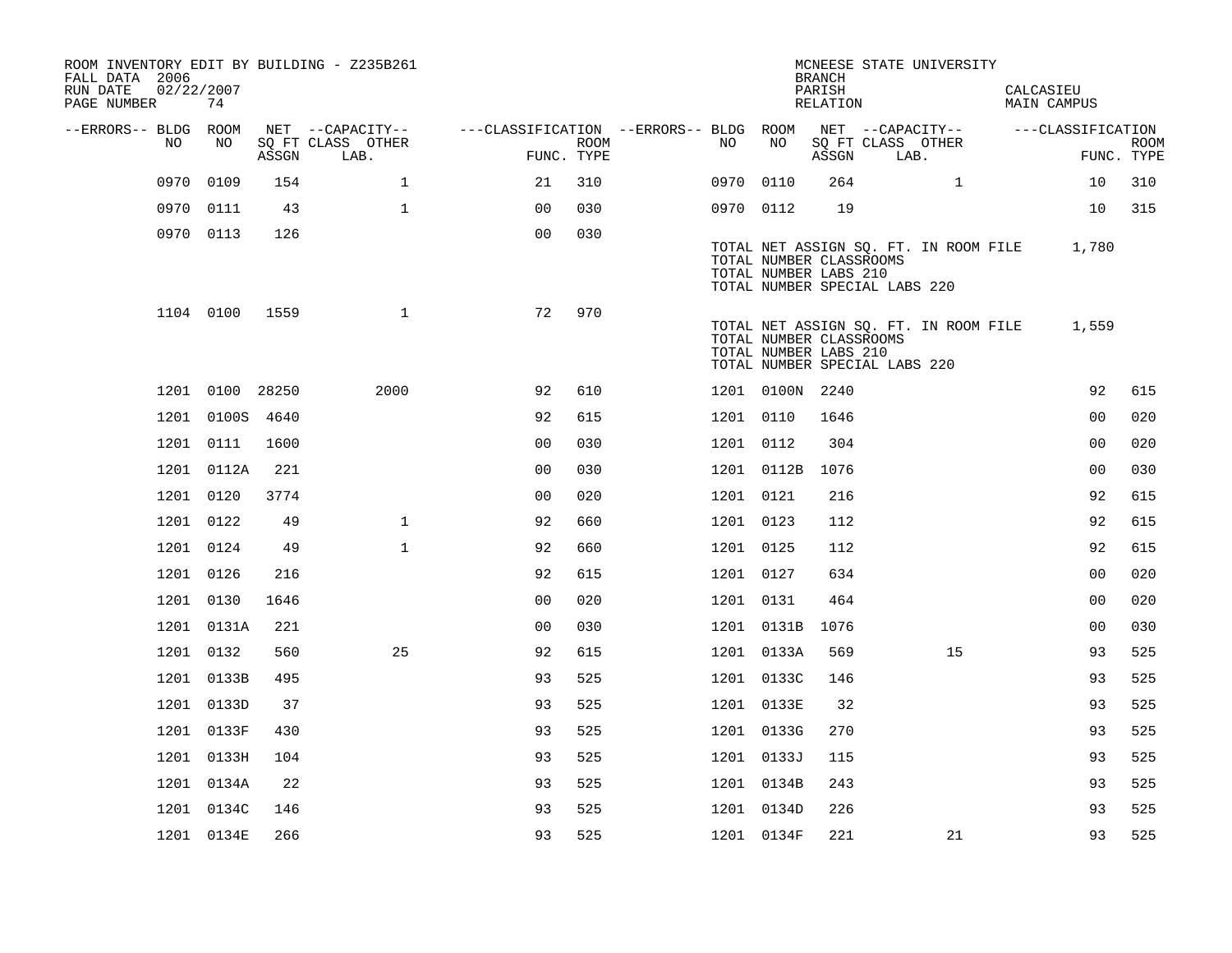ROOM INVENTORY EDIT BY BUILDING - Z235B261
FALL DATA 2006
RUN DATE 02/22/2007
PAGE NUMBER 74

MCNEESE STATE UNIVERSITY
BRANCH
PARISH CALCASIEU
RELATION MAIN CAMPUS

| --ERRORS-- | BLDG NO | ROOM NO | NET SQ FT ASSGN | --CAPACITY-- CLASS LAB. | OTHER | ---CLASSIFICATION FUNC. | ROOM TYPE | --ERRORS-- | BLDG NO | ROOM NO | NET SQ FT ASSGN | --CAPACITY-- CLASS LAB. | OTHER | ---CLASSIFICATION FUNC. | ROOM TYPE |
|---|---|---|---|---|---|---|---|---|---|---|---|---|---|---|---|
| | 0970 | 0109 | 154 | | 1 | 21 | 310 | | 0970 | 0110 | 264 | | 1 | 10 | 310 |
| | 0970 | 0111 | 43 | | 1 | 00 | 030 | | 0970 | 0112 | 19 | | | 10 | 315 |
| | 0970 | 0113 | 126 | | | 00 | 030 | | | | | | | | |

TOTAL NET ASSIGN SQ. FT. IN ROOM FILE 1,780
TOTAL NUMBER CLASSROOMS
TOTAL NUMBER LABS 210
TOTAL NUMBER SPECIAL LABS 220

| --ERRORS-- | BLDG NO | ROOM NO | NET SQ FT ASSGN | --CAPACITY-- CLASS LAB. | OTHER | ---CLASSIFICATION FUNC. | ROOM TYPE | --ERRORS-- | BLDG NO | ROOM NO | NET SQ FT ASSGN | --CAPACITY-- CLASS LAB. | OTHER | ---CLASSIFICATION FUNC. | ROOM TYPE |
|---|---|---|---|---|---|---|---|---|---|---|---|---|---|---|---|
| | 1104 | 0100 | 1559 | | 1 | 72 | 970 | | | | | | | | |

TOTAL NET ASSIGN SQ. FT. IN ROOM FILE 1,559
TOTAL NUMBER CLASSROOMS
TOTAL NUMBER LABS 210
TOTAL NUMBER SPECIAL LABS 220

| --ERRORS-- | BLDG NO | ROOM NO | NET SQ FT ASSGN | --CAPACITY-- CLASS LAB. | OTHER | ---CLASSIFICATION FUNC. | ROOM TYPE | --ERRORS-- | BLDG NO | ROOM NO | NET SQ FT ASSGN | --CAPACITY-- CLASS LAB. | OTHER | ---CLASSIFICATION FUNC. | ROOM TYPE |
|---|---|---|---|---|---|---|---|---|---|---|---|---|---|---|---|
| | 1201 | 0100 | 28250 | | 2000 | 92 | 610 | | 1201 | 0100N | 2240 | | | 92 | 615 |
| | 1201 | 0100S | 4640 | | | 92 | 615 | | 1201 | 0110 | 1646 | | | 00 | 020 |
| | 1201 | 0111 | 1600 | | | 00 | 030 | | 1201 | 0112 | 304 | | | 00 | 020 |
| | 1201 | 0112A | 221 | | | 00 | 030 | | 1201 | 0112B | 1076 | | | 00 | 030 |
| | 1201 | 0120 | 3774 | | | 00 | 020 | | 1201 | 0121 | 216 | | | 92 | 615 |
| | 1201 | 0122 | 49 | | 1 | 92 | 660 | | 1201 | 0123 | 112 | | | 92 | 615 |
| | 1201 | 0124 | 49 | | 1 | 92 | 660 | | 1201 | 0125 | 112 | | | 92 | 615 |
| | 1201 | 0126 | 216 | | | 92 | 615 | | 1201 | 0127 | 634 | | | 00 | 020 |
| | 1201 | 0130 | 1646 | | | 00 | 020 | | 1201 | 0131 | 464 | | | 00 | 020 |
| | 1201 | 0131A | 221 | | | 00 | 030 | | 1201 | 0131B | 1076 | | | 00 | 030 |
| | 1201 | 0132 | 560 | | 25 | 92 | 615 | | 1201 | 0133A | 569 | | 15 | 93 | 525 |
| | 1201 | 0133B | 495 | | | 93 | 525 | | 1201 | 0133C | 146 | | | 93 | 525 |
| | 1201 | 0133D | 37 | | | 93 | 525 | | 1201 | 0133E | 32 | | | 93 | 525 |
| | 1201 | 0133F | 430 | | | 93 | 525 | | 1201 | 0133G | 270 | | | 93 | 525 |
| | 1201 | 0133H | 104 | | | 93 | 525 | | 1201 | 0133J | 115 | | | 93 | 525 |
| | 1201 | 0134A | 22 | | | 93 | 525 | | 1201 | 0134B | 243 | | | 93 | 525 |
| | 1201 | 0134C | 146 | | | 93 | 525 | | 1201 | 0134D | 226 | | | 93 | 525 |
| | 1201 | 0134E | 266 | | | 93 | 525 | | 1201 | 0134F | 221 | | 21 | 93 | 525 |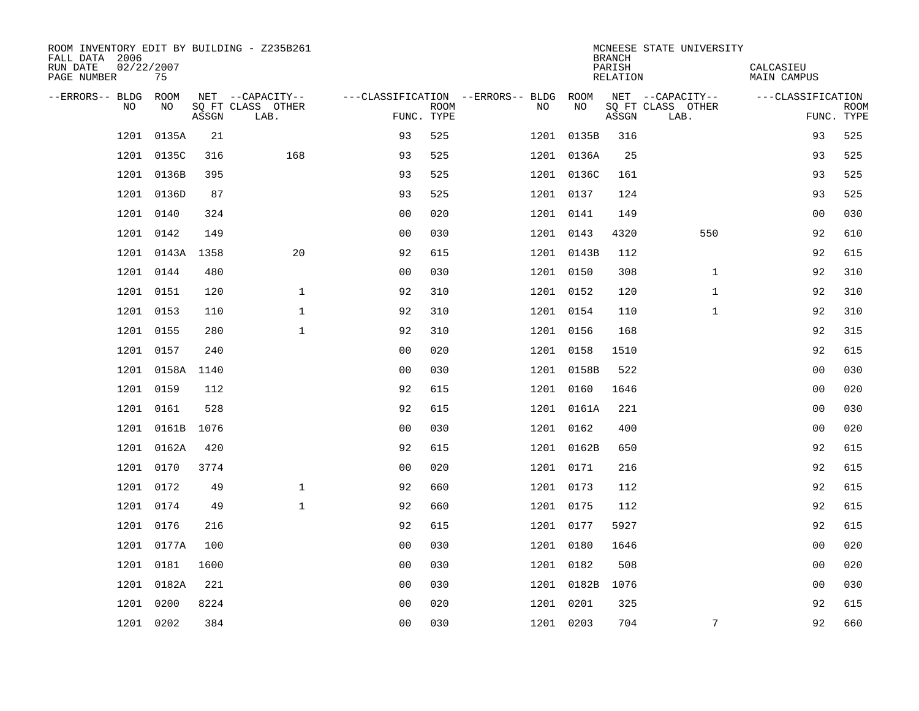ROOM INVENTORY EDIT BY BUILDING - Z235B261
FALL DATA 2006
RUN DATE 02/22/2007
PAGE NUMBER 75

MCNEESE STATE UNIVERSITY
BRANCH
PARISH CALCASIEU
RELATION MAIN CAMPUS

| --ERRORS-- | BLDG NO | ROOM NO | NET SQ FT ASSGN | --CAPACITY-- CLASS LAB. | OTHER | ---CLASSIFICATION FUNC. | ROOM TYPE | --ERRORS-- | BLDG NO | ROOM NO | NET SQ FT ASSGN | --CAPACITY-- CLASS LAB. | OTHER | ---CLASSIFICATION FUNC. | ROOM TYPE |
|---|---|---|---|---|---|---|---|---|---|---|---|---|---|---|---|
| | 1201 | 0135A | 21 | | | 93 | 525 | | 1201 | 0135B | 316 | | | 93 | 525 |
| | 1201 | 0135C | 316 | | 168 | 93 | 525 | | 1201 | 0136A | 25 | | | 93 | 525 |
| | 1201 | 0136B | 395 | | | 93 | 525 | | 1201 | 0136C | 161 | | | 93 | 525 |
| | 1201 | 0136D | 87 | | | 93 | 525 | | 1201 | 0137 | 124 | | | 93 | 525 |
| | 1201 | 0140 | 324 | | | 00 | 020 | | 1201 | 0141 | 149 | | | 00 | 030 |
| | 1201 | 0142 | 149 | | | 00 | 030 | | 1201 | 0143 | 4320 | | 550 | 92 | 610 |
| | 1201 | 0143A | 1358 | | 20 | 92 | 615 | | 1201 | 0143B | 112 | | | 92 | 615 |
| | 1201 | 0144 | 480 | | | 00 | 030 | | 1201 | 0150 | 308 | | 1 | 92 | 310 |
| | 1201 | 0151 | 120 | | 1 | 92 | 310 | | 1201 | 0152 | 120 | | 1 | 92 | 310 |
| | 1201 | 0153 | 110 | | 1 | 92 | 310 | | 1201 | 0154 | 110 | | 1 | 92 | 310 |
| | 1201 | 0155 | 280 | | 1 | 92 | 310 | | 1201 | 0156 | 168 | | | 92 | 315 |
| | 1201 | 0157 | 240 | | | 00 | 020 | | 1201 | 0158 | 1510 | | | 92 | 615 |
| | 1201 | 0158A | 1140 | | | 00 | 030 | | 1201 | 0158B | 522 | | | 00 | 030 |
| | 1201 | 0159 | 112 | | | 92 | 615 | | 1201 | 0160 | 1646 | | | 00 | 020 |
| | 1201 | 0161 | 528 | | | 92 | 615 | | 1201 | 0161A | 221 | | | 00 | 030 |
| | 1201 | 0161B | 1076 | | | 00 | 030 | | 1201 | 0162 | 400 | | | 00 | 020 |
| | 1201 | 0162A | 420 | | | 92 | 615 | | 1201 | 0162B | 650 | | | 92 | 615 |
| | 1201 | 0170 | 3774 | | | 00 | 020 | | 1201 | 0171 | 216 | | | 92 | 615 |
| | 1201 | 0172 | 49 | | 1 | 92 | 660 | | 1201 | 0173 | 112 | | | 92 | 615 |
| | 1201 | 0174 | 49 | | 1 | 92 | 660 | | 1201 | 0175 | 112 | | | 92 | 615 |
| | 1201 | 0176 | 216 | | | 92 | 615 | | 1201 | 0177 | 5927 | | | 92 | 615 |
| | 1201 | 0177A | 100 | | | 00 | 030 | | 1201 | 0180 | 1646 | | | 00 | 020 |
| | 1201 | 0181 | 1600 | | | 00 | 030 | | 1201 | 0182 | 508 | | | 00 | 020 |
| | 1201 | 0182A | 221 | | | 00 | 030 | | 1201 | 0182B | 1076 | | | 00 | 030 |
| | 1201 | 0200 | 8224 | | | 00 | 020 | | 1201 | 0201 | 325 | | | 92 | 615 |
| | 1201 | 0202 | 384 | | | 00 | 030 | | 1201 | 0203 | 704 | | 7 | 92 | 660 |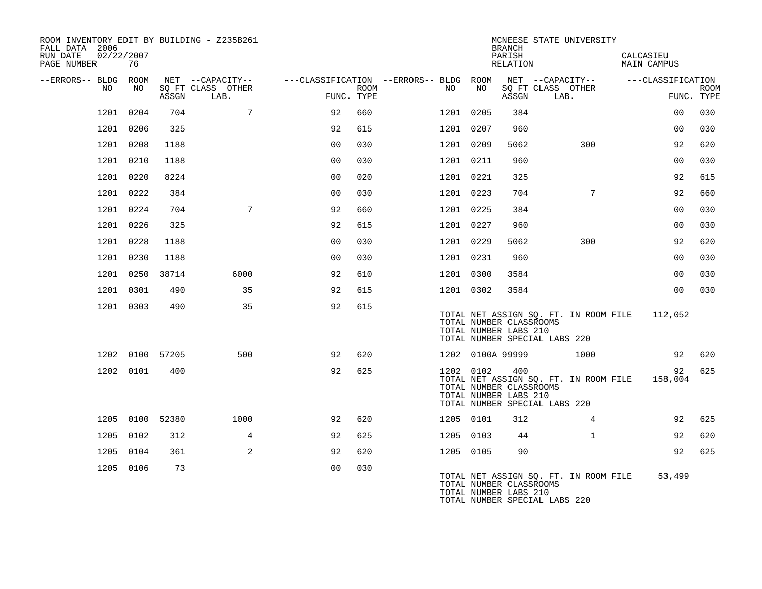ROOM INVENTORY EDIT BY BUILDING - Z235B261
FALL DATA 2006
RUN DATE 02/22/2007
PAGE NUMBER 76

MCNEESE STATE UNIVERSITY
BRANCH
PARISH CALCASIEU
RELATION MAIN CAMPUS

| --ERRORS-- | BLDG NO | ROOM NO | NET SQ FT ASSGN | CAPACITY CLASS LAB. | CAPACITY OTHER | CLASSIFICATION FUNC. | ROOM TYPE | --ERRORS-- | BLDG NO | ROOM NO | NET SQ FT ASSGN | CAPACITY CLASS LAB. | CAPACITY OTHER | CLASSIFICATION FUNC. | ROOM TYPE |
|---|---|---|---|---|---|---|---|---|---|---|---|---|---|---|---|
| | 1201 | 0204 | 704 | | 7 | 92 | 660 | | 1201 | 0205 | 384 | | | 00 | 030 |
| | 1201 | 0206 | 325 | | | 92 | 615 | | 1201 | 0207 | 960 | | | 00 | 030 |
| | 1201 | 0208 | 1188 | | | 00 | 030 | | 1201 | 0209 | 5062 | | 300 | 92 | 620 |
| | 1201 | 0210 | 1188 | | | 00 | 030 | | 1201 | 0211 | 960 | | | 00 | 030 |
| | 1201 | 0220 | 8224 | | | 00 | 020 | | 1201 | 0221 | 325 | | | 92 | 615 |
| | 1201 | 0222 | 384 | | | 00 | 030 | | 1201 | 0223 | 704 | | 7 | 92 | 660 |
| | 1201 | 0224 | 704 | | 7 | 92 | 660 | | 1201 | 0225 | 384 | | | 00 | 030 |
| | 1201 | 0226 | 325 | | | 92 | 615 | | 1201 | 0227 | 960 | | | 00 | 030 |
| | 1201 | 0228 | 1188 | | | 00 | 030 | | 1201 | 0229 | 5062 | | 300 | 92 | 620 |
| | 1201 | 0230 | 1188 | | | 00 | 030 | | 1201 | 0231 | 960 | | | 00 | 030 |
| | 1201 | 0250 | 38714 | | 6000 | 92 | 610 | | 1201 | 0300 | 3584 | | | 00 | 030 |
| | 1201 | 0301 | 490 | | 35 | 92 | 615 | | 1201 | 0302 | 3584 | | | 00 | 030 |
| | 1201 | 0303 | 490 | | 35 | 92 | 615 | | | | | | | | |

TOTAL NET ASSIGN SQ. FT. IN ROOM FILE 112,052
TOTAL NUMBER CLASSROOMS
TOTAL NUMBER LABS 210
TOTAL NUMBER SPECIAL LABS 220

| --ERRORS-- | BLDG NO | ROOM NO | NET SQ FT ASSGN | CAPACITY CLASS LAB. | CAPACITY OTHER | CLASSIFICATION FUNC. | ROOM TYPE | --ERRORS-- | BLDG NO | ROOM NO | NET SQ FT ASSGN | CAPACITY CLASS LAB. | CAPACITY OTHER | CLASSIFICATION FUNC. | ROOM TYPE |
|---|---|---|---|---|---|---|---|---|---|---|---|---|---|---|---|
| | 1202 | 0100 | 57205 | | 500 | 92 | 620 | | 1202 | 0100A | 99999 | | 1000 | 92 | 620 |
| | 1202 | 0101 | 400 | | | 92 | 625 | | 1202 | 0102 | 400 | | | 92 | 625 |

TOTAL NET ASSIGN SQ. FT. IN ROOM FILE 158,004
TOTAL NUMBER CLASSROOMS
TOTAL NUMBER LABS 210
TOTAL NUMBER SPECIAL LABS 220

| --ERRORS-- | BLDG NO | ROOM NO | NET SQ FT ASSGN | CAPACITY CLASS LAB. | CAPACITY OTHER | CLASSIFICATION FUNC. | ROOM TYPE | --ERRORS-- | BLDG NO | ROOM NO | NET SQ FT ASSGN | CAPACITY CLASS LAB. | CAPACITY OTHER | CLASSIFICATION FUNC. | ROOM TYPE |
|---|---|---|---|---|---|---|---|---|---|---|---|---|---|---|---|
| | 1205 | 0100 | 52380 | | 1000 | 92 | 620 | | 1205 | 0101 | 312 | | 4 | 92 | 625 |
| | 1205 | 0102 | 312 | | 4 | 92 | 625 | | 1205 | 0103 | 44 | | 1 | 92 | 620 |
| | 1205 | 0104 | 361 | | 2 | 92 | 620 | | 1205 | 0105 | 90 | | | 92 | 625 |
| | 1205 | 0106 | 73 | | | 00 | 030 | | | | | | | | |

TOTAL NET ASSIGN SQ. FT. IN ROOM FILE 53,499
TOTAL NUMBER CLASSROOMS
TOTAL NUMBER LABS 210
TOTAL NUMBER SPECIAL LABS 220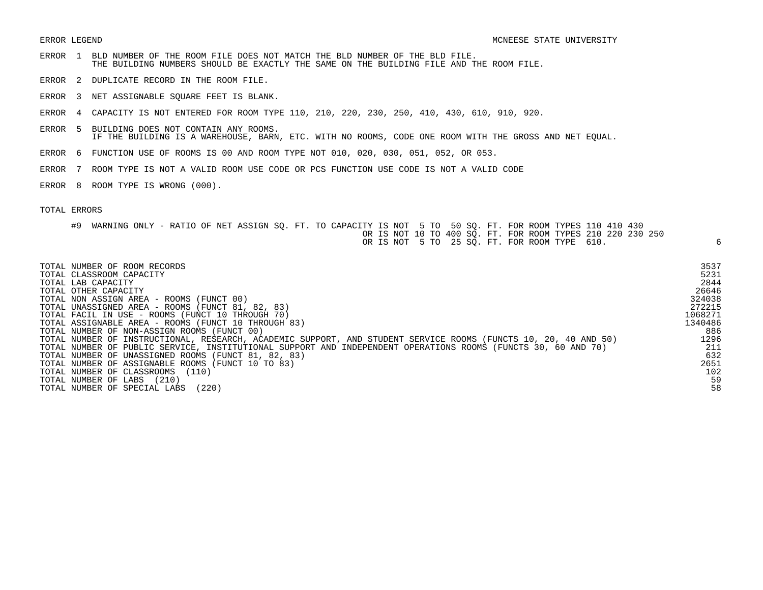ERROR LEGEND

MCNEESE STATE UNIVERSITY

ERROR 1 BLD NUMBER OF THE ROOM FILE DOES NOT MATCH THE BLD NUMBER OF THE BLD FILE.
THE BUILDING NUMBERS SHOULD BE EXACTLY THE SAME ON THE BUILDING FILE AND THE ROOM FILE.

ERROR 2 DUPLICATE RECORD IN THE ROOM FILE.

ERROR 3 NET ASSIGNABLE SQUARE FEET IS BLANK.

ERROR 4 CAPACITY IS NOT ENTERED FOR ROOM TYPE 110, 210, 220, 230, 250, 410, 430, 610, 910, 920.

ERROR 5 BUILDING DOES NOT CONTAIN ANY ROOMS.
IF THE BUILDING IS A WAREHOUSE, BARN, ETC. WITH NO ROOMS, CODE ONE ROOM WITH THE GROSS AND NET EQUAL.

ERROR 6 FUNCTION USE OF ROOMS IS 00 AND ROOM TYPE NOT 010, 020, 030, 051, 052, OR 053.

ERROR 7 ROOM TYPE IS NOT A VALID ROOM USE CODE OR PCS FUNCTION USE CODE IS NOT A VALID CODE

ERROR 8 ROOM TYPE IS WRONG (000).

TOTAL ERRORS

#9 WARNING ONLY - RATIO OF NET ASSIGN SQ. FT. TO CAPACITY IS NOT 5 TO 50 SQ. FT. FOR ROOM TYPES 110 410 430
OR IS NOT 10 TO 400 SQ. FT. FOR ROOM TYPES 210 220 230 250
OR IS NOT 5 TO 25 SQ. FT. FOR ROOM TYPE 610. 6

| | |
|---|---|
| TOTAL NUMBER OF ROOM RECORDS | 3537 |
| TOTAL CLASSROOM CAPACITY | 5231 |
| TOTAL LAB CAPACITY | 2844 |
| TOTAL OTHER CAPACITY | 26646 |
| TOTAL NON ASSIGN AREA - ROOMS (FUNCT 00) | 324038 |
| TOTAL UNASSIGNED AREA - ROOMS (FUNCT 81, 82, 83) | 272215 |
| TOTAL FACIL IN USE - ROOMS (FUNCT 10 THROUGH 70) | 1068271 |
| TOTAL ASSIGNABLE AREA - ROOMS (FUNCT 10 THROUGH 83) | 1340486 |
| TOTAL NUMBER OF NON-ASSIGN ROOMS (FUNCT 00) | 886 |
| TOTAL NUMBER OF INSTRUCTIONAL, RESEARCH, ACADEMIC SUPPORT, AND STUDENT SERVICE ROOMS (FUNCTS 10, 20, 40 AND 50) | 1296 |
| TOTAL NUMBER OF PUBLIC SERVICE, INSTITUTIONAL SUPPORT AND INDEPENDENT OPERATIONS ROOMS (FUNCTS 30, 60 AND 70) | 211 |
| TOTAL NUMBER OF UNASSIGNED ROOMS (FUNCT 81, 82, 83) | 632 |
| TOTAL NUMBER OF ASSIGNABLE ROOMS (FUNCT 10 TO 83) | 2651 |
| TOTAL NUMBER OF CLASSROOMS (110) | 102 |
| TOTAL NUMBER OF LABS (210) | 59 |
| TOTAL NUMBER OF SPECIAL LABS (220) | 58 |